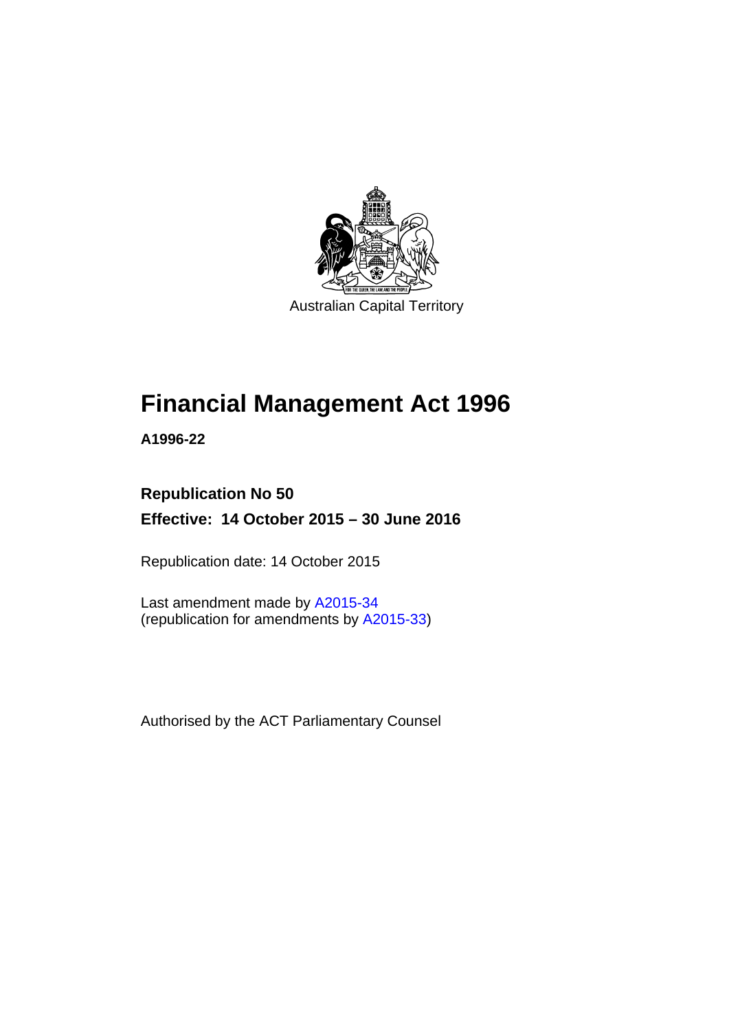Australian Capital Territory

# Financial Management Act 1996

**A1996-22**

**Republication No 50**

**Effective: 14 October 2015 – 30 June 2016**

Republication date: 14 October 2015

Last amendment made by A2015-34
(republication for amendments by A2015-33)

Authorised by the ACT Parliamentary Counsel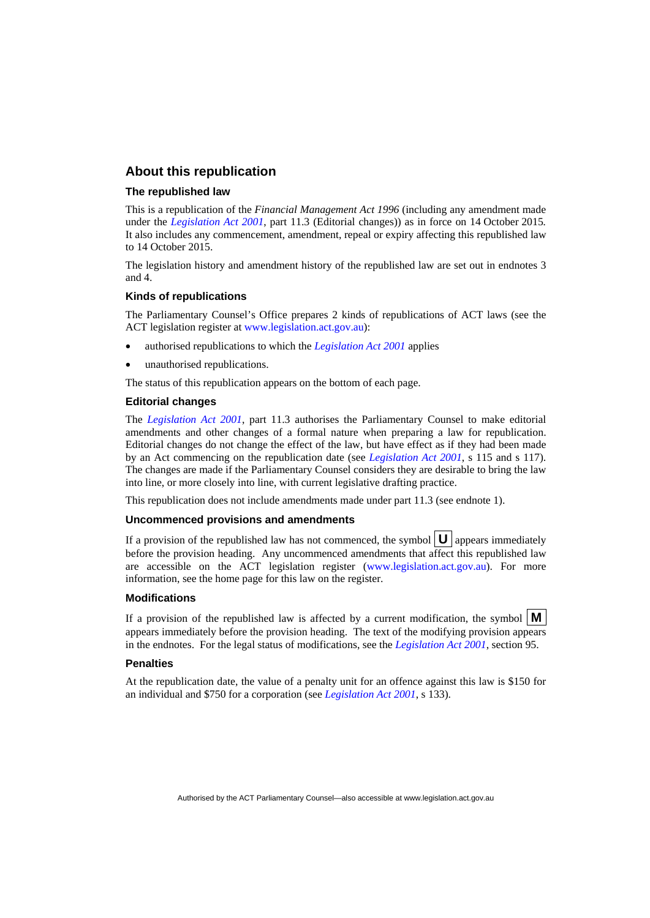## About this republication

### The republished law

This is a republication of the *Financial Management Act 1996* (including any amendment made under the *Legislation Act 2001*, part 11.3 (Editorial changes)) as in force on 14 October 2015*.* It also includes any commencement, amendment, repeal or expiry affecting this republished law to 14 October 2015.

The legislation history and amendment history of the republished law are set out in endnotes 3 and 4.

### Kinds of republications

The Parliamentary Counsel's Office prepares 2 kinds of republications of ACT laws (see the ACT legislation register at www.legislation.act.gov.au):

- authorised republications to which the *Legislation Act 2001* applies
- unauthorised republications.

The status of this republication appears on the bottom of each page.

### Editorial changes

The *Legislation Act 2001*, part 11.3 authorises the Parliamentary Counsel to make editorial amendments and other changes of a formal nature when preparing a law for republication. Editorial changes do not change the effect of the law, but have effect as if they had been made by an Act commencing on the republication date (see *Legislation Act 2001*, s 115 and s 117). The changes are made if the Parliamentary Counsel considers they are desirable to bring the law into line, or more closely into line, with current legislative drafting practice.

This republication does not include amendments made under part 11.3 (see endnote 1).

### Uncommenced provisions and amendments

If a provision of the republished law has not commenced, the symbol **U** appears immediately before the provision heading. Any uncommenced amendments that affect this republished law are accessible on the ACT legislation register (www.legislation.act.gov.au). For more information, see the home page for this law on the register.

### Modifications

If a provision of the republished law is affected by a current modification, the symbol **M** appears immediately before the provision heading. The text of the modifying provision appears in the endnotes. For the legal status of modifications, see the *Legislation Act 2001*, section 95.

### Penalties

At the republication date, the value of a penalty unit for an offence against this law is $150 for an individual and $750 for a corporation (see *Legislation Act 2001*, s 133).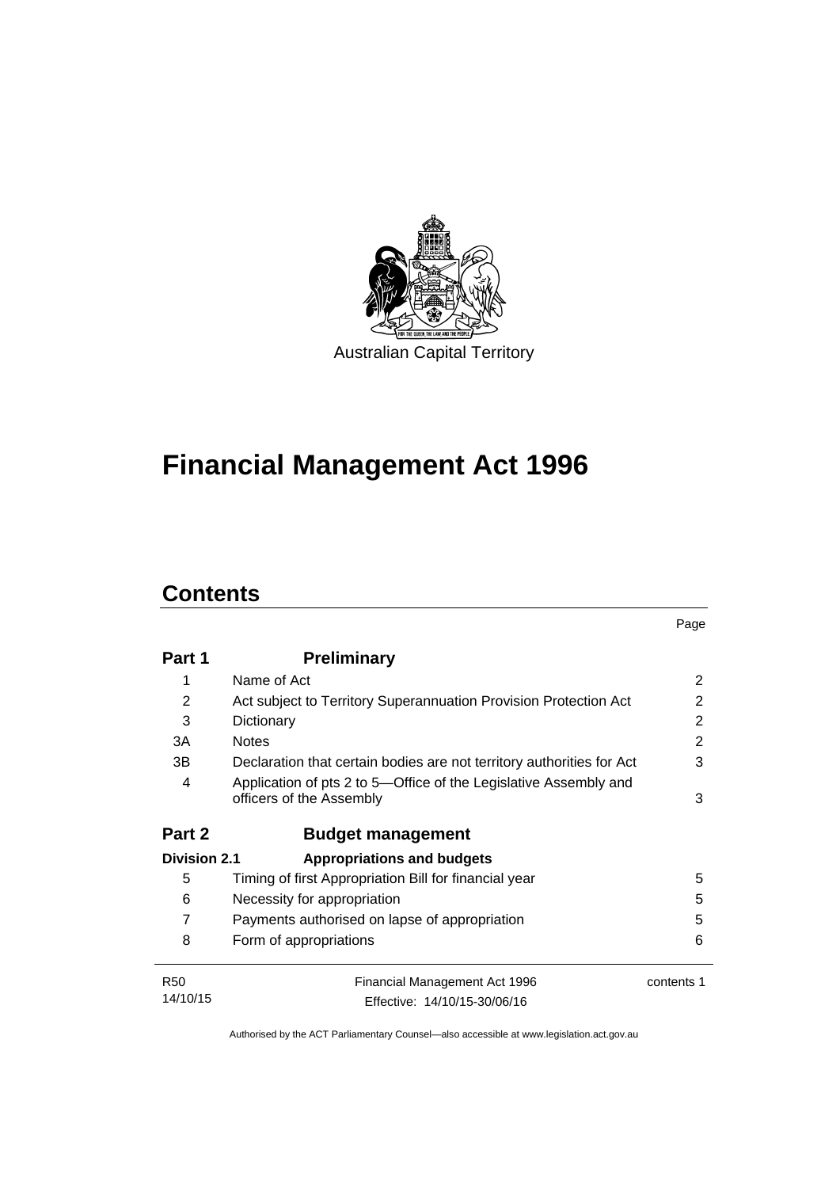Australian Capital Territory

# Financial Management Act 1996

## Contents

| | | Page |
|---|---|---|
| **Part 1** | **Preliminary** | |
| 1 | Name of Act | 2 |
| 2 | Act subject to Territory Superannuation Provision Protection Act | 2 |
| 3 | Dictionary | 2 |
| 3A | Notes | 2 |
| 3B | Declaration that certain bodies are not territory authorities for Act | 3 |
| 4 | Application of pts 2 to 5—Office of the Legislative Assembly and officers of the Assembly | 3 |
| **Part 2** | **Budget management** | |
| **Division 2.1** | **Appropriations and budgets** | |
| 5 | Timing of first Appropriation Bill for financial year | 5 |
| 6 | Necessity for appropriation | 5 |
| 7 | Payments authorised on lapse of appropriation | 5 |
| 8 | Form of appropriations | 6 |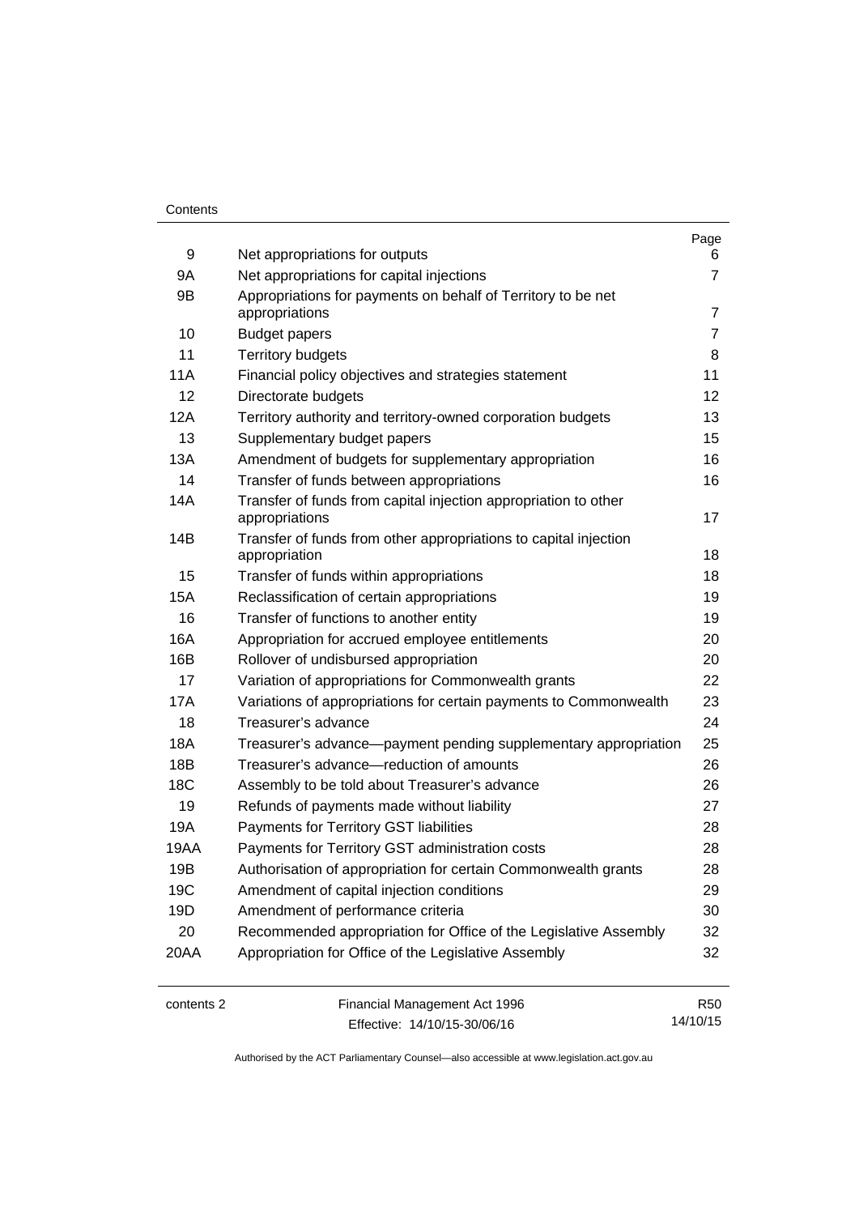| | | Page |
|---|---|---|
| 9 | Net appropriations for outputs | 6 |
| 9A | Net appropriations for capital injections | 7 |
| 9B | Appropriations for payments on behalf of Territory to be net appropriations | 7 |
| 10 | Budget papers | 7 |
| 11 | Territory budgets | 8 |
| 11A | Financial policy objectives and strategies statement | 11 |
| 12 | Directorate budgets | 12 |
| 12A | Territory authority and territory-owned corporation budgets | 13 |
| 13 | Supplementary budget papers | 15 |
| 13A | Amendment of budgets for supplementary appropriation | 16 |
| 14 | Transfer of funds between appropriations | 16 |
| 14A | Transfer of funds from capital injection appropriation to other appropriations | 17 |
| 14B | Transfer of funds from other appropriations to capital injection appropriation | 18 |
| 15 | Transfer of funds within appropriations | 18 |
| 15A | Reclassification of certain appropriations | 19 |
| 16 | Transfer of functions to another entity | 19 |
| 16A | Appropriation for accrued employee entitlements | 20 |
| 16B | Rollover of undisbursed appropriation | 20 |
| 17 | Variation of appropriations for Commonwealth grants | 22 |
| 17A | Variations of appropriations for certain payments to Commonwealth | 23 |
| 18 | Treasurer's advance | 24 |
| 18A | Treasurer's advance—payment pending supplementary appropriation | 25 |
| 18B | Treasurer's advance—reduction of amounts | 26 |
| 18C | Assembly to be told about Treasurer's advance | 26 |
| 19 | Refunds of payments made without liability | 27 |
| 19A | Payments for Territory GST liabilities | 28 |
| 19AA | Payments for Territory GST administration costs | 28 |
| 19B | Authorisation of appropriation for certain Commonwealth grants | 28 |
| 19C | Amendment of capital injection conditions | 29 |
| 19D | Amendment of performance criteria | 30 |
| 20 | Recommended appropriation for Office of the Legislative Assembly | 32 |
| 20AA | Appropriation for Office of the Legislative Assembly | 32 |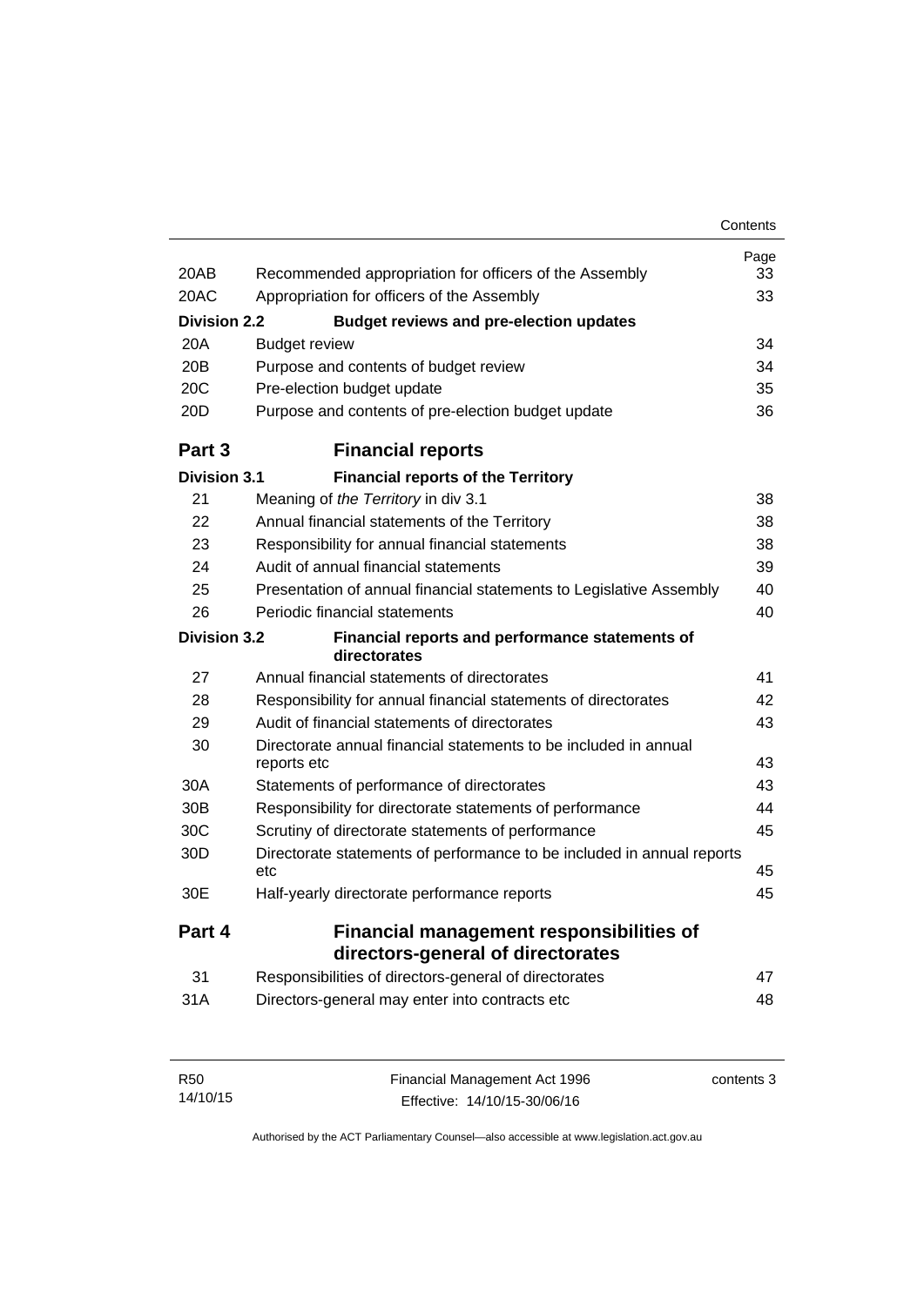| | | Page |
|---|---|---|
| 20AB | Recommended appropriation for officers of the Assembly | 33 |
| 20AC | Appropriation for officers of the Assembly | 33 |
| **Division 2.2** | **Budget reviews and pre-election updates** | |
| 20A | Budget review | 34 |
| 20B | Purpose and contents of budget review | 34 |
| 20C | Pre-election budget update | 35 |
| 20D | Purpose and contents of pre-election budget update | 36 |
| **Part 3** | **Financial reports** | |
| **Division 3.1** | **Financial reports of the Territory** | |
| 21 | Meaning of *the Territory* in div 3.1 | 38 |
| 22 | Annual financial statements of the Territory | 38 |
| 23 | Responsibility for annual financial statements | 38 |
| 24 | Audit of annual financial statements | 39 |
| 25 | Presentation of annual financial statements to Legislative Assembly | 40 |
| 26 | Periodic financial statements | 40 |
| **Division 3.2** | **Financial reports and performance statements of directorates** | |
| 27 | Annual financial statements of directorates | 41 |
| 28 | Responsibility for annual financial statements of directorates | 42 |
| 29 | Audit of financial statements of directorates | 43 |
| 30 | Directorate annual financial statements to be included in annual reports etc | 43 |
| 30A | Statements of performance of directorates | 43 |
| 30B | Responsibility for directorate statements of performance | 44 |
| 30C | Scrutiny of directorate statements of performance | 45 |
| 30D | Directorate statements of performance to be included in annual reports etc | 45 |
| 30E | Half-yearly directorate performance reports | 45 |
| **Part 4** | **Financial management responsibilities of directors-general of directorates** | |
| 31 | Responsibilities of directors-general of directorates | 47 |
| 31A | Directors-general may enter into contracts etc | 48 |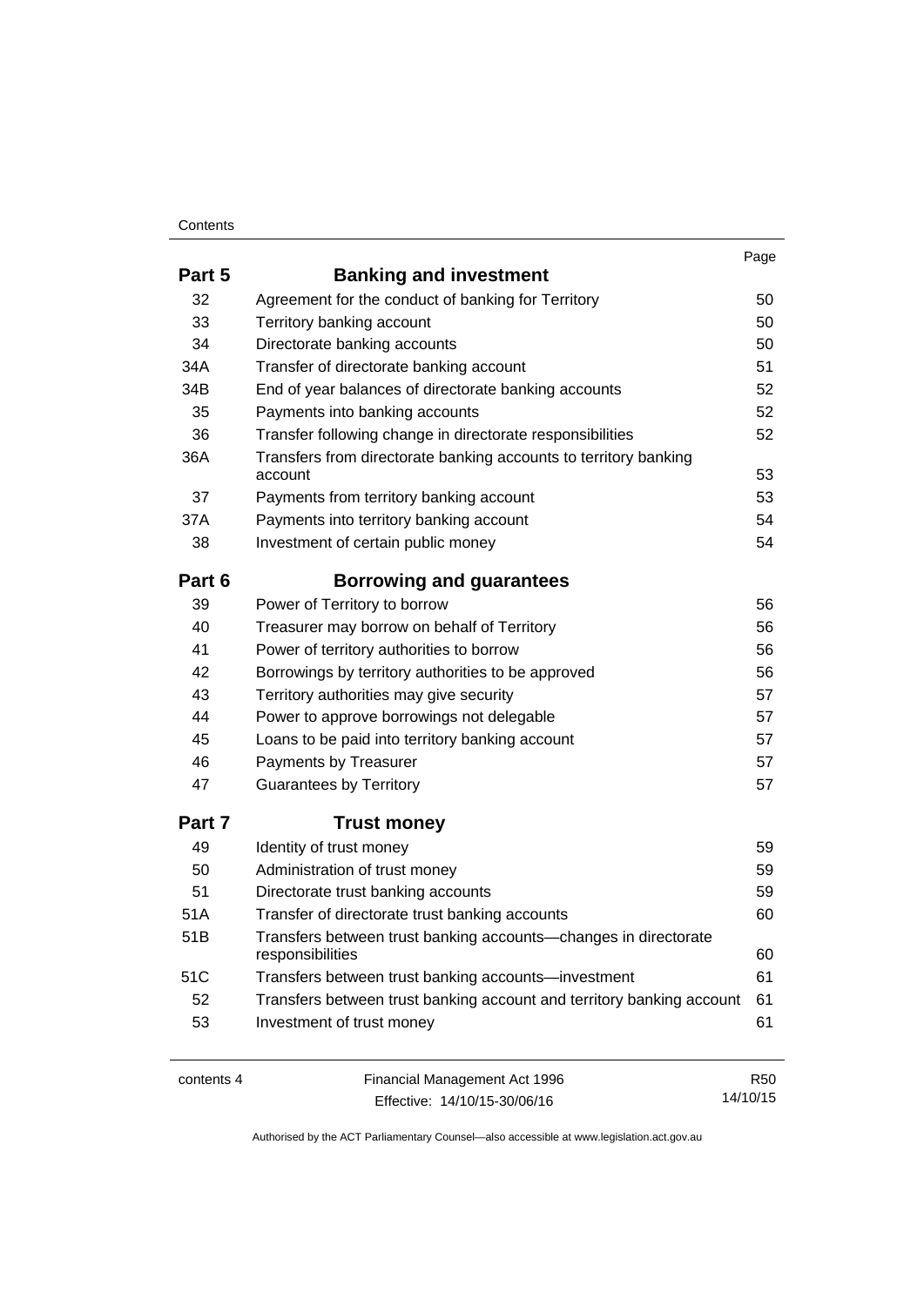| | | Page |
|---|---|---|
| **Part 5** | **Banking and investment** | |
| 32 | Agreement for the conduct of banking for Territory | 50 |
| 33 | Territory banking account | 50 |
| 34 | Directorate banking accounts | 50 |
| 34A | Transfer of directorate banking account | 51 |
| 34B | End of year balances of directorate banking accounts | 52 |
| 35 | Payments into banking accounts | 52 |
| 36 | Transfer following change in directorate responsibilities | 52 |
| 36A | Transfers from directorate banking accounts to territory banking account | 53 |
| 37 | Payments from territory banking account | 53 |
| 37A | Payments into territory banking account | 54 |
| 38 | Investment of certain public money | 54 |
| **Part 6** | **Borrowing and guarantees** | |
| 39 | Power of Territory to borrow | 56 |
| 40 | Treasurer may borrow on behalf of Territory | 56 |
| 41 | Power of territory authorities to borrow | 56 |
| 42 | Borrowings by territory authorities to be approved | 56 |
| 43 | Territory authorities may give security | 57 |
| 44 | Power to approve borrowings not delegable | 57 |
| 45 | Loans to be paid into territory banking account | 57 |
| 46 | Payments by Treasurer | 57 |
| 47 | Guarantees by Territory | 57 |
| **Part 7** | **Trust money** | |
| 49 | Identity of trust money | 59 |
| 50 | Administration of trust money | 59 |
| 51 | Directorate trust banking accounts | 59 |
| 51A | Transfer of directorate trust banking accounts | 60 |
| 51B | Transfers between trust banking accounts—changes in directorate responsibilities | 60 |
| 51C | Transfers between trust banking accounts—investment | 61 |
| 52 | Transfers between trust banking account and territory banking account | 61 |
| 53 | Investment of trust money | 61 |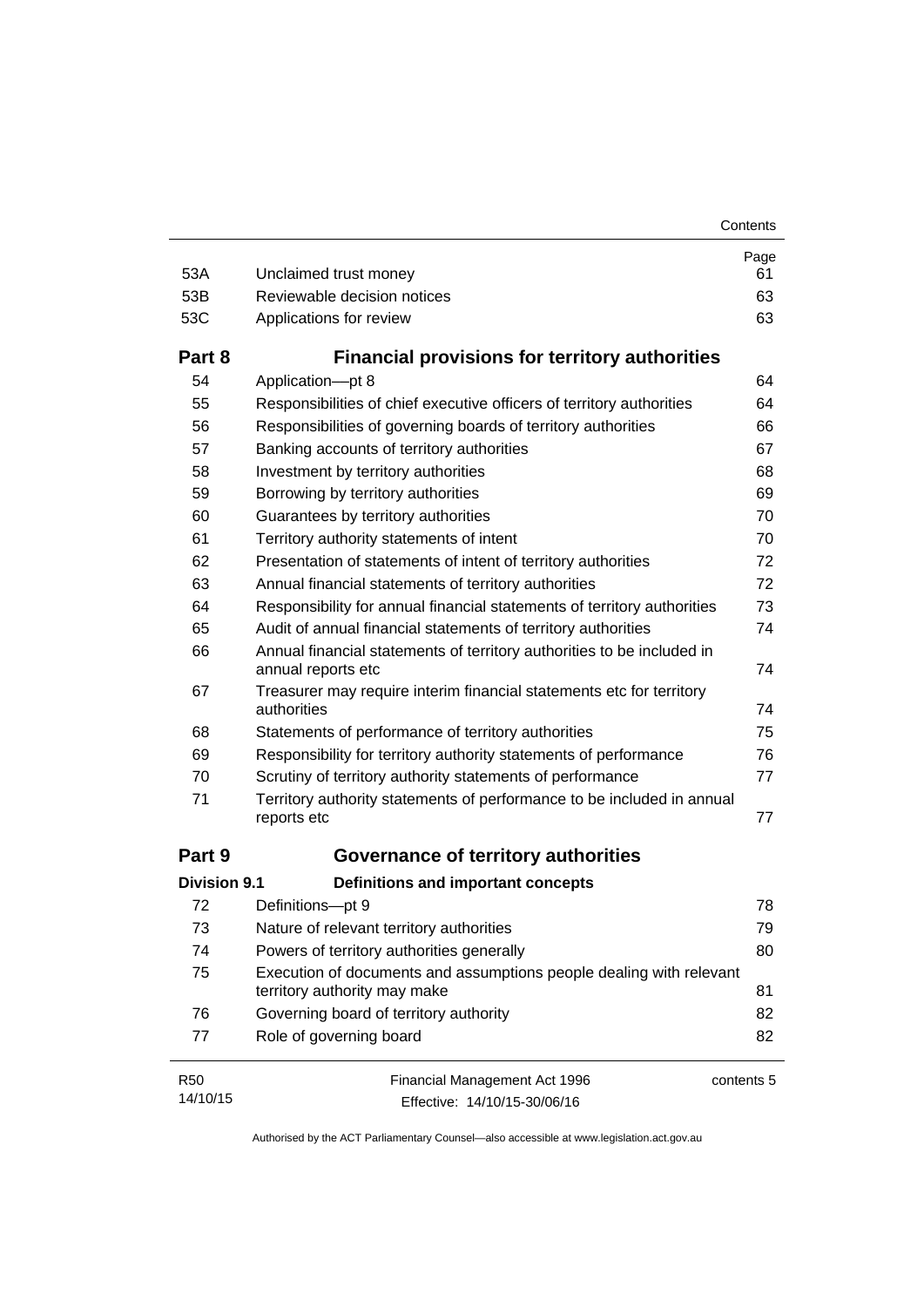| | | Page |
|---|---|---|
| 53A | Unclaimed trust money | 61 |
| 53B | Reviewable decision notices | 63 |
| 53C | Applications for review | 63 |
| **Part 8** | **Financial provisions for territory authorities** | |
| 54 | Application—pt 8 | 64 |
| 55 | Responsibilities of chief executive officers of territory authorities | 64 |
| 56 | Responsibilities of governing boards of territory authorities | 66 |
| 57 | Banking accounts of territory authorities | 67 |
| 58 | Investment by territory authorities | 68 |
| 59 | Borrowing by territory authorities | 69 |
| 60 | Guarantees by territory authorities | 70 |
| 61 | Territory authority statements of intent | 70 |
| 62 | Presentation of statements of intent of territory authorities | 72 |
| 63 | Annual financial statements of territory authorities | 72 |
| 64 | Responsibility for annual financial statements of territory authorities | 73 |
| 65 | Audit of annual financial statements of territory authorities | 74 |
| 66 | Annual financial statements of territory authorities to be included in annual reports etc | 74 |
| 67 | Treasurer may require interim financial statements etc for territory authorities | 74 |
| 68 | Statements of performance of territory authorities | 75 |
| 69 | Responsibility for territory authority statements of performance | 76 |
| 70 | Scrutiny of territory authority statements of performance | 77 |
| 71 | Territory authority statements of performance to be included in annual reports etc | 77 |
| **Part 9** | **Governance of territory authorities** | |
| **Division 9.1** | **Definitions and important concepts** | |
| 72 | Definitions—pt 9 | 78 |
| 73 | Nature of relevant territory authorities | 79 |
| 74 | Powers of territory authorities generally | 80 |
| 75 | Execution of documents and assumptions people dealing with relevant territory authority may make | 81 |
| 76 | Governing board of territory authority | 82 |
| 77 | Role of governing board | 82 |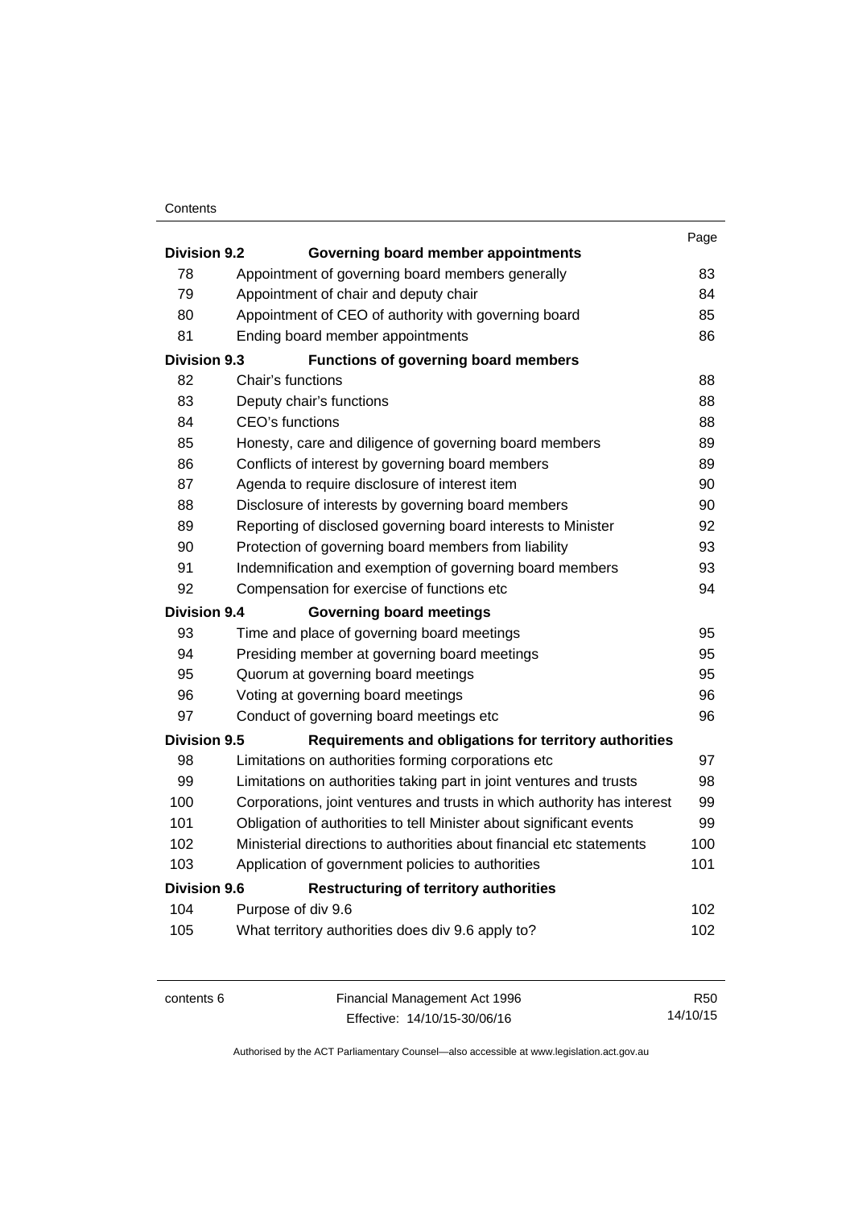| | | Page |
|---|---|---|
| **Division 9.2** | **Governing board member appointments** | |
| 78 | Appointment of governing board members generally | 83 |
| 79 | Appointment of chair and deputy chair | 84 |
| 80 | Appointment of CEO of authority with governing board | 85 |
| 81 | Ending board member appointments | 86 |
| **Division 9.3** | **Functions of governing board members** | |
| 82 | Chair's functions | 88 |
| 83 | Deputy chair's functions | 88 |
| 84 | CEO's functions | 88 |
| 85 | Honesty, care and diligence of governing board members | 89 |
| 86 | Conflicts of interest by governing board members | 89 |
| 87 | Agenda to require disclosure of interest item | 90 |
| 88 | Disclosure of interests by governing board members | 90 |
| 89 | Reporting of disclosed governing board interests to Minister | 92 |
| 90 | Protection of governing board members from liability | 93 |
| 91 | Indemnification and exemption of governing board members | 93 |
| 92 | Compensation for exercise of functions etc | 94 |
| **Division 9.4** | **Governing board meetings** | |
| 93 | Time and place of governing board meetings | 95 |
| 94 | Presiding member at governing board meetings | 95 |
| 95 | Quorum at governing board meetings | 95 |
| 96 | Voting at governing board meetings | 96 |
| 97 | Conduct of governing board meetings etc | 96 |
| **Division 9.5** | **Requirements and obligations for territory authorities** | |
| 98 | Limitations on authorities forming corporations etc | 97 |
| 99 | Limitations on authorities taking part in joint ventures and trusts | 98 |
| 100 | Corporations, joint ventures and trusts in which authority has interest | 99 |
| 101 | Obligation of authorities to tell Minister about significant events | 99 |
| 102 | Ministerial directions to authorities about financial etc statements | 100 |
| 103 | Application of government policies to authorities | 101 |
| **Division 9.6** | **Restructuring of territory authorities** | |
| 104 | Purpose of div 9.6 | 102 |
| 105 | What territory authorities does div 9.6 apply to? | 102 |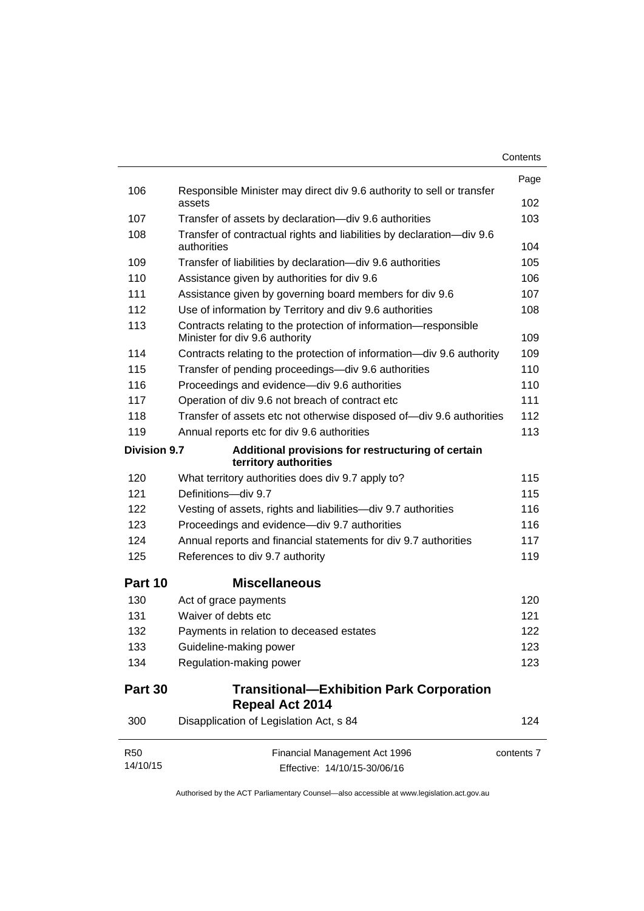| | | Page |
|---|---|---|
| 106 | Responsible Minister may direct div 9.6 authority to sell or transfer assets | 102 |
| 107 | Transfer of assets by declaration—div 9.6 authorities | 103 |
| 108 | Transfer of contractual rights and liabilities by declaration—div 9.6 authorities | 104 |
| 109 | Transfer of liabilities by declaration—div 9.6 authorities | 105 |
| 110 | Assistance given by authorities for div 9.6 | 106 |
| 111 | Assistance given by governing board members for div 9.6 | 107 |
| 112 | Use of information by Territory and div 9.6 authorities | 108 |
| 113 | Contracts relating to the protection of information—responsible Minister for div 9.6 authority | 109 |
| 114 | Contracts relating to the protection of information—div 9.6 authority | 109 |
| 115 | Transfer of pending proceedings—div 9.6 authorities | 110 |
| 116 | Proceedings and evidence—div 9.6 authorities | 110 |
| 117 | Operation of div 9.6 not breach of contract etc | 111 |
| 118 | Transfer of assets etc not otherwise disposed of—div 9.6 authorities | 112 |
| 119 | Annual reports etc for div 9.6 authorities | 113 |
| **Division 9.7** | **Additional provisions for restructuring of certain territory authorities** | |
| 120 | What territory authorities does div 9.7 apply to? | 115 |
| 121 | Definitions—div 9.7 | 115 |
| 122 | Vesting of assets, rights and liabilities—div 9.7 authorities | 116 |
| 123 | Proceedings and evidence—div 9.7 authorities | 116 |
| 124 | Annual reports and financial statements for div 9.7 authorities | 117 |
| 125 | References to div 9.7 authority | 119 |

## Part 10 Miscellaneous

| | | |
|---|---|---|
| 130 | Act of grace payments | 120 |
| 131 | Waiver of debts etc | 121 |
| 132 | Payments in relation to deceased estates | 122 |
| 133 | Guideline-making power | 123 |
| 134 | Regulation-making power | 123 |

## Part 30 Transitional—Exhibition Park Corporation Repeal Act 2014

| | | |
|---|---|---|
| 300 | Disapplication of Legislation Act, s 84 | 124 |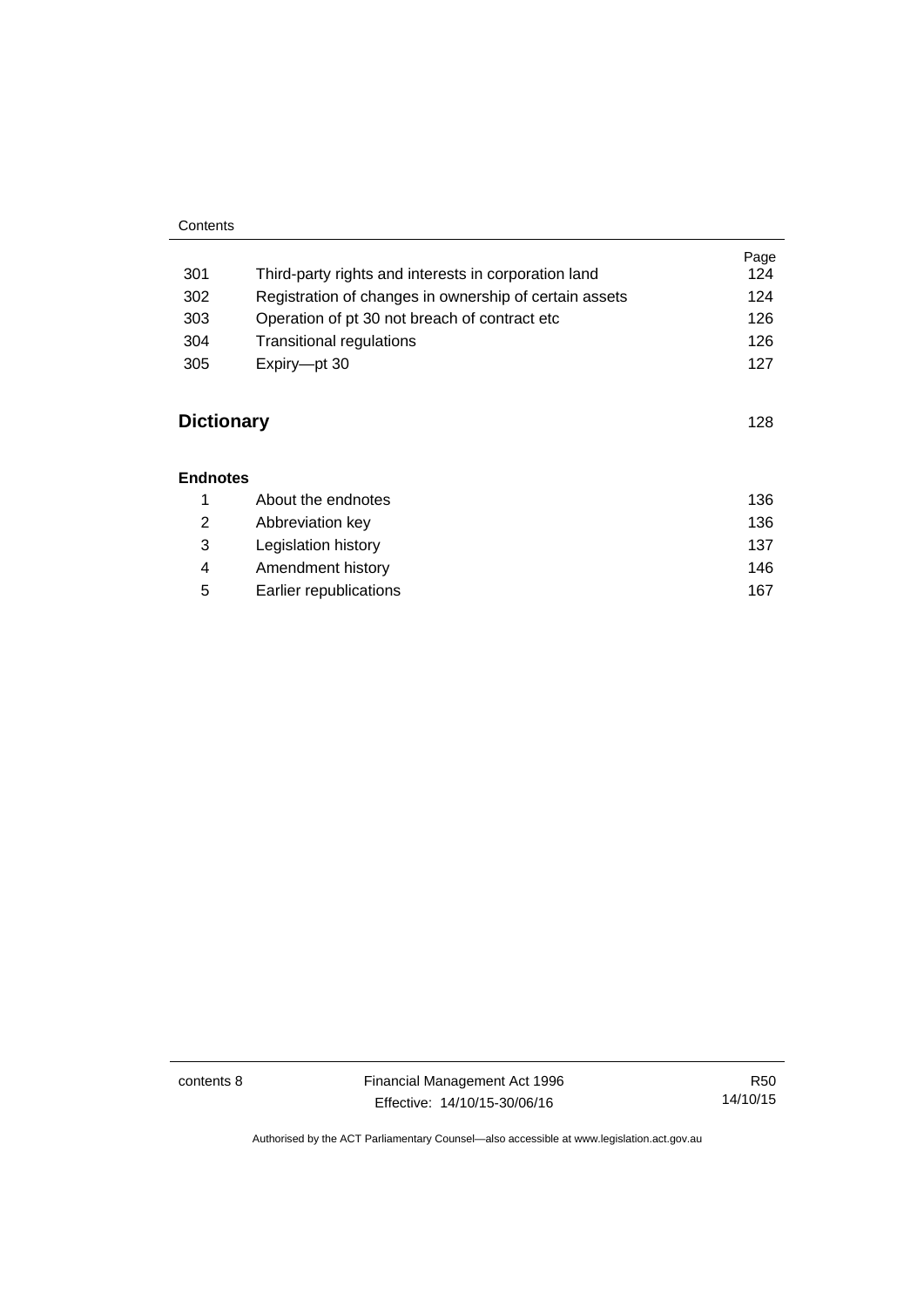| | | Page |
|---|---|---|
| 301 | Third-party rights and interests in corporation land | 124 |
| 302 | Registration of changes in ownership of certain assets | 124 |
| 303 | Operation of pt 30 not breach of contract etc | 126 |
| 304 | Transitional regulations | 126 |
| 305 | Expiry—pt 30 | 127 |

## Dictionary 128

### Endnotes

| | | |
|---|---|---|
| 1 | About the endnotes | 136 |
| 2 | Abbreviation key | 136 |
| 3 | Legislation history | 137 |
| 4 | Amendment history | 146 |
| 5 | Earlier republications | 167 |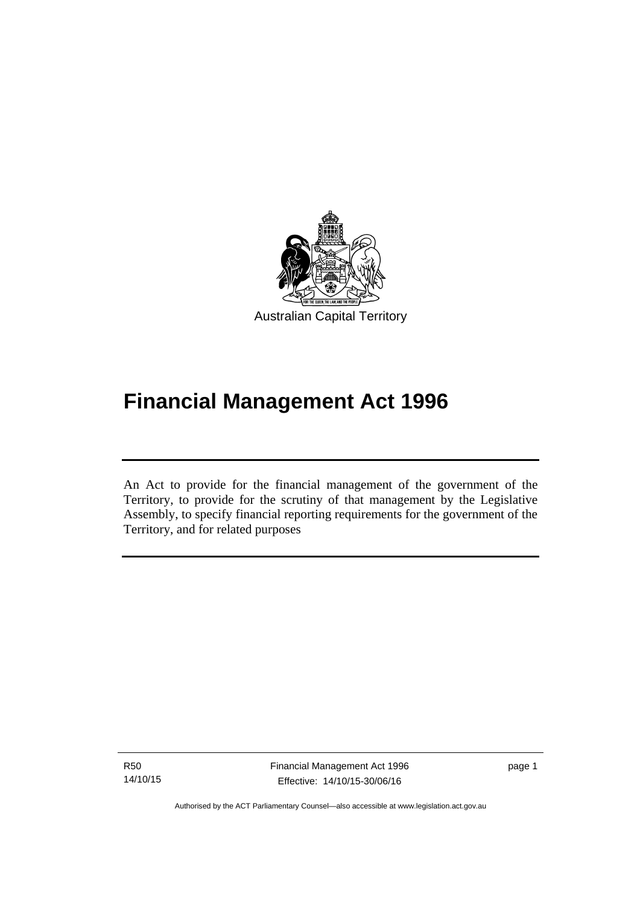Australian Capital Territory

# Financial Management Act 1996

An Act to provide for the financial management of the government of the Territory, to provide for the scrutiny of that management by the Legislative Assembly, to specify financial reporting requirements for the government of the Territory, and for related purposes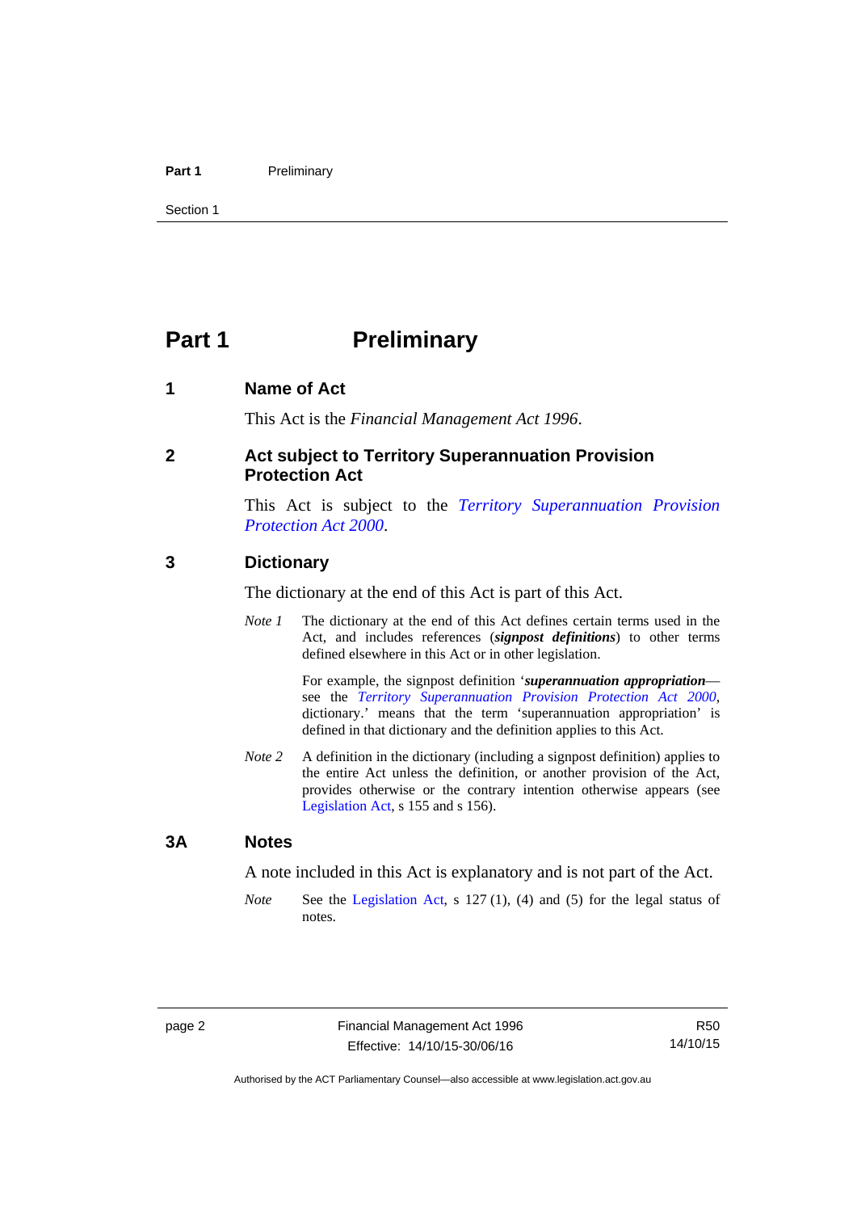# Part 1 Preliminary

## 1 Name of Act

This Act is the *Financial Management Act 1996*.

## 2 Act subject to Territory Superannuation Provision Protection Act

This Act is subject to the *Territory Superannuation Provision Protection Act 2000*.

## 3 Dictionary

The dictionary at the end of this Act is part of this Act.

*Note 1* The dictionary at the end of this Act defines certain terms used in the Act, and includes references (***signpost definitions***) to other terms defined elsewhere in this Act or in other legislation.

For example, the signpost definition '***superannuation appropriation***—see the *Territory Superannuation Provision Protection Act 2000*, dictionary.' means that the term 'superannuation appropriation' is defined in that dictionary and the definition applies to this Act.

*Note 2* A definition in the dictionary (including a signpost definition) applies to the entire Act unless the definition, or another provision of the Act, provides otherwise or the contrary intention otherwise appears (see Legislation Act, s 155 and s 156).

## 3A Notes

A note included in this Act is explanatory and is not part of the Act.

*Note* See the Legislation Act, s 127 (1), (4) and (5) for the legal status of notes.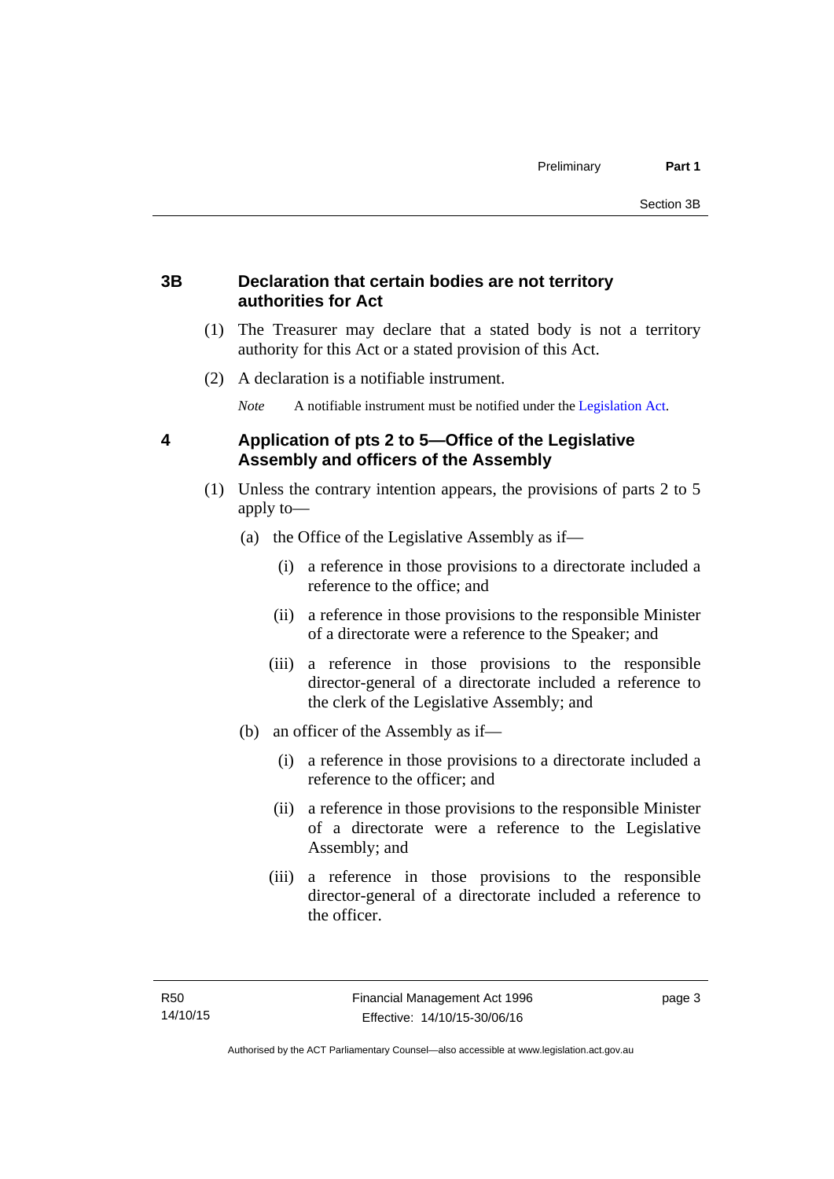## 3B Declaration that certain bodies are not territory authorities for Act

(1) The Treasurer may declare that a stated body is not a territory authority for this Act or a stated provision of this Act.

(2) A declaration is a notifiable instrument.

*Note* A notifiable instrument must be notified under the Legislation Act.

## 4 Application of pts 2 to 5—Office of the Legislative Assembly and officers of the Assembly

(1) Unless the contrary intention appears, the provisions of parts 2 to 5 apply to—

(a) the Office of the Legislative Assembly as if—

(i) a reference in those provisions to a directorate included a reference to the office; and

(ii) a reference in those provisions to the responsible Minister of a directorate were a reference to the Speaker; and

(iii) a reference in those provisions to the responsible director-general of a directorate included a reference to the clerk of the Legislative Assembly; and

(b) an officer of the Assembly as if—

(i) a reference in those provisions to a directorate included a reference to the officer; and

(ii) a reference in those provisions to the responsible Minister of a directorate were a reference to the Legislative Assembly; and

(iii) a reference in those provisions to the responsible director-general of a directorate included a reference to the officer.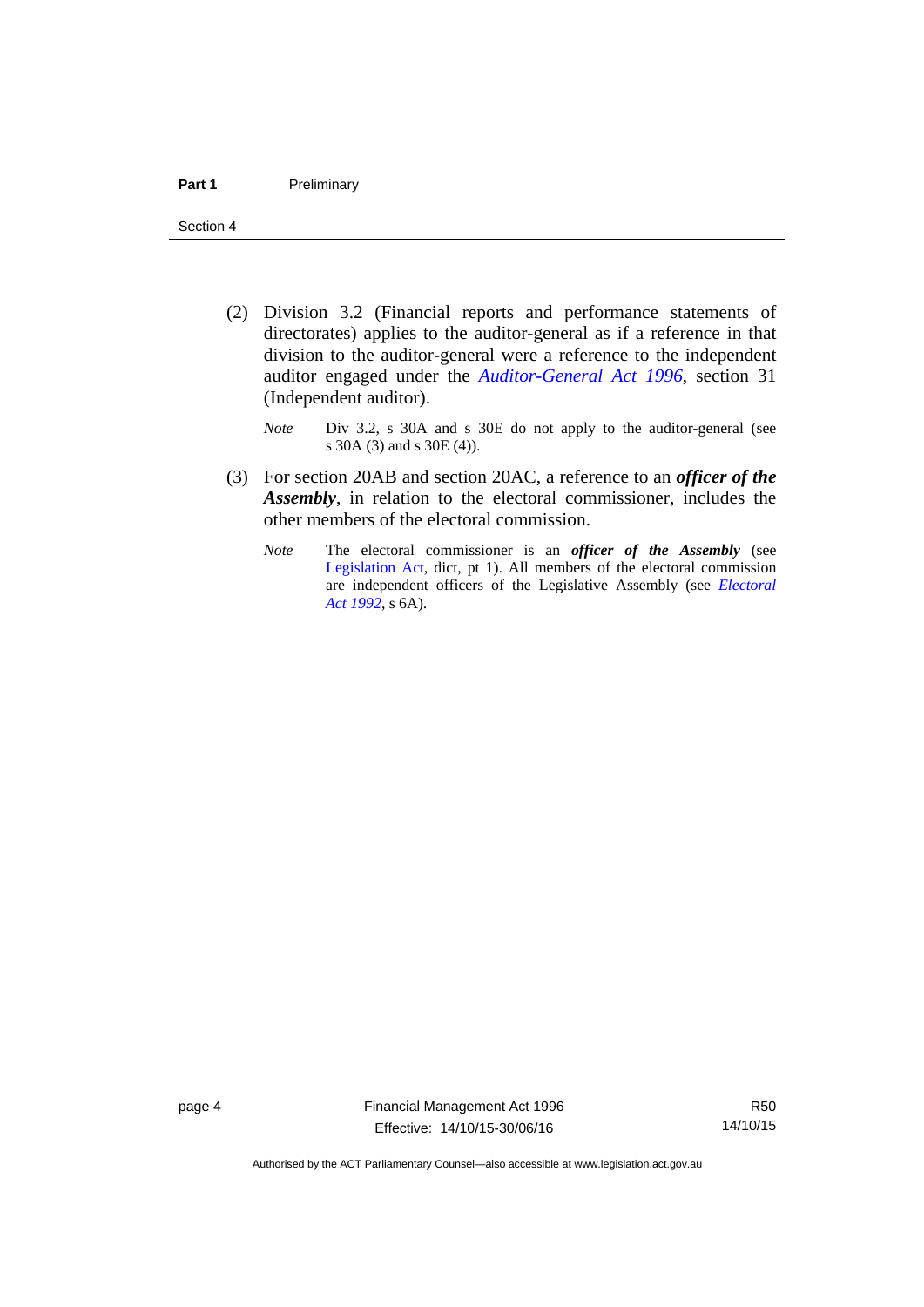(2) Division 3.2 (Financial reports and performance statements of directorates) applies to the auditor-general as if a reference in that division to the auditor-general were a reference to the independent auditor engaged under the *Auditor-General Act 1996*, section 31 (Independent auditor).

*Note* Div 3.2, s 30A and s 30E do not apply to the auditor-general (see s 30A (3) and s 30E (4)).

(3) For section 20AB and section 20AC, a reference to an ***officer of the Assembly***, in relation to the electoral commissioner, includes the other members of the electoral commission.

*Note* The electoral commissioner is an ***officer of the Assembly*** (see Legislation Act, dict, pt 1). All members of the electoral commission are independent officers of the Legislative Assembly (see *Electoral Act 1992*, s 6A).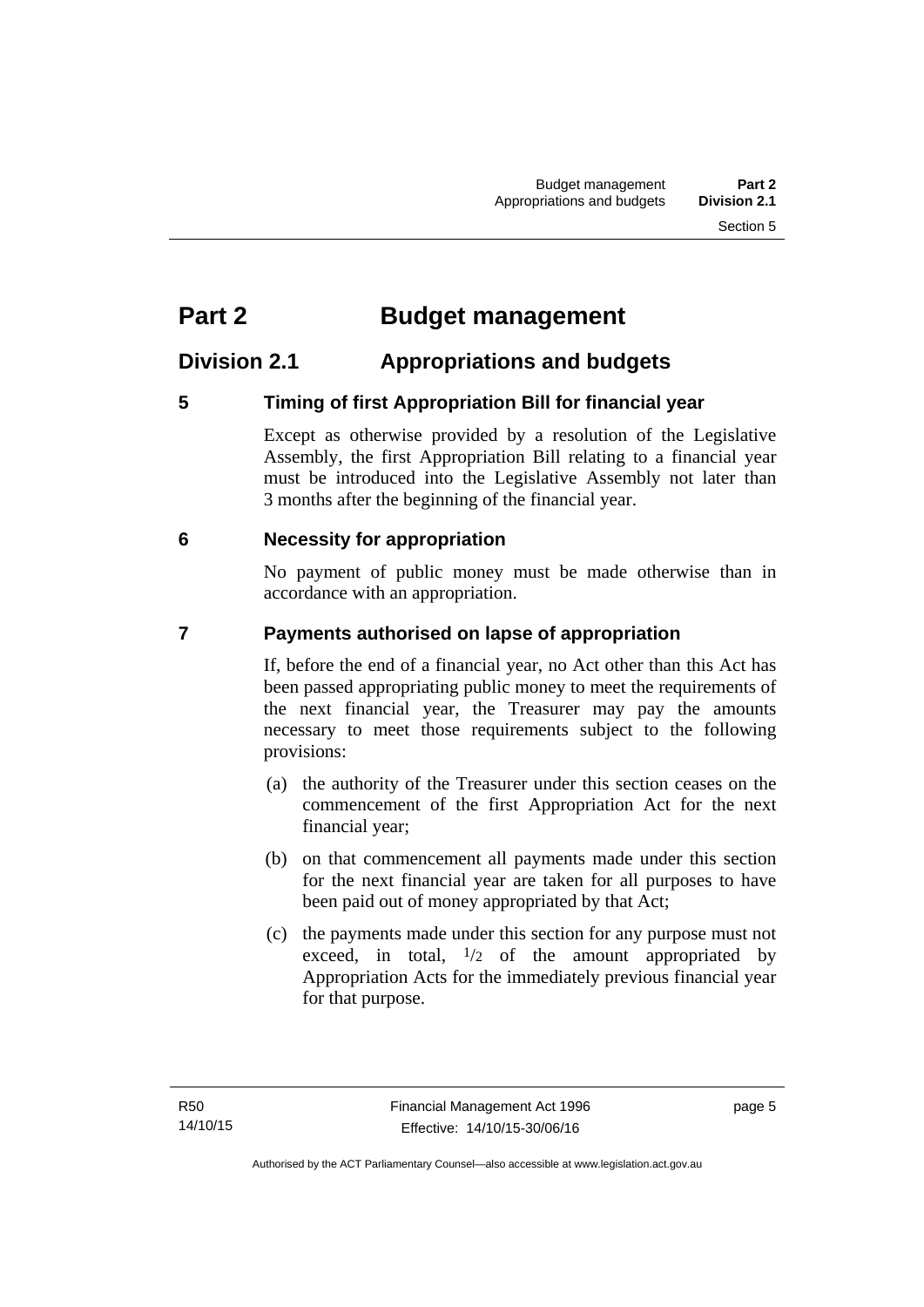# Part 2 Budget management

## Division 2.1 Appropriations and budgets

### 5 Timing of first Appropriation Bill for financial year

Except as otherwise provided by a resolution of the Legislative Assembly, the first Appropriation Bill relating to a financial year must be introduced into the Legislative Assembly not later than 3 months after the beginning of the financial year.

### 6 Necessity for appropriation

No payment of public money must be made otherwise than in accordance with an appropriation.

### 7 Payments authorised on lapse of appropriation

If, before the end of a financial year, no Act other than this Act has been passed appropriating public money to meet the requirements of the next financial year, the Treasurer may pay the amounts necessary to meet those requirements subject to the following provisions:

(a) the authority of the Treasurer under this section ceases on the commencement of the first Appropriation Act for the next financial year;

(b) on that commencement all payments made under this section for the next financial year are taken for all purposes to have been paid out of money appropriated by that Act;

(c) the payments made under this section for any purpose must not exceed, in total, $1/2$ of the amount appropriated by Appropriation Acts for the immediately previous financial year for that purpose.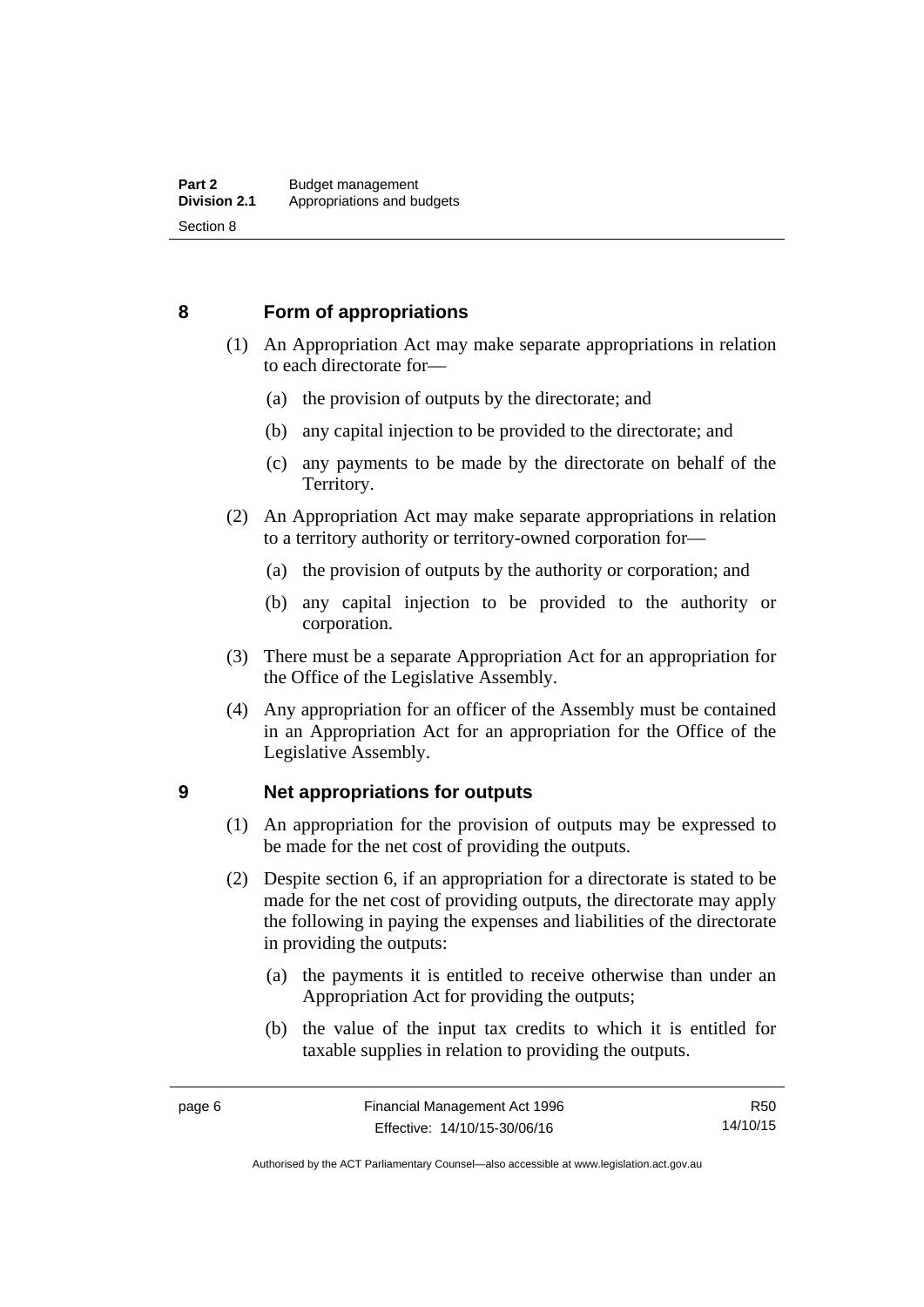## 8 Form of appropriations

(1) An Appropriation Act may make separate appropriations in relation to each directorate for—

- (a) the provision of outputs by the directorate; and
- (b) any capital injection to be provided to the directorate; and
- (c) any payments to be made by the directorate on behalf of the Territory.

(2) An Appropriation Act may make separate appropriations in relation to a territory authority or territory-owned corporation for—

- (a) the provision of outputs by the authority or corporation; and
- (b) any capital injection to be provided to the authority or corporation.

(3) There must be a separate Appropriation Act for an appropriation for the Office of the Legislative Assembly.

(4) Any appropriation for an officer of the Assembly must be contained in an Appropriation Act for an appropriation for the Office of the Legislative Assembly.

## 9 Net appropriations for outputs

(1) An appropriation for the provision of outputs may be expressed to be made for the net cost of providing the outputs.

(2) Despite section 6, if an appropriation for a directorate is stated to be made for the net cost of providing outputs, the directorate may apply the following in paying the expenses and liabilities of the directorate in providing the outputs:

- (a) the payments it is entitled to receive otherwise than under an Appropriation Act for providing the outputs;
- (b) the value of the input tax credits to which it is entitled for taxable supplies in relation to providing the outputs.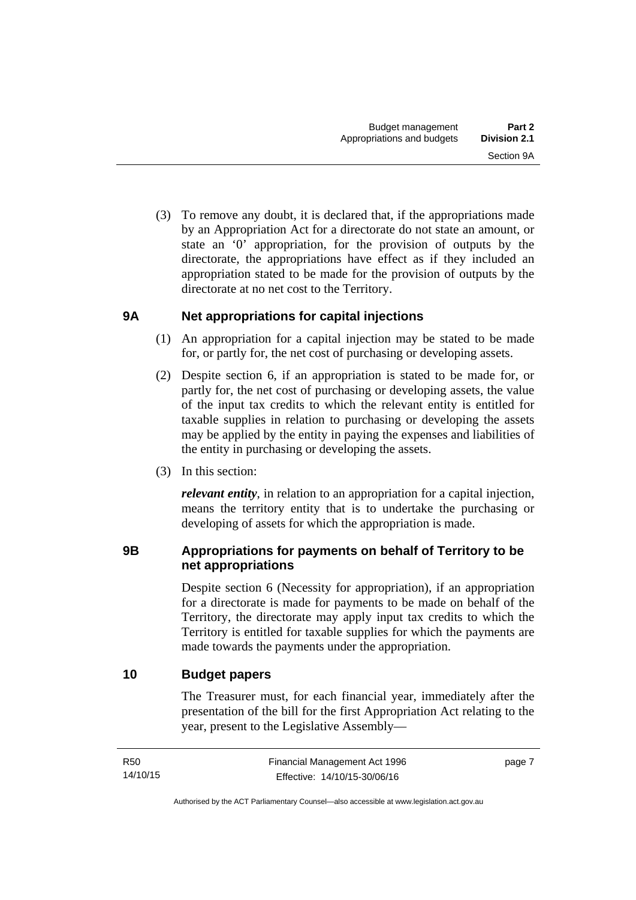(3) To remove any doubt, it is declared that, if the appropriations made by an Appropriation Act for a directorate do not state an amount, or state an '0' appropriation, for the provision of outputs by the directorate, the appropriations have effect as if they included an appropriation stated to be made for the provision of outputs by the directorate at no net cost to the Territory.

### 9A Net appropriations for capital injections

(1) An appropriation for a capital injection may be stated to be made for, or partly for, the net cost of purchasing or developing assets.

(2) Despite section 6, if an appropriation is stated to be made for, or partly for, the net cost of purchasing or developing assets, the value of the input tax credits to which the relevant entity is entitled for taxable supplies in relation to purchasing or developing the assets may be applied by the entity in paying the expenses and liabilities of the entity in purchasing or developing the assets.

(3) In this section:

***relevant entity***, in relation to an appropriation for a capital injection, means the territory entity that is to undertake the purchasing or developing of assets for which the appropriation is made.

### 9B Appropriations for payments on behalf of Territory to be net appropriations

Despite section 6 (Necessity for appropriation), if an appropriation for a directorate is made for payments to be made on behalf of the Territory, the directorate may apply input tax credits to which the Territory is entitled for taxable supplies for which the payments are made towards the payments under the appropriation.

### 10 Budget papers

The Treasurer must, for each financial year, immediately after the presentation of the bill for the first Appropriation Act relating to the year, present to the Legislative Assembly—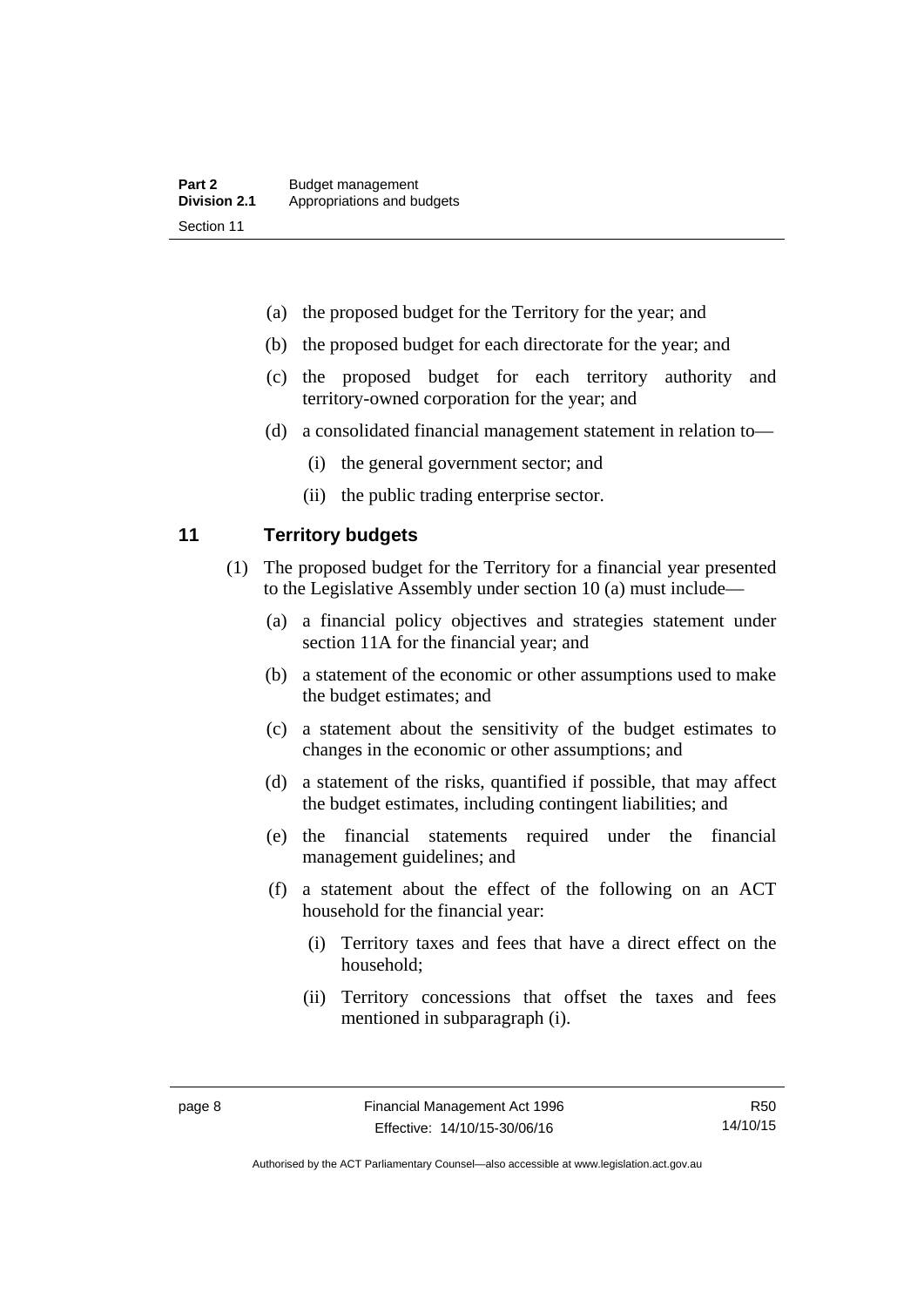(a) the proposed budget for the Territory for the year; and

(b) the proposed budget for each directorate for the year; and

(c) the proposed budget for each territory authority and territory-owned corporation for the year; and

(d) a consolidated financial management statement in relation to—

  (i) the general government sector; and

  (ii) the public trading enterprise sector.

## 11 Territory budgets

(1) The proposed budget for the Territory for a financial year presented to the Legislative Assembly under section 10 (a) must include—

  (a) a financial policy objectives and strategies statement under section 11A for the financial year; and

  (b) a statement of the economic or other assumptions used to make the budget estimates; and

  (c) a statement about the sensitivity of the budget estimates to changes in the economic or other assumptions; and

  (d) a statement of the risks, quantified if possible, that may affect the budget estimates, including contingent liabilities; and

  (e) the financial statements required under the financial management guidelines; and

  (f) a statement about the effect of the following on an ACT household for the financial year:

    (i) Territory taxes and fees that have a direct effect on the household;

    (ii) Territory concessions that offset the taxes and fees mentioned in subparagraph (i).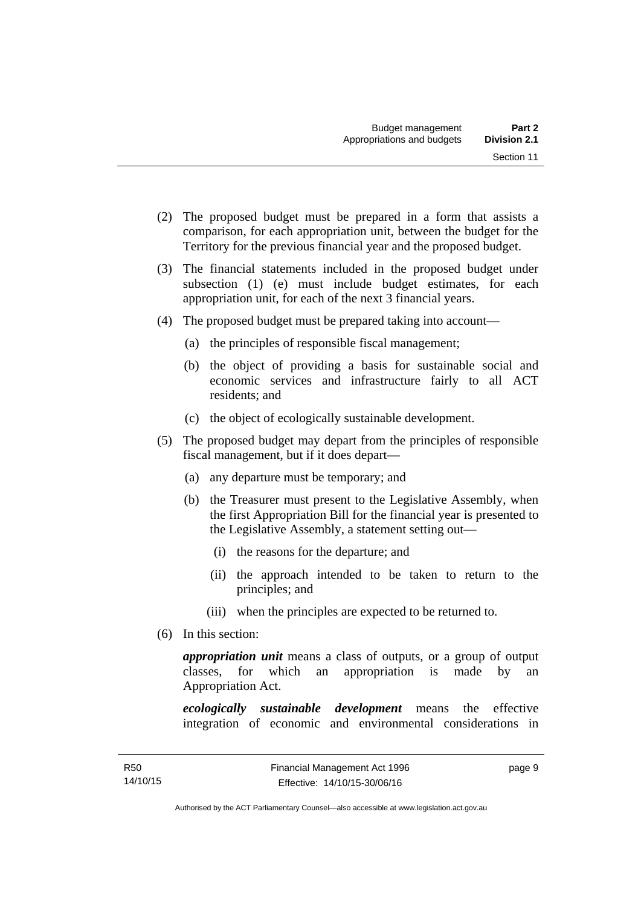(2) The proposed budget must be prepared in a form that assists a comparison, for each appropriation unit, between the budget for the Territory for the previous financial year and the proposed budget.

(3) The financial statements included in the proposed budget under subsection (1) (e) must include budget estimates, for each appropriation unit, for each of the next 3 financial years.

(4) The proposed budget must be prepared taking into account—

(a) the principles of responsible fiscal management;

(b) the object of providing a basis for sustainable social and economic services and infrastructure fairly to all ACT residents; and

(c) the object of ecologically sustainable development.

(5) The proposed budget may depart from the principles of responsible fiscal management, but if it does depart—

(a) any departure must be temporary; and

(b) the Treasurer must present to the Legislative Assembly, when the first Appropriation Bill for the financial year is presented to the Legislative Assembly, a statement setting out—

(i) the reasons for the departure; and

(ii) the approach intended to be taken to return to the principles; and

(iii) when the principles are expected to be returned to.

(6) In this section:

***appropriation unit*** means a class of outputs, or a group of output classes, for which an appropriation is made by an Appropriation Act.

***ecologically sustainable development*** means the effective integration of economic and environmental considerations in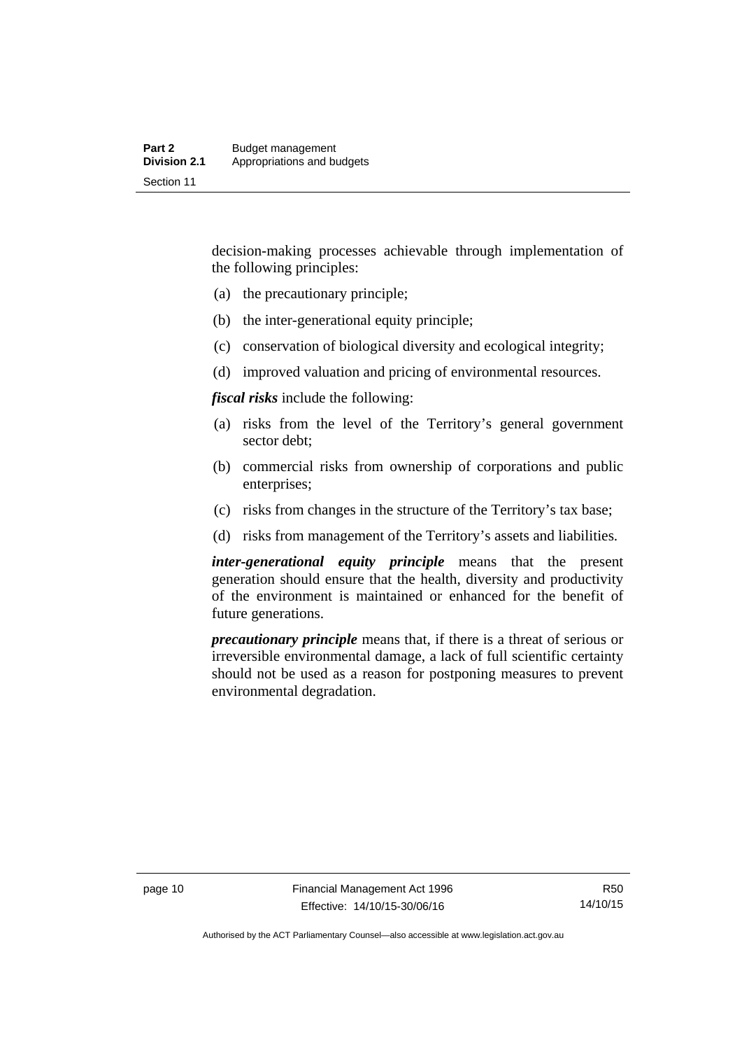decision-making processes achievable through implementation of the following principles:

(a) the precautionary principle;

(b) the inter-generational equity principle;

(c) conservation of biological diversity and ecological integrity;

(d) improved valuation and pricing of environmental resources.

***fiscal risks*** include the following:

(a) risks from the level of the Territory's general government sector debt;

(b) commercial risks from ownership of corporations and public enterprises;

(c) risks from changes in the structure of the Territory's tax base;

(d) risks from management of the Territory's assets and liabilities.

***inter-generational equity principle*** means that the present generation should ensure that the health, diversity and productivity of the environment is maintained or enhanced for the benefit of future generations.

***precautionary principle*** means that, if there is a threat of serious or irreversible environmental damage, a lack of full scientific certainty should not be used as a reason for postponing measures to prevent environmental degradation.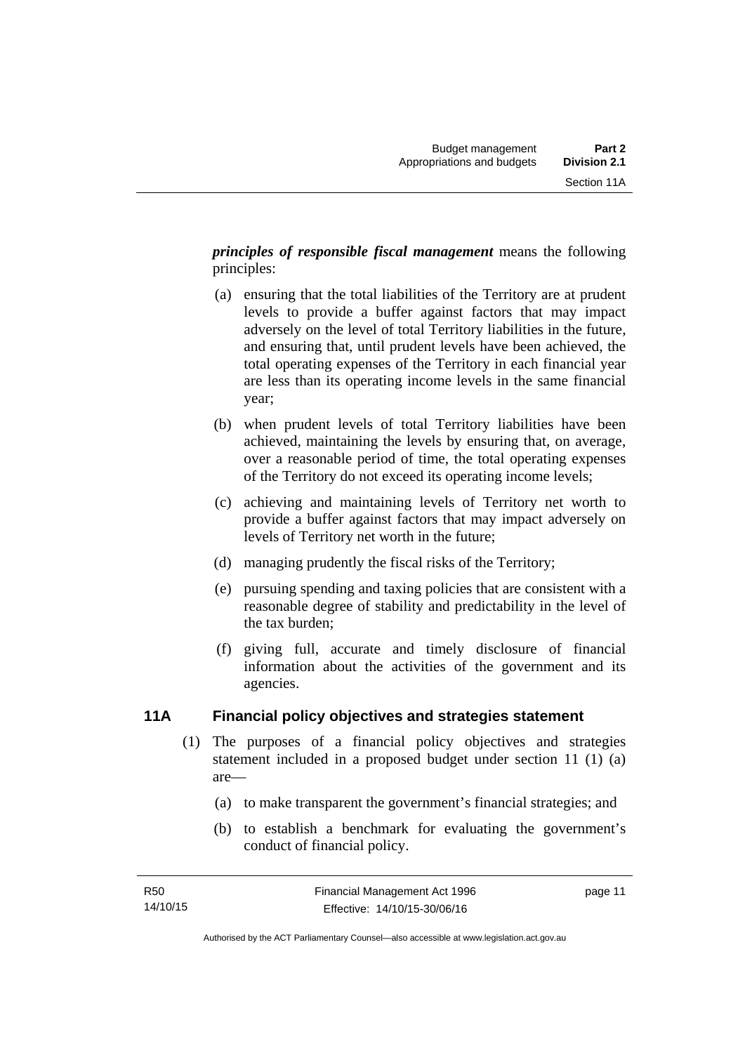***principles of responsible fiscal management*** means the following principles:

(a) ensuring that the total liabilities of the Territory are at prudent levels to provide a buffer against factors that may impact adversely on the level of total Territory liabilities in the future, and ensuring that, until prudent levels have been achieved, the total operating expenses of the Territory in each financial year are less than its operating income levels in the same financial year;

(b) when prudent levels of total Territory liabilities have been achieved, maintaining the levels by ensuring that, on average, over a reasonable period of time, the total operating expenses of the Territory do not exceed its operating income levels;

(c) achieving and maintaining levels of Territory net worth to provide a buffer against factors that may impact adversely on levels of Territory net worth in the future;

(d) managing prudently the fiscal risks of the Territory;

(e) pursuing spending and taxing policies that are consistent with a reasonable degree of stability and predictability in the level of the tax burden;

(f) giving full, accurate and timely disclosure of financial information about the activities of the government and its agencies.

## 11A Financial policy objectives and strategies statement

(1) The purposes of a financial policy objectives and strategies statement included in a proposed budget under section 11 (1) (a) are—

(a) to make transparent the government's financial strategies; and

(b) to establish a benchmark for evaluating the government's conduct of financial policy.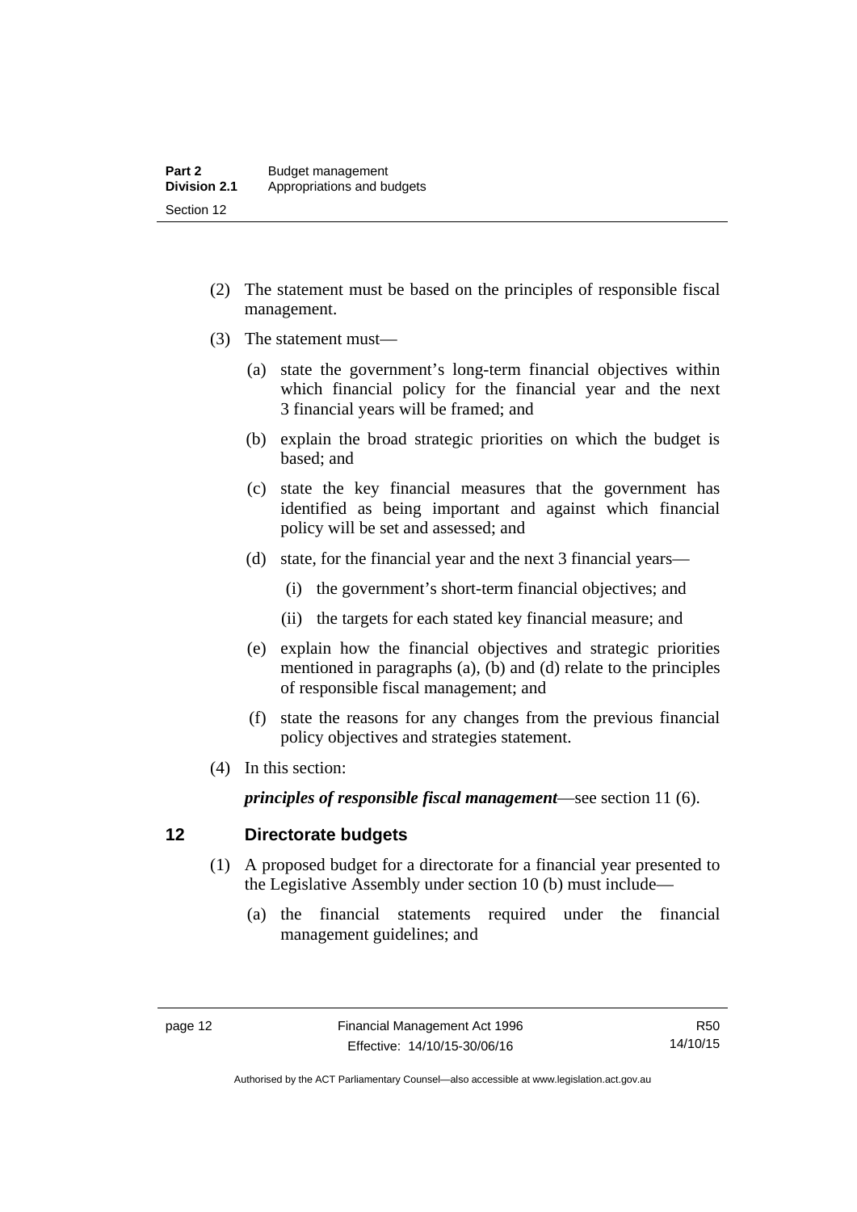(2) The statement must be based on the principles of responsible fiscal management.

(3) The statement must—

(a) state the government's long-term financial objectives within which financial policy for the financial year and the next 3 financial years will be framed; and

(b) explain the broad strategic priorities on which the budget is based; and

(c) state the key financial measures that the government has identified as being important and against which financial policy will be set and assessed; and

(d) state, for the financial year and the next 3 financial years—

(i) the government's short-term financial objectives; and

(ii) the targets for each stated key financial measure; and

(e) explain how the financial objectives and strategic priorities mentioned in paragraphs (a), (b) and (d) relate to the principles of responsible fiscal management; and

(f) state the reasons for any changes from the previous financial policy objectives and strategies statement.

(4) In this section:

***principles of responsible fiscal management***—see section 11 (6).

## 12 Directorate budgets

(1) A proposed budget for a directorate for a financial year presented to the Legislative Assembly under section 10 (b) must include—

(a) the financial statements required under the financial management guidelines; and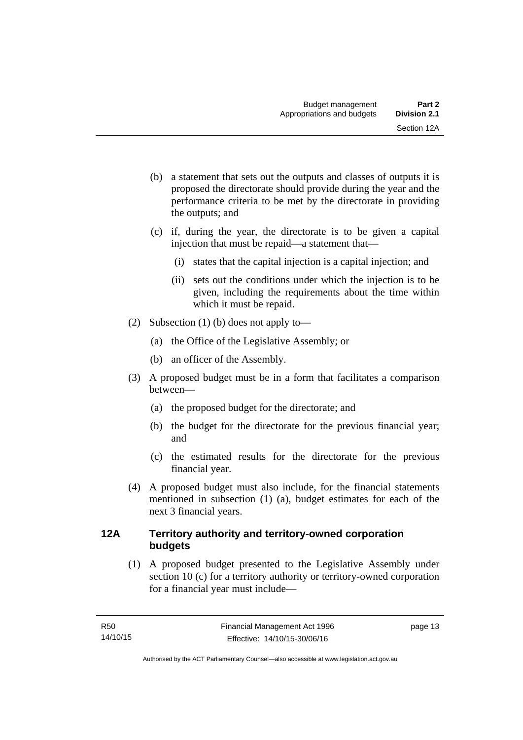(b) a statement that sets out the outputs and classes of outputs it is proposed the directorate should provide during the year and the performance criteria to be met by the directorate in providing the outputs; and

(c) if, during the year, the directorate is to be given a capital injection that must be repaid—a statement that—

(i) states that the capital injection is a capital injection; and

(ii) sets out the conditions under which the injection is to be given, including the requirements about the time within which it must be repaid.

(2) Subsection (1) (b) does not apply to—

(a) the Office of the Legislative Assembly; or

(b) an officer of the Assembly.

(3) A proposed budget must be in a form that facilitates a comparison between—

(a) the proposed budget for the directorate; and

(b) the budget for the directorate for the previous financial year; and

(c) the estimated results for the directorate for the previous financial year.

(4) A proposed budget must also include, for the financial statements mentioned in subsection (1) (a), budget estimates for each of the next 3 financial years.

### 12A Territory authority and territory-owned corporation budgets

(1) A proposed budget presented to the Legislative Assembly under section 10 (c) for a territory authority or territory-owned corporation for a financial year must include—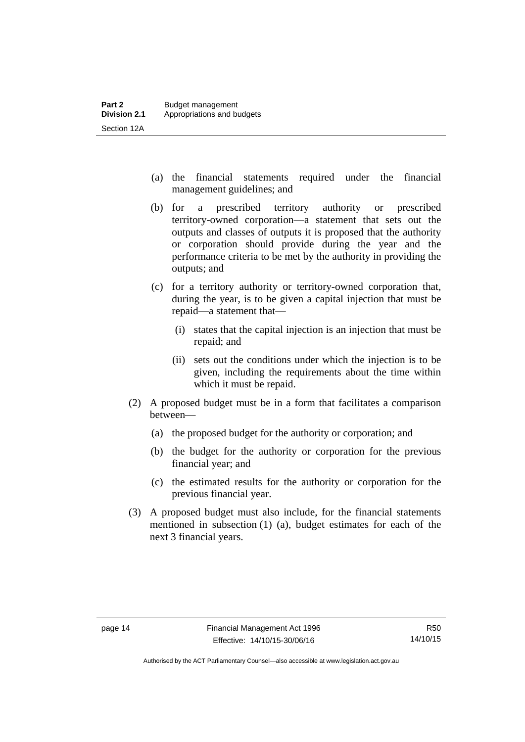(a) the financial statements required under the financial management guidelines; and

(b) for a prescribed territory authority or prescribed territory-owned corporation—a statement that sets out the outputs and classes of outputs it is proposed that the authority or corporation should provide during the year and the performance criteria to be met by the authority in providing the outputs; and

(c) for a territory authority or territory-owned corporation that, during the year, is to be given a capital injection that must be repaid—a statement that—

(i) states that the capital injection is an injection that must be repaid; and

(ii) sets out the conditions under which the injection is to be given, including the requirements about the time within which it must be repaid.

(2) A proposed budget must be in a form that facilitates a comparison between—

(a) the proposed budget for the authority or corporation; and

(b) the budget for the authority or corporation for the previous financial year; and

(c) the estimated results for the authority or corporation for the previous financial year.

(3) A proposed budget must also include, for the financial statements mentioned in subsection (1) (a), budget estimates for each of the next 3 financial years.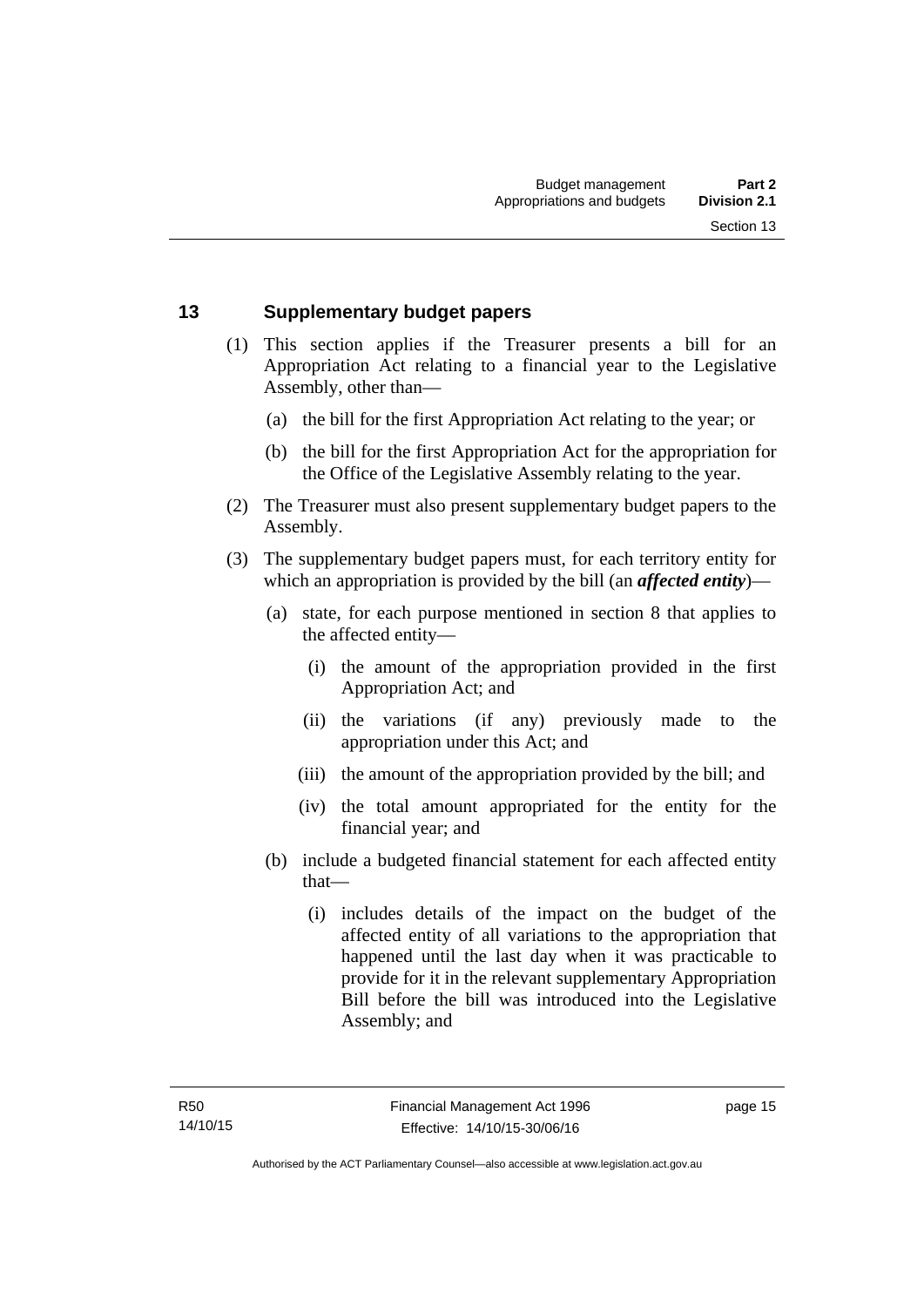## 13 Supplementary budget papers

(1) This section applies if the Treasurer presents a bill for an Appropriation Act relating to a financial year to the Legislative Assembly, other than—

(a) the bill for the first Appropriation Act relating to the year; or

(b) the bill for the first Appropriation Act for the appropriation for the Office of the Legislative Assembly relating to the year.

(2) The Treasurer must also present supplementary budget papers to the Assembly.

(3) The supplementary budget papers must, for each territory entity for which an appropriation is provided by the bill (an ***affected entity***)—

(a) state, for each purpose mentioned in section 8 that applies to the affected entity—

(i) the amount of the appropriation provided in the first Appropriation Act; and

(ii) the variations (if any) previously made to the appropriation under this Act; and

(iii) the amount of the appropriation provided by the bill; and

(iv) the total amount appropriated for the entity for the financial year; and

(b) include a budgeted financial statement for each affected entity that—

(i) includes details of the impact on the budget of the affected entity of all variations to the appropriation that happened until the last day when it was practicable to provide for it in the relevant supplementary Appropriation Bill before the bill was introduced into the Legislative Assembly; and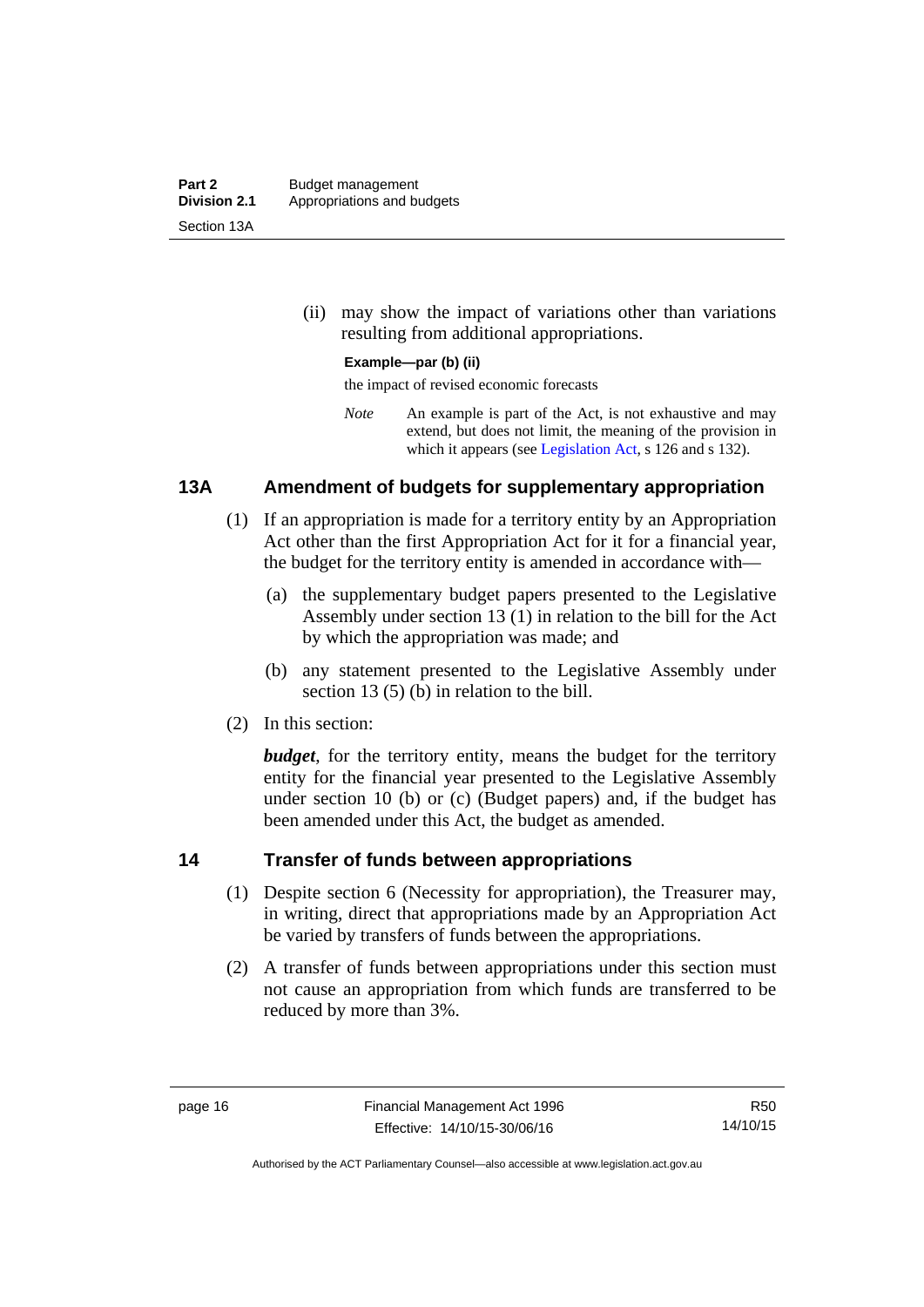(ii) may show the impact of variations other than variations resulting from additional appropriations.

**Example—par (b) (ii)**

the impact of revised economic forecasts

*Note* An example is part of the Act, is not exhaustive and may extend, but does not limit, the meaning of the provision in which it appears (see Legislation Act, s 126 and s 132).

## 13A Amendment of budgets for supplementary appropriation

(1) If an appropriation is made for a territory entity by an Appropriation Act other than the first Appropriation Act for it for a financial year, the budget for the territory entity is amended in accordance with—

(a) the supplementary budget papers presented to the Legislative Assembly under section 13 (1) in relation to the bill for the Act by which the appropriation was made; and

(b) any statement presented to the Legislative Assembly under section 13 (5) (b) in relation to the bill.

(2) In this section:

***budget***, for the territory entity, means the budget for the territory entity for the financial year presented to the Legislative Assembly under section 10 (b) or (c) (Budget papers) and, if the budget has been amended under this Act, the budget as amended.

## 14 Transfer of funds between appropriations

(1) Despite section 6 (Necessity for appropriation), the Treasurer may, in writing, direct that appropriations made by an Appropriation Act be varied by transfers of funds between the appropriations.

(2) A transfer of funds between appropriations under this section must not cause an appropriation from which funds are transferred to be reduced by more than 3%.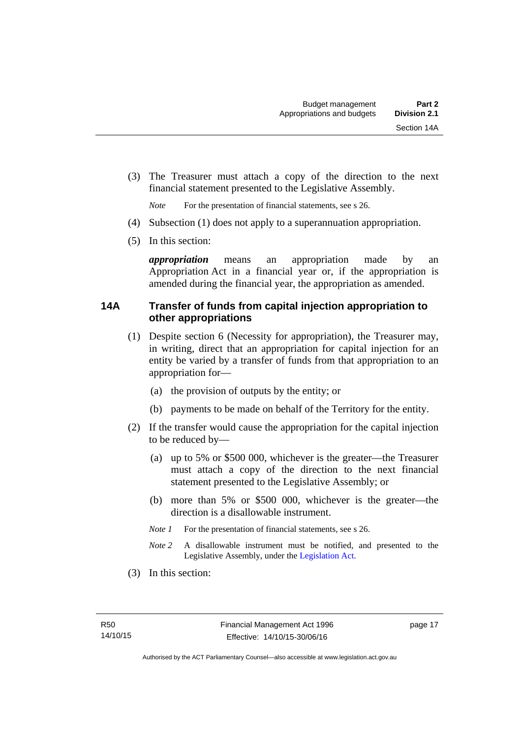(3) The Treasurer must attach a copy of the direction to the next financial statement presented to the Legislative Assembly.

*Note* For the presentation of financial statements, see s 26.

(4) Subsection (1) does not apply to a superannuation appropriation.

(5) In this section:

***appropriation*** means an appropriation made by an Appropriation Act in a financial year or, if the appropriation is amended during the financial year, the appropriation as amended.

## 14A Transfer of funds from capital injection appropriation to other appropriations

(1) Despite section 6 (Necessity for appropriation), the Treasurer may, in writing, direct that an appropriation for capital injection for an entity be varied by a transfer of funds from that appropriation to an appropriation for—

(a) the provision of outputs by the entity; or

(b) payments to be made on behalf of the Territory for the entity.

(2) If the transfer would cause the appropriation for the capital injection to be reduced by—

(a) up to 5% or $500 000, whichever is the greater—the Treasurer must attach a copy of the direction to the next financial statement presented to the Legislative Assembly; or

(b) more than 5% or $500 000, whichever is the greater—the direction is a disallowable instrument.

*Note 1* For the presentation of financial statements, see s 26.

*Note 2* A disallowable instrument must be notified, and presented to the Legislative Assembly, under the Legislation Act.

(3) In this section: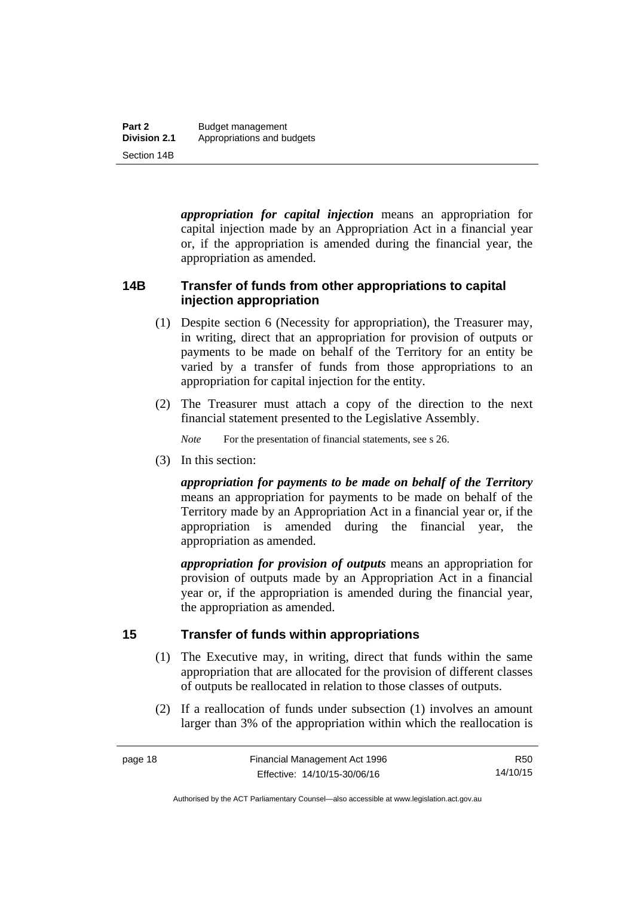***appropriation for capital injection*** means an appropriation for capital injection made by an Appropriation Act in a financial year or, if the appropriation is amended during the financial year, the appropriation as amended.

## 14B Transfer of funds from other appropriations to capital injection appropriation

(1) Despite section 6 (Necessity for appropriation), the Treasurer may, in writing, direct that an appropriation for provision of outputs or payments to be made on behalf of the Territory for an entity be varied by a transfer of funds from those appropriations to an appropriation for capital injection for the entity.

(2) The Treasurer must attach a copy of the direction to the next financial statement presented to the Legislative Assembly.

*Note* For the presentation of financial statements, see s 26.

(3) In this section:

***appropriation for payments to be made on behalf of the Territory*** means an appropriation for payments to be made on behalf of the Territory made by an Appropriation Act in a financial year or, if the appropriation is amended during the financial year, the appropriation as amended.

***appropriation for provision of outputs*** means an appropriation for provision of outputs made by an Appropriation Act in a financial year or, if the appropriation is amended during the financial year, the appropriation as amended.

## 15 Transfer of funds within appropriations

(1) The Executive may, in writing, direct that funds within the same appropriation that are allocated for the provision of different classes of outputs be reallocated in relation to those classes of outputs.

(2) If a reallocation of funds under subsection (1) involves an amount larger than 3% of the appropriation within which the reallocation is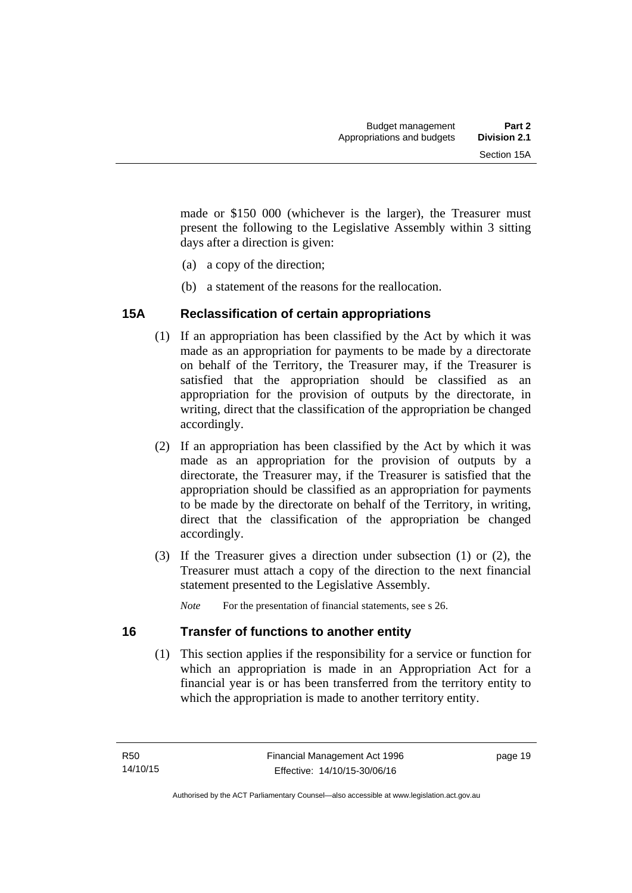made or $150 000 (whichever is the larger), the Treasurer must present the following to the Legislative Assembly within 3 sitting days after a direction is given:

(a) a copy of the direction;

(b) a statement of the reasons for the reallocation.

## 15A Reclassification of certain appropriations

(1) If an appropriation has been classified by the Act by which it was made as an appropriation for payments to be made by a directorate on behalf of the Territory, the Treasurer may, if the Treasurer is satisfied that the appropriation should be classified as an appropriation for the provision of outputs by the directorate, in writing, direct that the classification of the appropriation be changed accordingly.

(2) If an appropriation has been classified by the Act by which it was made as an appropriation for the provision of outputs by a directorate, the Treasurer may, if the Treasurer is satisfied that the appropriation should be classified as an appropriation for payments to be made by the directorate on behalf of the Territory, in writing, direct that the classification of the appropriation be changed accordingly.

(3) If the Treasurer gives a direction under subsection (1) or (2), the Treasurer must attach a copy of the direction to the next financial statement presented to the Legislative Assembly.

*Note* For the presentation of financial statements, see s 26.

## 16 Transfer of functions to another entity

(1) This section applies if the responsibility for a service or function for which an appropriation is made in an Appropriation Act for a financial year is or has been transferred from the territory entity to which the appropriation is made to another territory entity.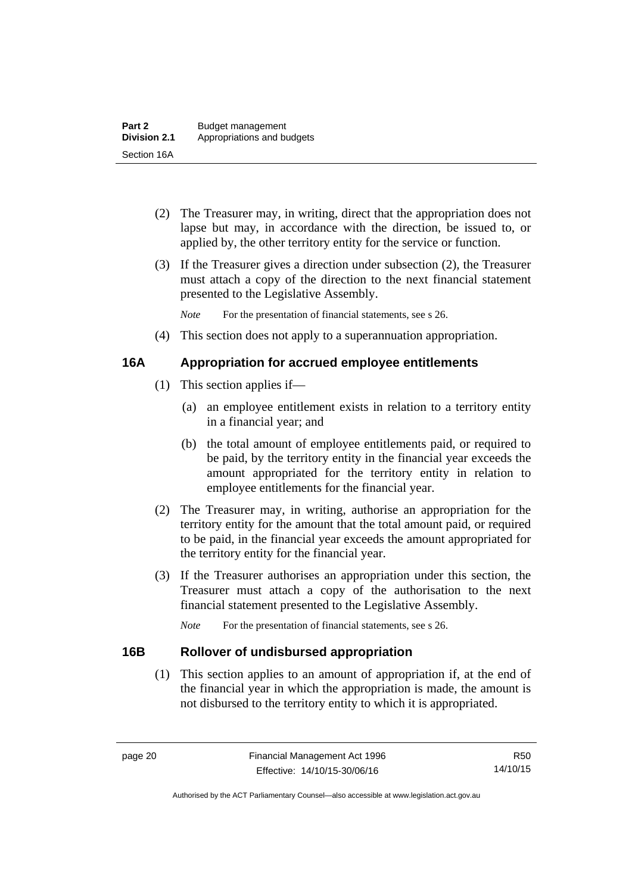(2) The Treasurer may, in writing, direct that the appropriation does not lapse but may, in accordance with the direction, be issued to, or applied by, the other territory entity for the service or function.

(3) If the Treasurer gives a direction under subsection (2), the Treasurer must attach a copy of the direction to the next financial statement presented to the Legislative Assembly.

*Note* For the presentation of financial statements, see s 26.

(4) This section does not apply to a superannuation appropriation.

### 16A Appropriation for accrued employee entitlements

(1) This section applies if—

(a) an employee entitlement exists in relation to a territory entity in a financial year; and

(b) the total amount of employee entitlements paid, or required to be paid, by the territory entity in the financial year exceeds the amount appropriated for the territory entity in relation to employee entitlements for the financial year.

(2) The Treasurer may, in writing, authorise an appropriation for the territory entity for the amount that the total amount paid, or required to be paid, in the financial year exceeds the amount appropriated for the territory entity for the financial year.

(3) If the Treasurer authorises an appropriation under this section, the Treasurer must attach a copy of the authorisation to the next financial statement presented to the Legislative Assembly.

*Note* For the presentation of financial statements, see s 26.

### 16B Rollover of undisbursed appropriation

(1) This section applies to an amount of appropriation if, at the end of the financial year in which the appropriation is made, the amount is not disbursed to the territory entity to which it is appropriated.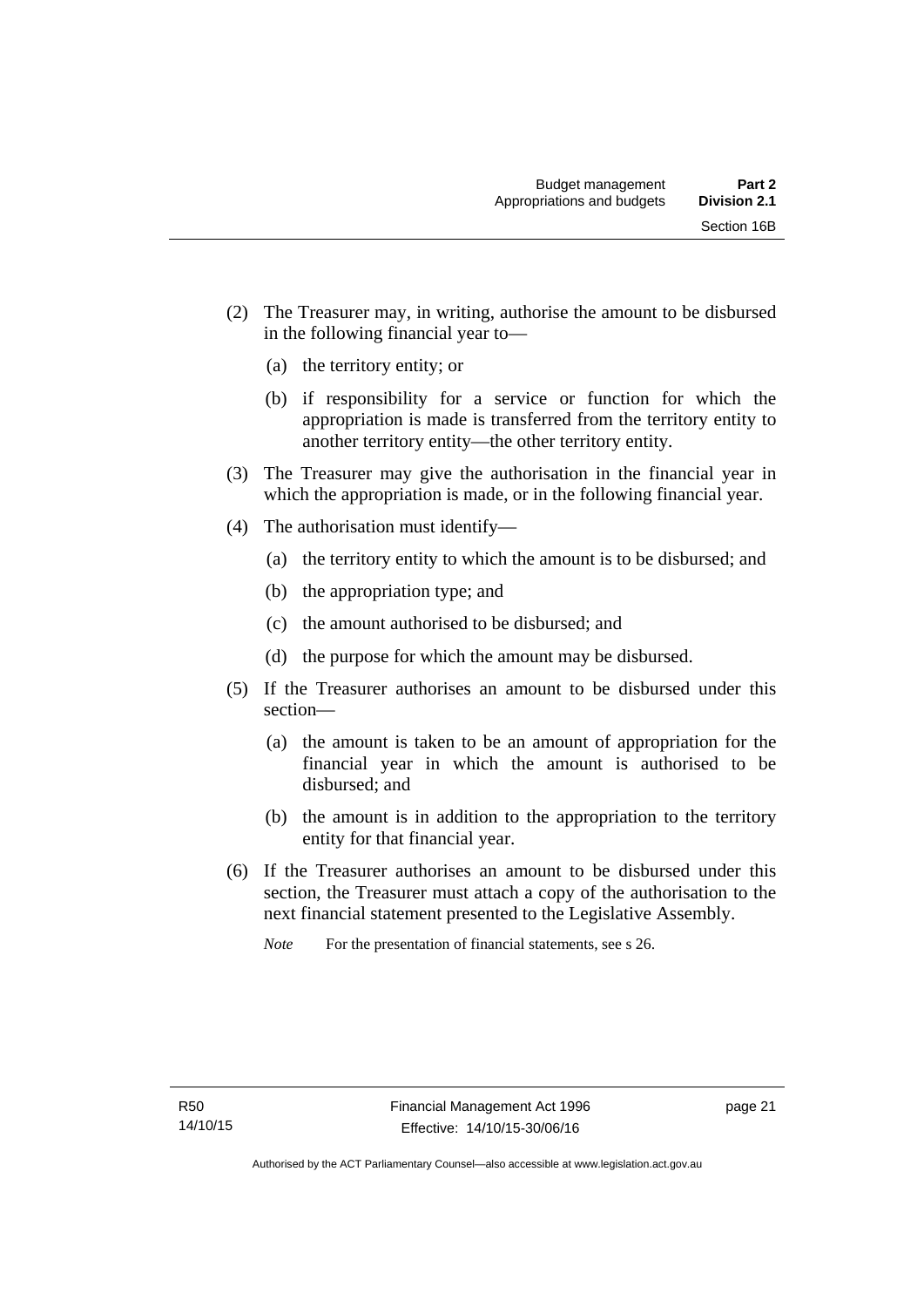(2) The Treasurer may, in writing, authorise the amount to be disbursed in the following financial year to—

  (a) the territory entity; or

  (b) if responsibility for a service or function for which the appropriation is made is transferred from the territory entity to another territory entity—the other territory entity.

(3) The Treasurer may give the authorisation in the financial year in which the appropriation is made, or in the following financial year.

(4) The authorisation must identify—

  (a) the territory entity to which the amount is to be disbursed; and

  (b) the appropriation type; and

  (c) the amount authorised to be disbursed; and

  (d) the purpose for which the amount may be disbursed.

(5) If the Treasurer authorises an amount to be disbursed under this section—

  (a) the amount is taken to be an amount of appropriation for the financial year in which the amount is authorised to be disbursed; and

  (b) the amount is in addition to the appropriation to the territory entity for that financial year.

(6) If the Treasurer authorises an amount to be disbursed under this section, the Treasurer must attach a copy of the authorisation to the next financial statement presented to the Legislative Assembly.

*Note* For the presentation of financial statements, see s 26.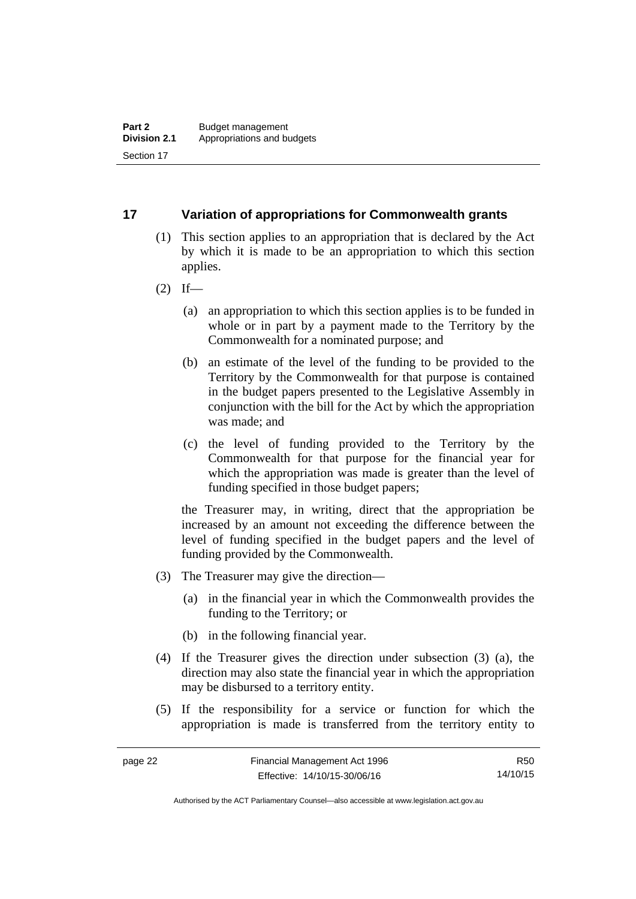## 17 Variation of appropriations for Commonwealth grants

(1) This section applies to an appropriation that is declared by the Act by which it is made to be an appropriation to which this section applies.

(2) If—

(a) an appropriation to which this section applies is to be funded in whole or in part by a payment made to the Territory by the Commonwealth for a nominated purpose; and

(b) an estimate of the level of the funding to be provided to the Territory by the Commonwealth for that purpose is contained in the budget papers presented to the Legislative Assembly in conjunction with the bill for the Act by which the appropriation was made; and

(c) the level of funding provided to the Territory by the Commonwealth for that purpose for the financial year for which the appropriation was made is greater than the level of funding specified in those budget papers;

the Treasurer may, in writing, direct that the appropriation be increased by an amount not exceeding the difference between the level of funding specified in the budget papers and the level of funding provided by the Commonwealth.

(3) The Treasurer may give the direction—

(a) in the financial year in which the Commonwealth provides the funding to the Territory; or

(b) in the following financial year.

(4) If the Treasurer gives the direction under subsection (3) (a), the direction may also state the financial year in which the appropriation may be disbursed to a territory entity.

(5) If the responsibility for a service or function for which the appropriation is made is transferred from the territory entity to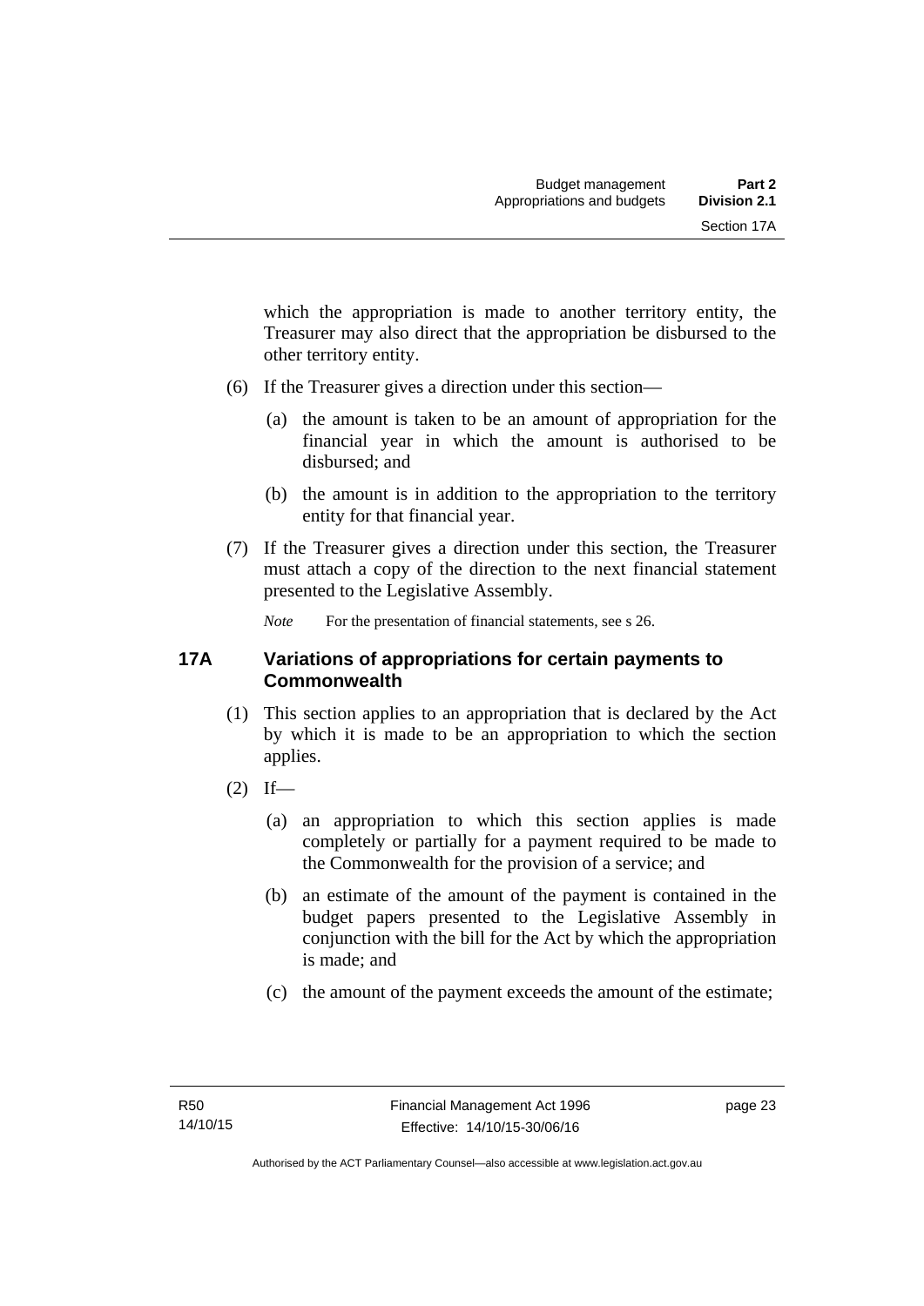which the appropriation is made to another territory entity, the Treasurer may also direct that the appropriation be disbursed to the other territory entity.

(6) If the Treasurer gives a direction under this section—

(a) the amount is taken to be an amount of appropriation for the financial year in which the amount is authorised to be disbursed; and

(b) the amount is in addition to the appropriation to the territory entity for that financial year.

(7) If the Treasurer gives a direction under this section, the Treasurer must attach a copy of the direction to the next financial statement presented to the Legislative Assembly.

*Note* For the presentation of financial statements, see s 26.

## 17A Variations of appropriations for certain payments to Commonwealth

(1) This section applies to an appropriation that is declared by the Act by which it is made to be an appropriation to which the section applies.

(2) If—

(a) an appropriation to which this section applies is made completely or partially for a payment required to be made to the Commonwealth for the provision of a service; and

(b) an estimate of the amount of the payment is contained in the budget papers presented to the Legislative Assembly in conjunction with the bill for the Act by which the appropriation is made; and

(c) the amount of the payment exceeds the amount of the estimate;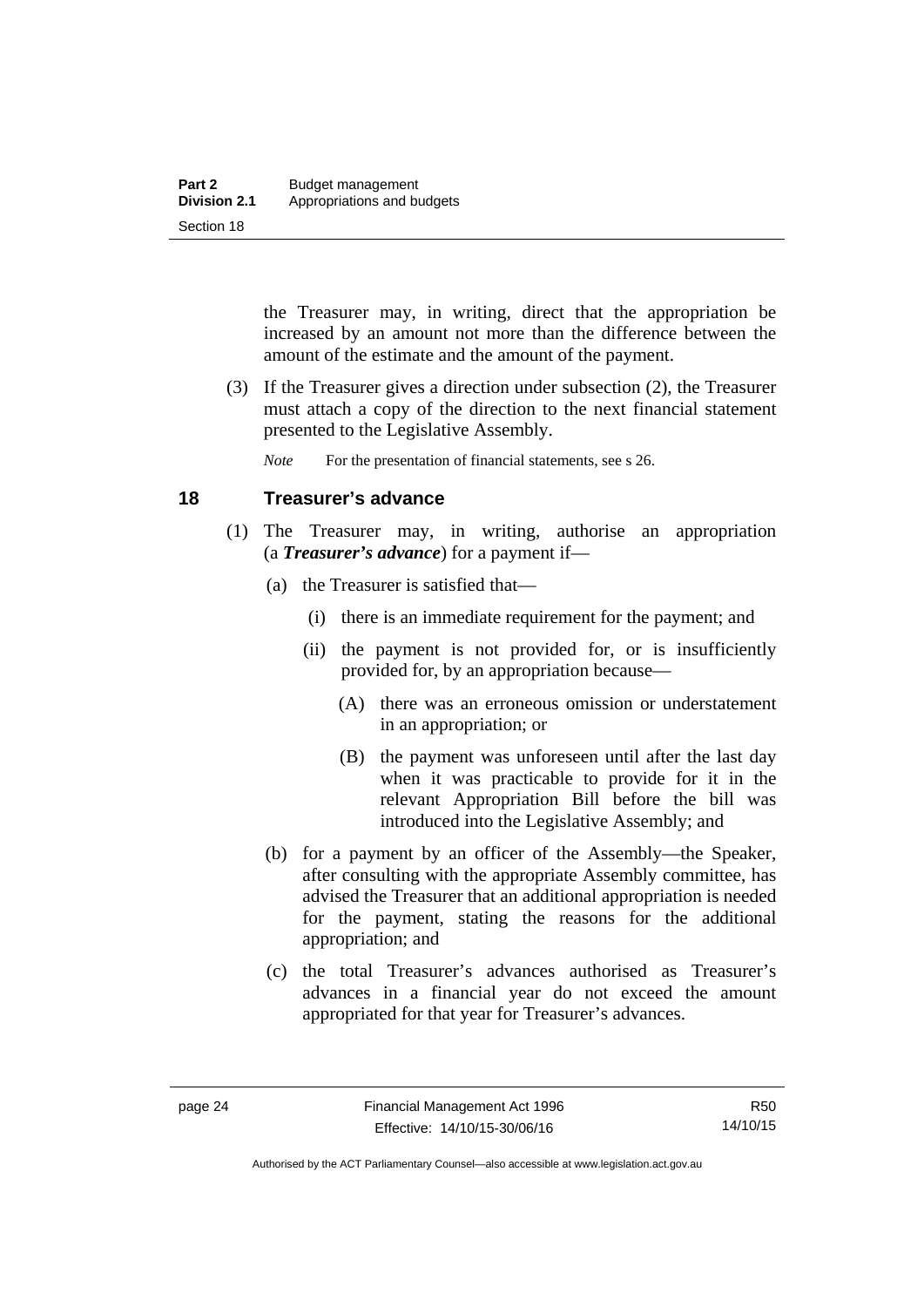the Treasurer may, in writing, direct that the appropriation be increased by an amount not more than the difference between the amount of the estimate and the amount of the payment.

(3) If the Treasurer gives a direction under subsection (2), the Treasurer must attach a copy of the direction to the next financial statement presented to the Legislative Assembly.

*Note* For the presentation of financial statements, see s 26.

## 18 Treasurer's advance

(1) The Treasurer may, in writing, authorise an appropriation (a ***Treasurer's advance***) for a payment if—

(a) the Treasurer is satisfied that—

(i) there is an immediate requirement for the payment; and

(ii) the payment is not provided for, or is insufficiently provided for, by an appropriation because—

(A) there was an erroneous omission or understatement in an appropriation; or

(B) the payment was unforeseen until after the last day when it was practicable to provide for it in the relevant Appropriation Bill before the bill was introduced into the Legislative Assembly; and

(b) for a payment by an officer of the Assembly—the Speaker, after consulting with the appropriate Assembly committee, has advised the Treasurer that an additional appropriation is needed for the payment, stating the reasons for the additional appropriation; and

(c) the total Treasurer's advances authorised as Treasurer's advances in a financial year do not exceed the amount appropriated for that year for Treasurer's advances.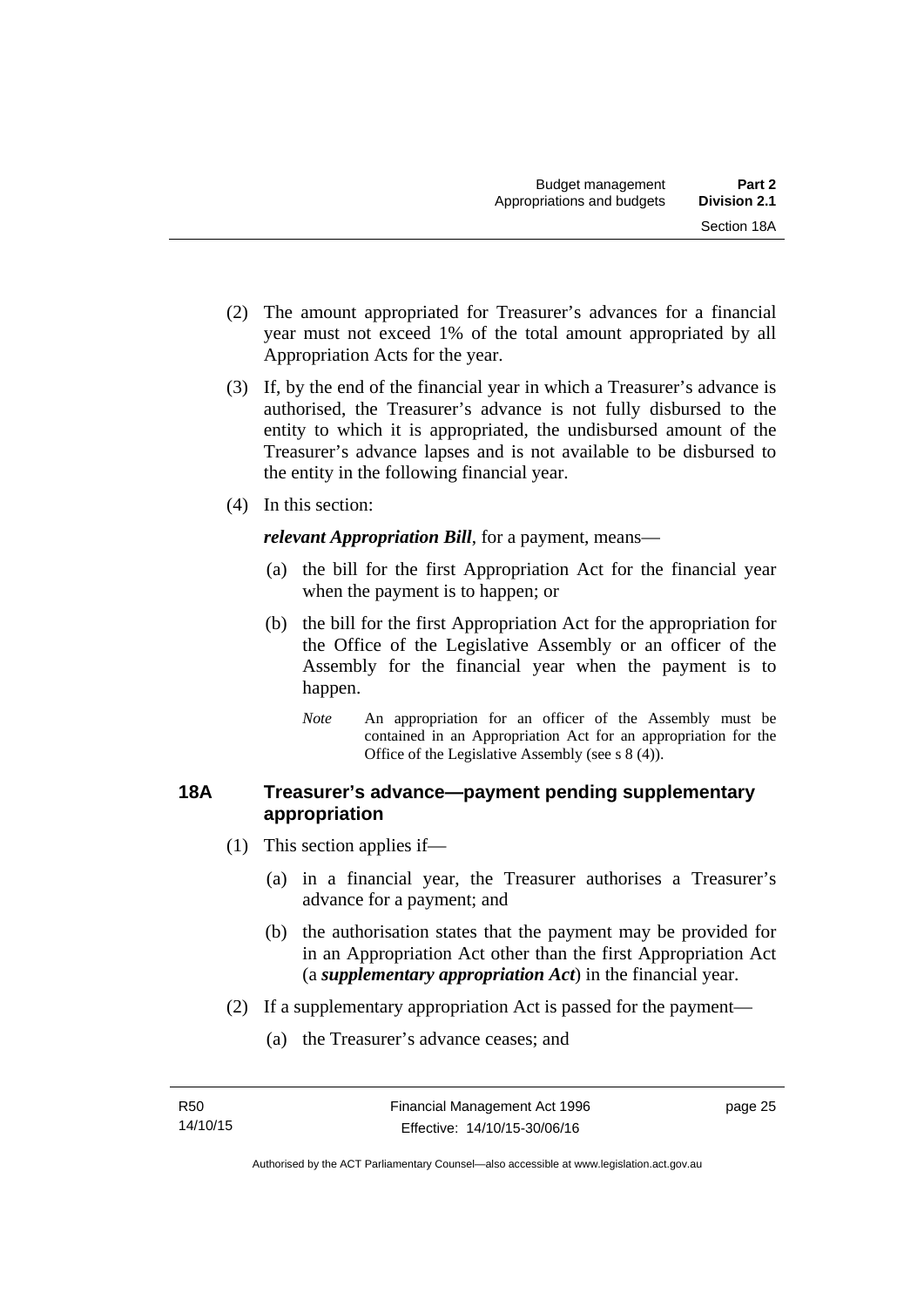(2) The amount appropriated for Treasurer's advances for a financial year must not exceed 1% of the total amount appropriated by all Appropriation Acts for the year.

(3) If, by the end of the financial year in which a Treasurer's advance is authorised, the Treasurer's advance is not fully disbursed to the entity to which it is appropriated, the undisbursed amount of the Treasurer's advance lapses and is not available to be disbursed to the entity in the following financial year.

(4) In this section:

***relevant Appropriation Bill***, for a payment, means—

(a) the bill for the first Appropriation Act for the financial year when the payment is to happen; or

(b) the bill for the first Appropriation Act for the appropriation for the Office of the Legislative Assembly or an officer of the Assembly for the financial year when the payment is to happen.

*Note* An appropriation for an officer of the Assembly must be contained in an Appropriation Act for an appropriation for the Office of the Legislative Assembly (see s 8 (4)).

## 18A Treasurer's advance—payment pending supplementary appropriation

(1) This section applies if—

(a) in a financial year, the Treasurer authorises a Treasurer's advance for a payment; and

(b) the authorisation states that the payment may be provided for in an Appropriation Act other than the first Appropriation Act (a ***supplementary appropriation Act***) in the financial year.

(2) If a supplementary appropriation Act is passed for the payment—

(a) the Treasurer's advance ceases; and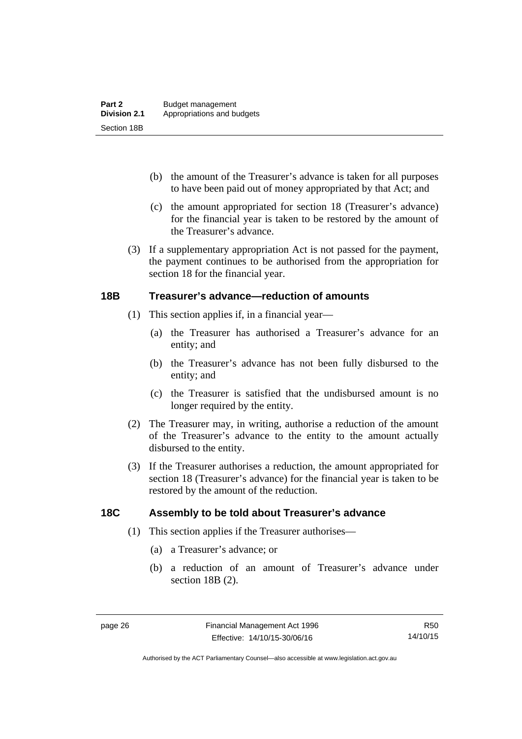(b) the amount of the Treasurer's advance is taken for all purposes to have been paid out of money appropriated by that Act; and

(c) the amount appropriated for section 18 (Treasurer's advance) for the financial year is taken to be restored by the amount of the Treasurer's advance.

(3) If a supplementary appropriation Act is not passed for the payment, the payment continues to be authorised from the appropriation for section 18 for the financial year.

## 18B Treasurer's advance—reduction of amounts

(1) This section applies if, in a financial year—

(a) the Treasurer has authorised a Treasurer's advance for an entity; and

(b) the Treasurer's advance has not been fully disbursed to the entity; and

(c) the Treasurer is satisfied that the undisbursed amount is no longer required by the entity.

(2) The Treasurer may, in writing, authorise a reduction of the amount of the Treasurer's advance to the entity to the amount actually disbursed to the entity.

(3) If the Treasurer authorises a reduction, the amount appropriated for section 18 (Treasurer's advance) for the financial year is taken to be restored by the amount of the reduction.

## 18C Assembly to be told about Treasurer's advance

(1) This section applies if the Treasurer authorises—

(a) a Treasurer's advance; or

(b) a reduction of an amount of Treasurer's advance under section 18B (2).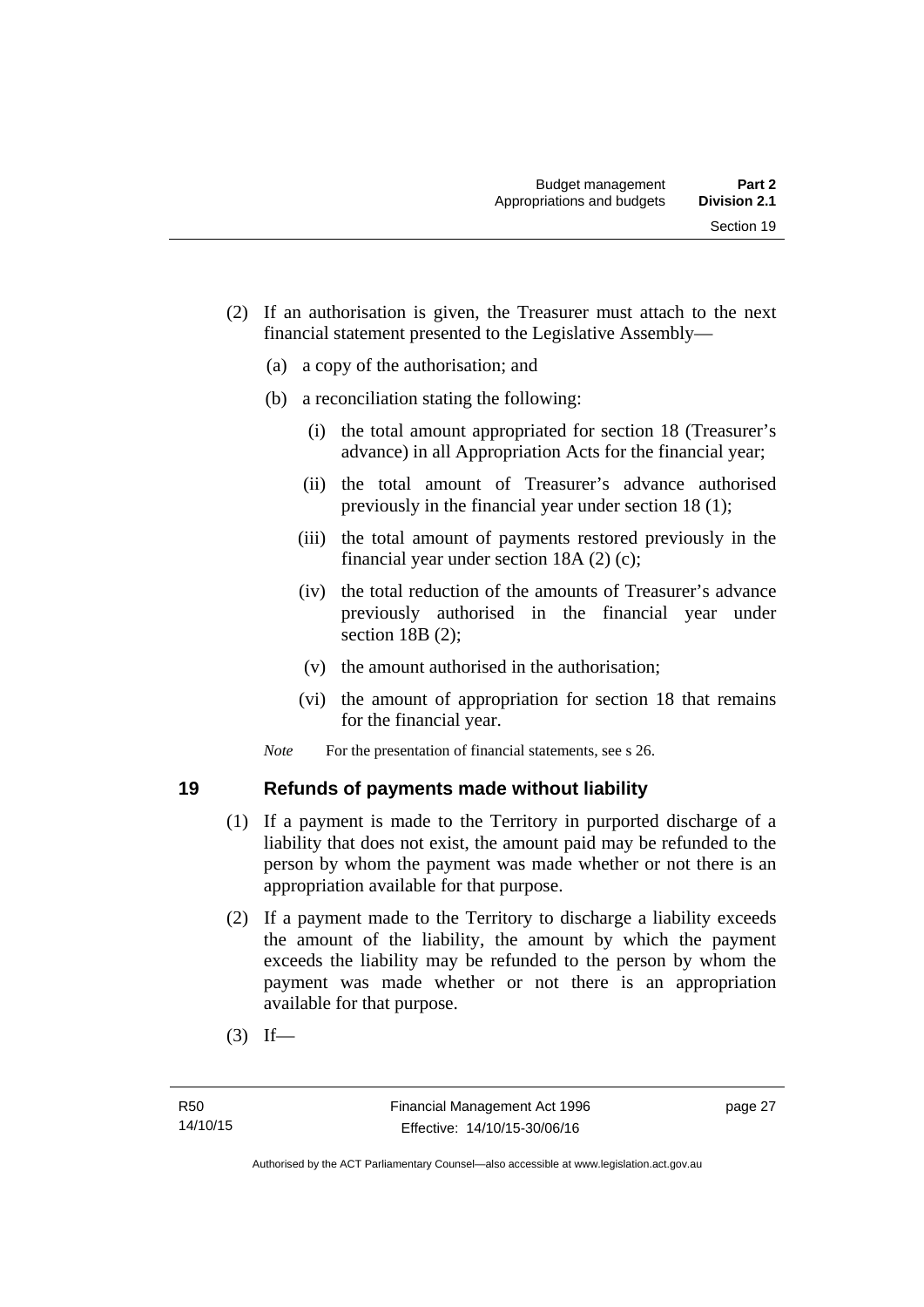(2) If an authorisation is given, the Treasurer must attach to the next financial statement presented to the Legislative Assembly—

(a) a copy of the authorisation; and

(b) a reconciliation stating the following:

(i) the total amount appropriated for section 18 (Treasurer's advance) in all Appropriation Acts for the financial year;

(ii) the total amount of Treasurer's advance authorised previously in the financial year under section 18 (1);

(iii) the total amount of payments restored previously in the financial year under section 18A (2) (c);

(iv) the total reduction of the amounts of Treasurer's advance previously authorised in the financial year under section 18B (2);

(v) the amount authorised in the authorisation;

(vi) the amount of appropriation for section 18 that remains for the financial year.

*Note* For the presentation of financial statements, see s 26.

## 19 Refunds of payments made without liability

(1) If a payment is made to the Territory in purported discharge of a liability that does not exist, the amount paid may be refunded to the person by whom the payment was made whether or not there is an appropriation available for that purpose.

(2) If a payment made to the Territory to discharge a liability exceeds the amount of the liability, the amount by which the payment exceeds the liability may be refunded to the person by whom the payment was made whether or not there is an appropriation available for that purpose.

(3) If—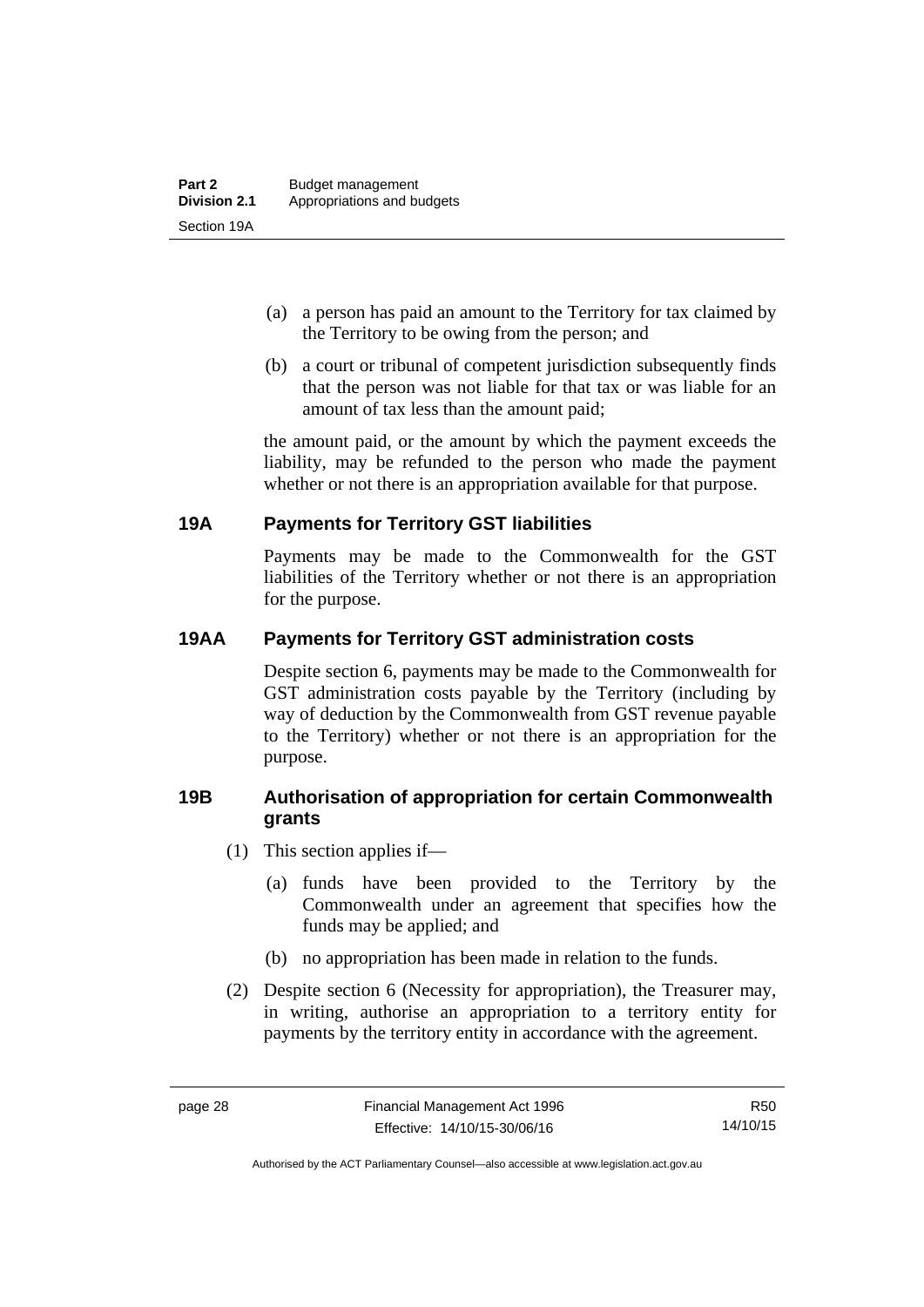(a) a person has paid an amount to the Territory for tax claimed by the Territory to be owing from the person; and

(b) a court or tribunal of competent jurisdiction subsequently finds that the person was not liable for that tax or was liable for an amount of tax less than the amount paid;

the amount paid, or the amount by which the payment exceeds the liability, may be refunded to the person who made the payment whether or not there is an appropriation available for that purpose.

### 19A Payments for Territory GST liabilities

Payments may be made to the Commonwealth for the GST liabilities of the Territory whether or not there is an appropriation for the purpose.

### 19AA Payments for Territory GST administration costs

Despite section 6, payments may be made to the Commonwealth for GST administration costs payable by the Territory (including by way of deduction by the Commonwealth from GST revenue payable to the Territory) whether or not there is an appropriation for the purpose.

### 19B Authorisation of appropriation for certain Commonwealth grants

(1) This section applies if—

(a) funds have been provided to the Territory by the Commonwealth under an agreement that specifies how the funds may be applied; and

(b) no appropriation has been made in relation to the funds.

(2) Despite section 6 (Necessity for appropriation), the Treasurer may, in writing, authorise an appropriation to a territory entity for payments by the territory entity in accordance with the agreement.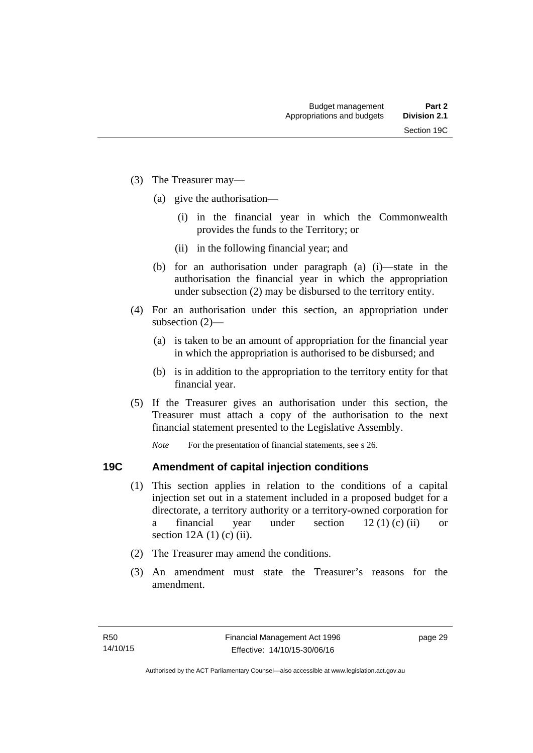(3) The Treasurer may—

(a) give the authorisation—

(i) in the financial year in which the Commonwealth provides the funds to the Territory; or

(ii) in the following financial year; and

(b) for an authorisation under paragraph (a) (i)—state in the authorisation the financial year in which the appropriation under subsection (2) may be disbursed to the territory entity.

(4) For an authorisation under this section, an appropriation under subsection (2)—

(a) is taken to be an amount of appropriation for the financial year in which the appropriation is authorised to be disbursed; and

(b) is in addition to the appropriation to the territory entity for that financial year.

(5) If the Treasurer gives an authorisation under this section, the Treasurer must attach a copy of the authorisation to the next financial statement presented to the Legislative Assembly.

*Note* For the presentation of financial statements, see s 26.

## 19C Amendment of capital injection conditions

(1) This section applies in relation to the conditions of a capital injection set out in a statement included in a proposed budget for a directorate, a territory authority or a territory-owned corporation for a financial year under section 12 (1) (c) (ii) or section 12A (1) (c) (ii).

(2) The Treasurer may amend the conditions.

(3) An amendment must state the Treasurer's reasons for the amendment.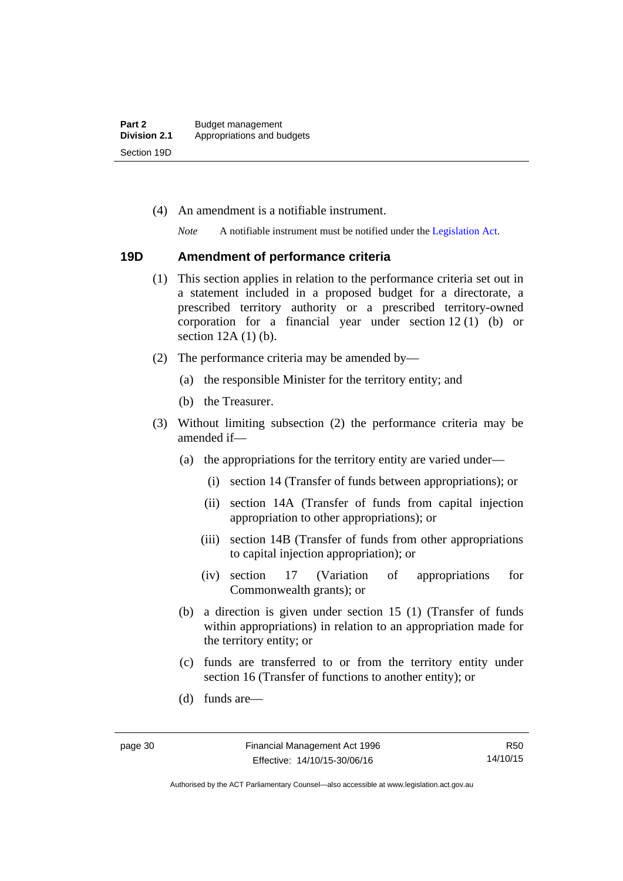(4) An amendment is a notifiable instrument.

*Note* A notifiable instrument must be notified under the Legislation Act.

## 19D Amendment of performance criteria

(1) This section applies in relation to the performance criteria set out in a statement included in a proposed budget for a directorate, a prescribed territory authority or a prescribed territory-owned corporation for a financial year under section 12 (1) (b) or section 12A (1) (b).

(2) The performance criteria may be amended by—

(a) the responsible Minister for the territory entity; and

(b) the Treasurer.

(3) Without limiting subsection (2) the performance criteria may be amended if—

(a) the appropriations for the territory entity are varied under—

(i) section 14 (Transfer of funds between appropriations); or

(ii) section 14A (Transfer of funds from capital injection appropriation to other appropriations); or

(iii) section 14B (Transfer of funds from other appropriations to capital injection appropriation); or

(iv) section 17 (Variation of appropriations for Commonwealth grants); or

(b) a direction is given under section 15 (1) (Transfer of funds within appropriations) in relation to an appropriation made for the territory entity; or

(c) funds are transferred to or from the territory entity under section 16 (Transfer of functions to another entity); or

(d) funds are—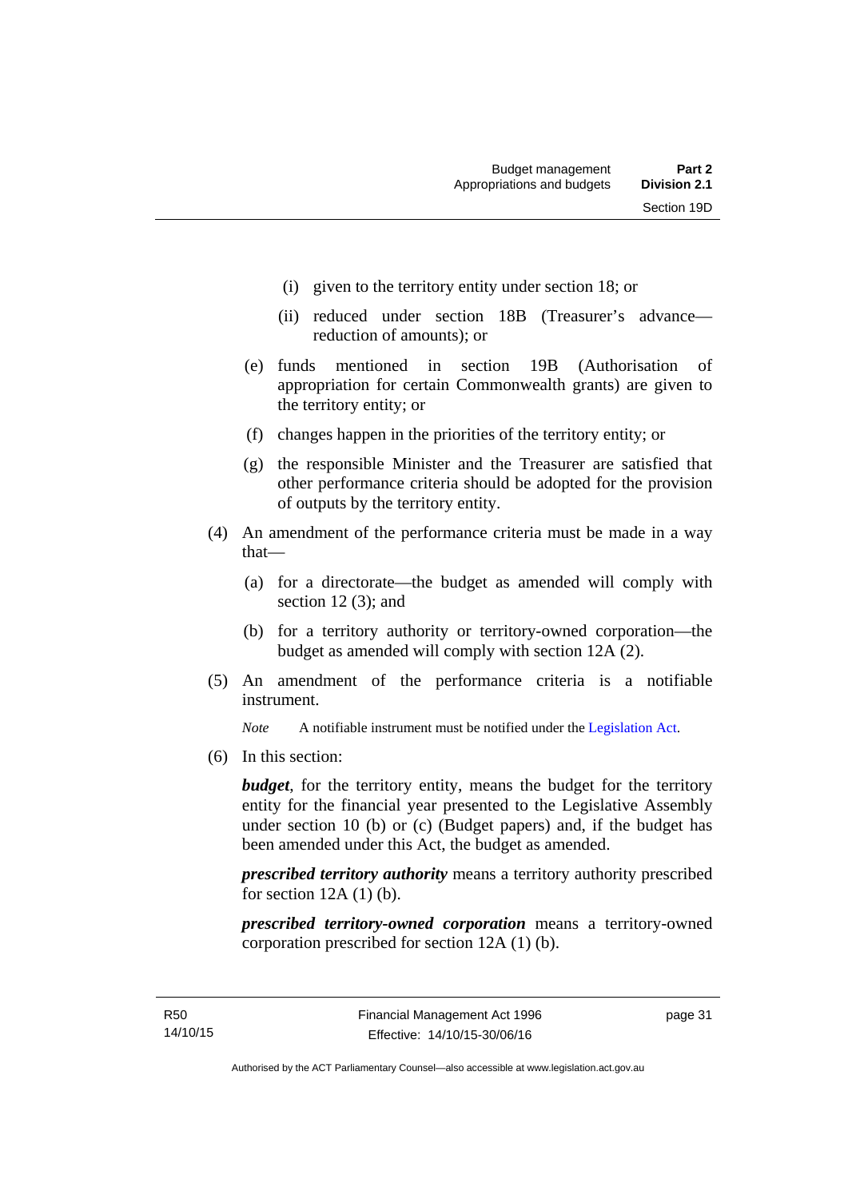(i) given to the territory entity under section 18; or

(ii) reduced under section 18B (Treasurer's advance—reduction of amounts); or

(e) funds mentioned in section 19B (Authorisation of appropriation for certain Commonwealth grants) are given to the territory entity; or

(f) changes happen in the priorities of the territory entity; or

(g) the responsible Minister and the Treasurer are satisfied that other performance criteria should be adopted for the provision of outputs by the territory entity.

(4) An amendment of the performance criteria must be made in a way that—

(a) for a directorate—the budget as amended will comply with section 12 (3); and

(b) for a territory authority or territory-owned corporation—the budget as amended will comply with section 12A (2).

(5) An amendment of the performance criteria is a notifiable instrument.

*Note* A notifiable instrument must be notified under the Legislation Act.

(6) In this section:

***budget***, for the territory entity, means the budget for the territory entity for the financial year presented to the Legislative Assembly under section 10 (b) or (c) (Budget papers) and, if the budget has been amended under this Act, the budget as amended.

***prescribed territory authority*** means a territory authority prescribed for section 12A (1) (b).

***prescribed territory-owned corporation*** means a territory-owned corporation prescribed for section 12A (1) (b).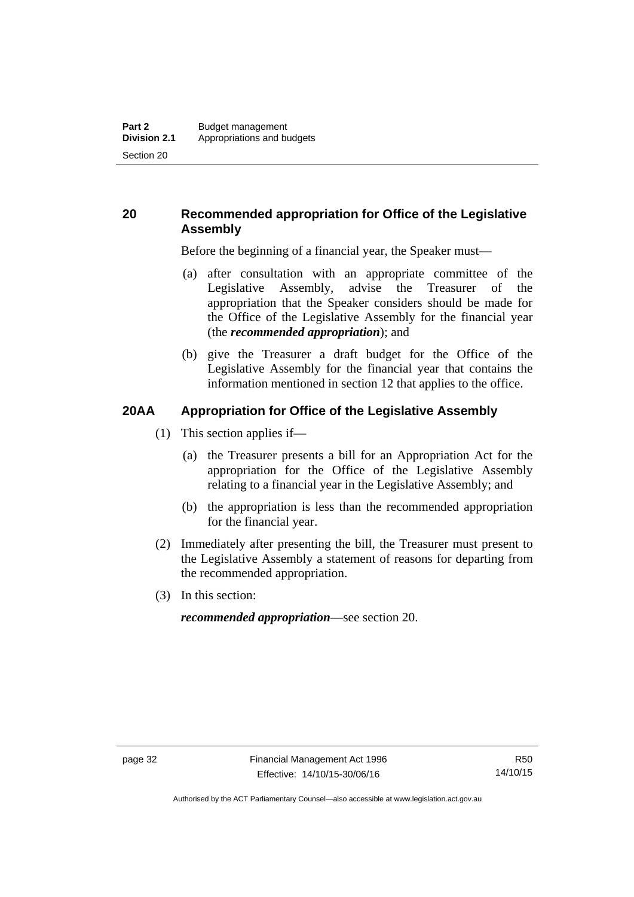## 20 Recommended appropriation for Office of the Legislative Assembly

Before the beginning of a financial year, the Speaker must—

(a) after consultation with an appropriate committee of the Legislative Assembly, advise the Treasurer of the appropriation that the Speaker considers should be made for the Office of the Legislative Assembly for the financial year (the ***recommended appropriation***); and

(b) give the Treasurer a draft budget for the Office of the Legislative Assembly for the financial year that contains the information mentioned in section 12 that applies to the office.

## 20AA Appropriation for Office of the Legislative Assembly

(1) This section applies if—

(a) the Treasurer presents a bill for an Appropriation Act for the appropriation for the Office of the Legislative Assembly relating to a financial year in the Legislative Assembly; and

(b) the appropriation is less than the recommended appropriation for the financial year.

(2) Immediately after presenting the bill, the Treasurer must present to the Legislative Assembly a statement of reasons for departing from the recommended appropriation.

(3) In this section:

***recommended appropriation***—see section 20.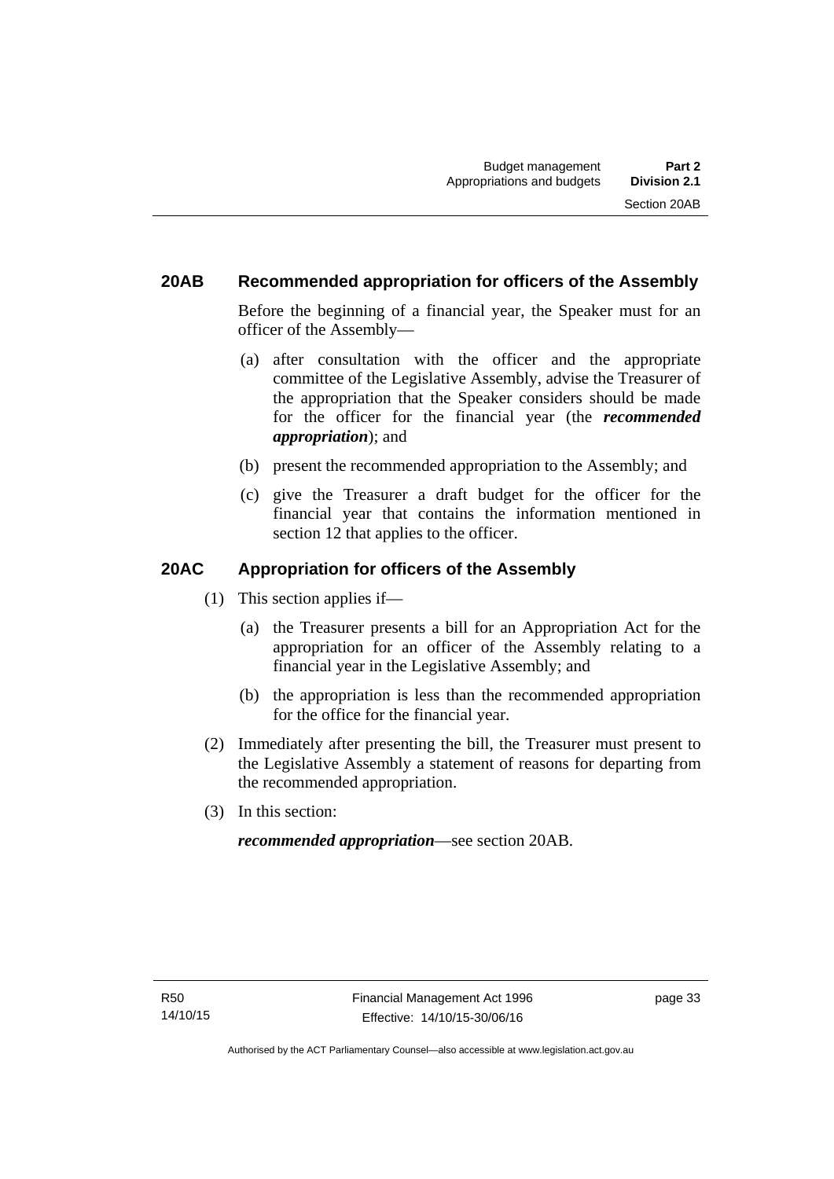## 20AB Recommended appropriation for officers of the Assembly

Before the beginning of a financial year, the Speaker must for an officer of the Assembly—

(a) after consultation with the officer and the appropriate committee of the Legislative Assembly, advise the Treasurer of the appropriation that the Speaker considers should be made for the officer for the financial year (the ***recommended appropriation***); and

(b) present the recommended appropriation to the Assembly; and

(c) give the Treasurer a draft budget for the officer for the financial year that contains the information mentioned in section 12 that applies to the officer.

## 20AC Appropriation for officers of the Assembly

(1) This section applies if—

(a) the Treasurer presents a bill for an Appropriation Act for the appropriation for an officer of the Assembly relating to a financial year in the Legislative Assembly; and

(b) the appropriation is less than the recommended appropriation for the office for the financial year.

(2) Immediately after presenting the bill, the Treasurer must present to the Legislative Assembly a statement of reasons for departing from the recommended appropriation.

(3) In this section:

***recommended appropriation***—see section 20AB.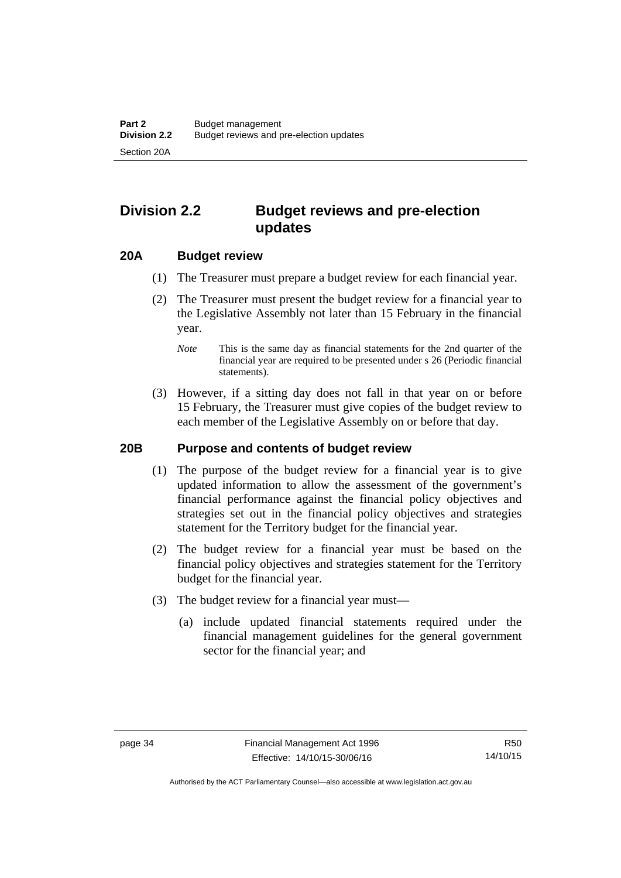## Division 2.2 Budget reviews and pre-election updates

### 20A Budget review

(1) The Treasurer must prepare a budget review for each financial year.

(2) The Treasurer must present the budget review for a financial year to the Legislative Assembly not later than 15 February in the financial year.

*Note* This is the same day as financial statements for the 2nd quarter of the financial year are required to be presented under s 26 (Periodic financial statements).

(3) However, if a sitting day does not fall in that year on or before 15 February, the Treasurer must give copies of the budget review to each member of the Legislative Assembly on or before that day.

### 20B Purpose and contents of budget review

(1) The purpose of the budget review for a financial year is to give updated information to allow the assessment of the government's financial performance against the financial policy objectives and strategies set out in the financial policy objectives and strategies statement for the Territory budget for the financial year.

(2) The budget review for a financial year must be based on the financial policy objectives and strategies statement for the Territory budget for the financial year.

(3) The budget review for a financial year must—

(a) include updated financial statements required under the financial management guidelines for the general government sector for the financial year; and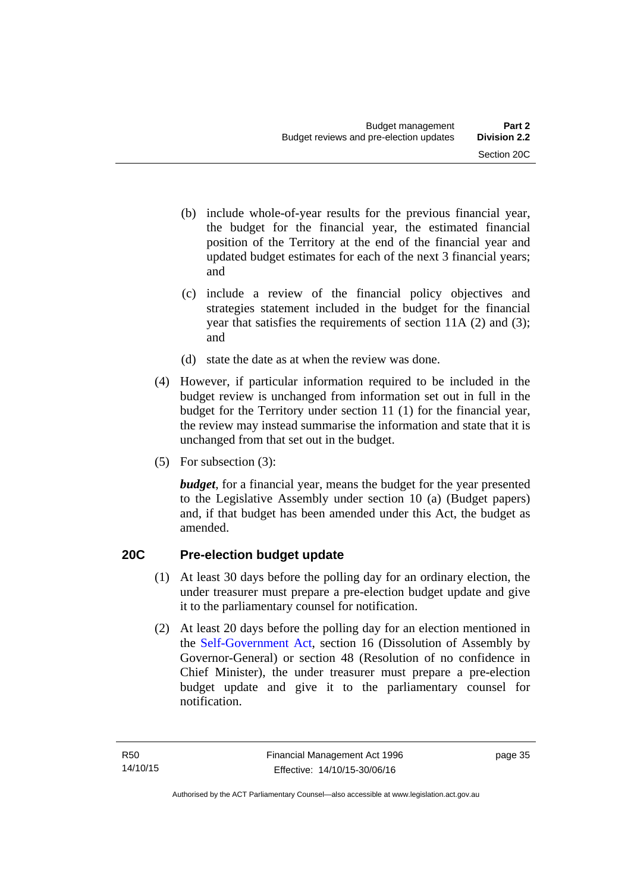(b) include whole-of-year results for the previous financial year, the budget for the financial year, the estimated financial position of the Territory at the end of the financial year and updated budget estimates for each of the next 3 financial years; and

(c) include a review of the financial policy objectives and strategies statement included in the budget for the financial year that satisfies the requirements of section 11A (2) and (3); and

(d) state the date as at when the review was done.

(4) However, if particular information required to be included in the budget review is unchanged from information set out in full in the budget for the Territory under section 11 (1) for the financial year, the review may instead summarise the information and state that it is unchanged from that set out in the budget.

(5) For subsection (3):

***budget***, for a financial year, means the budget for the year presented to the Legislative Assembly under section 10 (a) (Budget papers) and, if that budget has been amended under this Act, the budget as amended.

## 20C Pre-election budget update

(1) At least 30 days before the polling day for an ordinary election, the under treasurer must prepare a pre-election budget update and give it to the parliamentary counsel for notification.

(2) At least 20 days before the polling day for an election mentioned in the Self-Government Act, section 16 (Dissolution of Assembly by Governor-General) or section 48 (Resolution of no confidence in Chief Minister), the under treasurer must prepare a pre-election budget update and give it to the parliamentary counsel for notification.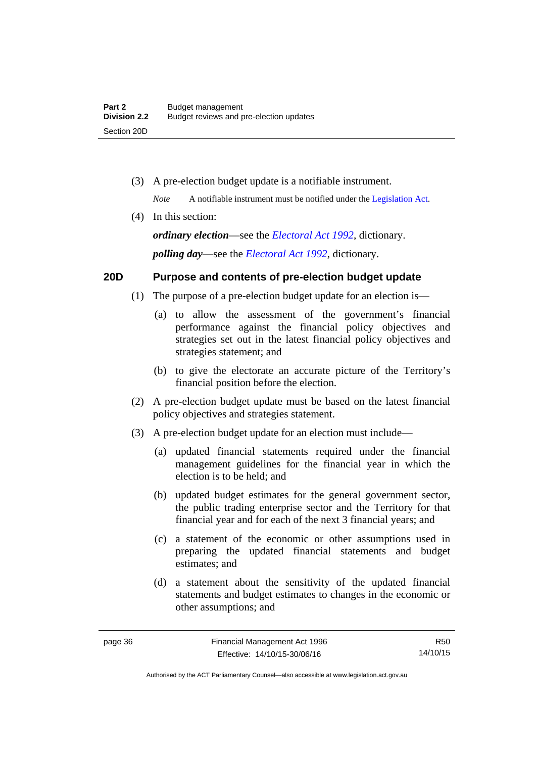(3) A pre-election budget update is a notifiable instrument.

*Note* A notifiable instrument must be notified under the Legislation Act.

(4) In this section:

***ordinary election***—see the *Electoral Act 1992*, dictionary.

***polling day***—see the *Electoral Act 1992*, dictionary.

## 20D Purpose and contents of pre-election budget update

(1) The purpose of a pre-election budget update for an election is—

(a) to allow the assessment of the government's financial performance against the financial policy objectives and strategies set out in the latest financial policy objectives and strategies statement; and

(b) to give the electorate an accurate picture of the Territory's financial position before the election.

(2) A pre-election budget update must be based on the latest financial policy objectives and strategies statement.

(3) A pre-election budget update for an election must include—

(a) updated financial statements required under the financial management guidelines for the financial year in which the election is to be held; and

(b) updated budget estimates for the general government sector, the public trading enterprise sector and the Territory for that financial year and for each of the next 3 financial years; and

(c) a statement of the economic or other assumptions used in preparing the updated financial statements and budget estimates; and

(d) a statement about the sensitivity of the updated financial statements and budget estimates to changes in the economic or other assumptions; and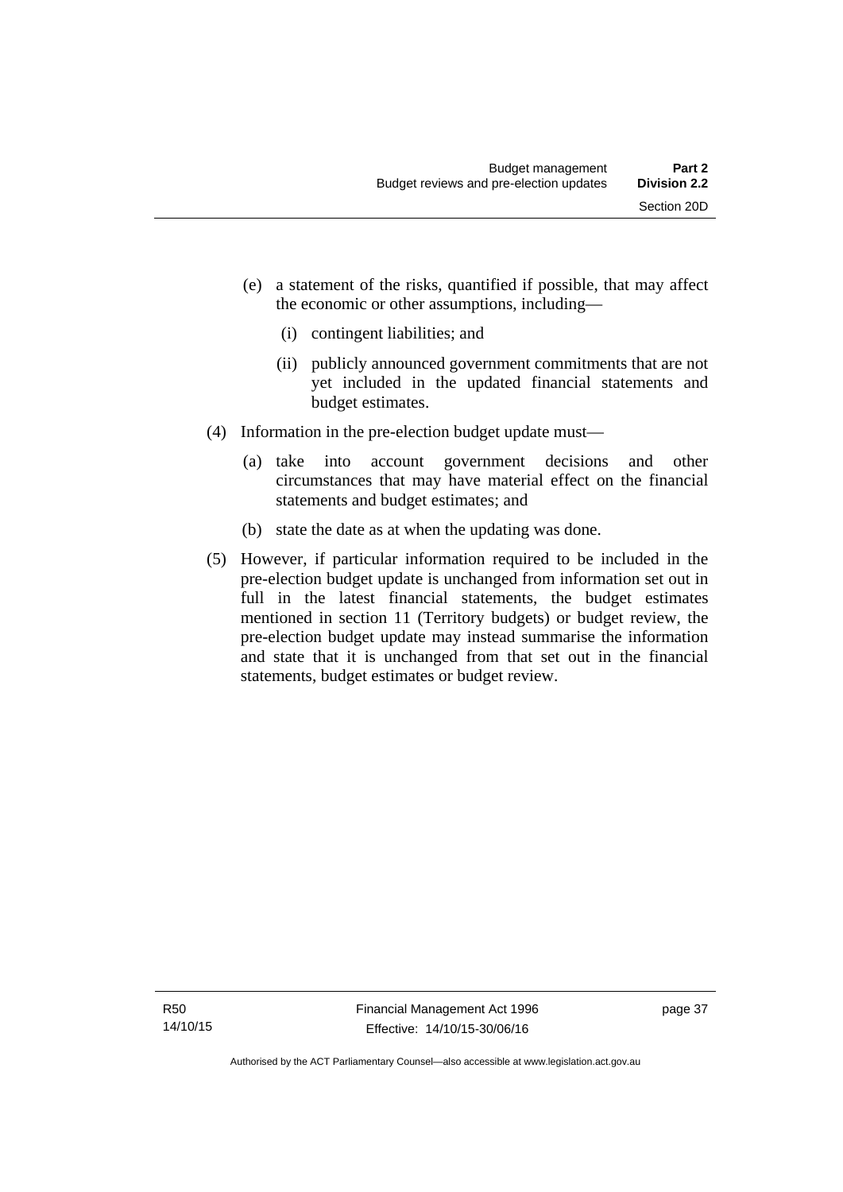(e) a statement of the risks, quantified if possible, that may affect the economic or other assumptions, including—

   (i) contingent liabilities; and

   (ii) publicly announced government commitments that are not yet included in the updated financial statements and budget estimates.

(4) Information in the pre-election budget update must—

   (a) take into account government decisions and other circumstances that may have material effect on the financial statements and budget estimates; and

   (b) state the date as at when the updating was done.

(5) However, if particular information required to be included in the pre-election budget update is unchanged from information set out in full in the latest financial statements, the budget estimates mentioned in section 11 (Territory budgets) or budget review, the pre-election budget update may instead summarise the information and state that it is unchanged from that set out in the financial statements, budget estimates or budget review.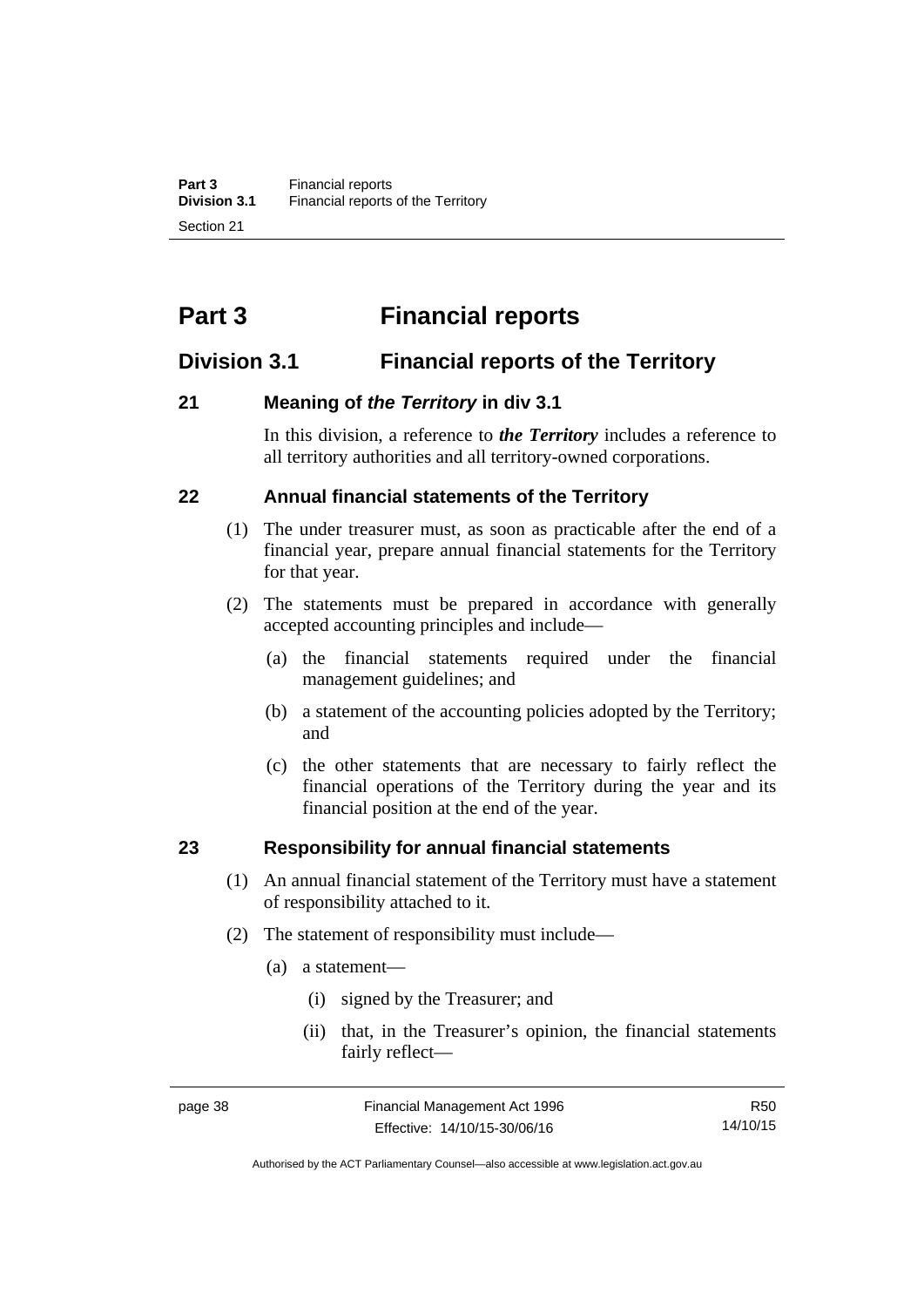# Part 3 Financial reports

## Division 3.1 Financial reports of the Territory

### 21 Meaning of *the Territory* in div 3.1

In this division, a reference to ***the Territory*** includes a reference to all territory authorities and all territory-owned corporations.

### 22 Annual financial statements of the Territory

(1) The under treasurer must, as soon as practicable after the end of a financial year, prepare annual financial statements for the Territory for that year.

(2) The statements must be prepared in accordance with generally accepted accounting principles and include—

(a) the financial statements required under the financial management guidelines; and

(b) a statement of the accounting policies adopted by the Territory; and

(c) the other statements that are necessary to fairly reflect the financial operations of the Territory during the year and its financial position at the end of the year.

### 23 Responsibility for annual financial statements

(1) An annual financial statement of the Territory must have a statement of responsibility attached to it.

(2) The statement of responsibility must include—

(a) a statement—

(i) signed by the Treasurer; and

(ii) that, in the Treasurer's opinion, the financial statements fairly reflect—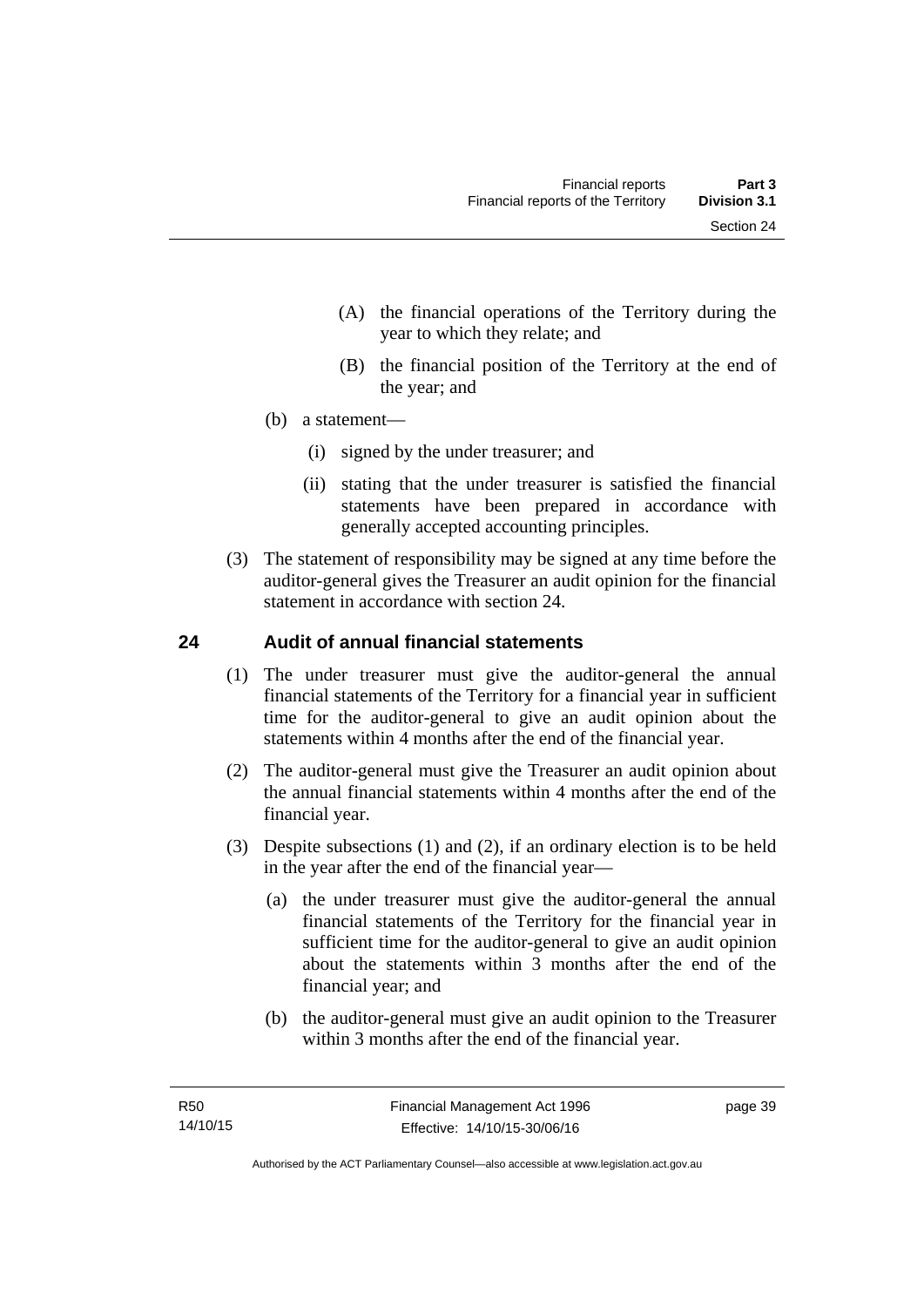(A) the financial operations of the Territory during the year to which they relate; and

(B) the financial position of the Territory at the end of the year; and

(b) a statement—

(i) signed by the under treasurer; and

(ii) stating that the under treasurer is satisfied the financial statements have been prepared in accordance with generally accepted accounting principles.

(3) The statement of responsibility may be signed at any time before the auditor-general gives the Treasurer an audit opinion for the financial statement in accordance with section 24.

## 24 Audit of annual financial statements

(1) The under treasurer must give the auditor-general the annual financial statements of the Territory for a financial year in sufficient time for the auditor-general to give an audit opinion about the statements within 4 months after the end of the financial year.

(2) The auditor-general must give the Treasurer an audit opinion about the annual financial statements within 4 months after the end of the financial year.

(3) Despite subsections (1) and (2), if an ordinary election is to be held in the year after the end of the financial year—

(a) the under treasurer must give the auditor-general the annual financial statements of the Territory for the financial year in sufficient time for the auditor-general to give an audit opinion about the statements within 3 months after the end of the financial year; and

(b) the auditor-general must give an audit opinion to the Treasurer within 3 months after the end of the financial year.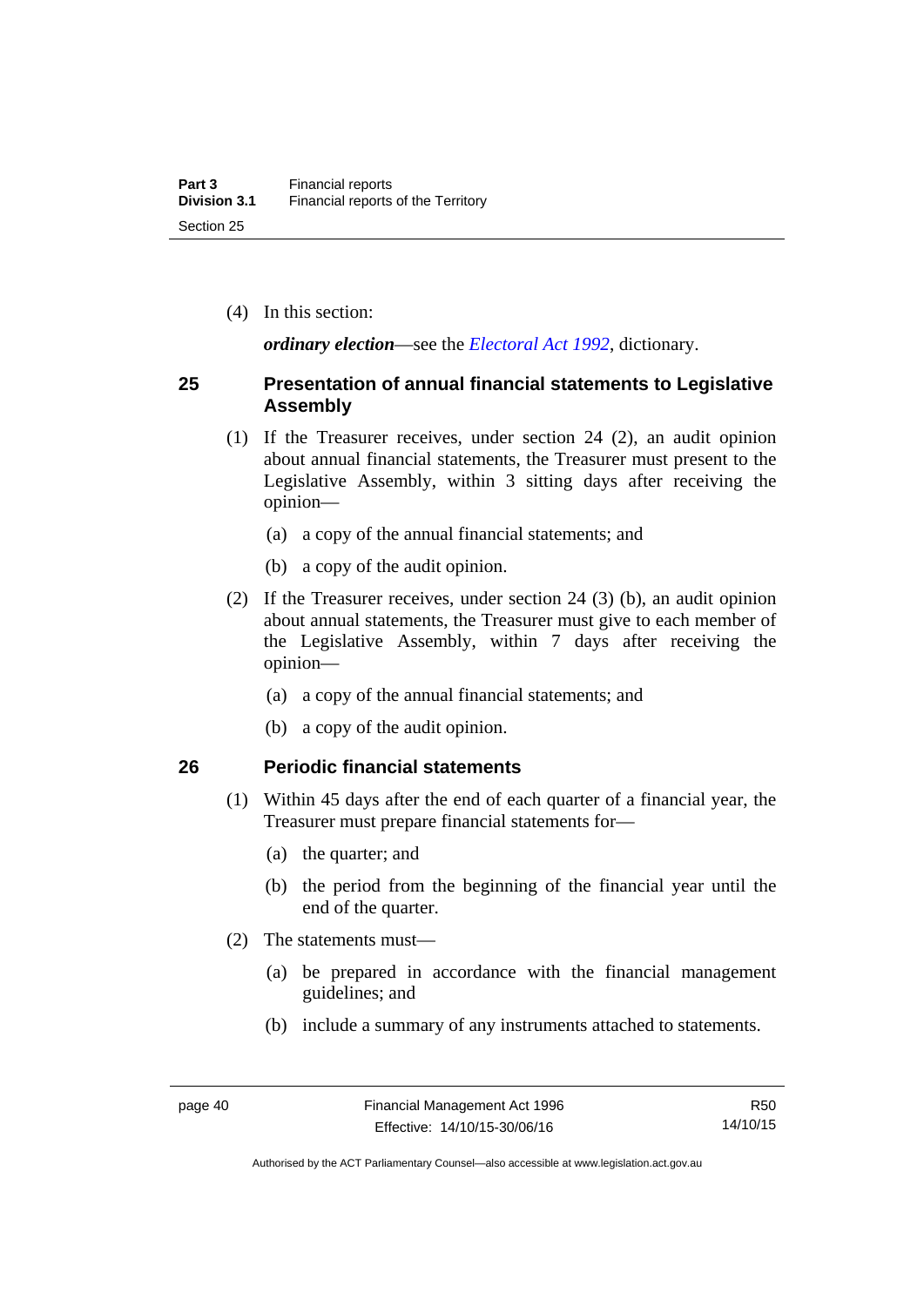(4) In this section:

***ordinary election***—see the *Electoral Act 1992*, dictionary.

## 25 Presentation of annual financial statements to Legislative Assembly

(1) If the Treasurer receives, under section 24 (2), an audit opinion about annual financial statements, the Treasurer must present to the Legislative Assembly, within 3 sitting days after receiving the opinion—

(a) a copy of the annual financial statements; and

(b) a copy of the audit opinion.

(2) If the Treasurer receives, under section 24 (3) (b), an audit opinion about annual statements, the Treasurer must give to each member of the Legislative Assembly, within 7 days after receiving the opinion—

(a) a copy of the annual financial statements; and

(b) a copy of the audit opinion.

## 26 Periodic financial statements

(1) Within 45 days after the end of each quarter of a financial year, the Treasurer must prepare financial statements for—

(a) the quarter; and

(b) the period from the beginning of the financial year until the end of the quarter.

(2) The statements must—

(a) be prepared in accordance with the financial management guidelines; and

(b) include a summary of any instruments attached to statements.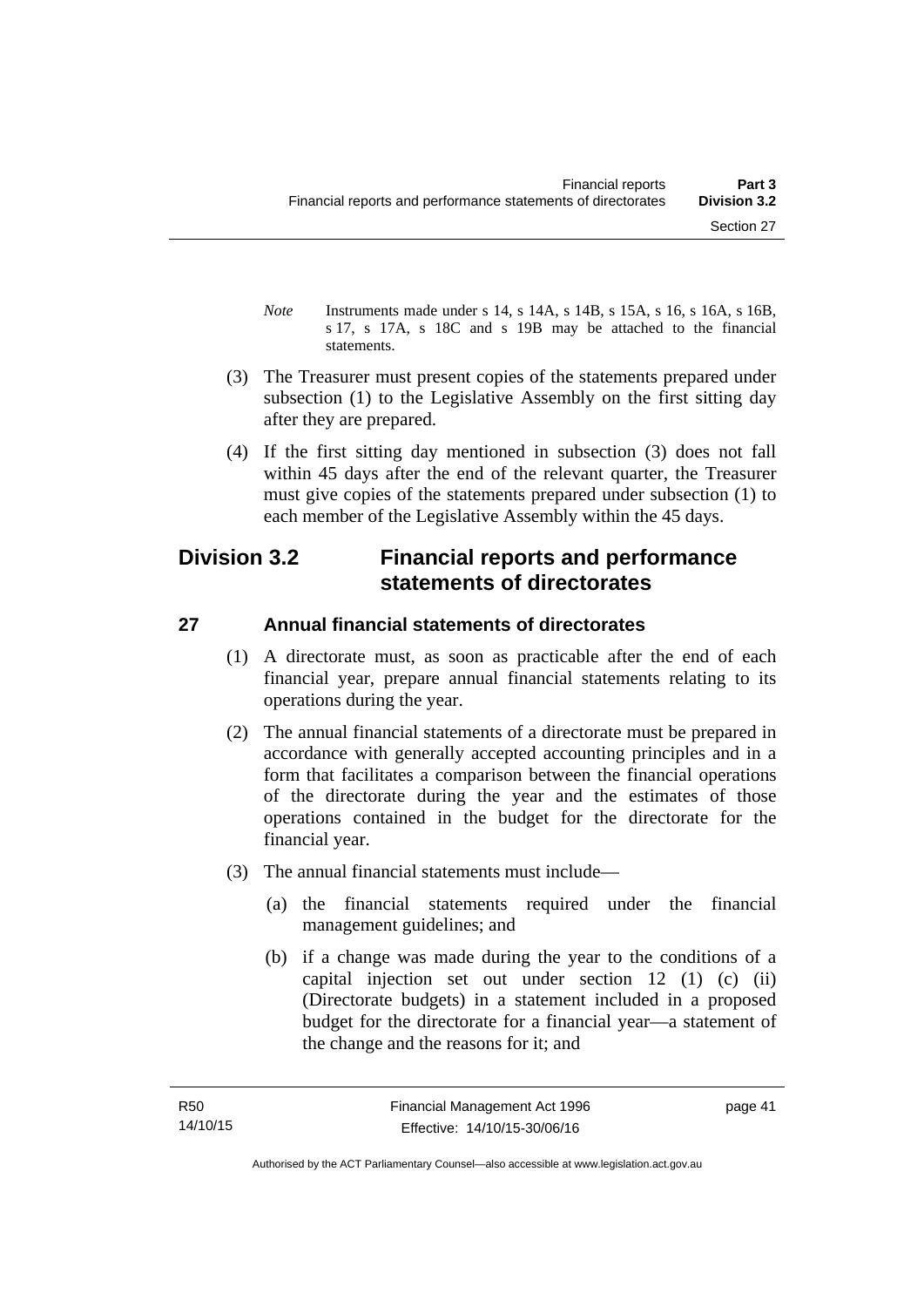*Note* Instruments made under s 14, s 14A, s 14B, s 15A, s 16, s 16A, s 16B, s 17, s 17A, s 18C and s 19B may be attached to the financial statements.

(3) The Treasurer must present copies of the statements prepared under subsection (1) to the Legislative Assembly on the first sitting day after they are prepared.

(4) If the first sitting day mentioned in subsection (3) does not fall within 45 days after the end of the relevant quarter, the Treasurer must give copies of the statements prepared under subsection (1) to each member of the Legislative Assembly within the 45 days.

## Division 3.2 Financial reports and performance statements of directorates

### 27 Annual financial statements of directorates

(1) A directorate must, as soon as practicable after the end of each financial year, prepare annual financial statements relating to its operations during the year.

(2) The annual financial statements of a directorate must be prepared in accordance with generally accepted accounting principles and in a form that facilitates a comparison between the financial operations of the directorate during the year and the estimates of those operations contained in the budget for the directorate for the financial year.

(3) The annual financial statements must include—

(a) the financial statements required under the financial management guidelines; and

(b) if a change was made during the year to the conditions of a capital injection set out under section 12 (1) (c) (ii) (Directorate budgets) in a statement included in a proposed budget for the directorate for a financial year—a statement of the change and the reasons for it; and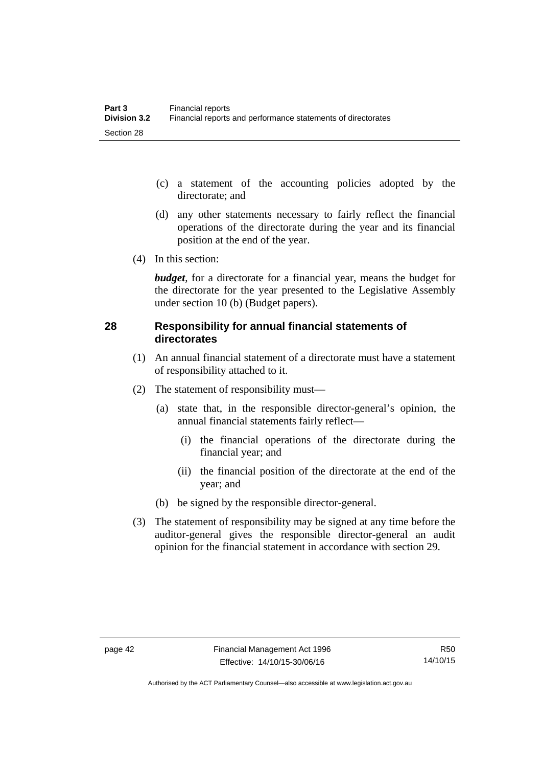(c) a statement of the accounting policies adopted by the directorate; and

(d) any other statements necessary to fairly reflect the financial operations of the directorate during the year and its financial position at the end of the year.

(4) In this section:

***budget***, for a directorate for a financial year, means the budget for the directorate for the year presented to the Legislative Assembly under section 10 (b) (Budget papers).

## 28 Responsibility for annual financial statements of directorates

(1) An annual financial statement of a directorate must have a statement of responsibility attached to it.

(2) The statement of responsibility must—

(a) state that, in the responsible director-general's opinion, the annual financial statements fairly reflect—

(i) the financial operations of the directorate during the financial year; and

(ii) the financial position of the directorate at the end of the year; and

(b) be signed by the responsible director-general.

(3) The statement of responsibility may be signed at any time before the auditor-general gives the responsible director-general an audit opinion for the financial statement in accordance with section 29.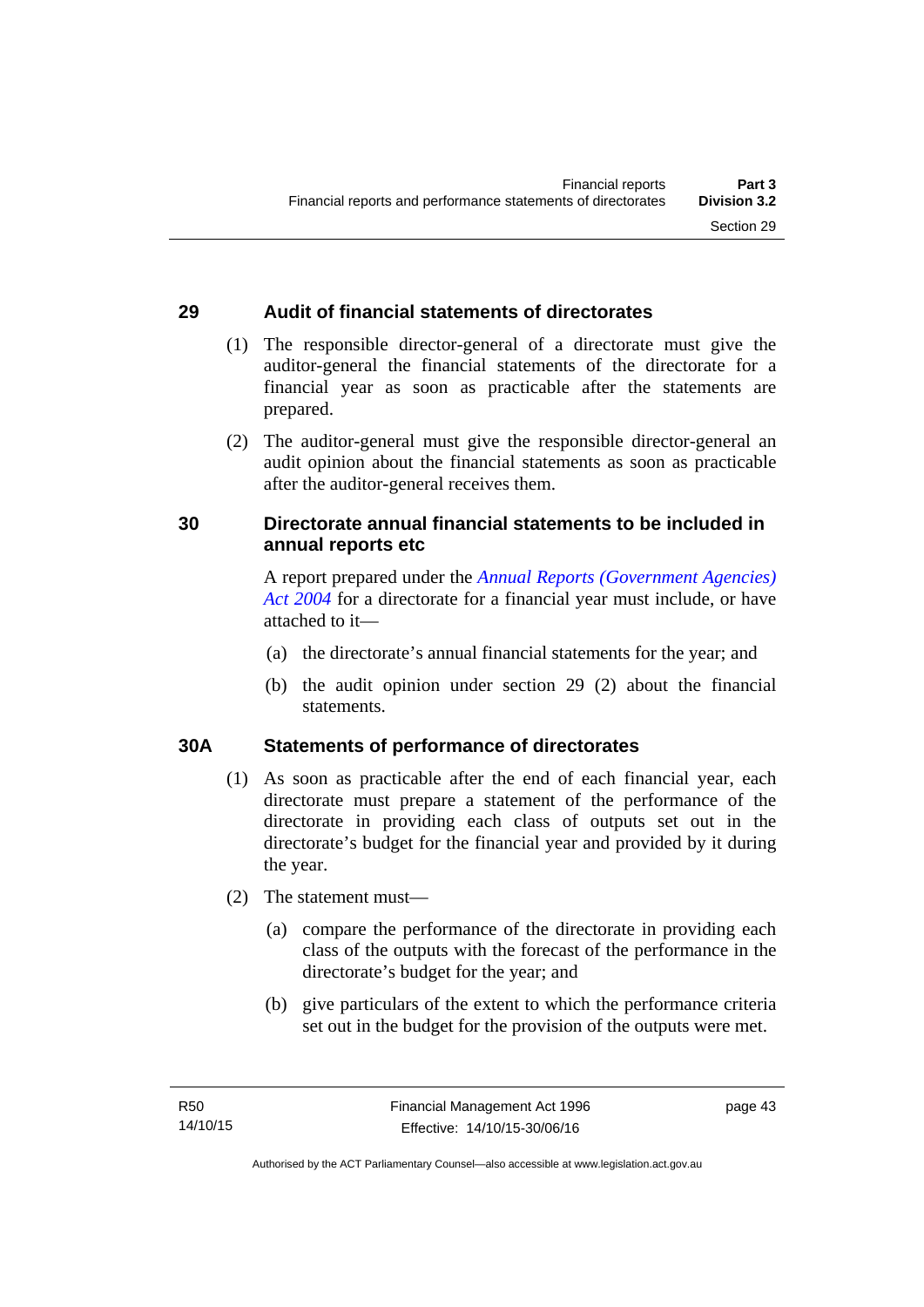## 29 Audit of financial statements of directorates

(1) The responsible director-general of a directorate must give the auditor-general the financial statements of the directorate for a financial year as soon as practicable after the statements are prepared.

(2) The auditor-general must give the responsible director-general an audit opinion about the financial statements as soon as practicable after the auditor-general receives them.

## 30 Directorate annual financial statements to be included in annual reports etc

A report prepared under the *Annual Reports (Government Agencies) Act 2004* for a directorate for a financial year must include, or have attached to it—

(a) the directorate's annual financial statements for the year; and

(b) the audit opinion under section 29 (2) about the financial statements.

## 30A Statements of performance of directorates

(1) As soon as practicable after the end of each financial year, each directorate must prepare a statement of the performance of the directorate in providing each class of outputs set out in the directorate's budget for the financial year and provided by it during the year.

(2) The statement must—

(a) compare the performance of the directorate in providing each class of the outputs with the forecast of the performance in the directorate's budget for the year; and

(b) give particulars of the extent to which the performance criteria set out in the budget for the provision of the outputs were met.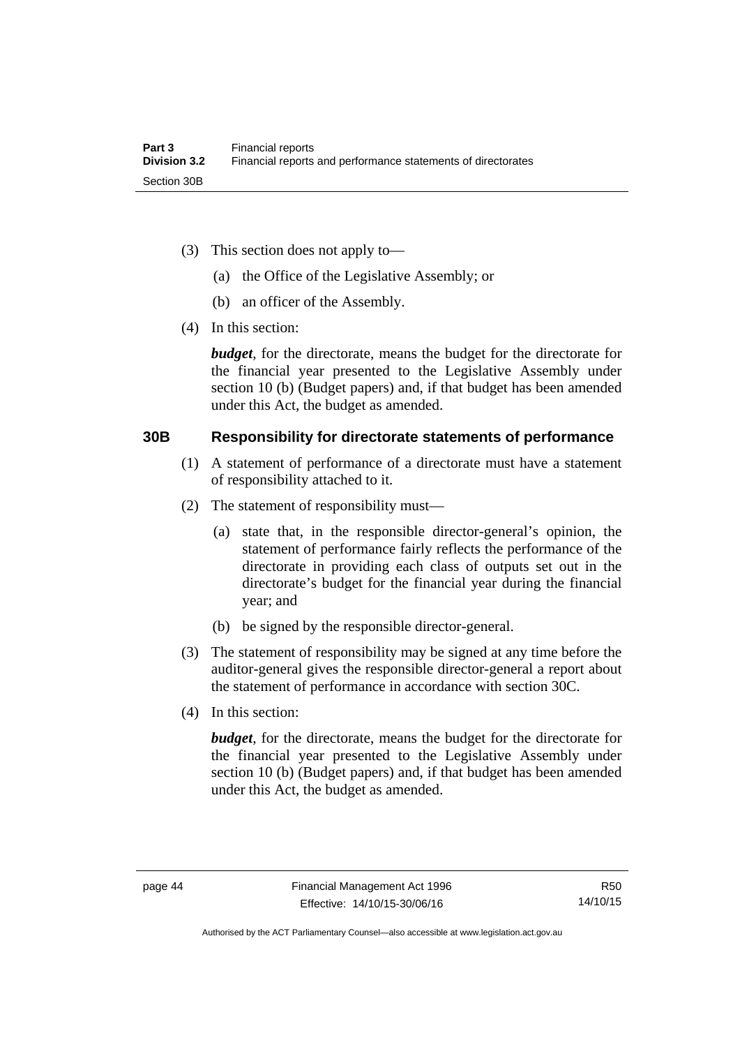(3) This section does not apply to—

   (a) the Office of the Legislative Assembly; or

   (b) an officer of the Assembly.

(4) In this section:

***budget***, for the directorate, means the budget for the directorate for the financial year presented to the Legislative Assembly under section 10 (b) (Budget papers) and, if that budget has been amended under this Act, the budget as amended.

### 30B Responsibility for directorate statements of performance

(1) A statement of performance of a directorate must have a statement of responsibility attached to it.

(2) The statement of responsibility must—

   (a) state that, in the responsible director-general's opinion, the statement of performance fairly reflects the performance of the directorate in providing each class of outputs set out in the directorate's budget for the financial year during the financial year; and

   (b) be signed by the responsible director-general.

(3) The statement of responsibility may be signed at any time before the auditor-general gives the responsible director-general a report about the statement of performance in accordance with section 30C.

(4) In this section:

***budget***, for the directorate, means the budget for the directorate for the financial year presented to the Legislative Assembly under section 10 (b) (Budget papers) and, if that budget has been amended under this Act, the budget as amended.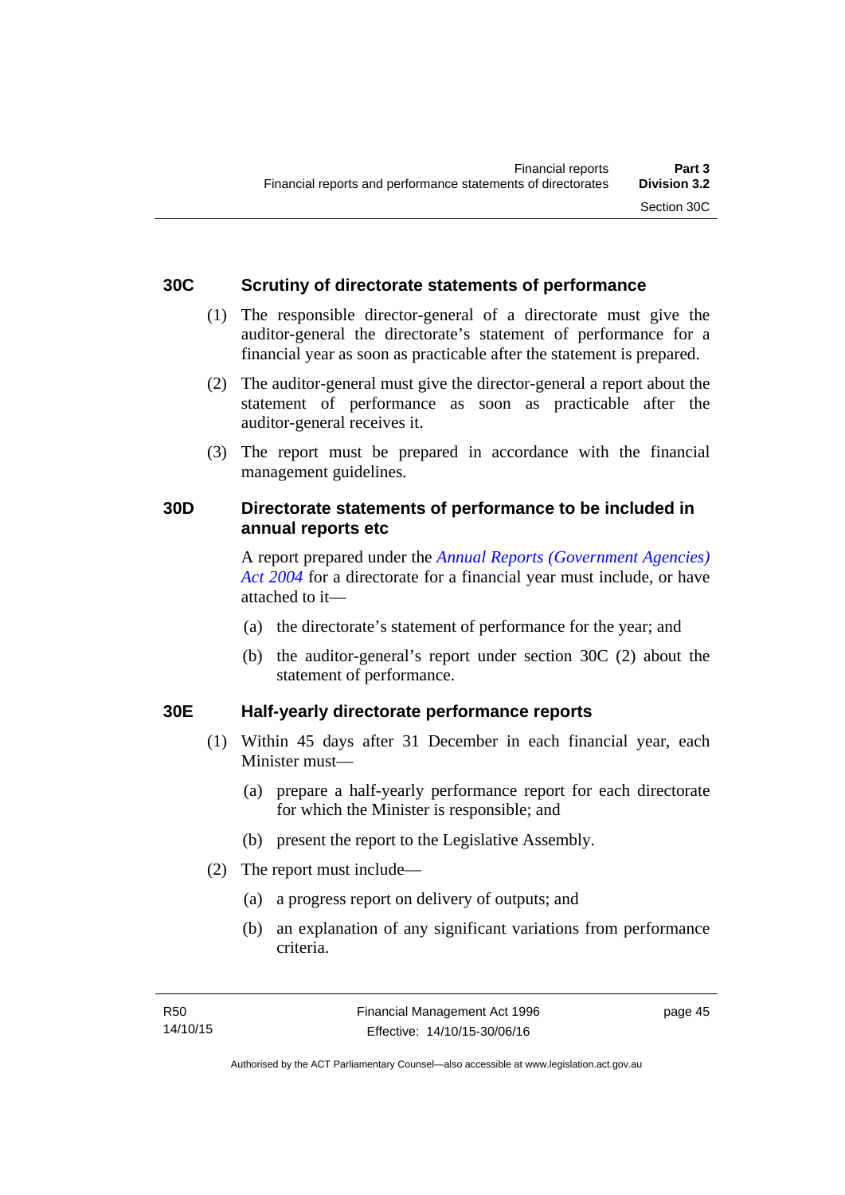### 30C Scrutiny of directorate statements of performance

(1) The responsible director-general of a directorate must give the auditor-general the directorate's statement of performance for a financial year as soon as practicable after the statement is prepared.

(2) The auditor-general must give the director-general a report about the statement of performance as soon as practicable after the auditor-general receives it.

(3) The report must be prepared in accordance with the financial management guidelines.

### 30D Directorate statements of performance to be included in annual reports etc

A report prepared under the *Annual Reports (Government Agencies) Act 2004* for a directorate for a financial year must include, or have attached to it—

(a) the directorate's statement of performance for the year; and

(b) the auditor-general's report under section 30C (2) about the statement of performance.

### 30E Half-yearly directorate performance reports

(1) Within 45 days after 31 December in each financial year, each Minister must—

(a) prepare a half-yearly performance report for each directorate for which the Minister is responsible; and

(b) present the report to the Legislative Assembly.

(2) The report must include—

(a) a progress report on delivery of outputs; and

(b) an explanation of any significant variations from performance criteria.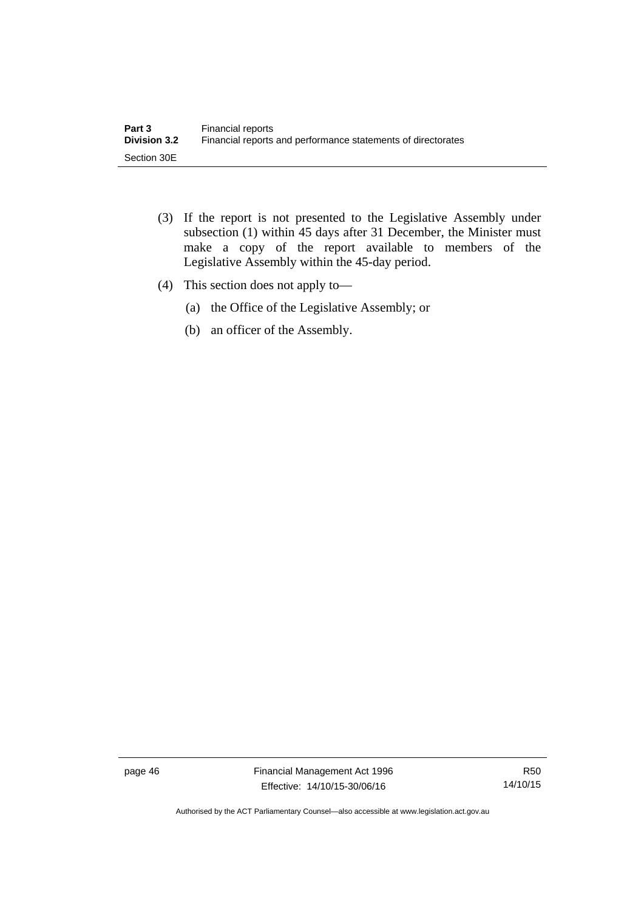(3) If the report is not presented to the Legislative Assembly under subsection (1) within 45 days after 31 December, the Minister must make a copy of the report available to members of the Legislative Assembly within the 45-day period.

(4) This section does not apply to—

(a) the Office of the Legislative Assembly; or

(b) an officer of the Assembly.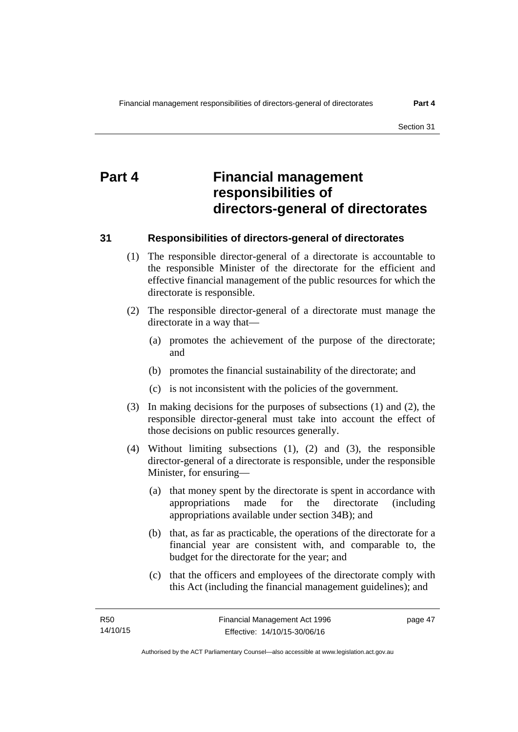# Part 4 Financial management responsibilities of directors-general of directorates

## 31 Responsibilities of directors-general of directorates

(1) The responsible director-general of a directorate is accountable to the responsible Minister of the directorate for the efficient and effective financial management of the public resources for which the directorate is responsible.

(2) The responsible director-general of a directorate must manage the directorate in a way that—

(a) promotes the achievement of the purpose of the directorate; and

(b) promotes the financial sustainability of the directorate; and

(c) is not inconsistent with the policies of the government.

(3) In making decisions for the purposes of subsections (1) and (2), the responsible director-general must take into account the effect of those decisions on public resources generally.

(4) Without limiting subsections (1), (2) and (3), the responsible director-general of a directorate is responsible, under the responsible Minister, for ensuring—

(a) that money spent by the directorate is spent in accordance with appropriations made for the directorate (including appropriations available under section 34B); and

(b) that, as far as practicable, the operations of the directorate for a financial year are consistent with, and comparable to, the budget for the directorate for the year; and

(c) that the officers and employees of the directorate comply with this Act (including the financial management guidelines); and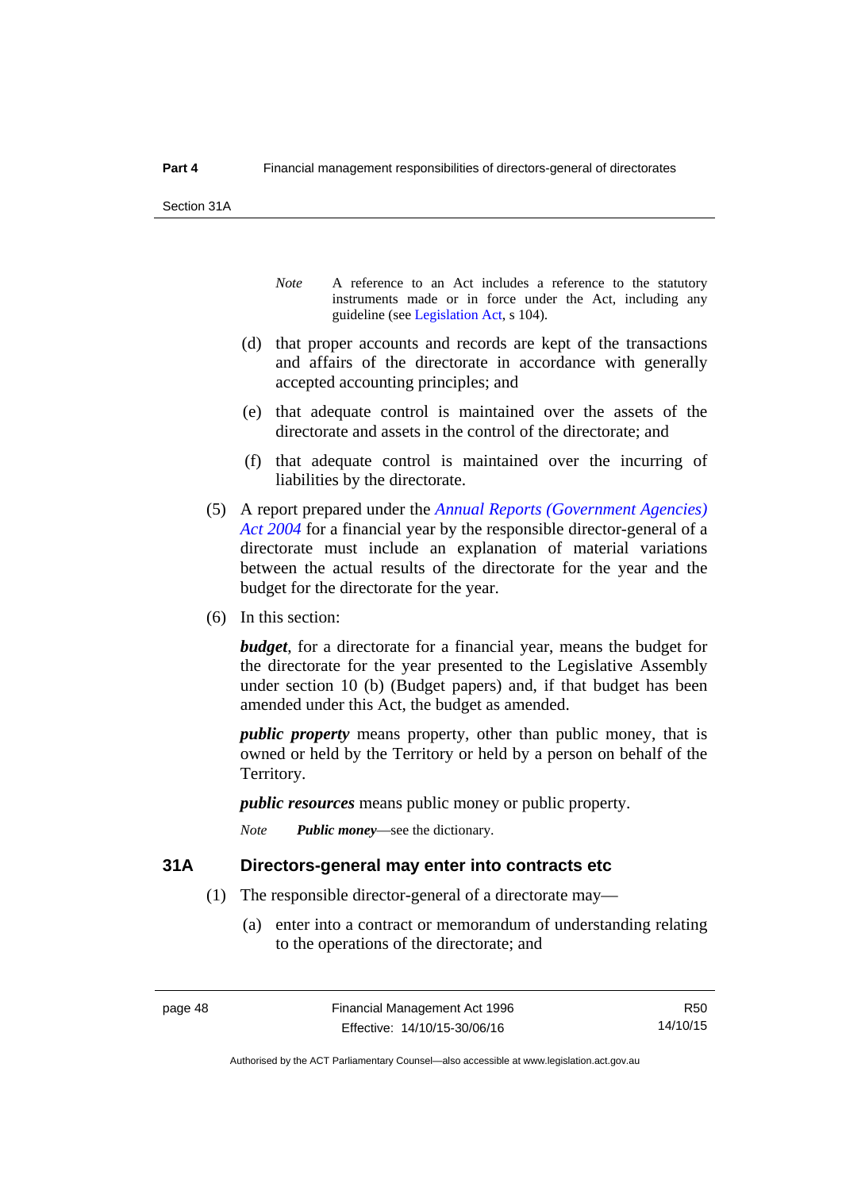*Note* A reference to an Act includes a reference to the statutory instruments made or in force under the Act, including any guideline (see Legislation Act, s 104).

(d) that proper accounts and records are kept of the transactions and affairs of the directorate in accordance with generally accepted accounting principles; and

(e) that adequate control is maintained over the assets of the directorate and assets in the control of the directorate; and

(f) that adequate control is maintained over the incurring of liabilities by the directorate.

(5) A report prepared under the *Annual Reports (Government Agencies) Act 2004* for a financial year by the responsible director-general of a directorate must include an explanation of material variations between the actual results of the directorate for the year and the budget for the directorate for the year.

(6) In this section:

***budget***, for a directorate for a financial year, means the budget for the directorate for the year presented to the Legislative Assembly under section 10 (b) (Budget papers) and, if that budget has been amended under this Act, the budget as amended.

***public property*** means property, other than public money, that is owned or held by the Territory or held by a person on behalf of the Territory.

***public resources*** means public money or public property.

*Note* ***Public money***—see the dictionary.

## 31A Directors-general may enter into contracts etc

(1) The responsible director-general of a directorate may—

(a) enter into a contract or memorandum of understanding relating to the operations of the directorate; and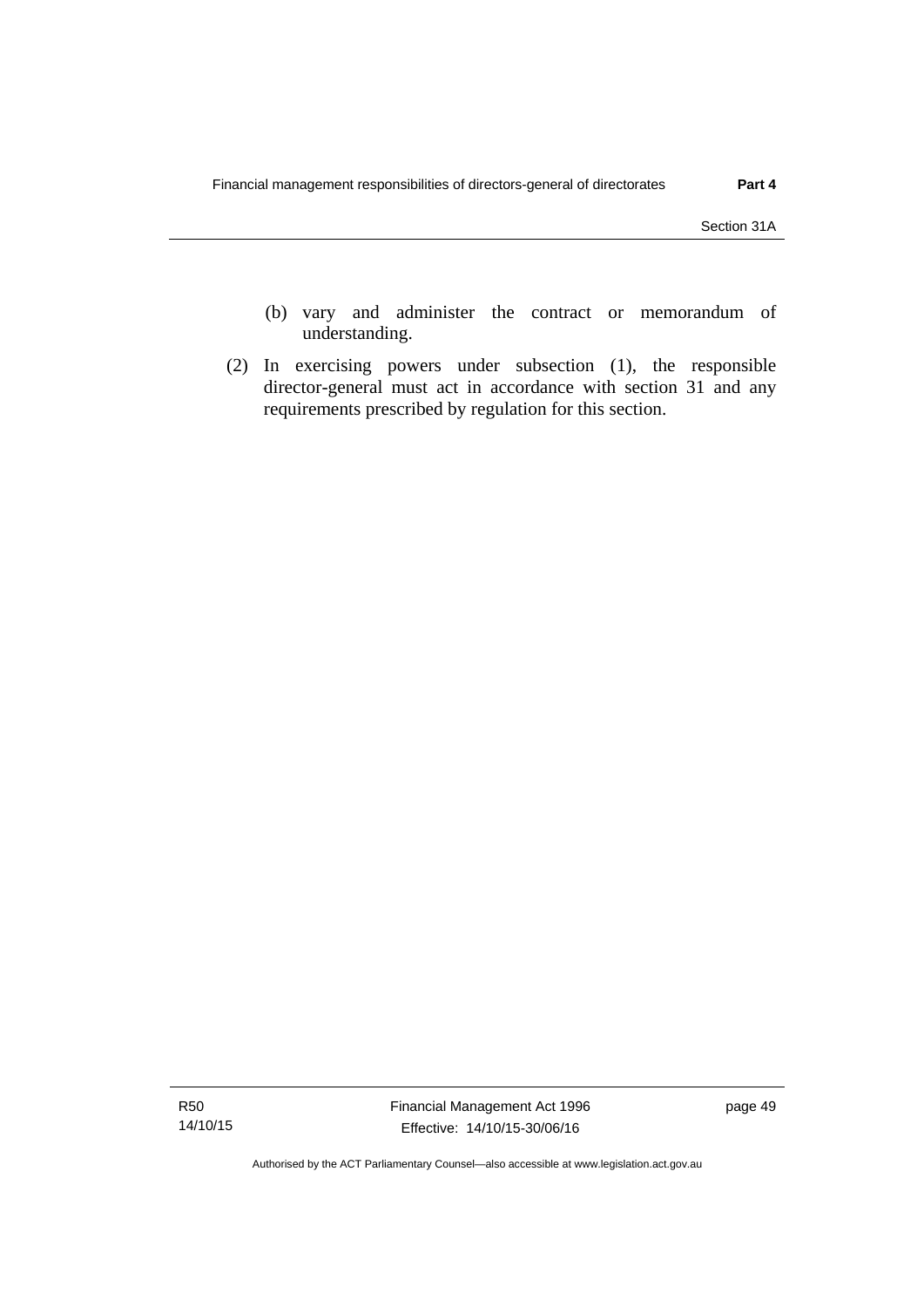(b) vary and administer the contract or memorandum of understanding.

(2) In exercising powers under subsection (1), the responsible director-general must act in accordance with section 31 and any requirements prescribed by regulation for this section.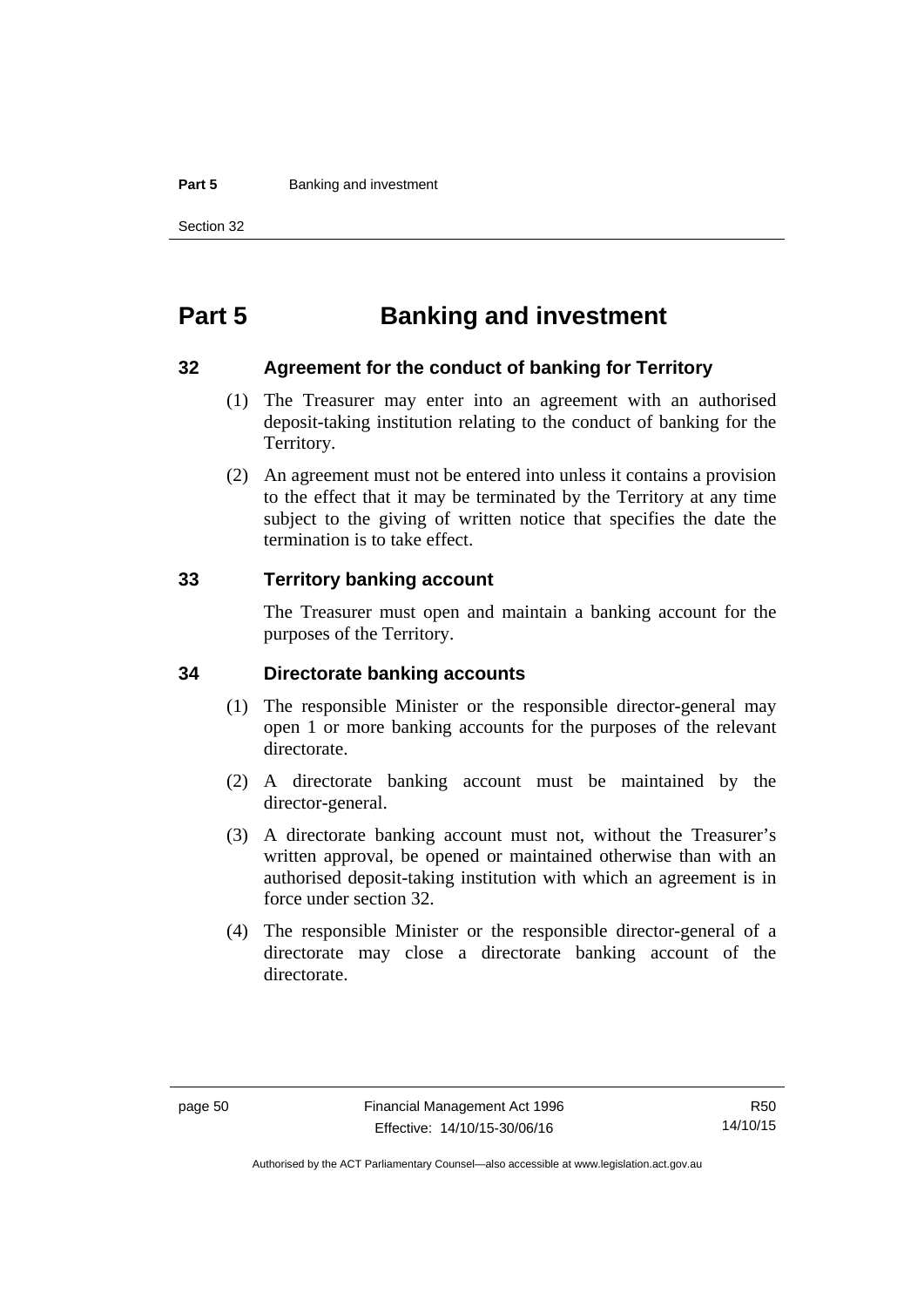# Part 5 Banking and investment

## 32 Agreement for the conduct of banking for Territory

(1) The Treasurer may enter into an agreement with an authorised deposit-taking institution relating to the conduct of banking for the Territory.

(2) An agreement must not be entered into unless it contains a provision to the effect that it may be terminated by the Territory at any time subject to the giving of written notice that specifies the date the termination is to take effect.

## 33 Territory banking account

The Treasurer must open and maintain a banking account for the purposes of the Territory.

## 34 Directorate banking accounts

(1) The responsible Minister or the responsible director-general may open 1 or more banking accounts for the purposes of the relevant directorate.

(2) A directorate banking account must be maintained by the director-general.

(3) A directorate banking account must not, without the Treasurer's written approval, be opened or maintained otherwise than with an authorised deposit-taking institution with which an agreement is in force under section 32.

(4) The responsible Minister or the responsible director-general of a directorate may close a directorate banking account of the directorate.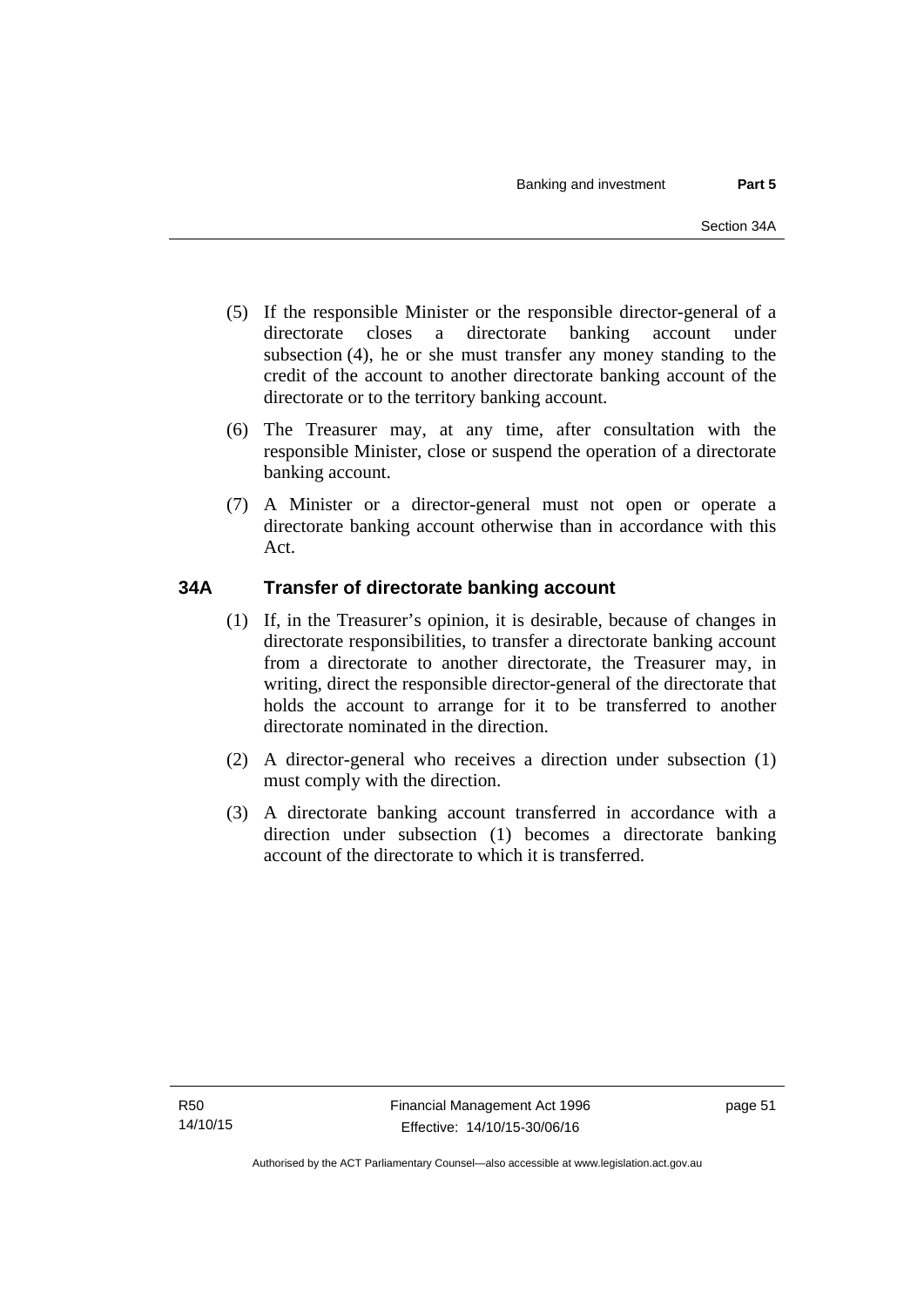(5) If the responsible Minister or the responsible director-general of a directorate closes a directorate banking account under subsection (4), he or she must transfer any money standing to the credit of the account to another directorate banking account of the directorate or to the territory banking account.

(6) The Treasurer may, at any time, after consultation with the responsible Minister, close or suspend the operation of a directorate banking account.

(7) A Minister or a director-general must not open or operate a directorate banking account otherwise than in accordance with this Act.

## 34A Transfer of directorate banking account

(1) If, in the Treasurer's opinion, it is desirable, because of changes in directorate responsibilities, to transfer a directorate banking account from a directorate to another directorate, the Treasurer may, in writing, direct the responsible director-general of the directorate that holds the account to arrange for it to be transferred to another directorate nominated in the direction.

(2) A director-general who receives a direction under subsection (1) must comply with the direction.

(3) A directorate banking account transferred in accordance with a direction under subsection (1) becomes a directorate banking account of the directorate to which it is transferred.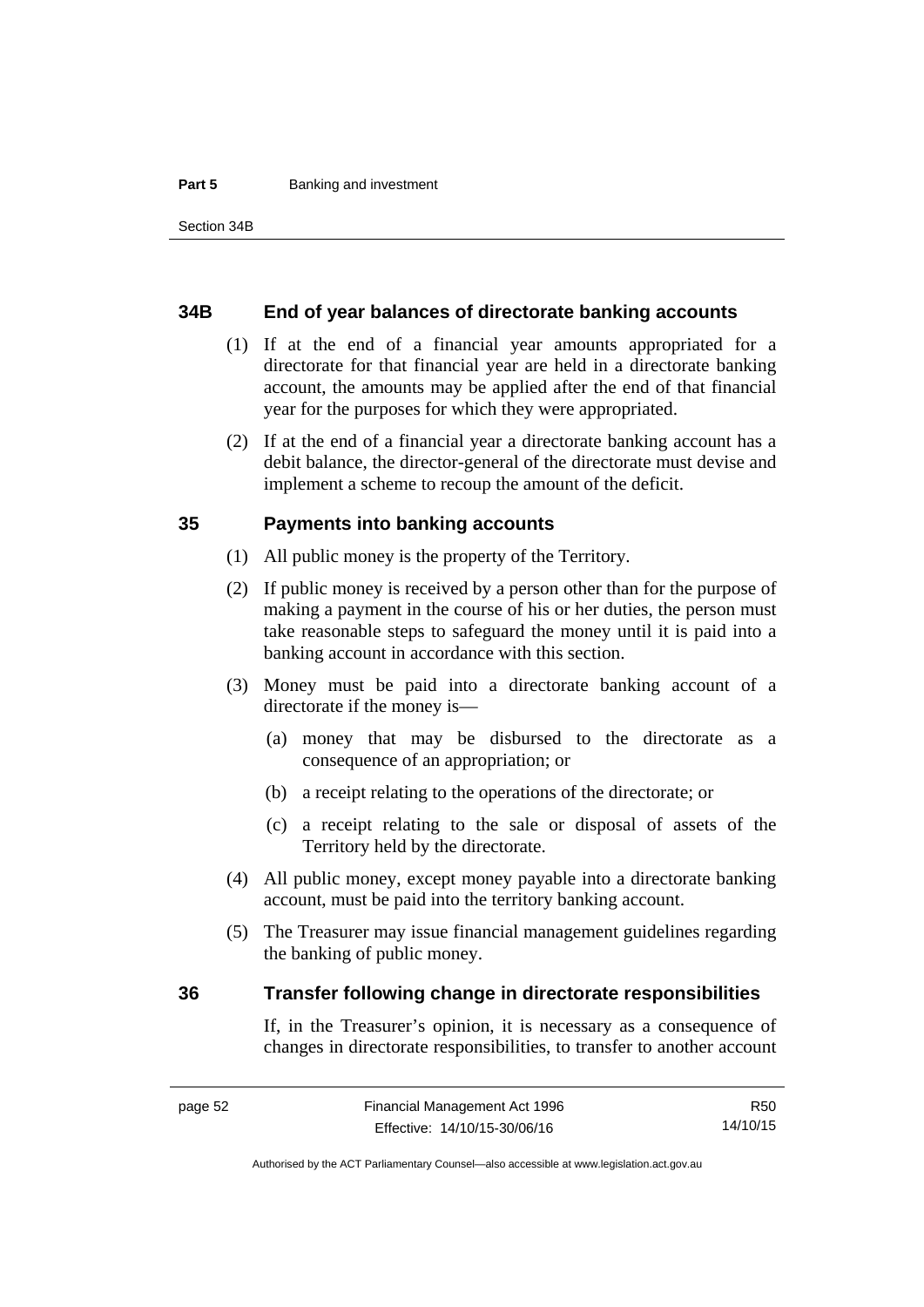### 34B End of year balances of directorate banking accounts

(1) If at the end of a financial year amounts appropriated for a directorate for that financial year are held in a directorate banking account, the amounts may be applied after the end of that financial year for the purposes for which they were appropriated.

(2) If at the end of a financial year a directorate banking account has a debit balance, the director-general of the directorate must devise and implement a scheme to recoup the amount of the deficit.

### 35 Payments into banking accounts

(1) All public money is the property of the Territory.

(2) If public money is received by a person other than for the purpose of making a payment in the course of his or her duties, the person must take reasonable steps to safeguard the money until it is paid into a banking account in accordance with this section.

(3) Money must be paid into a directorate banking account of a directorate if the money is—

(a) money that may be disbursed to the directorate as a consequence of an appropriation; or

(b) a receipt relating to the operations of the directorate; or

(c) a receipt relating to the sale or disposal of assets of the Territory held by the directorate.

(4) All public money, except money payable into a directorate banking account, must be paid into the territory banking account.

(5) The Treasurer may issue financial management guidelines regarding the banking of public money.

### 36 Transfer following change in directorate responsibilities

If, in the Treasurer's opinion, it is necessary as a consequence of changes in directorate responsibilities, to transfer to another account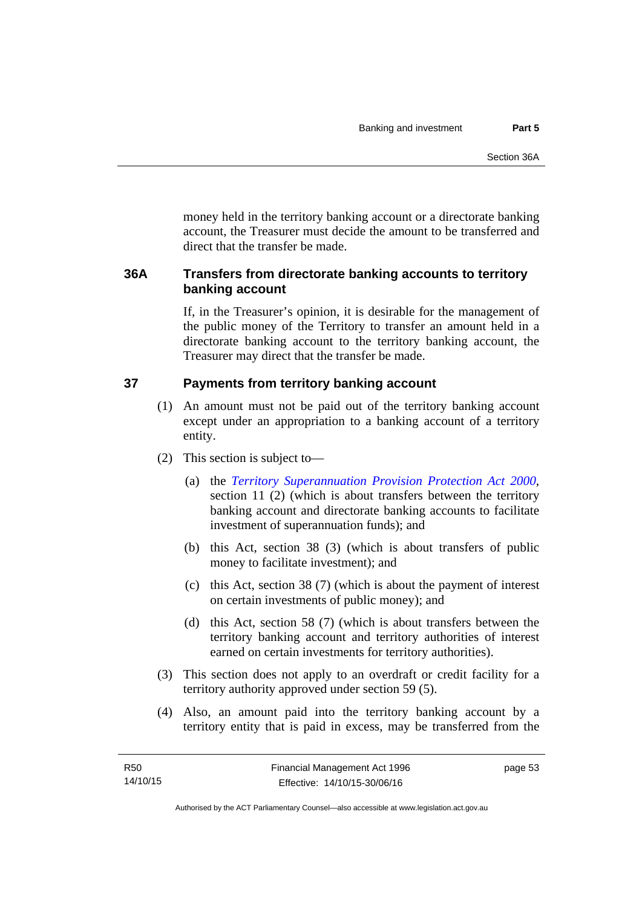money held in the territory banking account or a directorate banking account, the Treasurer must decide the amount to be transferred and direct that the transfer be made.

### 36A Transfers from directorate banking accounts to territory banking account

If, in the Treasurer's opinion, it is desirable for the management of the public money of the Territory to transfer an amount held in a directorate banking account to the territory banking account, the Treasurer may direct that the transfer be made.

### 37 Payments from territory banking account

(1) An amount must not be paid out of the territory banking account except under an appropriation to a banking account of a territory entity.

(2) This section is subject to—

(a) the *Territory Superannuation Provision Protection Act 2000*, section 11 (2) (which is about transfers between the territory banking account and directorate banking accounts to facilitate investment of superannuation funds); and

(b) this Act, section 38 (3) (which is about transfers of public money to facilitate investment); and

(c) this Act, section 38 (7) (which is about the payment of interest on certain investments of public money); and

(d) this Act, section 58 (7) (which is about transfers between the territory banking account and territory authorities of interest earned on certain investments for territory authorities).

(3) This section does not apply to an overdraft or credit facility for a territory authority approved under section 59 (5).

(4) Also, an amount paid into the territory banking account by a territory entity that is paid in excess, may be transferred from the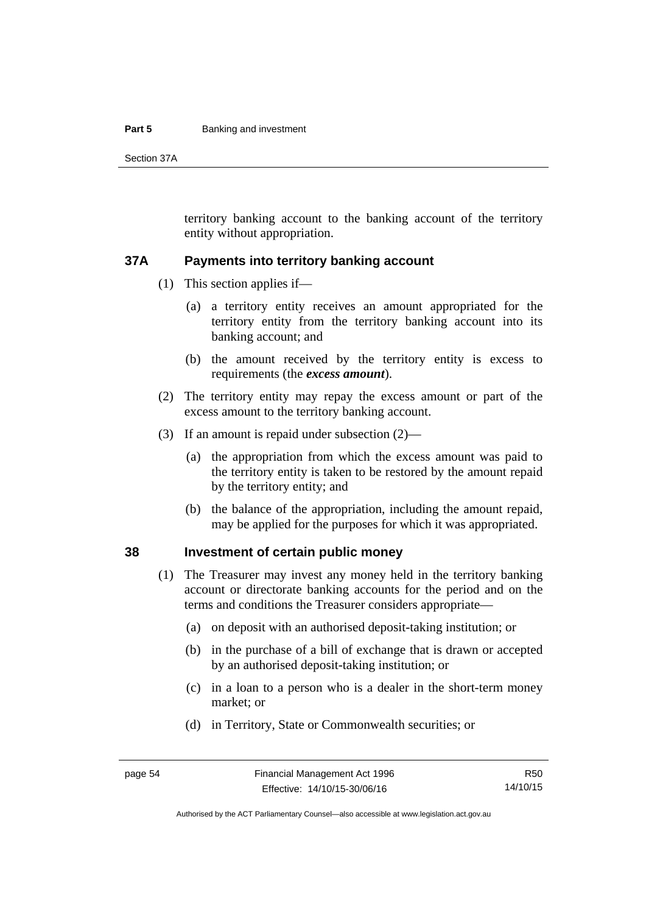territory banking account to the banking account of the territory entity without appropriation.

### 37A Payments into territory banking account

(1) This section applies if—

(a) a territory entity receives an amount appropriated for the territory entity from the territory banking account into its banking account; and

(b) the amount received by the territory entity is excess to requirements (the ***excess amount***).

(2) The territory entity may repay the excess amount or part of the excess amount to the territory banking account.

(3) If an amount is repaid under subsection (2)—

(a) the appropriation from which the excess amount was paid to the territory entity is taken to be restored by the amount repaid by the territory entity; and

(b) the balance of the appropriation, including the amount repaid, may be applied for the purposes for which it was appropriated.

### 38 Investment of certain public money

(1) The Treasurer may invest any money held in the territory banking account or directorate banking accounts for the period and on the terms and conditions the Treasurer considers appropriate—

(a) on deposit with an authorised deposit-taking institution; or

(b) in the purchase of a bill of exchange that is drawn or accepted by an authorised deposit-taking institution; or

(c) in a loan to a person who is a dealer in the short-term money market; or

(d) in Territory, State or Commonwealth securities; or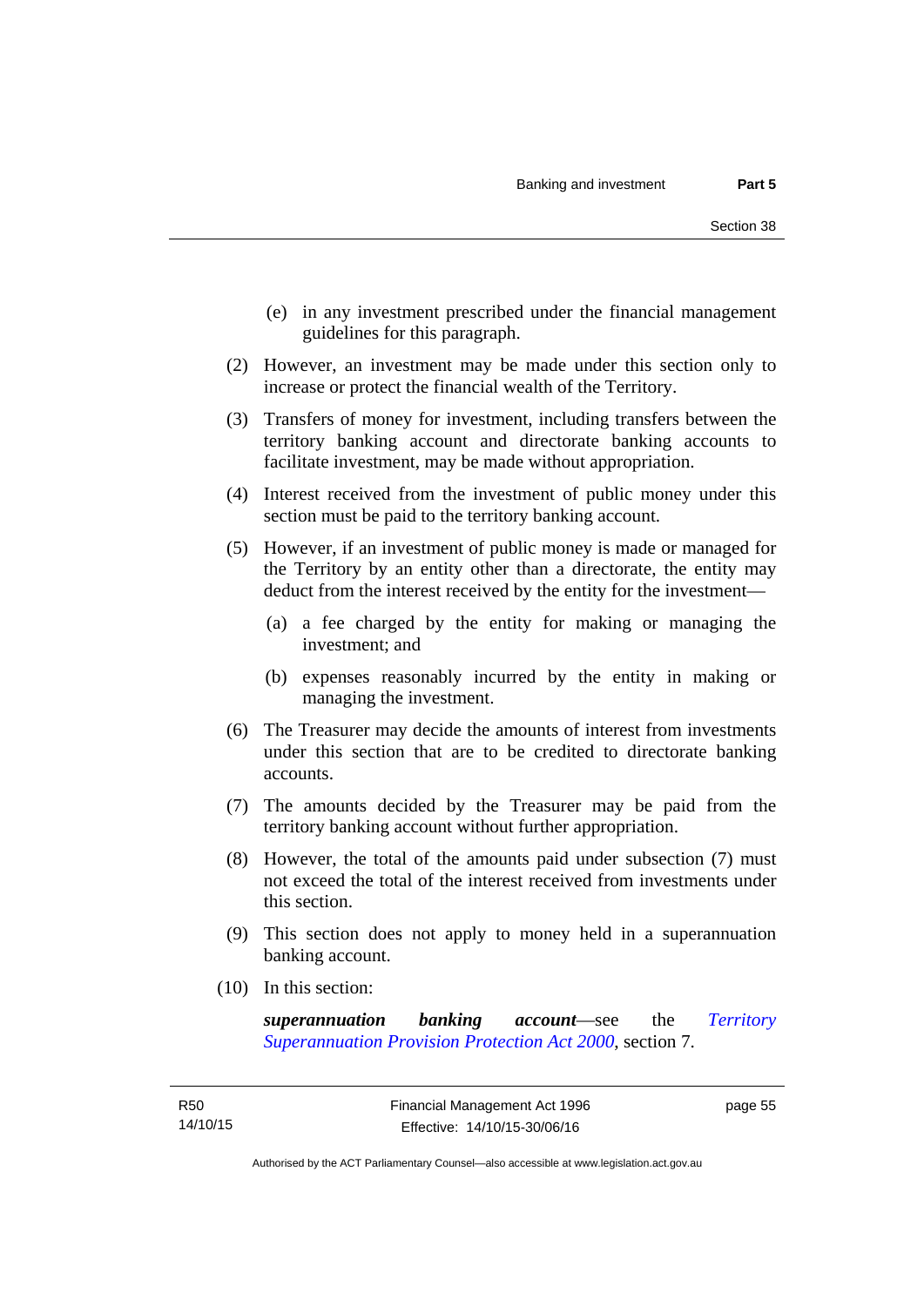(e) in any investment prescribed under the financial management guidelines for this paragraph.

(2) However, an investment may be made under this section only to increase or protect the financial wealth of the Territory.

(3) Transfers of money for investment, including transfers between the territory banking account and directorate banking accounts to facilitate investment, may be made without appropriation.

(4) Interest received from the investment of public money under this section must be paid to the territory banking account.

(5) However, if an investment of public money is made or managed for the Territory by an entity other than a directorate, the entity may deduct from the interest received by the entity for the investment—

(a) a fee charged by the entity for making or managing the investment; and

(b) expenses reasonably incurred by the entity in making or managing the investment.

(6) The Treasurer may decide the amounts of interest from investments under this section that are to be credited to directorate banking accounts.

(7) The amounts decided by the Treasurer may be paid from the territory banking account without further appropriation.

(8) However, the total of the amounts paid under subsection (7) must not exceed the total of the interest received from investments under this section.

(9) This section does not apply to money held in a superannuation banking account.

(10) In this section:

***superannuation banking account***—see the *Territory Superannuation Provision Protection Act 2000*, section 7.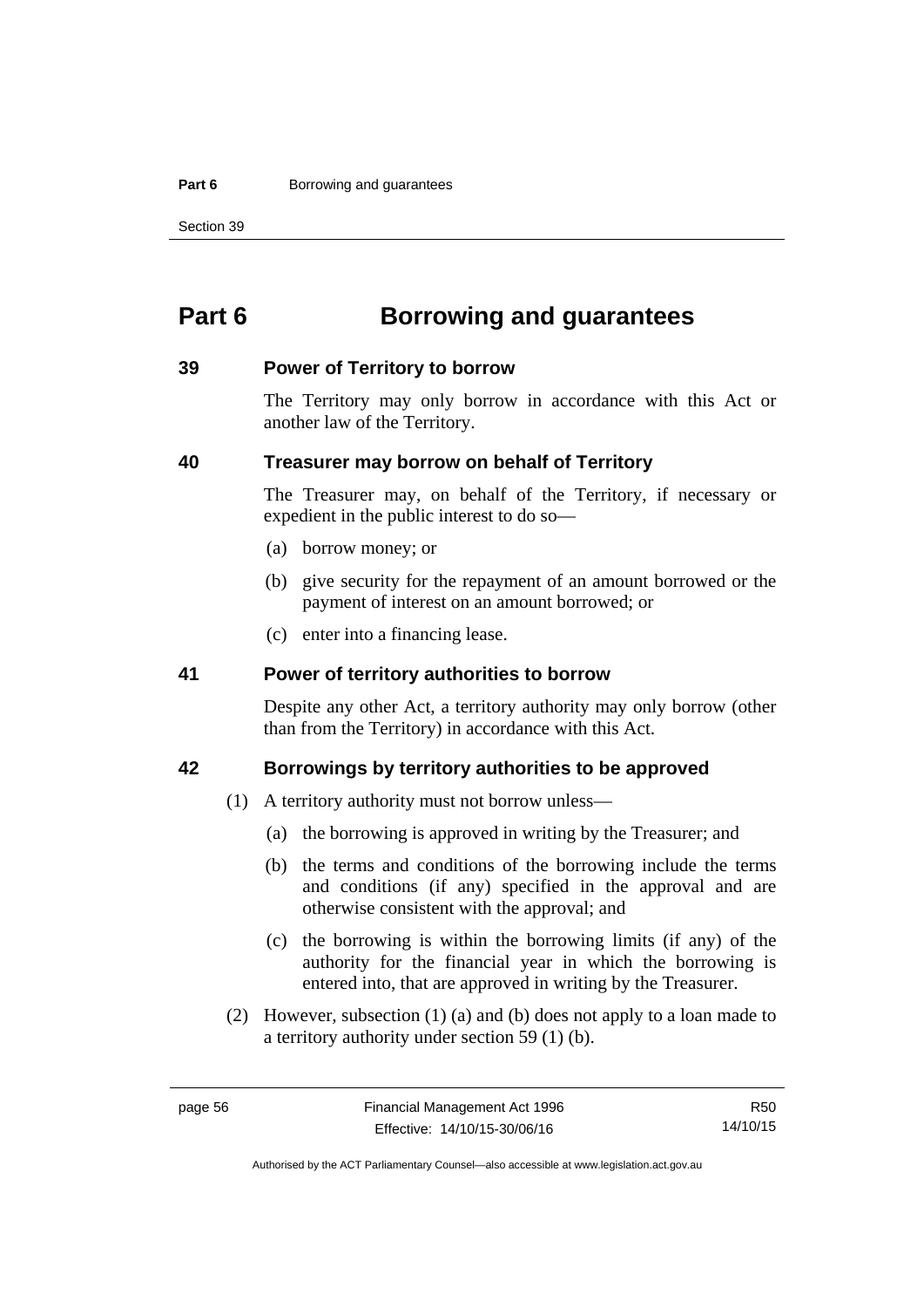# Part 6 Borrowing and guarantees

## 39 Power of Territory to borrow

The Territory may only borrow in accordance with this Act or another law of the Territory.

## 40 Treasurer may borrow on behalf of Territory

The Treasurer may, on behalf of the Territory, if necessary or expedient in the public interest to do so—

(a) borrow money; or

(b) give security for the repayment of an amount borrowed or the payment of interest on an amount borrowed; or

(c) enter into a financing lease.

## 41 Power of territory authorities to borrow

Despite any other Act, a territory authority may only borrow (other than from the Territory) in accordance with this Act.

## 42 Borrowings by territory authorities to be approved

(1) A territory authority must not borrow unless—

(a) the borrowing is approved in writing by the Treasurer; and

(b) the terms and conditions of the borrowing include the terms and conditions (if any) specified in the approval and are otherwise consistent with the approval; and

(c) the borrowing is within the borrowing limits (if any) of the authority for the financial year in which the borrowing is entered into, that are approved in writing by the Treasurer.

(2) However, subsection (1) (a) and (b) does not apply to a loan made to a territory authority under section 59 (1) (b).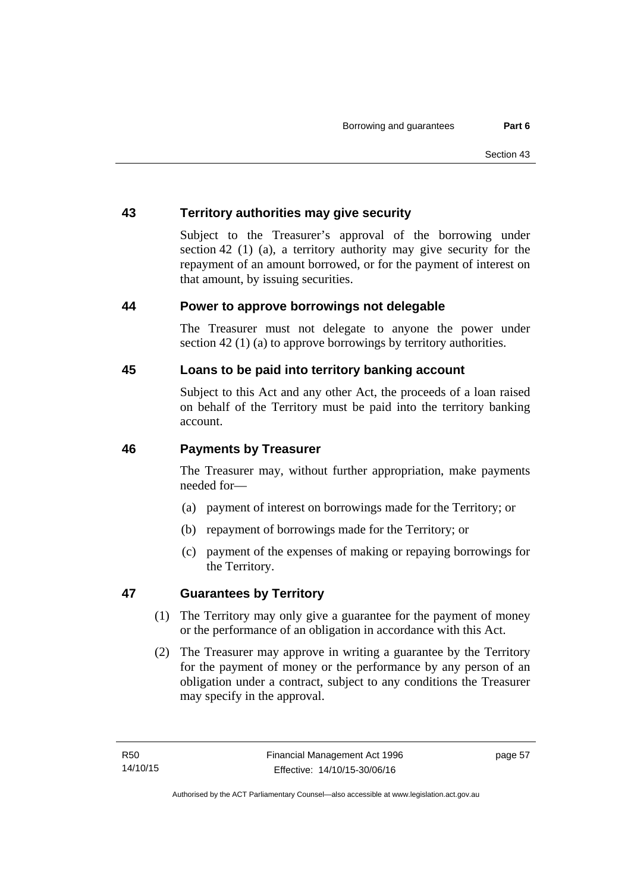## 43 Territory authorities may give security

Subject to the Treasurer's approval of the borrowing under section 42 (1) (a), a territory authority may give security for the repayment of an amount borrowed, or for the payment of interest on that amount, by issuing securities.

## 44 Power to approve borrowings not delegable

The Treasurer must not delegate to anyone the power under section 42 (1) (a) to approve borrowings by territory authorities.

## 45 Loans to be paid into territory banking account

Subject to this Act and any other Act, the proceeds of a loan raised on behalf of the Territory must be paid into the territory banking account.

## 46 Payments by Treasurer

The Treasurer may, without further appropriation, make payments needed for—

(a) payment of interest on borrowings made for the Territory; or

(b) repayment of borrowings made for the Territory; or

(c) payment of the expenses of making or repaying borrowings for the Territory.

## 47 Guarantees by Territory

(1) The Territory may only give a guarantee for the payment of money or the performance of an obligation in accordance with this Act.

(2) The Treasurer may approve in writing a guarantee by the Territory for the payment of money or the performance by any person of an obligation under a contract, subject to any conditions the Treasurer may specify in the approval.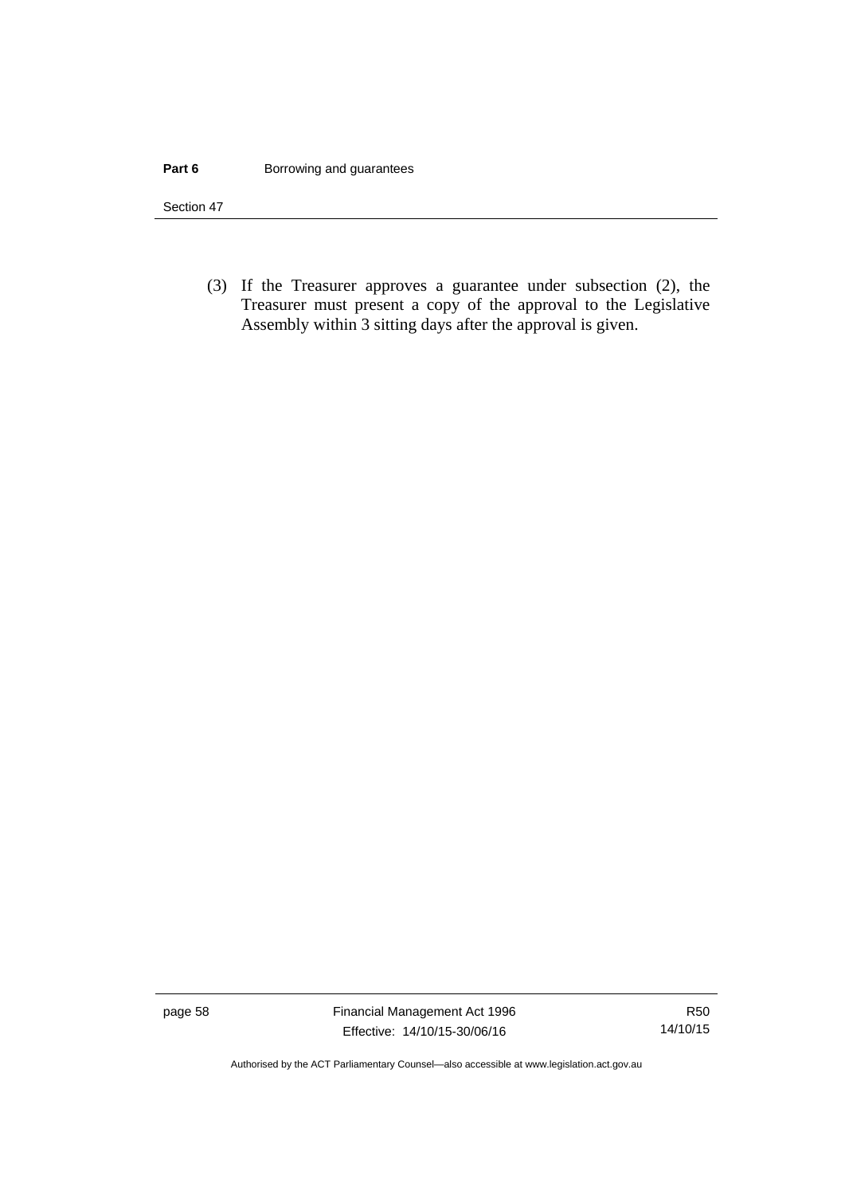(3) If the Treasurer approves a guarantee under subsection (2), the Treasurer must present a copy of the approval to the Legislative Assembly within 3 sitting days after the approval is given.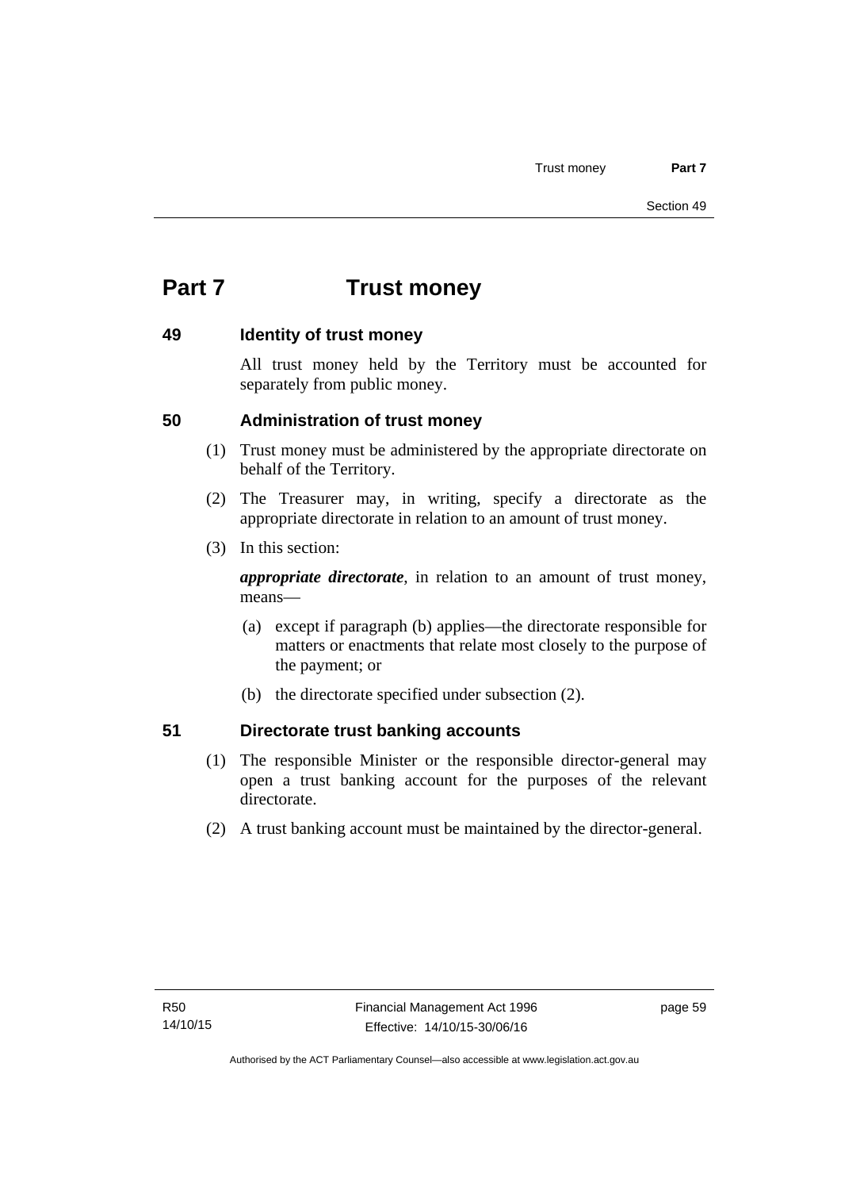# Part 7 Trust money

## 49 Identity of trust money

All trust money held by the Territory must be accounted for separately from public money.

## 50 Administration of trust money

(1) Trust money must be administered by the appropriate directorate on behalf of the Territory.

(2) The Treasurer may, in writing, specify a directorate as the appropriate directorate in relation to an amount of trust money.

(3) In this section:

***appropriate directorate***, in relation to an amount of trust money, means—

(a) except if paragraph (b) applies—the directorate responsible for matters or enactments that relate most closely to the purpose of the payment; or

(b) the directorate specified under subsection (2).

## 51 Directorate trust banking accounts

(1) The responsible Minister or the responsible director-general may open a trust banking account for the purposes of the relevant directorate.

(2) A trust banking account must be maintained by the director-general.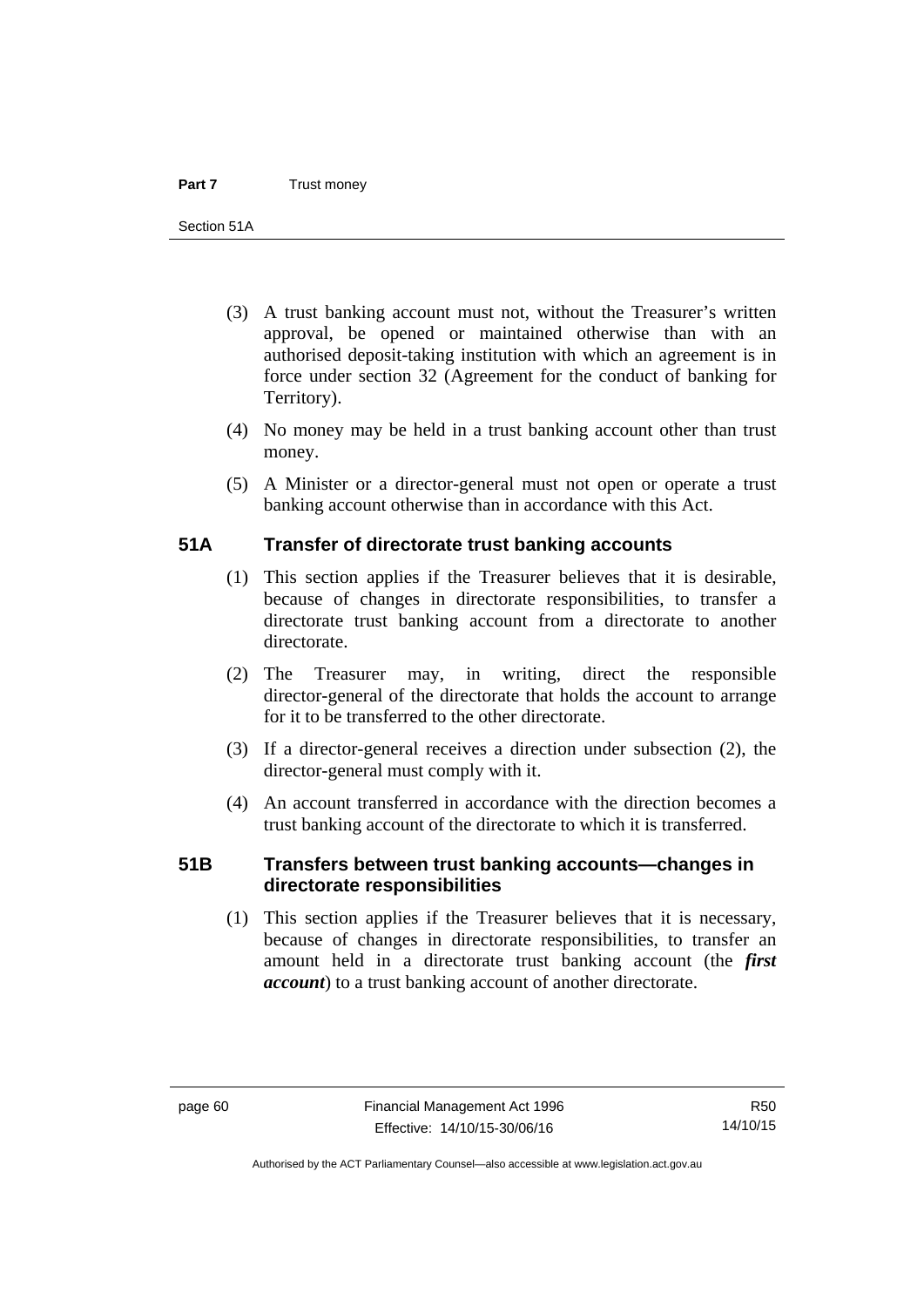(3) A trust banking account must not, without the Treasurer's written approval, be opened or maintained otherwise than with an authorised deposit-taking institution with which an agreement is in force under section 32 (Agreement for the conduct of banking for Territory).

(4) No money may be held in a trust banking account other than trust money.

(5) A Minister or a director-general must not open or operate a trust banking account otherwise than in accordance with this Act.

## 51A Transfer of directorate trust banking accounts

(1) This section applies if the Treasurer believes that it is desirable, because of changes in directorate responsibilities, to transfer a directorate trust banking account from a directorate to another directorate.

(2) The Treasurer may, in writing, direct the responsible director-general of the directorate that holds the account to arrange for it to be transferred to the other directorate.

(3) If a director-general receives a direction under subsection (2), the director-general must comply with it.

(4) An account transferred in accordance with the direction becomes a trust banking account of the directorate to which it is transferred.

## 51B Transfers between trust banking accounts—changes in directorate responsibilities

(1) This section applies if the Treasurer believes that it is necessary, because of changes in directorate responsibilities, to transfer an amount held in a directorate trust banking account (the ***first account***) to a trust banking account of another directorate.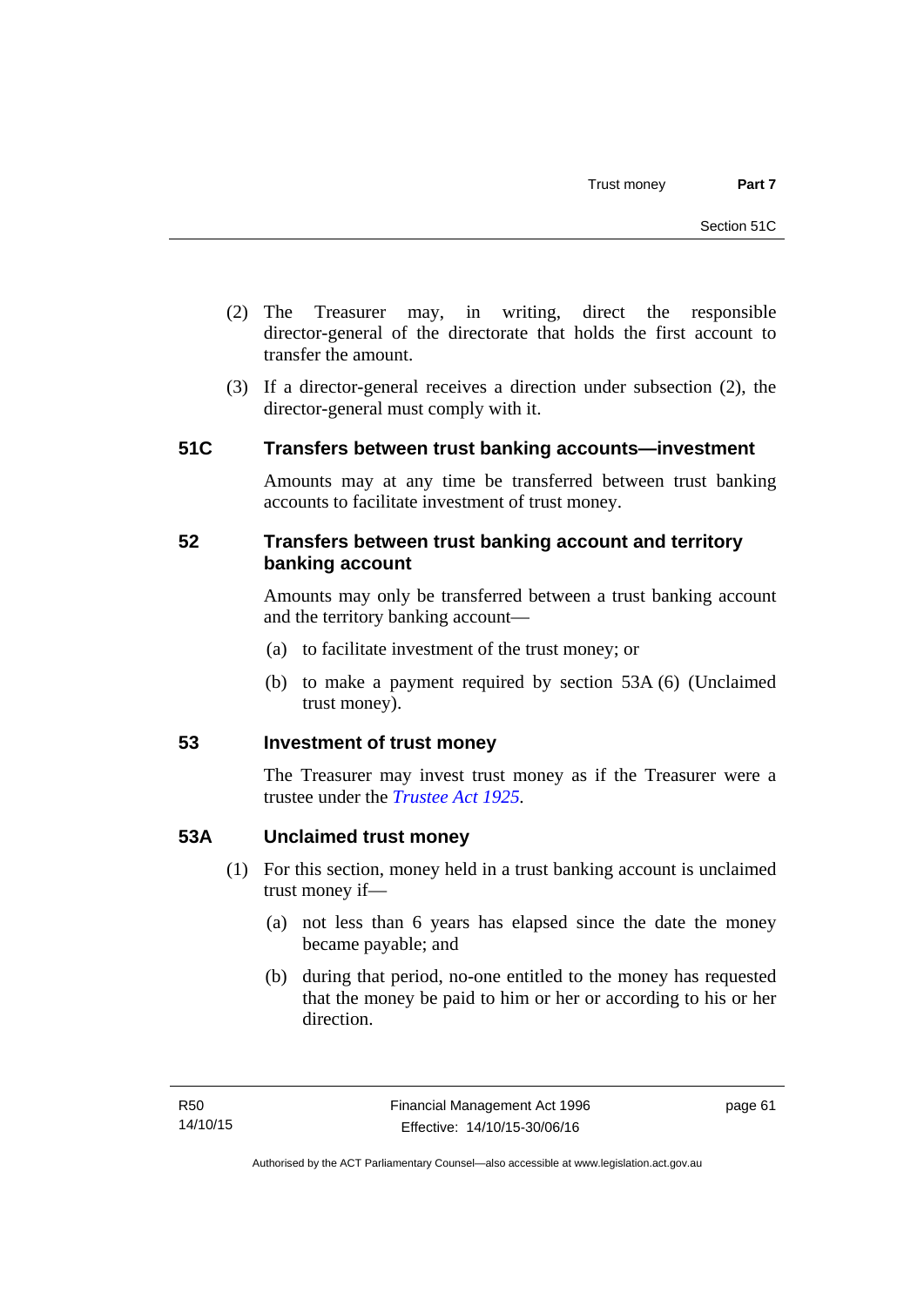(2) The Treasurer may, in writing, direct the responsible director-general of the directorate that holds the first account to transfer the amount.

(3) If a director-general receives a direction under subsection (2), the director-general must comply with it.

### 51C Transfers between trust banking accounts—investment

Amounts may at any time be transferred between trust banking accounts to facilitate investment of trust money.

### 52 Transfers between trust banking account and territory banking account

Amounts may only be transferred between a trust banking account and the territory banking account—

(a) to facilitate investment of the trust money; or

(b) to make a payment required by section 53A (6) (Unclaimed trust money).

### 53 Investment of trust money

The Treasurer may invest trust money as if the Treasurer were a trustee under the *Trustee Act 1925*.

### 53A Unclaimed trust money

(1) For this section, money held in a trust banking account is unclaimed trust money if—

(a) not less than 6 years has elapsed since the date the money became payable; and

(b) during that period, no-one entitled to the money has requested that the money be paid to him or her or according to his or her direction.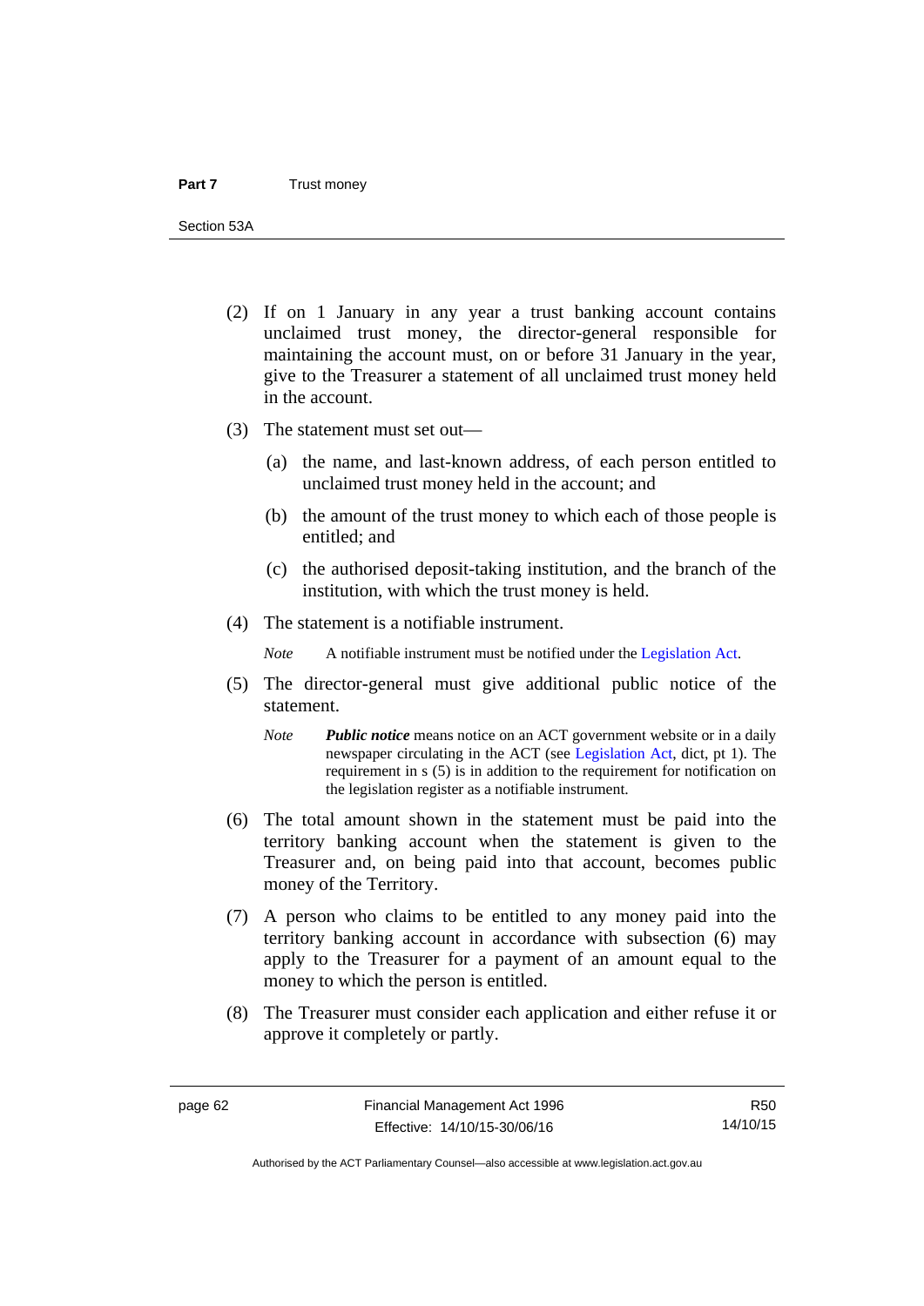(2) If on 1 January in any year a trust banking account contains unclaimed trust money, the director-general responsible for maintaining the account must, on or before 31 January in the year, give to the Treasurer a statement of all unclaimed trust money held in the account.

(3) The statement must set out—

(a) the name, and last-known address, of each person entitled to unclaimed trust money held in the account; and

(b) the amount of the trust money to which each of those people is entitled; and

(c) the authorised deposit-taking institution, and the branch of the institution, with which the trust money is held.

(4) The statement is a notifiable instrument.

*Note* A notifiable instrument must be notified under the Legislation Act.

(5) The director-general must give additional public notice of the statement.

*Note* ***Public notice*** means notice on an ACT government website or in a daily newspaper circulating in the ACT (see Legislation Act, dict, pt 1). The requirement in s (5) is in addition to the requirement for notification on the legislation register as a notifiable instrument.

(6) The total amount shown in the statement must be paid into the territory banking account when the statement is given to the Treasurer and, on being paid into that account, becomes public money of the Territory.

(7) A person who claims to be entitled to any money paid into the territory banking account in accordance with subsection (6) may apply to the Treasurer for a payment of an amount equal to the money to which the person is entitled.

(8) The Treasurer must consider each application and either refuse it or approve it completely or partly.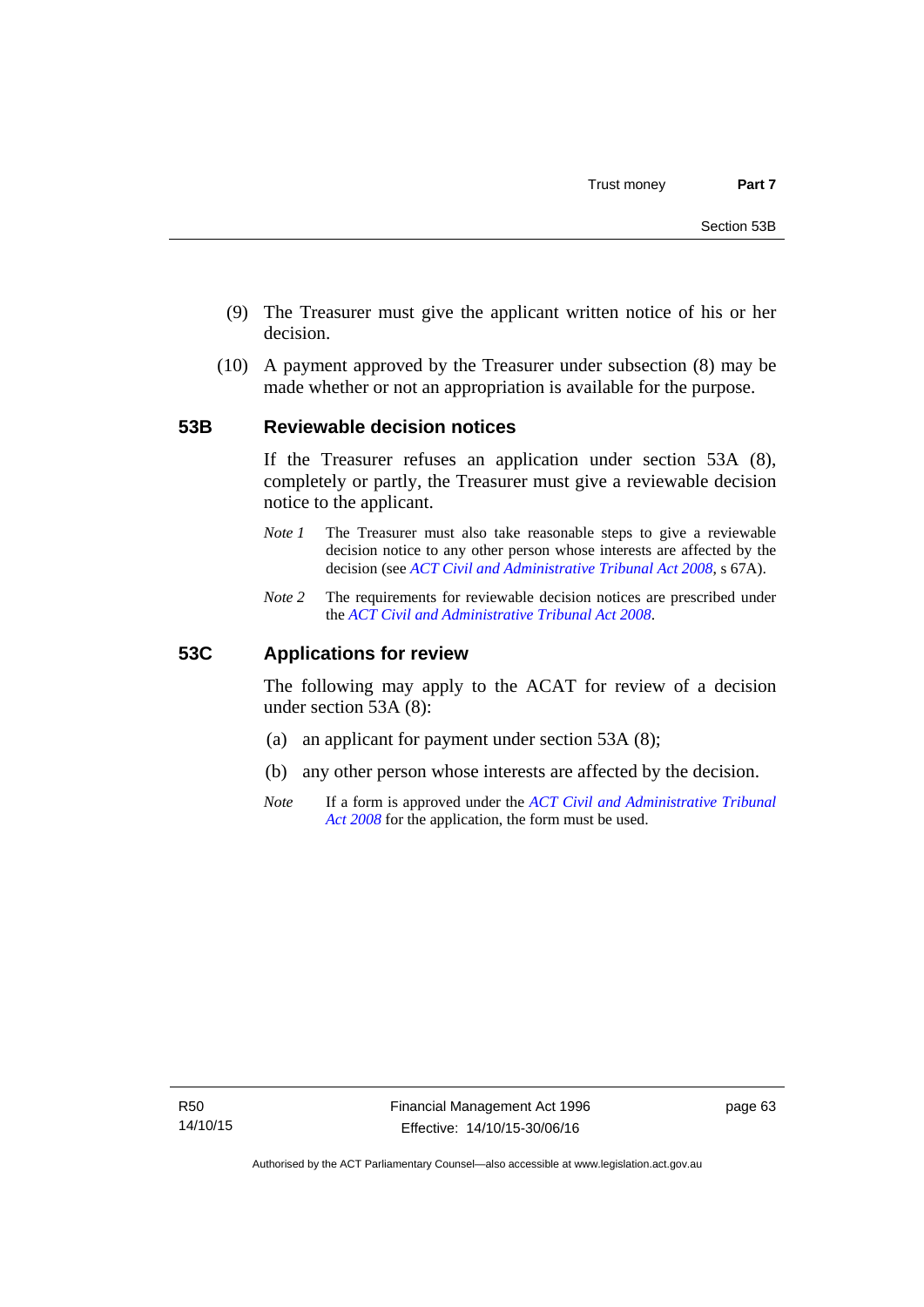(9) The Treasurer must give the applicant written notice of his or her decision.

(10) A payment approved by the Treasurer under subsection (8) may be made whether or not an appropriation is available for the purpose.

### 53B Reviewable decision notices

If the Treasurer refuses an application under section 53A (8), completely or partly, the Treasurer must give a reviewable decision notice to the applicant.

*Note 1* The Treasurer must also take reasonable steps to give a reviewable decision notice to any other person whose interests are affected by the decision (see *ACT Civil and Administrative Tribunal Act 2008*, s 67A).

*Note 2* The requirements for reviewable decision notices are prescribed under the *ACT Civil and Administrative Tribunal Act 2008*.

### 53C Applications for review

The following may apply to the ACAT for review of a decision under section 53A (8):

(a) an applicant for payment under section 53A (8);

(b) any other person whose interests are affected by the decision.

*Note* If a form is approved under the *ACT Civil and Administrative Tribunal Act 2008* for the application, the form must be used.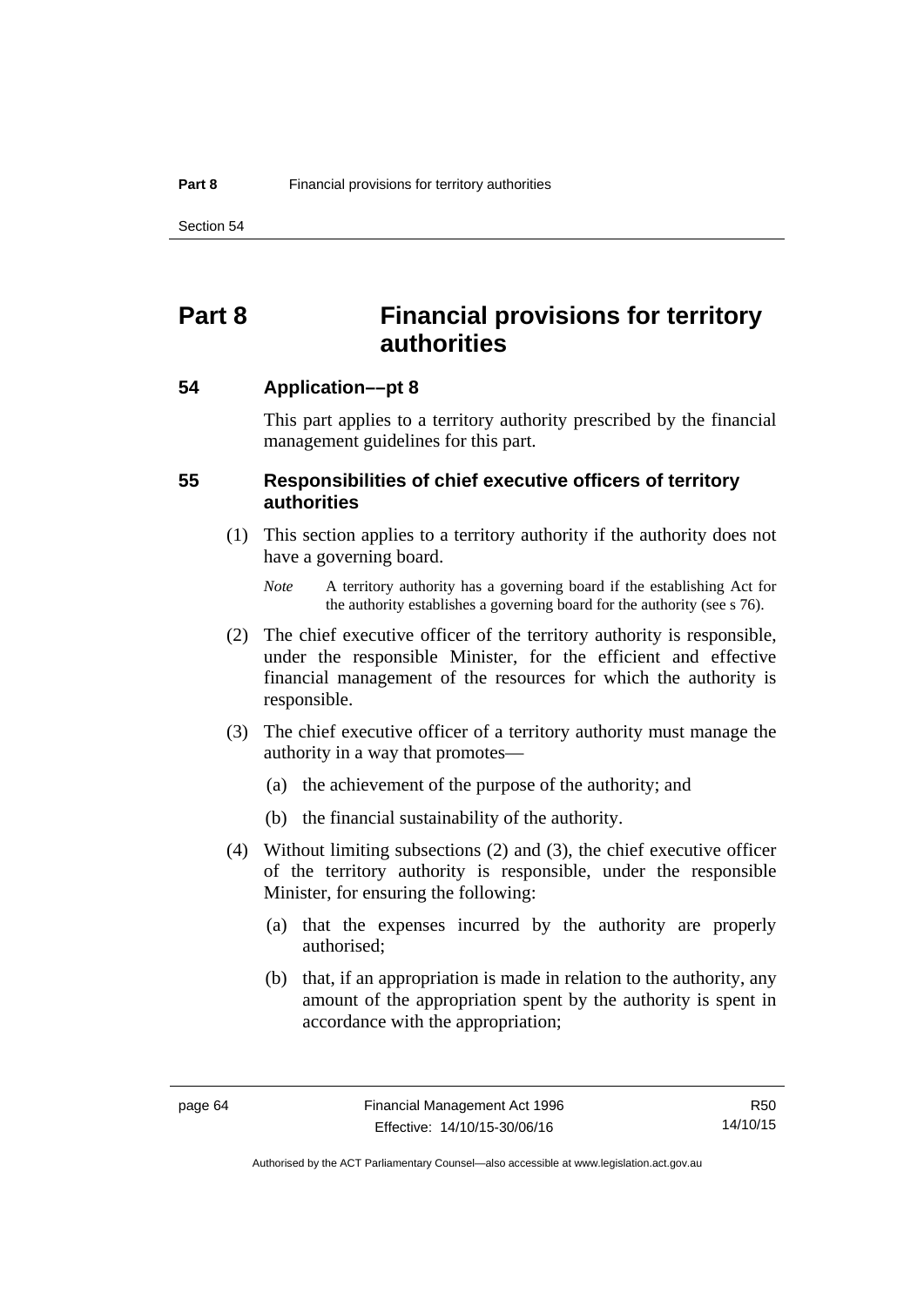# Part 8 Financial provisions for territory authorities

## 54 Application––pt 8

This part applies to a territory authority prescribed by the financial management guidelines for this part.

## 55 Responsibilities of chief executive officers of territory authorities

(1) This section applies to a territory authority if the authority does not have a governing board.

*Note* A territory authority has a governing board if the establishing Act for the authority establishes a governing board for the authority (see s 76).

(2) The chief executive officer of the territory authority is responsible, under the responsible Minister, for the efficient and effective financial management of the resources for which the authority is responsible.

(3) The chief executive officer of a territory authority must manage the authority in a way that promotes—

(a) the achievement of the purpose of the authority; and

(b) the financial sustainability of the authority.

(4) Without limiting subsections (2) and (3), the chief executive officer of the territory authority is responsible, under the responsible Minister, for ensuring the following:

(a) that the expenses incurred by the authority are properly authorised;

(b) that, if an appropriation is made in relation to the authority, any amount of the appropriation spent by the authority is spent in accordance with the appropriation;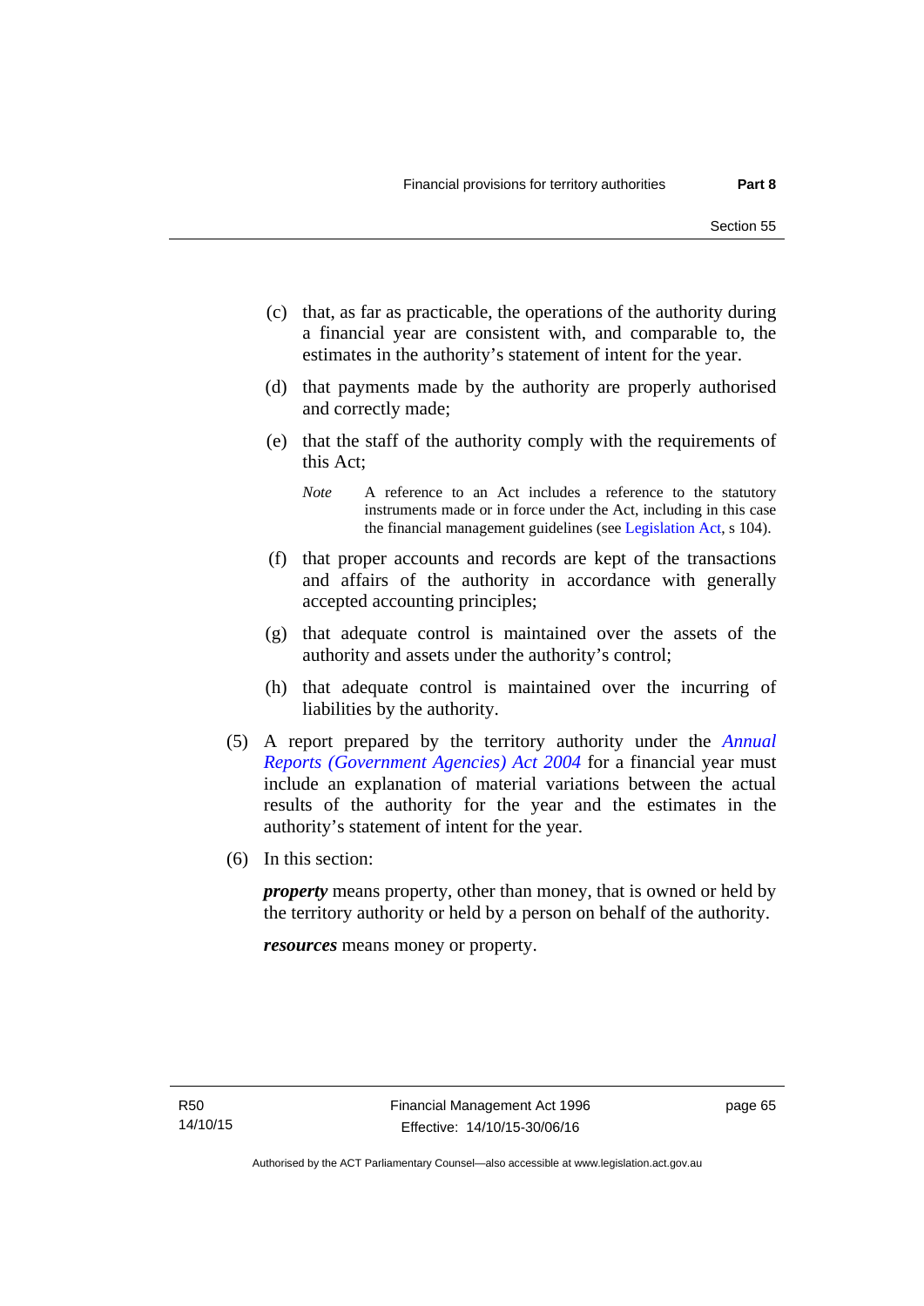(c) that, as far as practicable, the operations of the authority during a financial year are consistent with, and comparable to, the estimates in the authority's statement of intent for the year.

(d) that payments made by the authority are properly authorised and correctly made;

(e) that the staff of the authority comply with the requirements of this Act;

*Note* A reference to an Act includes a reference to the statutory instruments made or in force under the Act, including in this case the financial management guidelines (see Legislation Act, s 104).

(f) that proper accounts and records are kept of the transactions and affairs of the authority in accordance with generally accepted accounting principles;

(g) that adequate control is maintained over the assets of the authority and assets under the authority's control;

(h) that adequate control is maintained over the incurring of liabilities by the authority.

(5) A report prepared by the territory authority under the *Annual Reports (Government Agencies) Act 2004* for a financial year must include an explanation of material variations between the actual results of the authority for the year and the estimates in the authority's statement of intent for the year.

(6) In this section:

***property*** means property, other than money, that is owned or held by the territory authority or held by a person on behalf of the authority.

***resources*** means money or property.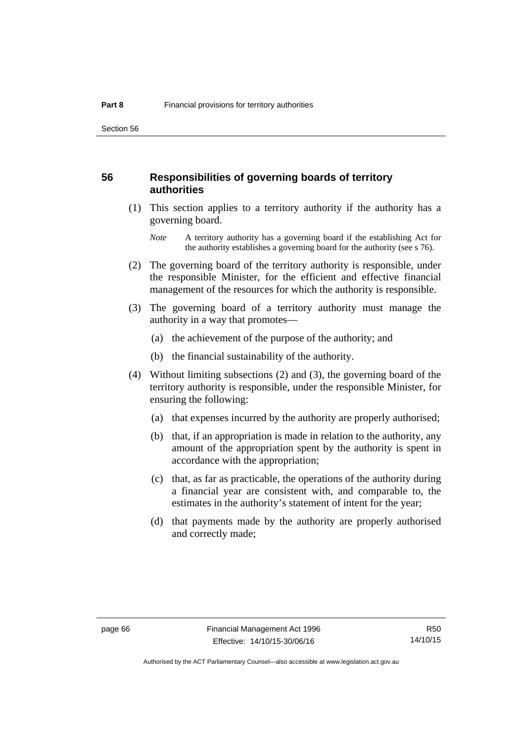## 56 Responsibilities of governing boards of territory authorities

(1) This section applies to a territory authority if the authority has a governing board.

*Note* A territory authority has a governing board if the establishing Act for the authority establishes a governing board for the authority (see s 76).

(2) The governing board of the territory authority is responsible, under the responsible Minister, for the efficient and effective financial management of the resources for which the authority is responsible.

(3) The governing board of a territory authority must manage the authority in a way that promotes—

(a) the achievement of the purpose of the authority; and

(b) the financial sustainability of the authority.

(4) Without limiting subsections (2) and (3), the governing board of the territory authority is responsible, under the responsible Minister, for ensuring the following:

(a) that expenses incurred by the authority are properly authorised;

(b) that, if an appropriation is made in relation to the authority, any amount of the appropriation spent by the authority is spent in accordance with the appropriation;

(c) that, as far as practicable, the operations of the authority during a financial year are consistent with, and comparable to, the estimates in the authority's statement of intent for the year;

(d) that payments made by the authority are properly authorised and correctly made;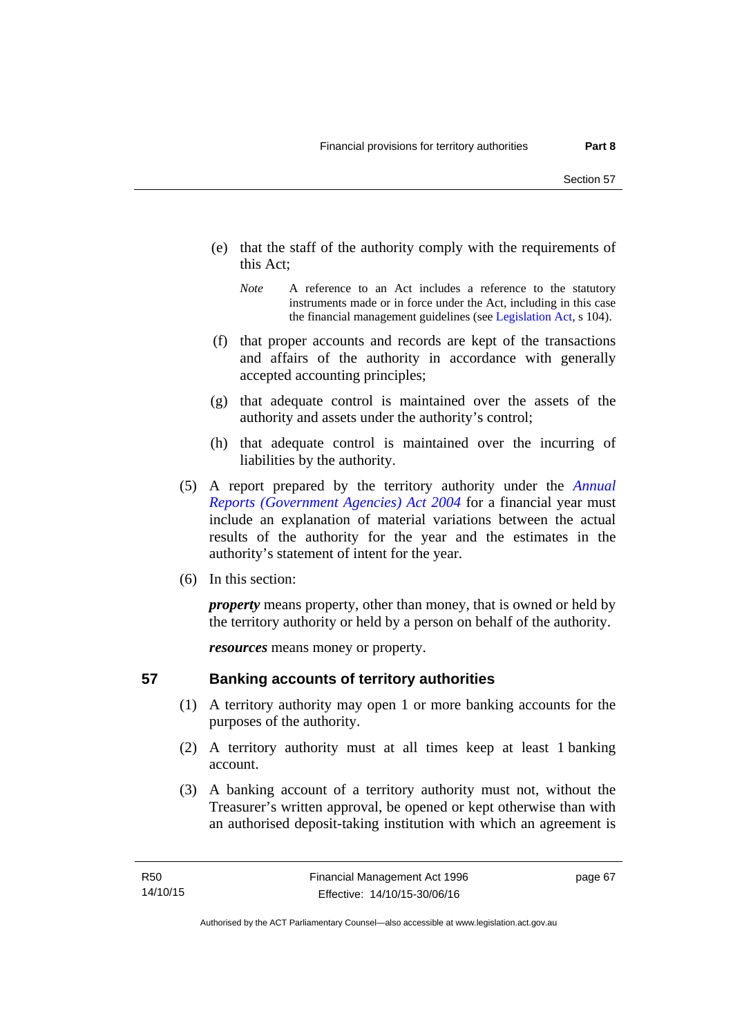(e) that the staff of the authority comply with the requirements of this Act;

*Note* A reference to an Act includes a reference to the statutory instruments made or in force under the Act, including in this case the financial management guidelines (see Legislation Act, s 104).

(f) that proper accounts and records are kept of the transactions and affairs of the authority in accordance with generally accepted accounting principles;

(g) that adequate control is maintained over the assets of the authority and assets under the authority's control;

(h) that adequate control is maintained over the incurring of liabilities by the authority.

(5) A report prepared by the territory authority under the *Annual Reports (Government Agencies) Act 2004* for a financial year must include an explanation of material variations between the actual results of the authority for the year and the estimates in the authority's statement of intent for the year.

(6) In this section:

***property*** means property, other than money, that is owned or held by the territory authority or held by a person on behalf of the authority.

***resources*** means money or property.

## 57 Banking accounts of territory authorities

(1) A territory authority may open 1 or more banking accounts for the purposes of the authority.

(2) A territory authority must at all times keep at least 1 banking account.

(3) A banking account of a territory authority must not, without the Treasurer's written approval, be opened or kept otherwise than with an authorised deposit-taking institution with which an agreement is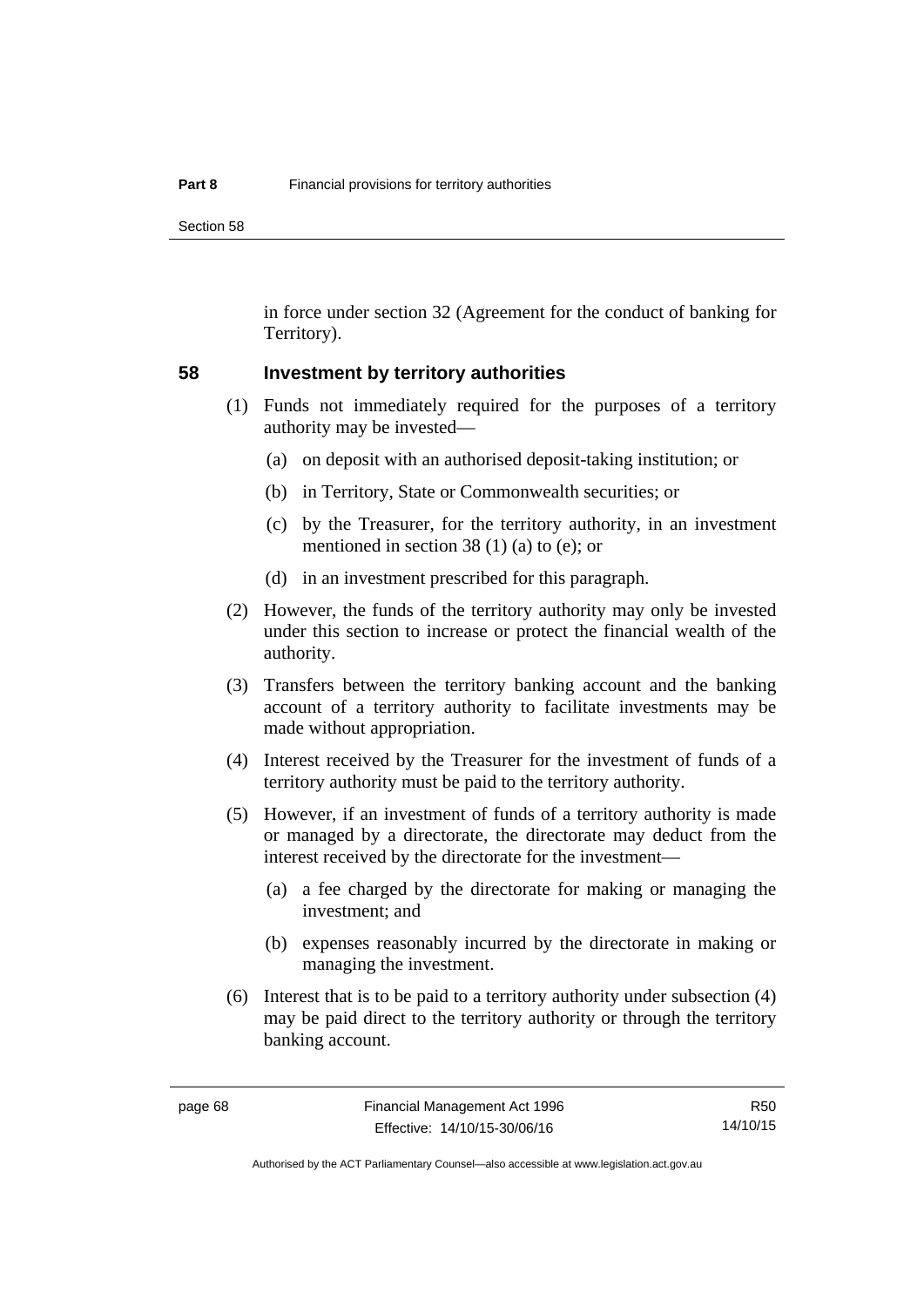in force under section 32 (Agreement for the conduct of banking for Territory).

## 58 Investment by territory authorities

(1) Funds not immediately required for the purposes of a territory authority may be invested—

(a) on deposit with an authorised deposit-taking institution; or

(b) in Territory, State or Commonwealth securities; or

(c) by the Treasurer, for the territory authority, in an investment mentioned in section 38 (1) (a) to (e); or

(d) in an investment prescribed for this paragraph.

(2) However, the funds of the territory authority may only be invested under this section to increase or protect the financial wealth of the authority.

(3) Transfers between the territory banking account and the banking account of a territory authority to facilitate investments may be made without appropriation.

(4) Interest received by the Treasurer for the investment of funds of a territory authority must be paid to the territory authority.

(5) However, if an investment of funds of a territory authority is made or managed by a directorate, the directorate may deduct from the interest received by the directorate for the investment—

(a) a fee charged by the directorate for making or managing the investment; and

(b) expenses reasonably incurred by the directorate in making or managing the investment.

(6) Interest that is to be paid to a territory authority under subsection (4) may be paid direct to the territory authority or through the territory banking account.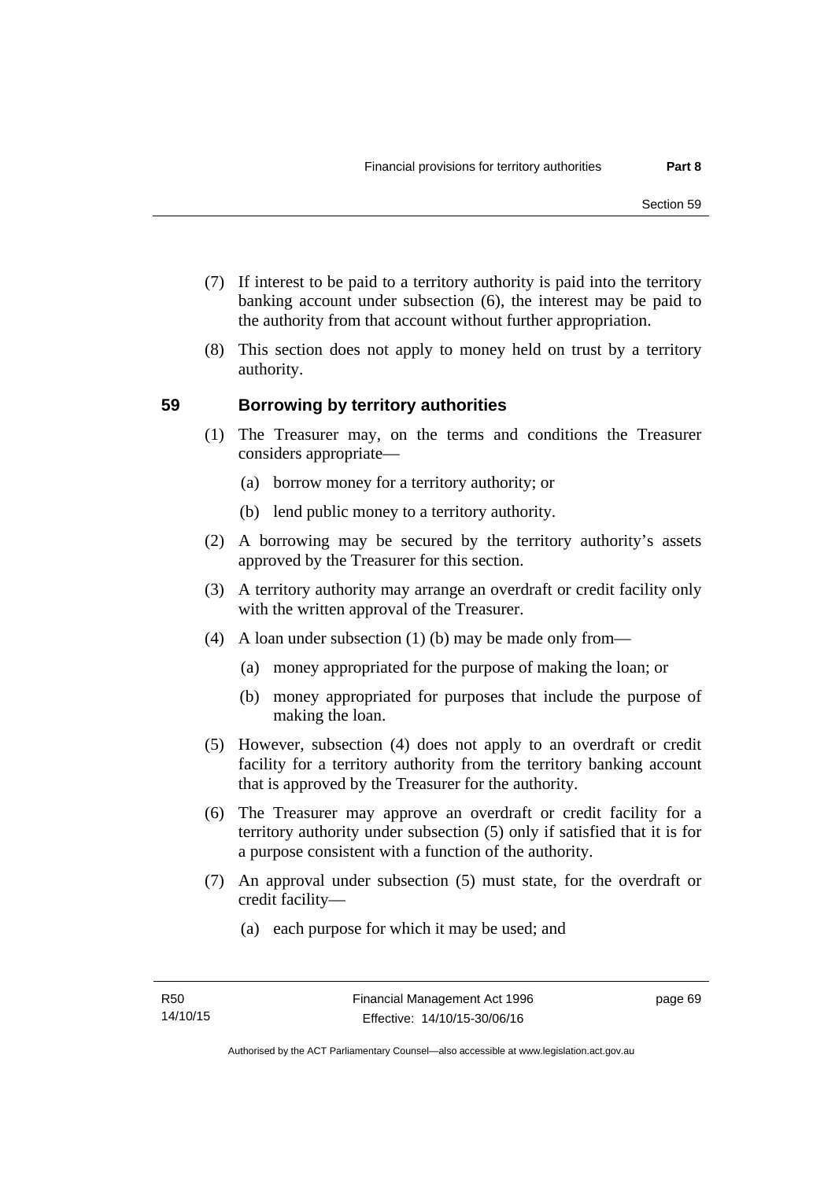(7) If interest to be paid to a territory authority is paid into the territory banking account under subsection (6), the interest may be paid to the authority from that account without further appropriation.

(8) This section does not apply to money held on trust by a territory authority.

## 59 Borrowing by territory authorities

(1) The Treasurer may, on the terms and conditions the Treasurer considers appropriate—

(a) borrow money for a territory authority; or

(b) lend public money to a territory authority.

(2) A borrowing may be secured by the territory authority's assets approved by the Treasurer for this section.

(3) A territory authority may arrange an overdraft or credit facility only with the written approval of the Treasurer.

(4) A loan under subsection (1) (b) may be made only from—

(a) money appropriated for the purpose of making the loan; or

(b) money appropriated for purposes that include the purpose of making the loan.

(5) However, subsection (4) does not apply to an overdraft or credit facility for a territory authority from the territory banking account that is approved by the Treasurer for the authority.

(6) The Treasurer may approve an overdraft or credit facility for a territory authority under subsection (5) only if satisfied that it is for a purpose consistent with a function of the authority.

(7) An approval under subsection (5) must state, for the overdraft or credit facility—

(a) each purpose for which it may be used; and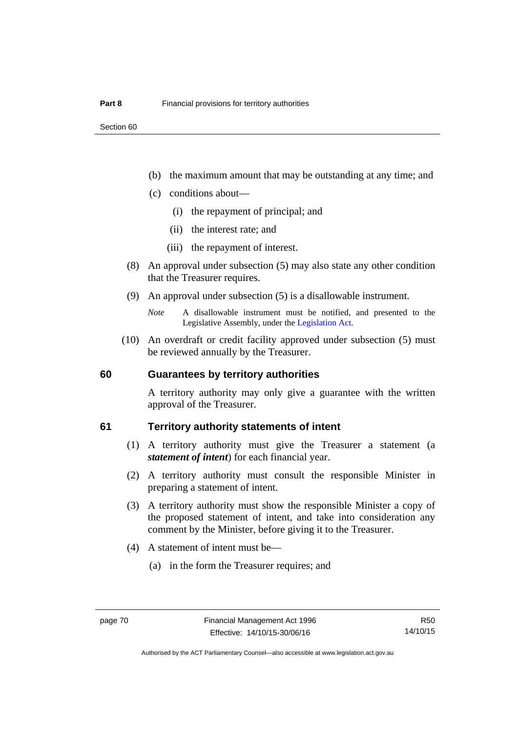(b) the maximum amount that may be outstanding at any time; and

(c) conditions about—

(i) the repayment of principal; and

(ii) the interest rate; and

(iii) the repayment of interest.

(8) An approval under subsection (5) may also state any other condition that the Treasurer requires.

(9) An approval under subsection (5) is a disallowable instrument.

*Note* A disallowable instrument must be notified, and presented to the Legislative Assembly, under the Legislation Act.

(10) An overdraft or credit facility approved under subsection (5) must be reviewed annually by the Treasurer.

### 60 Guarantees by territory authorities

A territory authority may only give a guarantee with the written approval of the Treasurer.

### 61 Territory authority statements of intent

(1) A territory authority must give the Treasurer a statement (a ***statement of intent***) for each financial year.

(2) A territory authority must consult the responsible Minister in preparing a statement of intent.

(3) A territory authority must show the responsible Minister a copy of the proposed statement of intent, and take into consideration any comment by the Minister, before giving it to the Treasurer.

(4) A statement of intent must be—

(a) in the form the Treasurer requires; and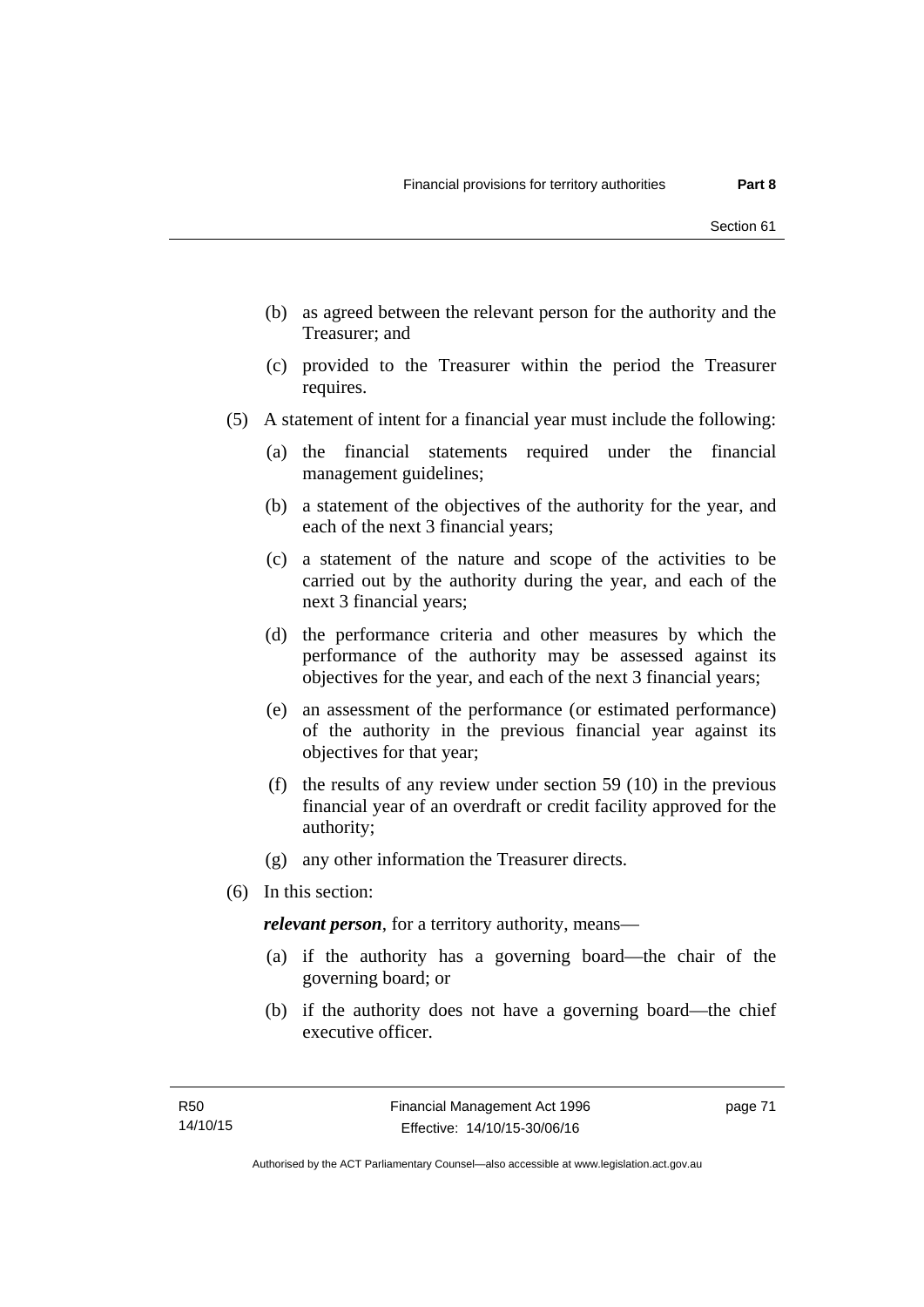(b) as agreed between the relevant person for the authority and the Treasurer; and

(c) provided to the Treasurer within the period the Treasurer requires.

(5) A statement of intent for a financial year must include the following:

(a) the financial statements required under the financial management guidelines;

(b) a statement of the objectives of the authority for the year, and each of the next 3 financial years;

(c) a statement of the nature and scope of the activities to be carried out by the authority during the year, and each of the next 3 financial years;

(d) the performance criteria and other measures by which the performance of the authority may be assessed against its objectives for the year, and each of the next 3 financial years;

(e) an assessment of the performance (or estimated performance) of the authority in the previous financial year against its objectives for that year;

(f) the results of any review under section 59 (10) in the previous financial year of an overdraft or credit facility approved for the authority;

(g) any other information the Treasurer directs.

(6) In this section:

***relevant person***, for a territory authority, means—

(a) if the authority has a governing board—the chair of the governing board; or

(b) if the authority does not have a governing board—the chief executive officer.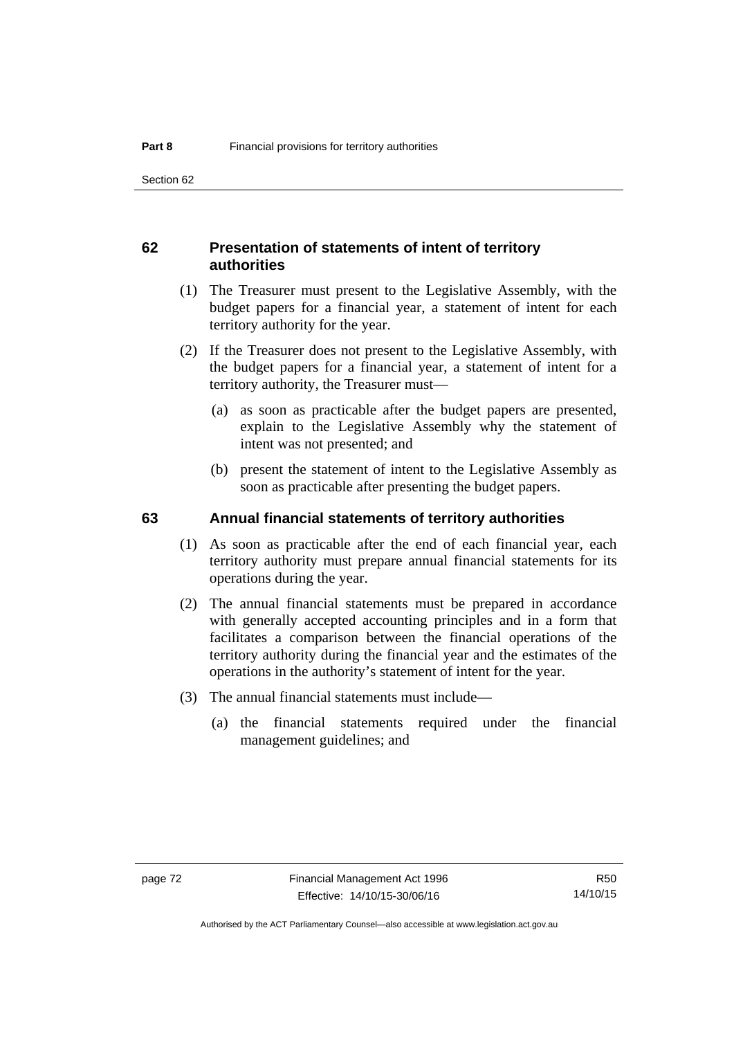## 62 Presentation of statements of intent of territory authorities

(1) The Treasurer must present to the Legislative Assembly, with the budget papers for a financial year, a statement of intent for each territory authority for the year.

(2) If the Treasurer does not present to the Legislative Assembly, with the budget papers for a financial year, a statement of intent for a territory authority, the Treasurer must—

(a) as soon as practicable after the budget papers are presented, explain to the Legislative Assembly why the statement of intent was not presented; and

(b) present the statement of intent to the Legislative Assembly as soon as practicable after presenting the budget papers.

## 63 Annual financial statements of territory authorities

(1) As soon as practicable after the end of each financial year, each territory authority must prepare annual financial statements for its operations during the year.

(2) The annual financial statements must be prepared in accordance with generally accepted accounting principles and in a form that facilitates a comparison between the financial operations of the territory authority during the financial year and the estimates of the operations in the authority's statement of intent for the year.

(3) The annual financial statements must include—

(a) the financial statements required under the financial management guidelines; and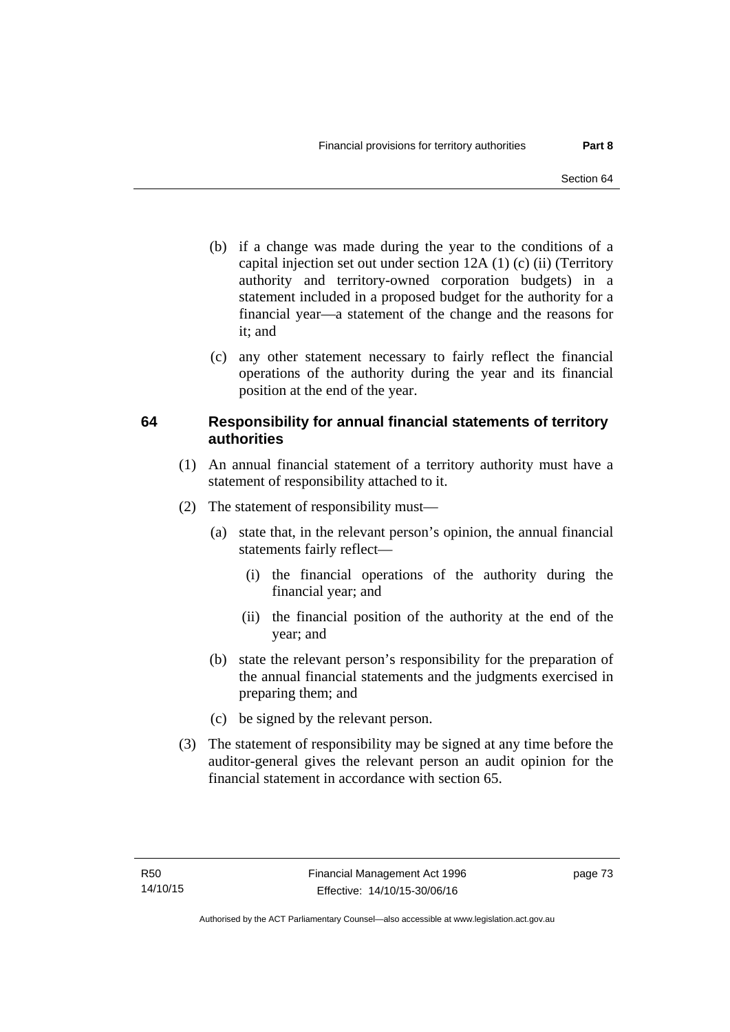(b) if a change was made during the year to the conditions of a capital injection set out under section 12A (1) (c) (ii) (Territory authority and territory-owned corporation budgets) in a statement included in a proposed budget for the authority for a financial year—a statement of the change and the reasons for it; and

(c) any other statement necessary to fairly reflect the financial operations of the authority during the year and its financial position at the end of the year.

## 64 Responsibility for annual financial statements of territory authorities

(1) An annual financial statement of a territory authority must have a statement of responsibility attached to it.

(2) The statement of responsibility must—

(a) state that, in the relevant person's opinion, the annual financial statements fairly reflect—

(i) the financial operations of the authority during the financial year; and

(ii) the financial position of the authority at the end of the year; and

(b) state the relevant person's responsibility for the preparation of the annual financial statements and the judgments exercised in preparing them; and

(c) be signed by the relevant person.

(3) The statement of responsibility may be signed at any time before the auditor-general gives the relevant person an audit opinion for the financial statement in accordance with section 65.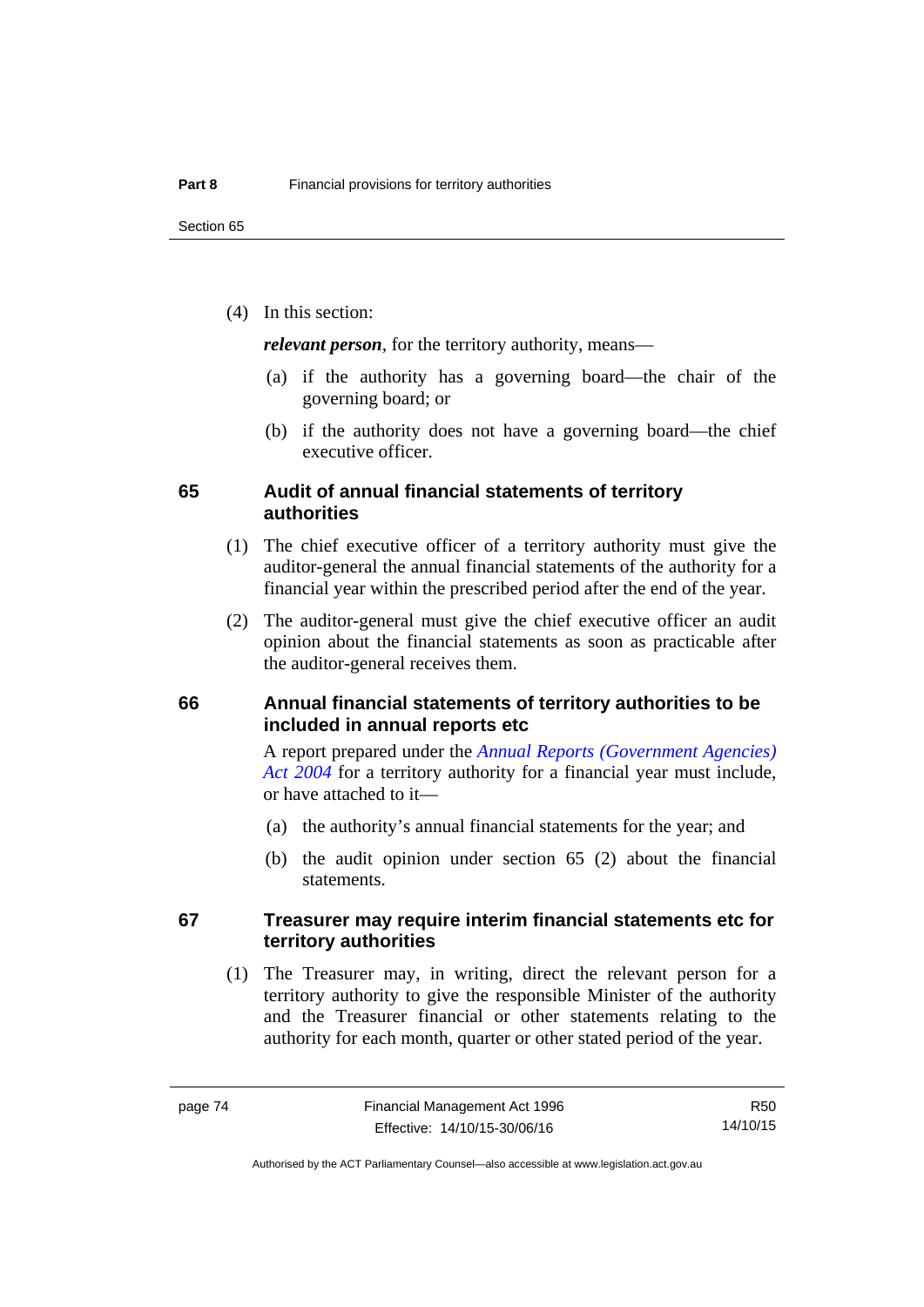(4) In this section:

***relevant person***, for the territory authority, means—

(a) if the authority has a governing board—the chair of the governing board; or

(b) if the authority does not have a governing board—the chief executive officer.

## 65 Audit of annual financial statements of territory authorities

(1) The chief executive officer of a territory authority must give the auditor-general the annual financial statements of the authority for a financial year within the prescribed period after the end of the year.

(2) The auditor-general must give the chief executive officer an audit opinion about the financial statements as soon as practicable after the auditor-general receives them.

## 66 Annual financial statements of territory authorities to be included in annual reports etc

A report prepared under the *Annual Reports (Government Agencies) Act 2004* for a territory authority for a financial year must include, or have attached to it—

(a) the authority's annual financial statements for the year; and

(b) the audit opinion under section 65 (2) about the financial statements.

## 67 Treasurer may require interim financial statements etc for territory authorities

(1) The Treasurer may, in writing, direct the relevant person for a territory authority to give the responsible Minister of the authority and the Treasurer financial or other statements relating to the authority for each month, quarter or other stated period of the year.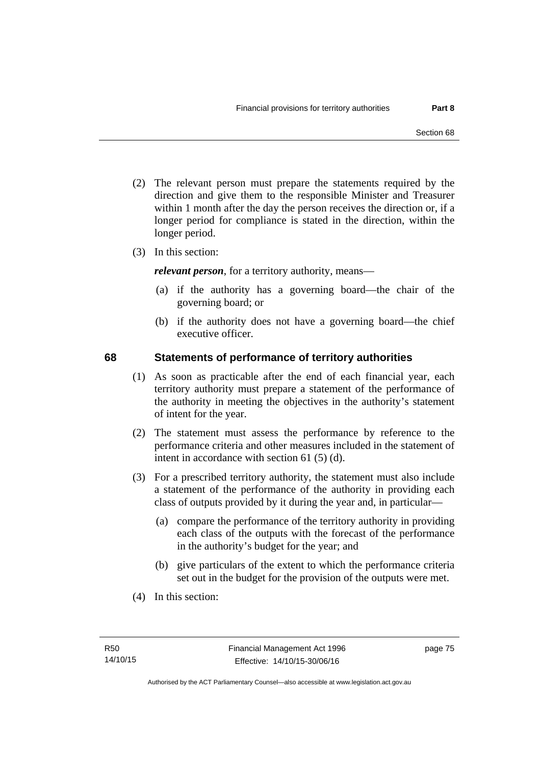(2) The relevant person must prepare the statements required by the direction and give them to the responsible Minister and Treasurer within 1 month after the day the person receives the direction or, if a longer period for compliance is stated in the direction, within the longer period.

(3) In this section:

***relevant person***, for a territory authority, means—

(a) if the authority has a governing board—the chair of the governing board; or

(b) if the authority does not have a governing board—the chief executive officer.

## 68 Statements of performance of territory authorities

(1) As soon as practicable after the end of each financial year, each territory authority must prepare a statement of the performance of the authority in meeting the objectives in the authority's statement of intent for the year.

(2) The statement must assess the performance by reference to the performance criteria and other measures included in the statement of intent in accordance with section 61 (5) (d).

(3) For a prescribed territory authority, the statement must also include a statement of the performance of the authority in providing each class of outputs provided by it during the year and, in particular—

(a) compare the performance of the territory authority in providing each class of the outputs with the forecast of the performance in the authority's budget for the year; and

(b) give particulars of the extent to which the performance criteria set out in the budget for the provision of the outputs were met.

(4) In this section: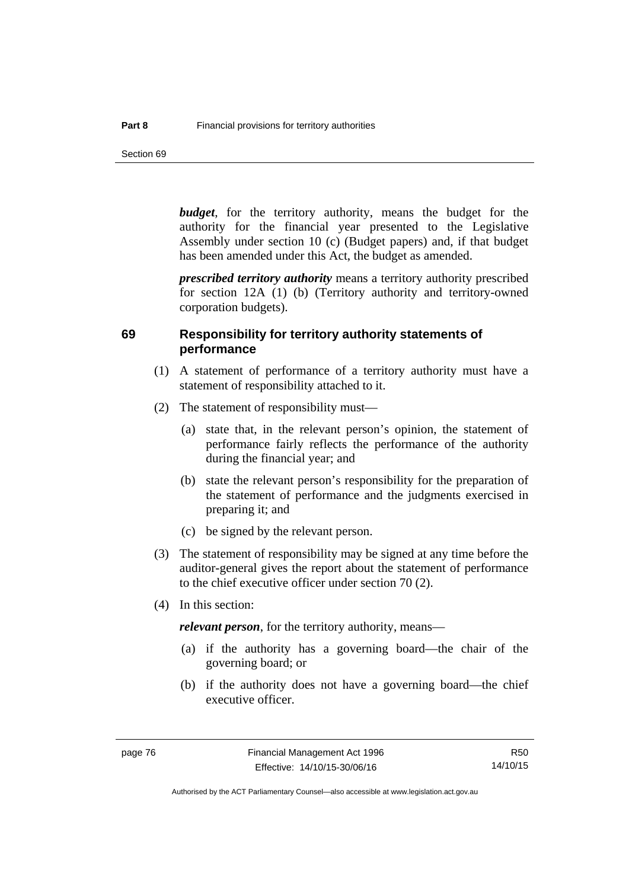***budget***, for the territory authority, means the budget for the authority for the financial year presented to the Legislative Assembly under section 10 (c) (Budget papers) and, if that budget has been amended under this Act, the budget as amended.

***prescribed territory authority*** means a territory authority prescribed for section 12A (1) (b) (Territory authority and territory-owned corporation budgets).

## 69 Responsibility for territory authority statements of performance

(1) A statement of performance of a territory authority must have a statement of responsibility attached to it.

(2) The statement of responsibility must—

(a) state that, in the relevant person's opinion, the statement of performance fairly reflects the performance of the authority during the financial year; and

(b) state the relevant person's responsibility for the preparation of the statement of performance and the judgments exercised in preparing it; and

(c) be signed by the relevant person.

(3) The statement of responsibility may be signed at any time before the auditor-general gives the report about the statement of performance to the chief executive officer under section 70 (2).

(4) In this section:

***relevant person***, for the territory authority, means—

(a) if the authority has a governing board—the chair of the governing board; or

(b) if the authority does not have a governing board—the chief executive officer.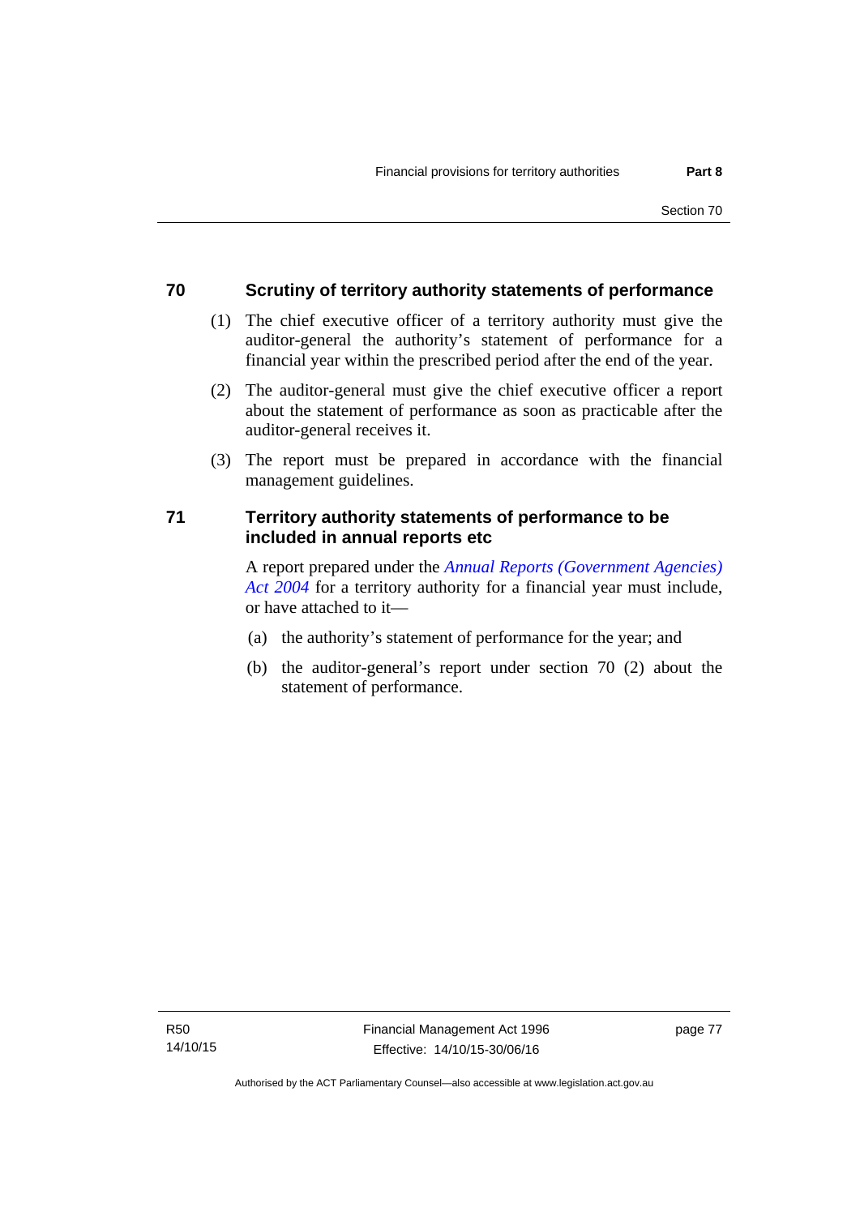## 70 Scrutiny of territory authority statements of performance

(1) The chief executive officer of a territory authority must give the auditor-general the authority's statement of performance for a financial year within the prescribed period after the end of the year.

(2) The auditor-general must give the chief executive officer a report about the statement of performance as soon as practicable after the auditor-general receives it.

(3) The report must be prepared in accordance with the financial management guidelines.

## 71 Territory authority statements of performance to be included in annual reports etc

A report prepared under the *Annual Reports (Government Agencies) Act 2004* for a territory authority for a financial year must include, or have attached to it—

(a) the authority's statement of performance for the year; and

(b) the auditor-general's report under section 70 (2) about the statement of performance.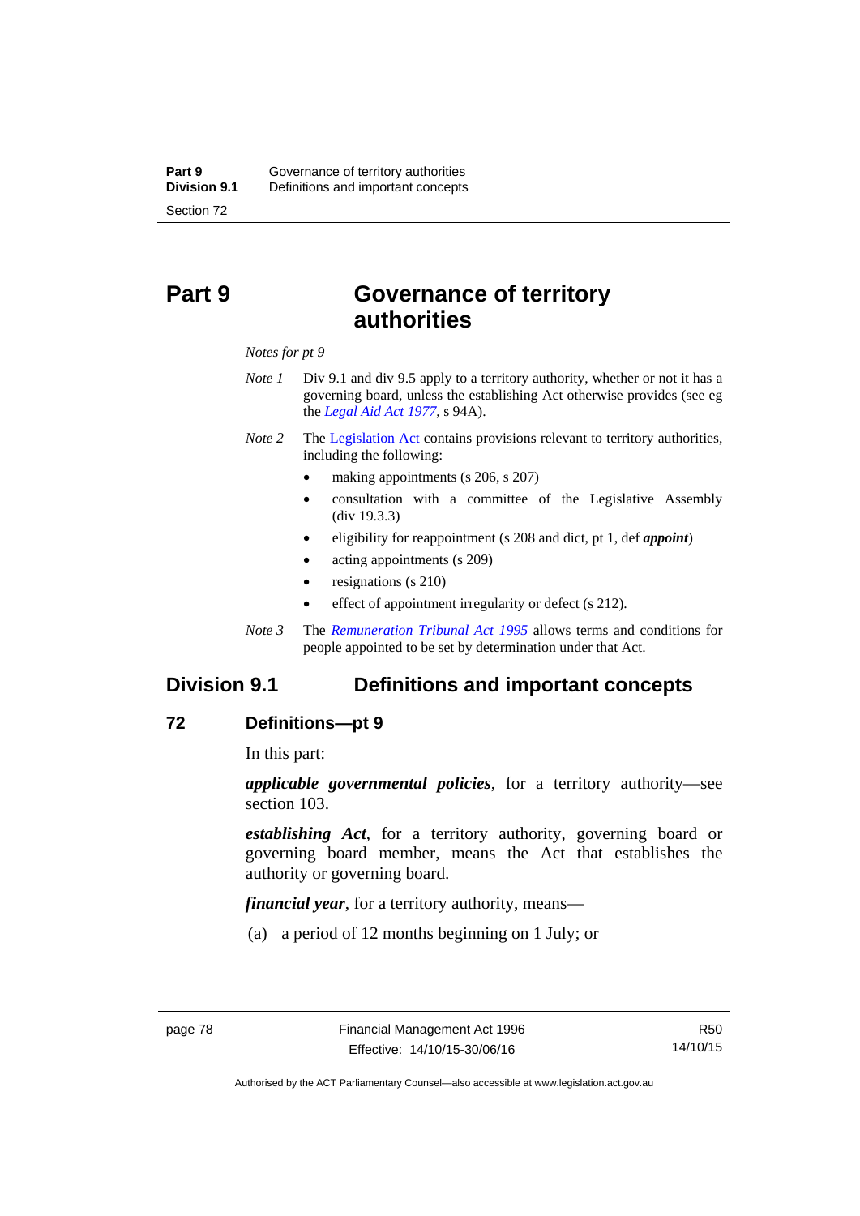# Part 9 Governance of territory authorities

*Notes for pt 9*

*Note 1* Div 9.1 and div 9.5 apply to a territory authority, whether or not it has a governing board, unless the establishing Act otherwise provides (see eg the *Legal Aid Act 1977*, s 94A).

*Note 2* The Legislation Act contains provisions relevant to territory authorities, including the following:

- making appointments (s 206, s 207)
- consultation with a committee of the Legislative Assembly (div 19.3.3)
- eligibility for reappointment (s 208 and dict, pt 1, def ***appoint***)
- acting appointments (s 209)
- resignations (s 210)
- effect of appointment irregularity or defect (s 212).

*Note 3* The *Remuneration Tribunal Act 1995* allows terms and conditions for people appointed to be set by determination under that Act.

## Division 9.1 Definitions and important concepts

### 72 Definitions—pt 9

In this part:

***applicable governmental policies***, for a territory authority—see section 103.

***establishing Act***, for a territory authority, governing board or governing board member, means the Act that establishes the authority or governing board.

***financial year***, for a territory authority, means—

(a) a period of 12 months beginning on 1 July; or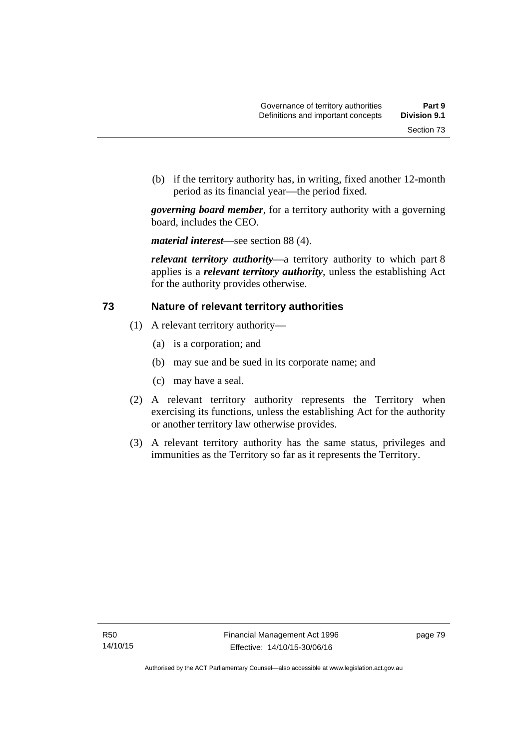(b) if the territory authority has, in writing, fixed another 12-month period as its financial year—the period fixed.

***governing board member***, for a territory authority with a governing board, includes the CEO.

***material interest***—see section 88 (4).

***relevant territory authority***—a territory authority to which part 8 applies is a ***relevant territory authority***, unless the establishing Act for the authority provides otherwise.

## 73 Nature of relevant territory authorities

(1) A relevant territory authority—

(a) is a corporation; and

(b) may sue and be sued in its corporate name; and

(c) may have a seal.

(2) A relevant territory authority represents the Territory when exercising its functions, unless the establishing Act for the authority or another territory law otherwise provides.

(3) A relevant territory authority has the same status, privileges and immunities as the Territory so far as it represents the Territory.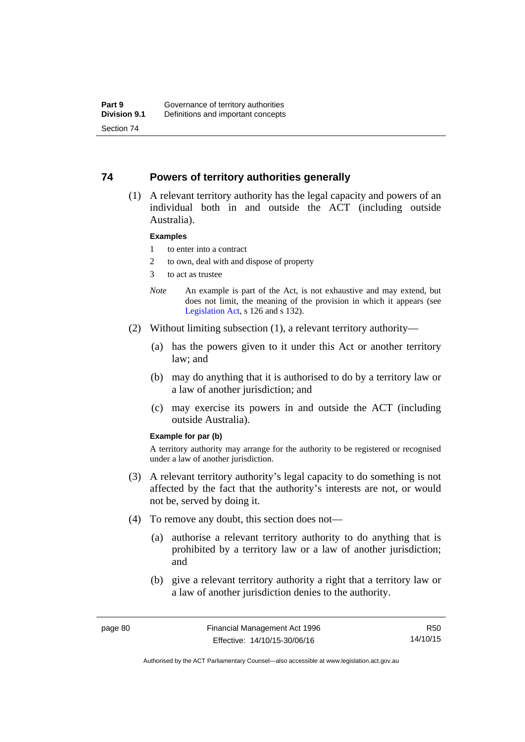## 74 Powers of territory authorities generally

(1) A relevant territory authority has the legal capacity and powers of an individual both in and outside the ACT (including outside Australia).

**Examples**

1 to enter into a contract

2 to own, deal with and dispose of property

3 to act as trustee

*Note* An example is part of the Act, is not exhaustive and may extend, but does not limit, the meaning of the provision in which it appears (see Legislation Act, s 126 and s 132).

(2) Without limiting subsection (1), a relevant territory authority—

(a) has the powers given to it under this Act or another territory law; and

(b) may do anything that it is authorised to do by a territory law or a law of another jurisdiction; and

(c) may exercise its powers in and outside the ACT (including outside Australia).

**Example for par (b)**

A territory authority may arrange for the authority to be registered or recognised under a law of another jurisdiction.

(3) A relevant territory authority's legal capacity to do something is not affected by the fact that the authority's interests are not, or would not be, served by doing it.

(4) To remove any doubt, this section does not—

(a) authorise a relevant territory authority to do anything that is prohibited by a territory law or a law of another jurisdiction; and

(b) give a relevant territory authority a right that a territory law or a law of another jurisdiction denies to the authority.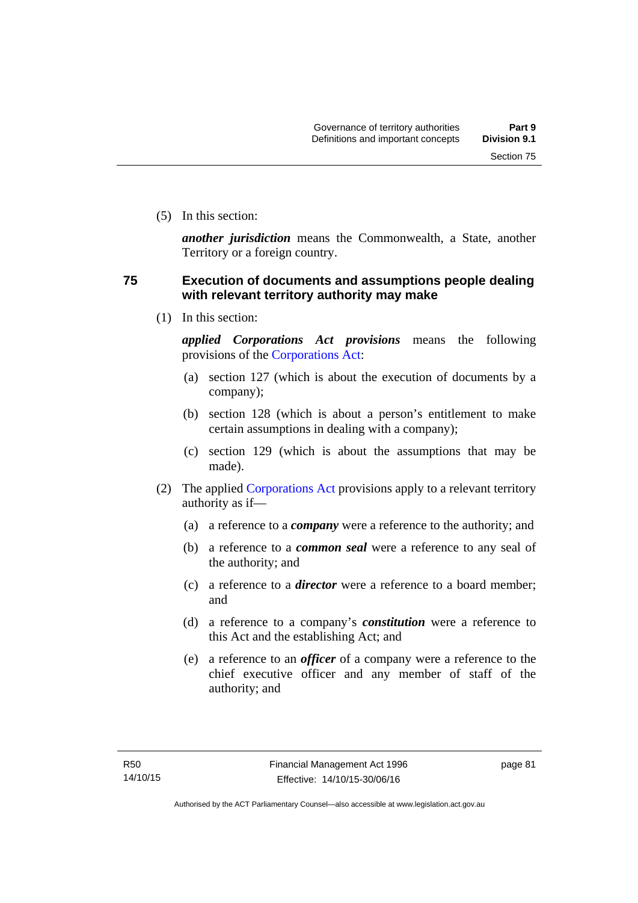(5) In this section:

***another jurisdiction*** means the Commonwealth, a State, another Territory or a foreign country.

## 75 Execution of documents and assumptions people dealing with relevant territory authority may make

(1) In this section:

***applied Corporations Act provisions*** means the following provisions of the Corporations Act:

(a) section 127 (which is about the execution of documents by a company);

(b) section 128 (which is about a person's entitlement to make certain assumptions in dealing with a company);

(c) section 129 (which is about the assumptions that may be made).

(2) The applied Corporations Act provisions apply to a relevant territory authority as if—

(a) a reference to a ***company*** were a reference to the authority; and

(b) a reference to a ***common seal*** were a reference to any seal of the authority; and

(c) a reference to a ***director*** were a reference to a board member; and

(d) a reference to a company's ***constitution*** were a reference to this Act and the establishing Act; and

(e) a reference to an ***officer*** of a company were a reference to the chief executive officer and any member of staff of the authority; and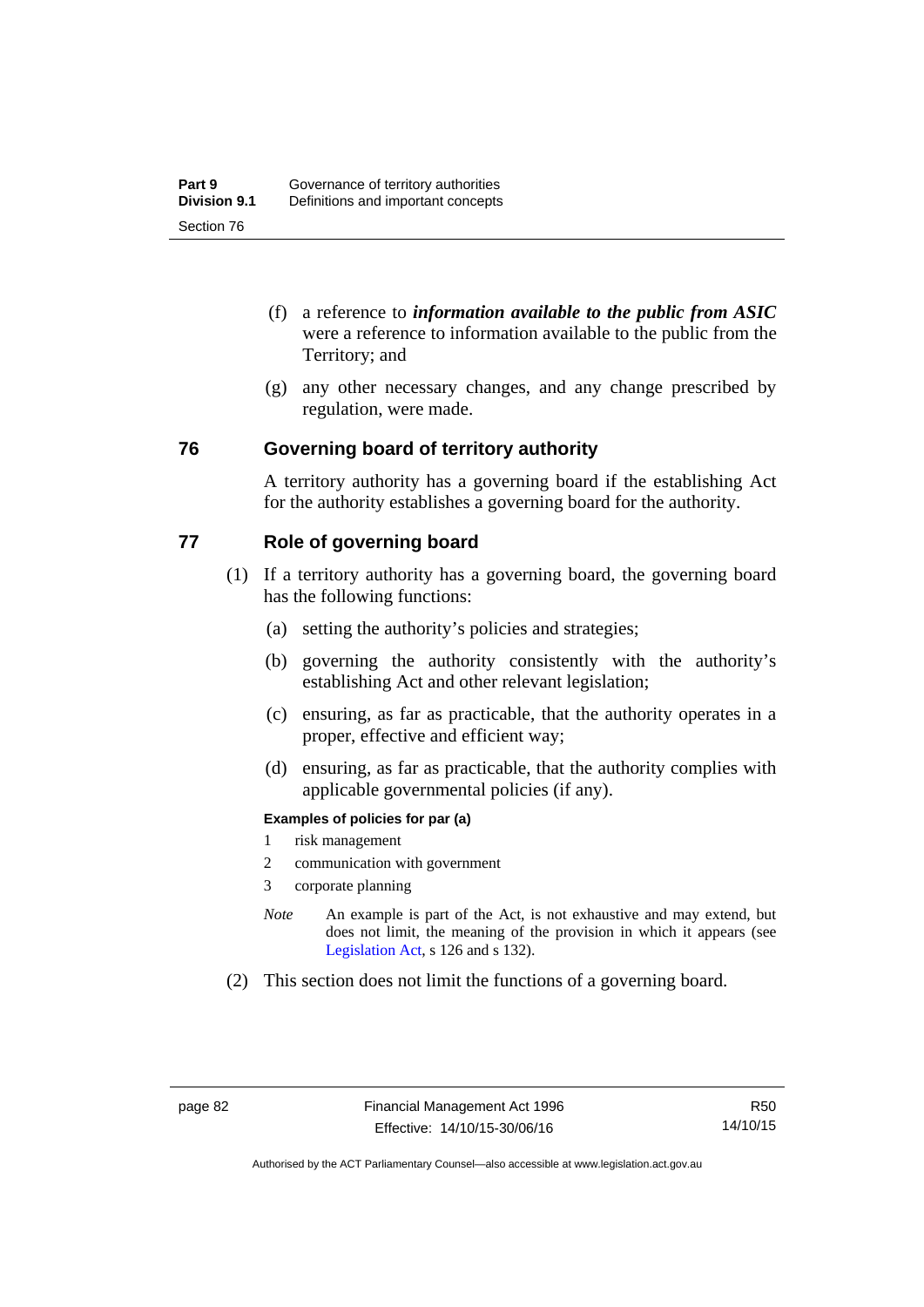(f) a reference to ***information available to the public from ASIC*** were a reference to information available to the public from the Territory; and

(g) any other necessary changes, and any change prescribed by regulation, were made.

## 76 Governing board of territory authority

A territory authority has a governing board if the establishing Act for the authority establishes a governing board for the authority.

## 77 Role of governing board

(1) If a territory authority has a governing board, the governing board has the following functions:

(a) setting the authority's policies and strategies;

(b) governing the authority consistently with the authority's establishing Act and other relevant legislation;

(c) ensuring, as far as practicable, that the authority operates in a proper, effective and efficient way;

(d) ensuring, as far as practicable, that the authority complies with applicable governmental policies (if any).

**Examples of policies for par (a)**

1 risk management

2 communication with government

3 corporate planning

*Note* An example is part of the Act, is not exhaustive and may extend, but does not limit, the meaning of the provision in which it appears (see Legislation Act, s 126 and s 132).

(2) This section does not limit the functions of a governing board.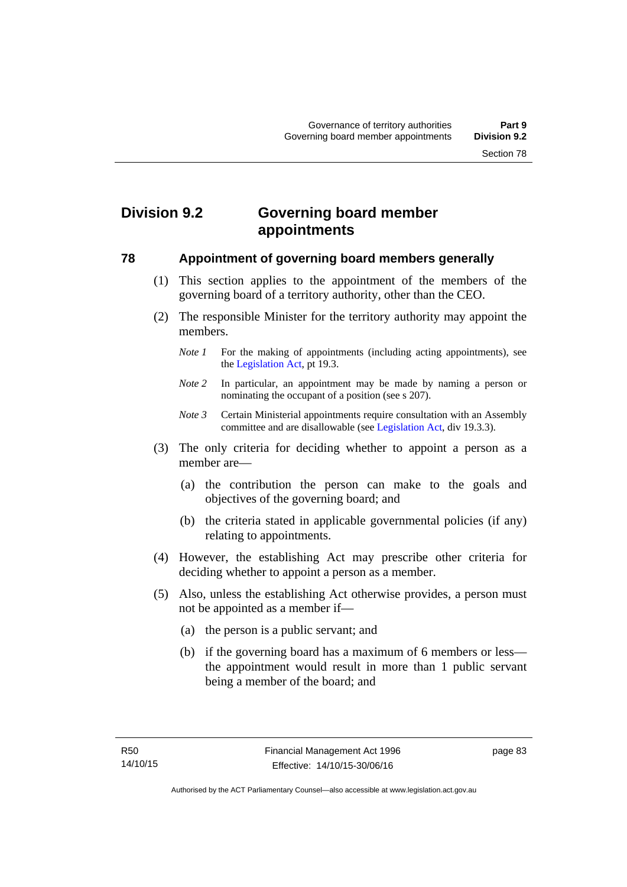## Division 9.2 Governing board member appointments

### 78 Appointment of governing board members generally

(1) This section applies to the appointment of the members of the governing board of a territory authority, other than the CEO.

(2) The responsible Minister for the territory authority may appoint the members.

*Note 1* For the making of appointments (including acting appointments), see the Legislation Act, pt 19.3.

*Note 2* In particular, an appointment may be made by naming a person or nominating the occupant of a position (see s 207).

*Note 3* Certain Ministerial appointments require consultation with an Assembly committee and are disallowable (see Legislation Act, div 19.3.3).

(3) The only criteria for deciding whether to appoint a person as a member are—

(a) the contribution the person can make to the goals and objectives of the governing board; and

(b) the criteria stated in applicable governmental policies (if any) relating to appointments.

(4) However, the establishing Act may prescribe other criteria for deciding whether to appoint a person as a member.

(5) Also, unless the establishing Act otherwise provides, a person must not be appointed as a member if—

(a) the person is a public servant; and

(b) if the governing board has a maximum of 6 members or less—the appointment would result in more than 1 public servant being a member of the board; and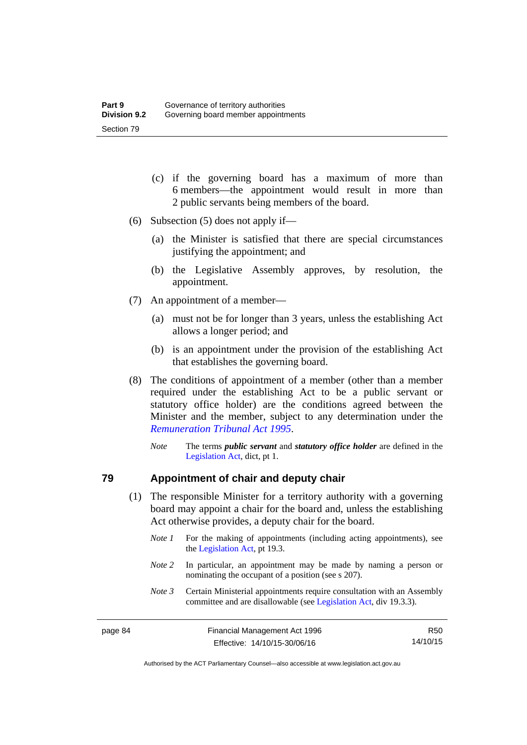(c) if the governing board has a maximum of more than 6 members—the appointment would result in more than 2 public servants being members of the board.

(6) Subsection (5) does not apply if—

(a) the Minister is satisfied that there are special circumstances justifying the appointment; and

(b) the Legislative Assembly approves, by resolution, the appointment.

(7) An appointment of a member—

(a) must not be for longer than 3 years, unless the establishing Act allows a longer period; and

(b) is an appointment under the provision of the establishing Act that establishes the governing board.

(8) The conditions of appointment of a member (other than a member required under the establishing Act to be a public servant or statutory office holder) are the conditions agreed between the Minister and the member, subject to any determination under the *Remuneration Tribunal Act 1995*.

*Note* The terms ***public servant*** and ***statutory office holder*** are defined in the Legislation Act, dict, pt 1.

## 79 Appointment of chair and deputy chair

(1) The responsible Minister for a territory authority with a governing board may appoint a chair for the board and, unless the establishing Act otherwise provides, a deputy chair for the board.

*Note 1* For the making of appointments (including acting appointments), see the Legislation Act, pt 19.3.

*Note 2* In particular, an appointment may be made by naming a person or nominating the occupant of a position (see s 207).

*Note 3* Certain Ministerial appointments require consultation with an Assembly committee and are disallowable (see Legislation Act, div 19.3.3).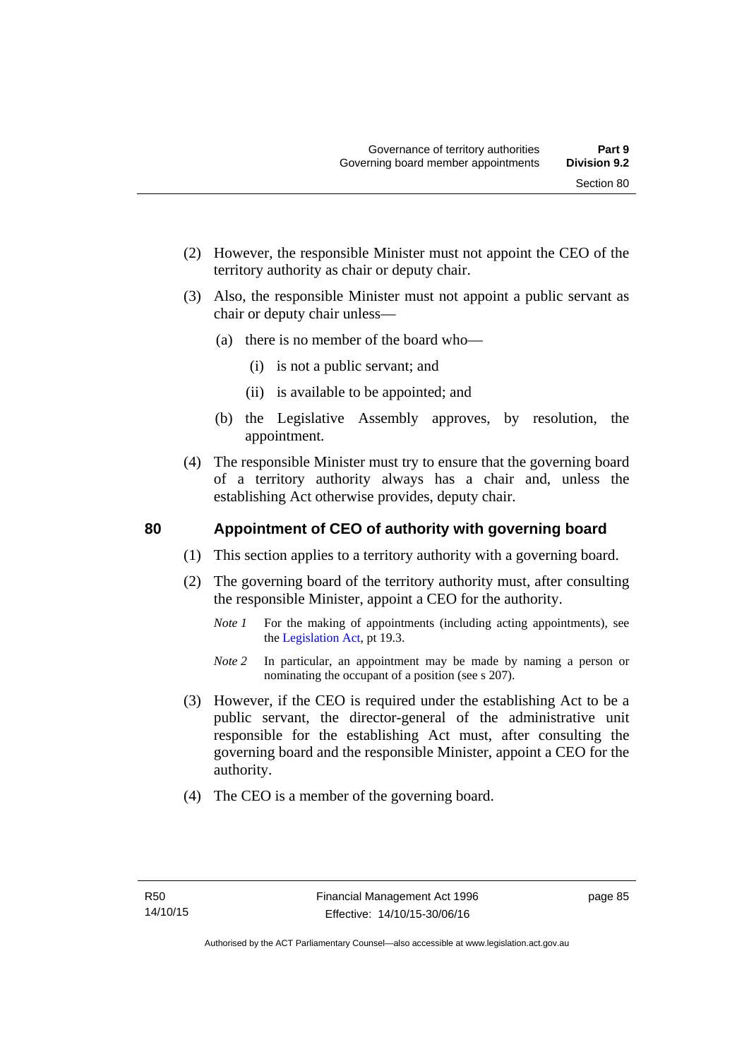(2) However, the responsible Minister must not appoint the CEO of the territory authority as chair or deputy chair.

(3) Also, the responsible Minister must not appoint a public servant as chair or deputy chair unless—

(a) there is no member of the board who—

(i) is not a public servant; and

(ii) is available to be appointed; and

(b) the Legislative Assembly approves, by resolution, the appointment.

(4) The responsible Minister must try to ensure that the governing board of a territory authority always has a chair and, unless the establishing Act otherwise provides, deputy chair.

## 80 Appointment of CEO of authority with governing board

(1) This section applies to a territory authority with a governing board.

(2) The governing board of the territory authority must, after consulting the responsible Minister, appoint a CEO for the authority.

*Note 1* For the making of appointments (including acting appointments), see the Legislation Act, pt 19.3.

*Note 2* In particular, an appointment may be made by naming a person or nominating the occupant of a position (see s 207).

(3) However, if the CEO is required under the establishing Act to be a public servant, the director-general of the administrative unit responsible for the establishing Act must, after consulting the governing board and the responsible Minister, appoint a CEO for the authority.

(4) The CEO is a member of the governing board.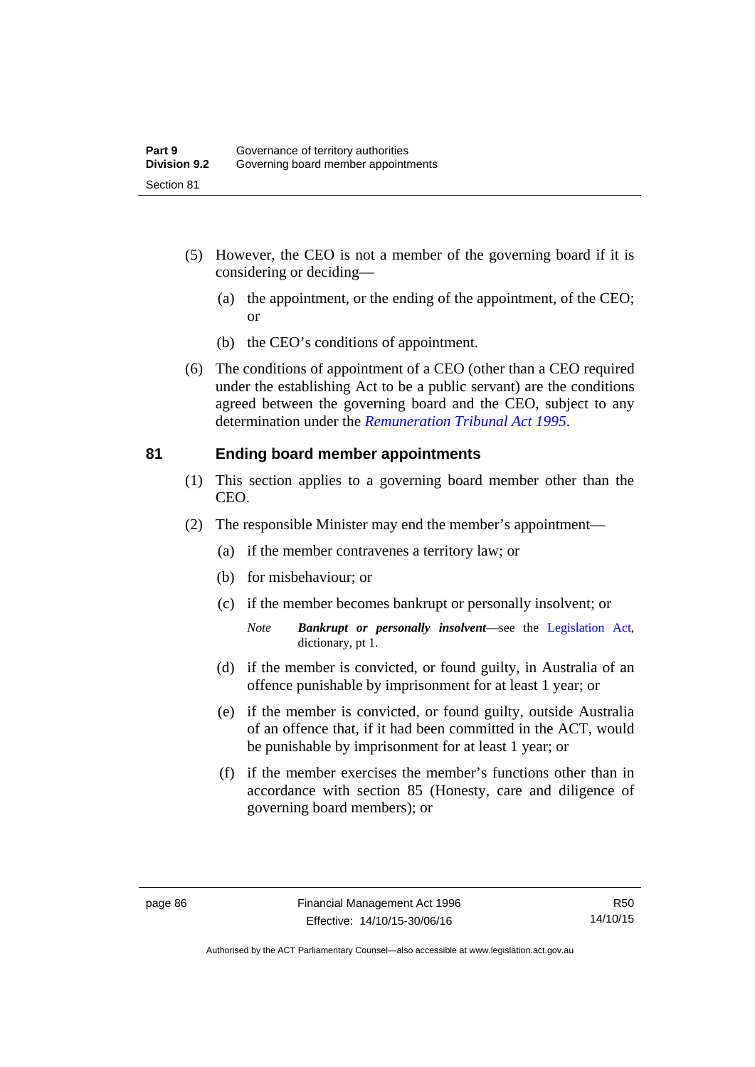(5) However, the CEO is not a member of the governing board if it is considering or deciding—

(a) the appointment, or the ending of the appointment, of the CEO; or

(b) the CEO's conditions of appointment.

(6) The conditions of appointment of a CEO (other than a CEO required under the establishing Act to be a public servant) are the conditions agreed between the governing board and the CEO, subject to any determination under the *Remuneration Tribunal Act 1995*.

## 81 Ending board member appointments

(1) This section applies to a governing board member other than the CEO.

(2) The responsible Minister may end the member's appointment—

(a) if the member contravenes a territory law; or

(b) for misbehaviour; or

(c) if the member becomes bankrupt or personally insolvent; or

*Note* ***Bankrupt or personally insolvent***—see the Legislation Act, dictionary, pt 1.

(d) if the member is convicted, or found guilty, in Australia of an offence punishable by imprisonment for at least 1 year; or

(e) if the member is convicted, or found guilty, outside Australia of an offence that, if it had been committed in the ACT, would be punishable by imprisonment for at least 1 year; or

(f) if the member exercises the member's functions other than in accordance with section 85 (Honesty, care and diligence of governing board members); or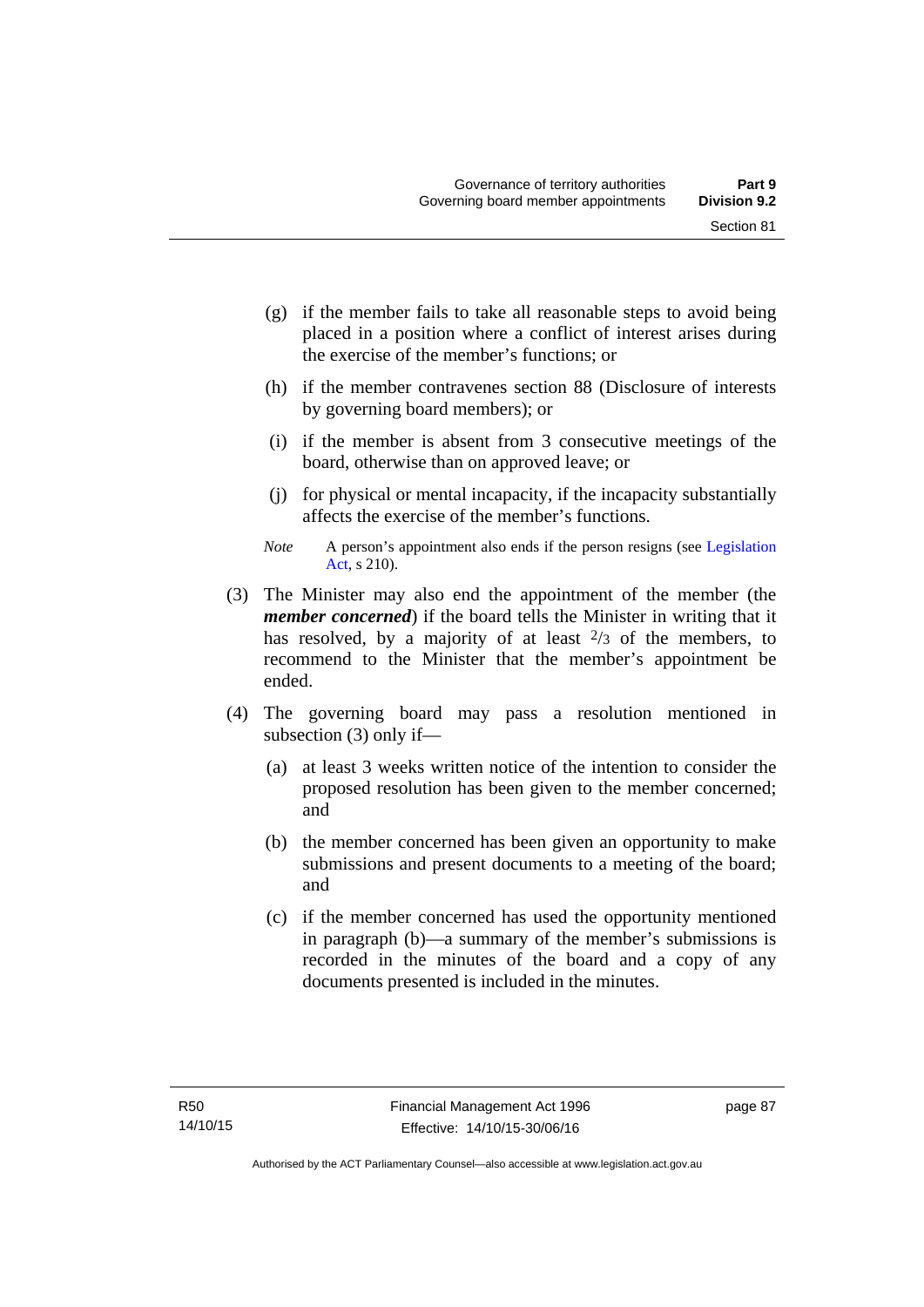(g) if the member fails to take all reasonable steps to avoid being placed in a position where a conflict of interest arises during the exercise of the member's functions; or

(h) if the member contravenes section 88 (Disclosure of interests by governing board members); or

(i) if the member is absent from 3 consecutive meetings of the board, otherwise than on approved leave; or

(j) for physical or mental incapacity, if the incapacity substantially affects the exercise of the member's functions.

*Note* A person's appointment also ends if the person resigns (see Legislation Act, s 210).

(3) The Minister may also end the appointment of the member (the ***member concerned***) if the board tells the Minister in writing that it has resolved, by a majority of at least $^{2}/_{3}$ of the members, to recommend to the Minister that the member's appointment be ended.

(4) The governing board may pass a resolution mentioned in subsection (3) only if—

(a) at least 3 weeks written notice of the intention to consider the proposed resolution has been given to the member concerned; and

(b) the member concerned has been given an opportunity to make submissions and present documents to a meeting of the board; and

(c) if the member concerned has used the opportunity mentioned in paragraph (b)—a summary of the member's submissions is recorded in the minutes of the board and a copy of any documents presented is included in the minutes.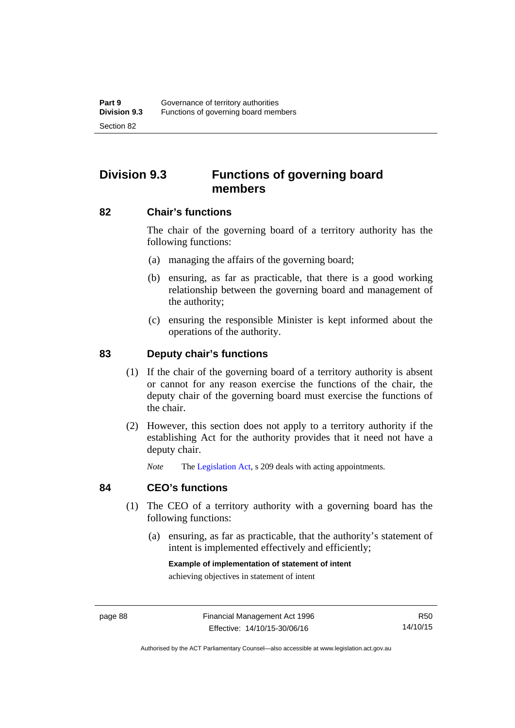## Division 9.3 Functions of governing board members

### 82 Chair's functions

The chair of the governing board of a territory authority has the following functions:

(a) managing the affairs of the governing board;

(b) ensuring, as far as practicable, that there is a good working relationship between the governing board and management of the authority;

(c) ensuring the responsible Minister is kept informed about the operations of the authority.

### 83 Deputy chair's functions

(1) If the chair of the governing board of a territory authority is absent or cannot for any reason exercise the functions of the chair, the deputy chair of the governing board must exercise the functions of the chair.

(2) However, this section does not apply to a territory authority if the establishing Act for the authority provides that it need not have a deputy chair.

*Note* The Legislation Act, s 209 deals with acting appointments.

### 84 CEO's functions

(1) The CEO of a territory authority with a governing board has the following functions:

(a) ensuring, as far as practicable, that the authority's statement of intent is implemented effectively and efficiently;

**Example of implementation of statement of intent**

achieving objectives in statement of intent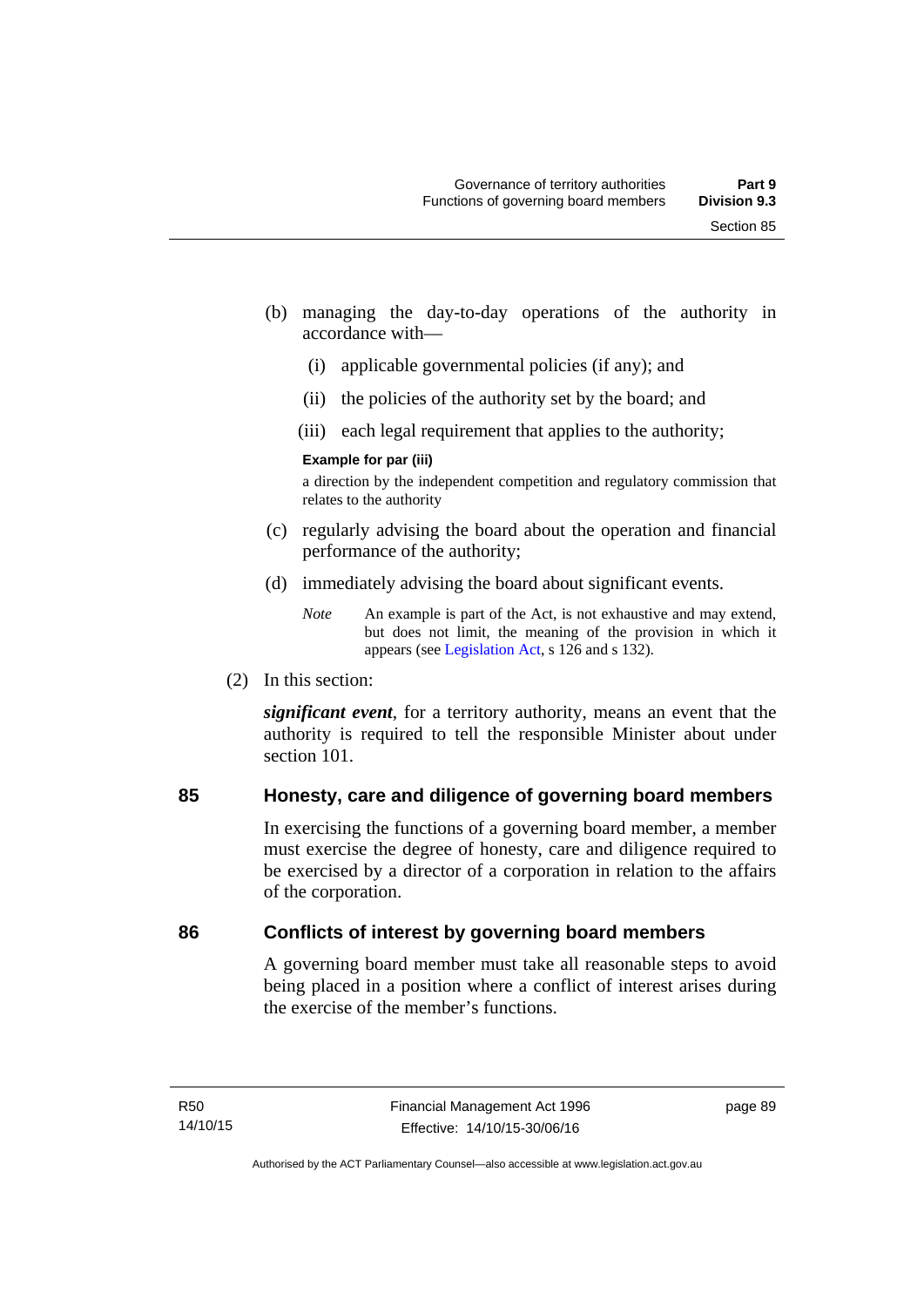(b) managing the day-to-day operations of the authority in accordance with—

   (i) applicable governmental policies (if any); and

   (ii) the policies of the authority set by the board; and

   (iii) each legal requirement that applies to the authority;

**Example for par (iii)**

a direction by the independent competition and regulatory commission that relates to the authority

(c) regularly advising the board about the operation and financial performance of the authority;

(d) immediately advising the board about significant events.

*Note* An example is part of the Act, is not exhaustive and may extend, but does not limit, the meaning of the provision in which it appears (see Legislation Act, s 126 and s 132).

(2) In this section:

***significant event***, for a territory authority, means an event that the authority is required to tell the responsible Minister about under section 101.

## 85 Honesty, care and diligence of governing board members

In exercising the functions of a governing board member, a member must exercise the degree of honesty, care and diligence required to be exercised by a director of a corporation in relation to the affairs of the corporation.

## 86 Conflicts of interest by governing board members

A governing board member must take all reasonable steps to avoid being placed in a position where a conflict of interest arises during the exercise of the member's functions.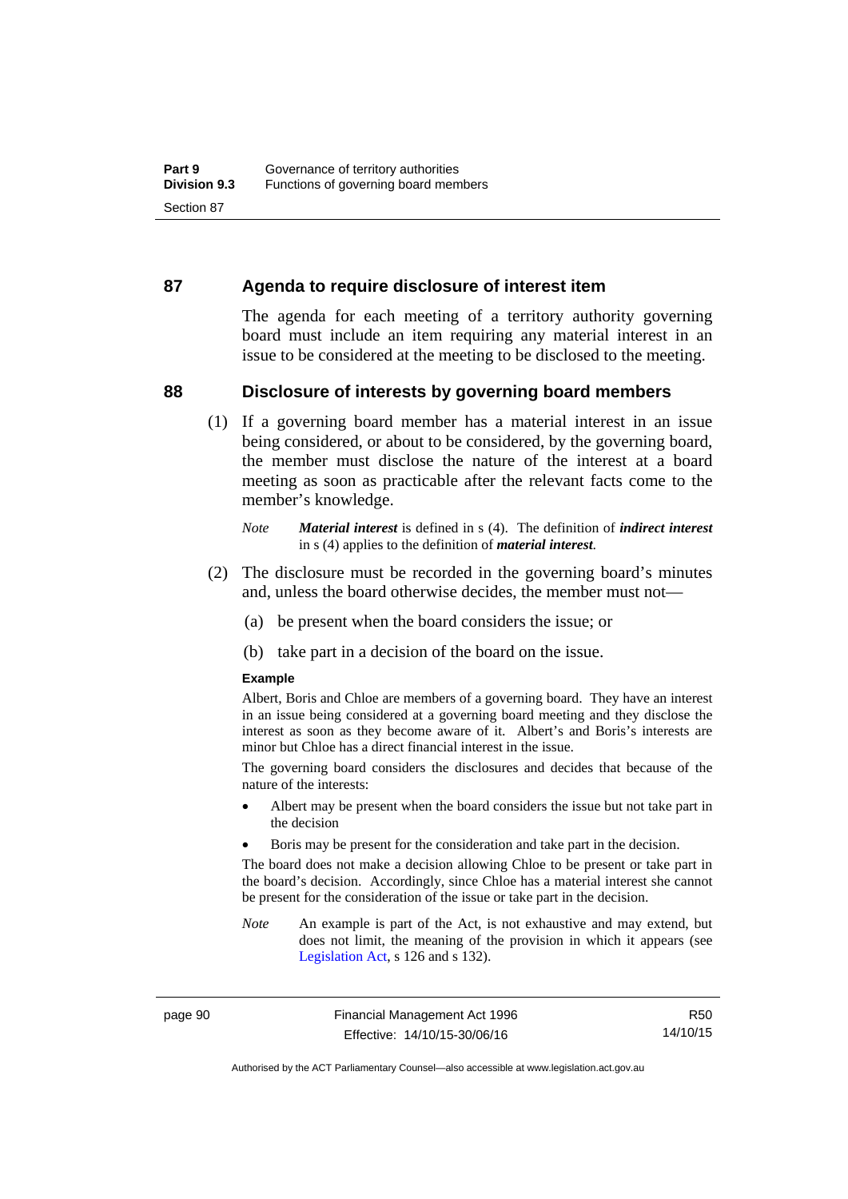## 87 Agenda to require disclosure of interest item

The agenda for each meeting of a territory authority governing board must include an item requiring any material interest in an issue to be considered at the meeting to be disclosed to the meeting.

## 88 Disclosure of interests by governing board members

(1) If a governing board member has a material interest in an issue being considered, or about to be considered, by the governing board, the member must disclose the nature of the interest at a board meeting as soon as practicable after the relevant facts come to the member's knowledge.

*Note* ***Material interest*** is defined in s (4). The definition of ***indirect interest*** in s (4) applies to the definition of ***material interest***.

(2) The disclosure must be recorded in the governing board's minutes and, unless the board otherwise decides, the member must not—

(a) be present when the board considers the issue; or

(b) take part in a decision of the board on the issue.

**Example**

Albert, Boris and Chloe are members of a governing board. They have an interest in an issue being considered at a governing board meeting and they disclose the interest as soon as they become aware of it. Albert's and Boris's interests are minor but Chloe has a direct financial interest in the issue.

The governing board considers the disclosures and decides that because of the nature of the interests:

- Albert may be present when the board considers the issue but not take part in the decision
- Boris may be present for the consideration and take part in the decision.

The board does not make a decision allowing Chloe to be present or take part in the board's decision. Accordingly, since Chloe has a material interest she cannot be present for the consideration of the issue or take part in the decision.

*Note* An example is part of the Act, is not exhaustive and may extend, but does not limit, the meaning of the provision in which it appears (see Legislation Act, s 126 and s 132).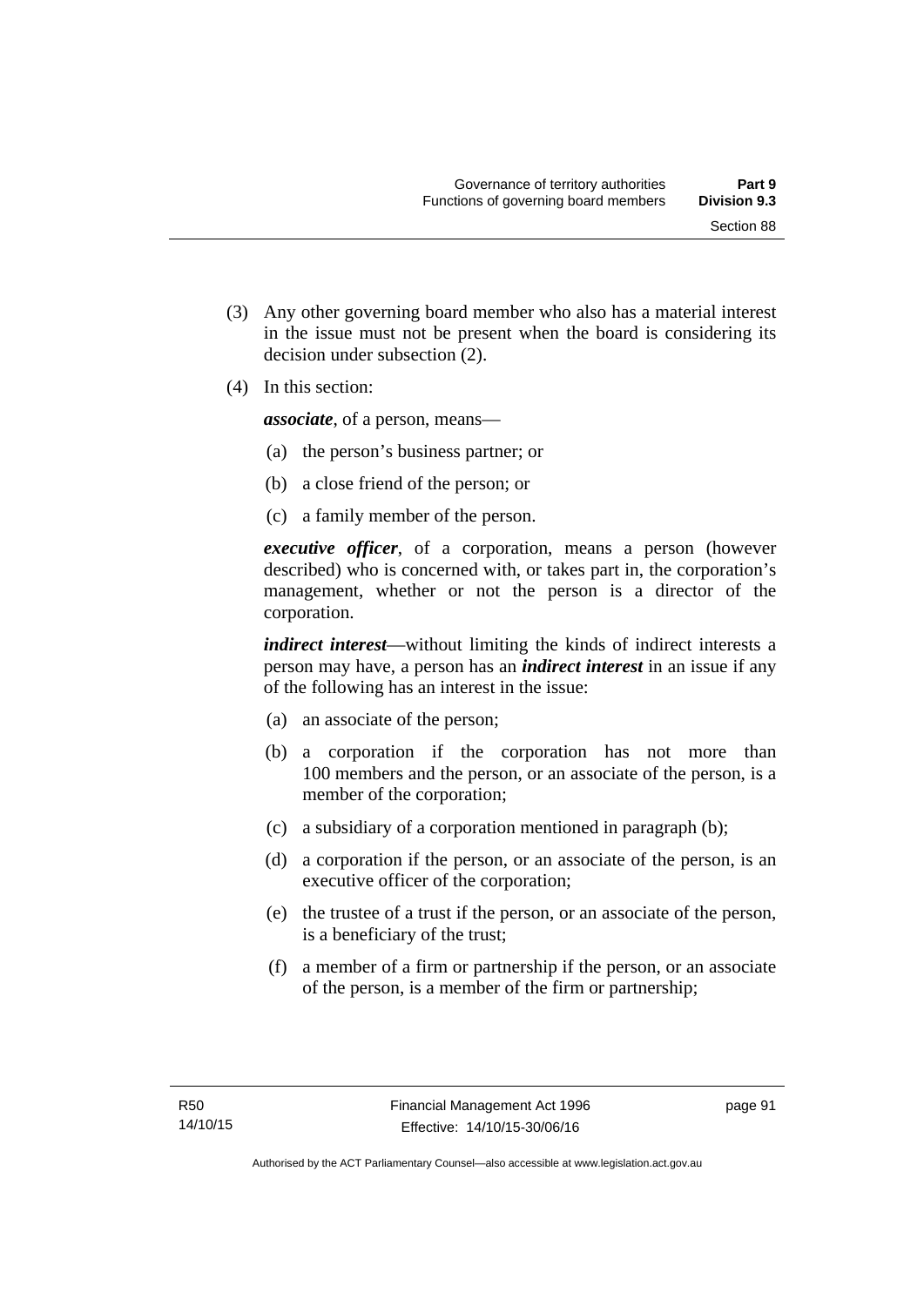(3) Any other governing board member who also has a material interest in the issue must not be present when the board is considering its decision under subsection (2).

(4) In this section:

***associate***, of a person, means—

(a) the person's business partner; or

(b) a close friend of the person; or

(c) a family member of the person.

***executive officer***, of a corporation, means a person (however described) who is concerned with, or takes part in, the corporation's management, whether or not the person is a director of the corporation.

***indirect interest***—without limiting the kinds of indirect interests a person may have, a person has an ***indirect interest*** in an issue if any of the following has an interest in the issue:

(a) an associate of the person;

(b) a corporation if the corporation has not more than 100 members and the person, or an associate of the person, is a member of the corporation;

(c) a subsidiary of a corporation mentioned in paragraph (b);

(d) a corporation if the person, or an associate of the person, is an executive officer of the corporation;

(e) the trustee of a trust if the person, or an associate of the person, is a beneficiary of the trust;

(f) a member of a firm or partnership if the person, or an associate of the person, is a member of the firm or partnership;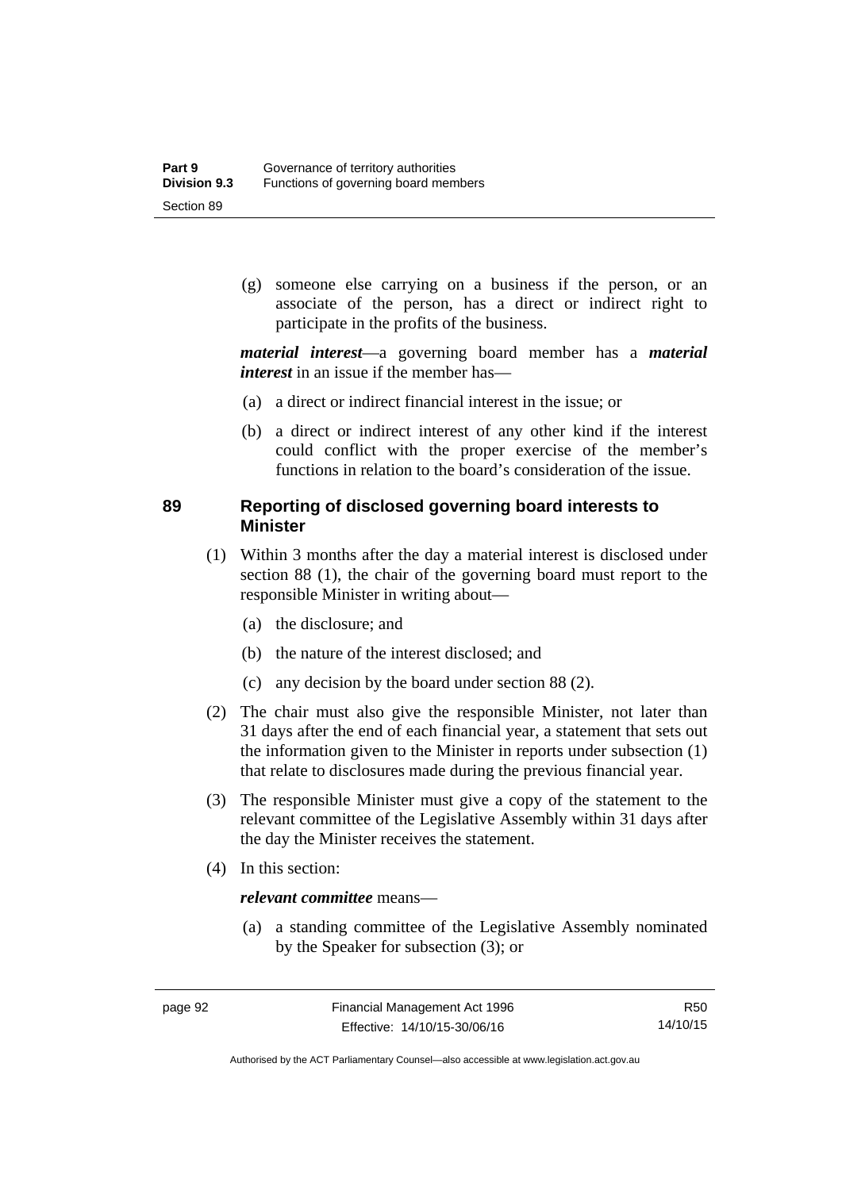(g) someone else carrying on a business if the person, or an associate of the person, has a direct or indirect right to participate in the profits of the business.

***material interest***—a governing board member has a ***material interest*** in an issue if the member has—

(a) a direct or indirect financial interest in the issue; or

(b) a direct or indirect interest of any other kind if the interest could conflict with the proper exercise of the member's functions in relation to the board's consideration of the issue.

## 89 Reporting of disclosed governing board interests to Minister

(1) Within 3 months after the day a material interest is disclosed under section 88 (1), the chair of the governing board must report to the responsible Minister in writing about—

(a) the disclosure; and

(b) the nature of the interest disclosed; and

(c) any decision by the board under section 88 (2).

(2) The chair must also give the responsible Minister, not later than 31 days after the end of each financial year, a statement that sets out the information given to the Minister in reports under subsection (1) that relate to disclosures made during the previous financial year.

(3) The responsible Minister must give a copy of the statement to the relevant committee of the Legislative Assembly within 31 days after the day the Minister receives the statement.

(4) In this section:

***relevant committee*** means—

(a) a standing committee of the Legislative Assembly nominated by the Speaker for subsection (3); or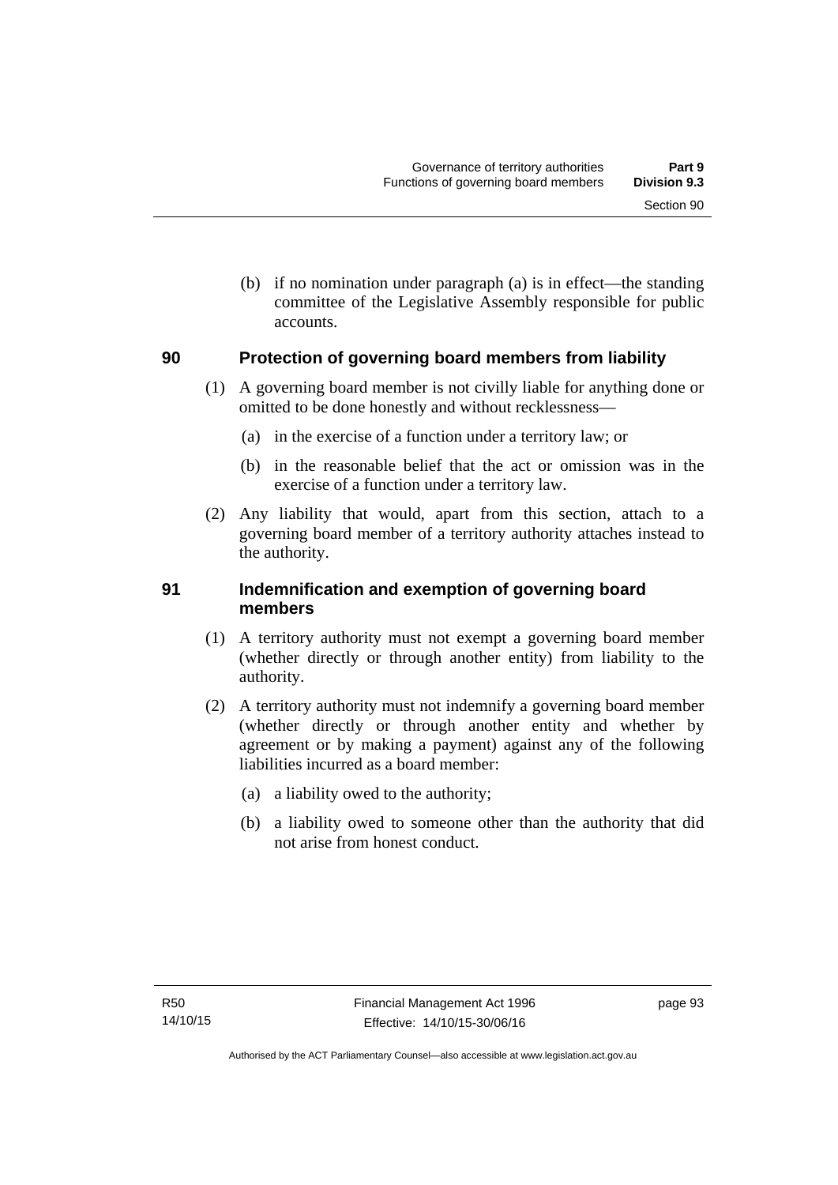(b) if no nomination under paragraph (a) is in effect—the standing committee of the Legislative Assembly responsible for public accounts.

## 90 Protection of governing board members from liability

(1) A governing board member is not civilly liable for anything done or omitted to be done honestly and without recklessness—

(a) in the exercise of a function under a territory law; or

(b) in the reasonable belief that the act or omission was in the exercise of a function under a territory law.

(2) Any liability that would, apart from this section, attach to a governing board member of a territory authority attaches instead to the authority.

## 91 Indemnification and exemption of governing board members

(1) A territory authority must not exempt a governing board member (whether directly or through another entity) from liability to the authority.

(2) A territory authority must not indemnify a governing board member (whether directly or through another entity and whether by agreement or by making a payment) against any of the following liabilities incurred as a board member:

(a) a liability owed to the authority;

(b) a liability owed to someone other than the authority that did not arise from honest conduct.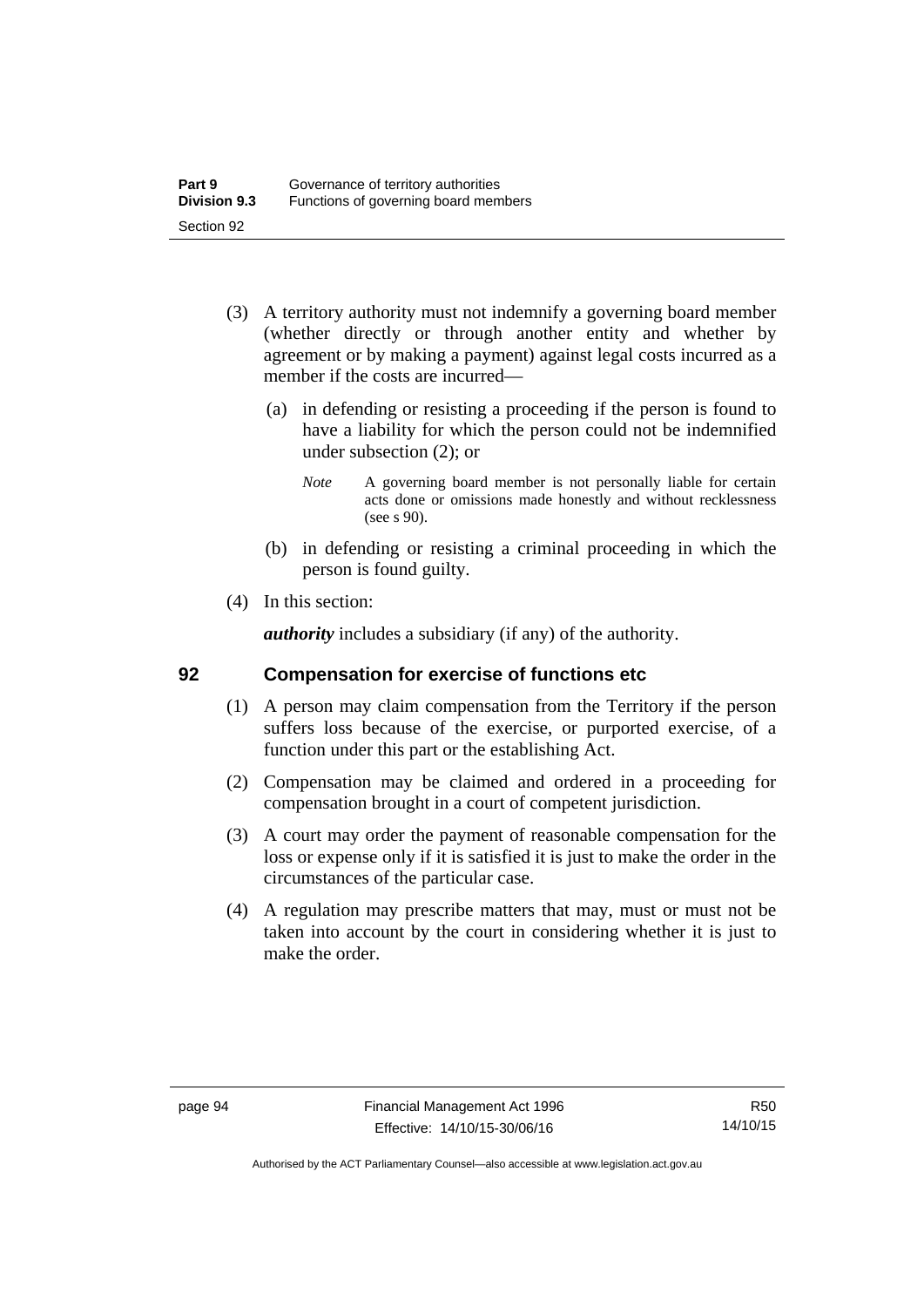(3) A territory authority must not indemnify a governing board member (whether directly or through another entity and whether by agreement or by making a payment) against legal costs incurred as a member if the costs are incurred—

(a) in defending or resisting a proceeding if the person is found to have a liability for which the person could not be indemnified under subsection (2); or

*Note* A governing board member is not personally liable for certain acts done or omissions made honestly and without recklessness (see s 90).

(b) in defending or resisting a criminal proceeding in which the person is found guilty.

(4) In this section:

***authority*** includes a subsidiary (if any) of the authority.

## 92 Compensation for exercise of functions etc

(1) A person may claim compensation from the Territory if the person suffers loss because of the exercise, or purported exercise, of a function under this part or the establishing Act.

(2) Compensation may be claimed and ordered in a proceeding for compensation brought in a court of competent jurisdiction.

(3) A court may order the payment of reasonable compensation for the loss or expense only if it is satisfied it is just to make the order in the circumstances of the particular case.

(4) A regulation may prescribe matters that may, must or must not be taken into account by the court in considering whether it is just to make the order.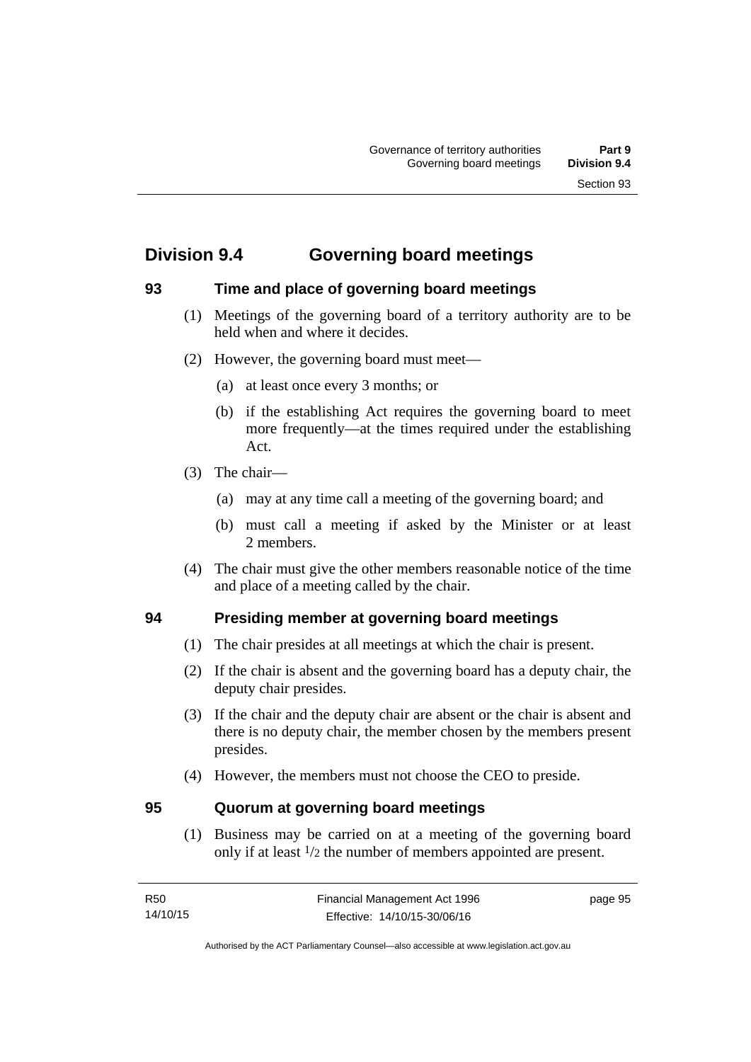## Division 9.4 Governing board meetings

### 93 Time and place of governing board meetings

(1) Meetings of the governing board of a territory authority are to be held when and where it decides.

(2) However, the governing board must meet—

(a) at least once every 3 months; or

(b) if the establishing Act requires the governing board to meet more frequently—at the times required under the establishing Act.

(3) The chair—

(a) may at any time call a meeting of the governing board; and

(b) must call a meeting if asked by the Minister or at least 2 members.

(4) The chair must give the other members reasonable notice of the time and place of a meeting called by the chair.

### 94 Presiding member at governing board meetings

(1) The chair presides at all meetings at which the chair is present.

(2) If the chair is absent and the governing board has a deputy chair, the deputy chair presides.

(3) If the chair and the deputy chair are absent or the chair is absent and there is no deputy chair, the member chosen by the members present presides.

(4) However, the members must not choose the CEO to preside.

### 95 Quorum at governing board meetings

(1) Business may be carried on at a meeting of the governing board only if at least $1/2$ the number of members appointed are present.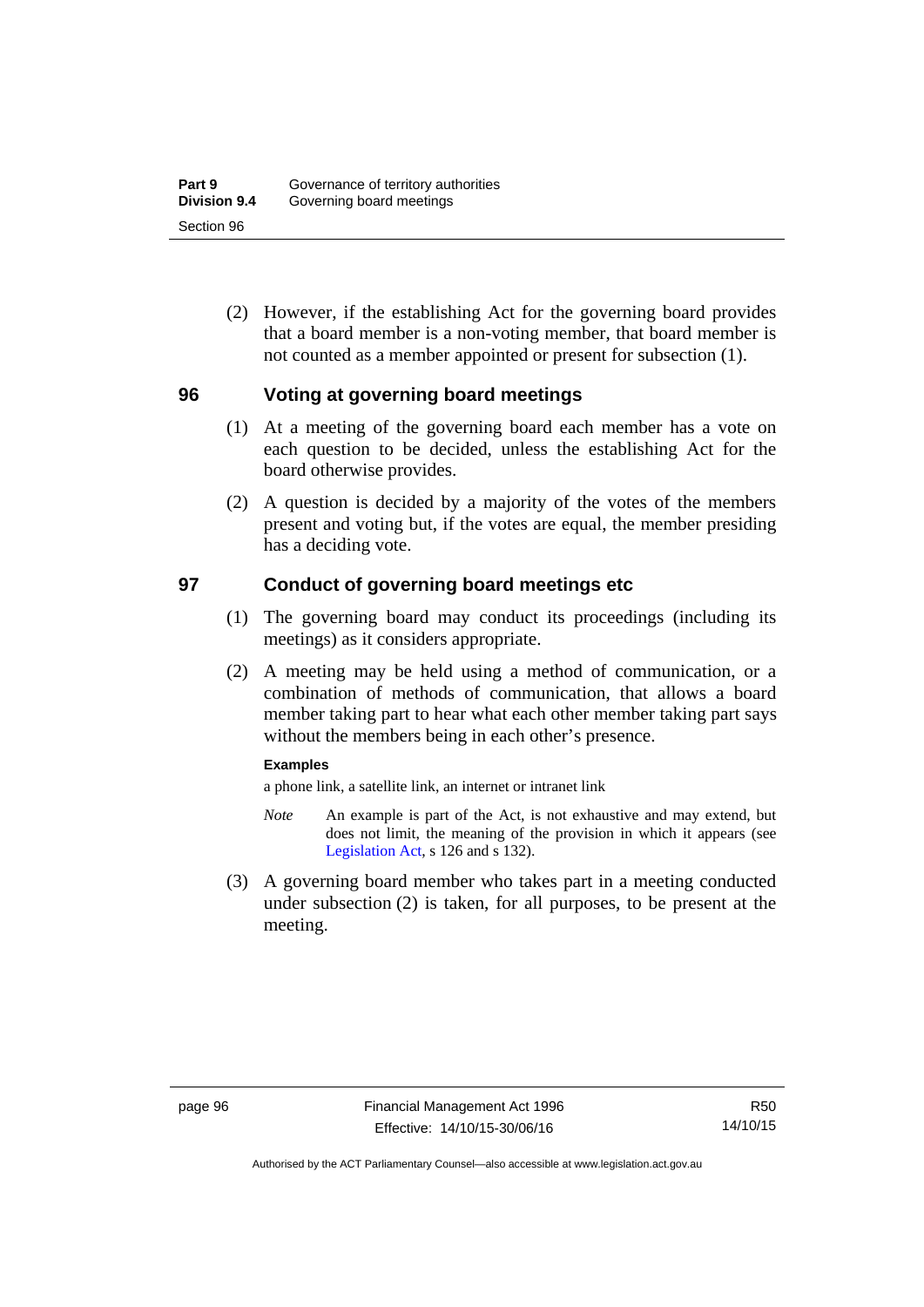(2) However, if the establishing Act for the governing board provides that a board member is a non-voting member, that board member is not counted as a member appointed or present for subsection (1).

## 96 Voting at governing board meetings

(1) At a meeting of the governing board each member has a vote on each question to be decided, unless the establishing Act for the board otherwise provides.

(2) A question is decided by a majority of the votes of the members present and voting but, if the votes are equal, the member presiding has a deciding vote.

## 97 Conduct of governing board meetings etc

(1) The governing board may conduct its proceedings (including its meetings) as it considers appropriate.

(2) A meeting may be held using a method of communication, or a combination of methods of communication, that allows a board member taking part to hear what each other member taking part says without the members being in each other's presence.

**Examples**

a phone link, a satellite link, an internet or intranet link

*Note* An example is part of the Act, is not exhaustive and may extend, but does not limit, the meaning of the provision in which it appears (see Legislation Act, s 126 and s 132).

(3) A governing board member who takes part in a meeting conducted under subsection (2) is taken, for all purposes, to be present at the meeting.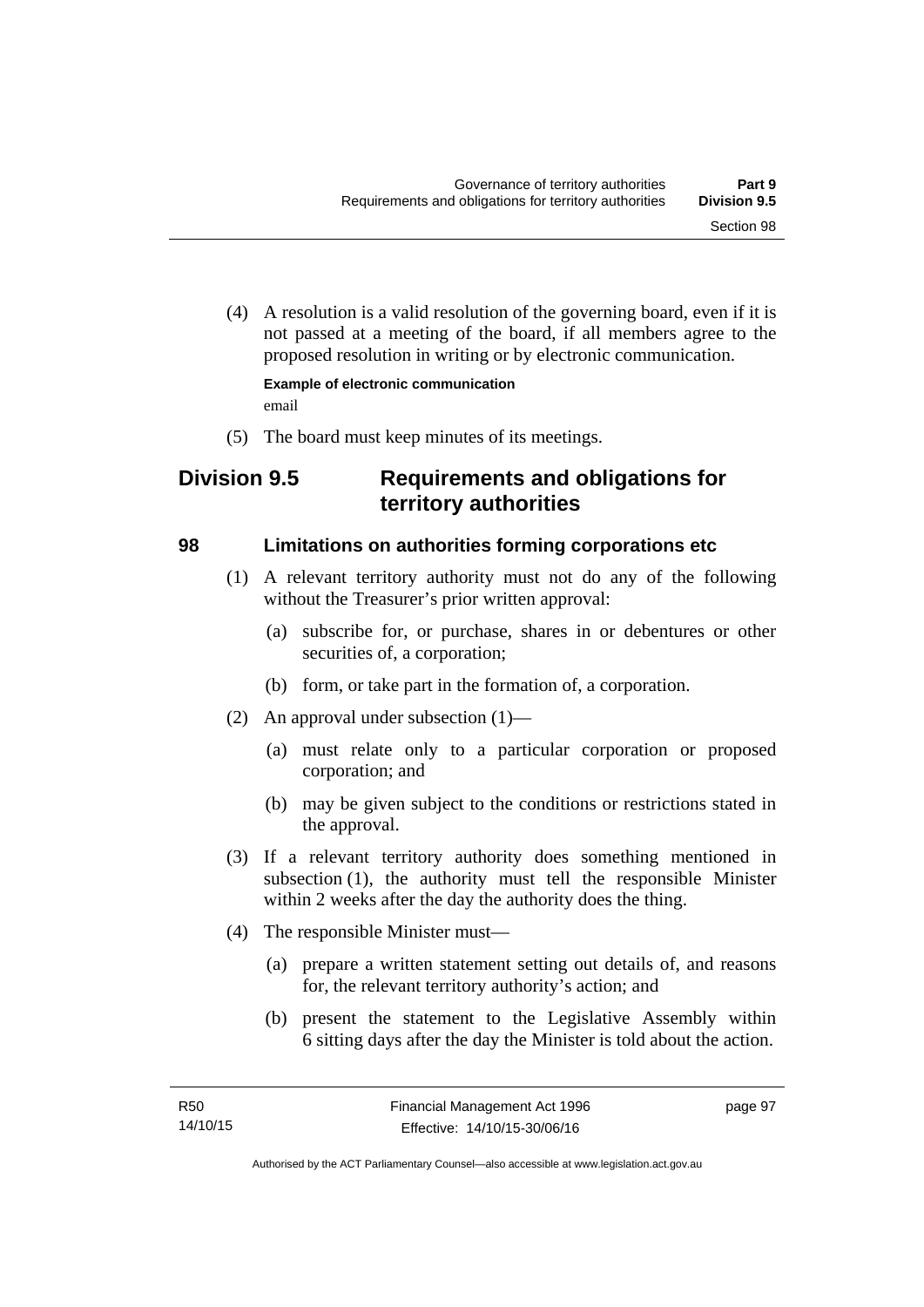(4) A resolution is a valid resolution of the governing board, even if it is not passed at a meeting of the board, if all members agree to the proposed resolution in writing or by electronic communication.

**Example of electronic communication**

email

(5) The board must keep minutes of its meetings.

## Division 9.5 Requirements and obligations for territory authorities

### 98 Limitations on authorities forming corporations etc

(1) A relevant territory authority must not do any of the following without the Treasurer's prior written approval:

(a) subscribe for, or purchase, shares in or debentures or other securities of, a corporation;

(b) form, or take part in the formation of, a corporation.

(2) An approval under subsection (1)—

(a) must relate only to a particular corporation or proposed corporation; and

(b) may be given subject to the conditions or restrictions stated in the approval.

(3) If a relevant territory authority does something mentioned in subsection (1), the authority must tell the responsible Minister within 2 weeks after the day the authority does the thing.

(4) The responsible Minister must—

(a) prepare a written statement setting out details of, and reasons for, the relevant territory authority's action; and

(b) present the statement to the Legislative Assembly within 6 sitting days after the day the Minister is told about the action.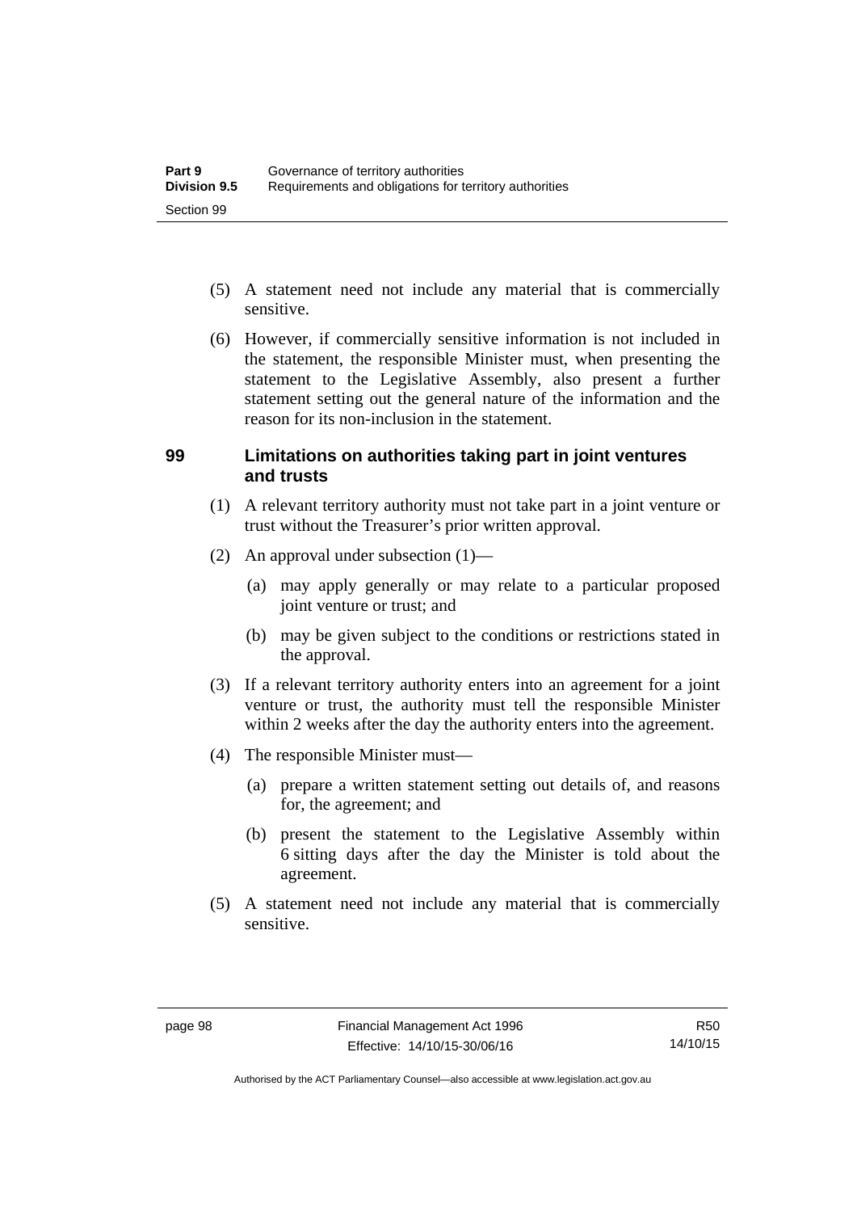(5) A statement need not include any material that is commercially sensitive.

(6) However, if commercially sensitive information is not included in the statement, the responsible Minister must, when presenting the statement to the Legislative Assembly, also present a further statement setting out the general nature of the information and the reason for its non-inclusion in the statement.

## 99 Limitations on authorities taking part in joint ventures and trusts

(1) A relevant territory authority must not take part in a joint venture or trust without the Treasurer's prior written approval.

(2) An approval under subsection (1)—

(a) may apply generally or may relate to a particular proposed joint venture or trust; and

(b) may be given subject to the conditions or restrictions stated in the approval.

(3) If a relevant territory authority enters into an agreement for a joint venture or trust, the authority must tell the responsible Minister within 2 weeks after the day the authority enters into the agreement.

(4) The responsible Minister must—

(a) prepare a written statement setting out details of, and reasons for, the agreement; and

(b) present the statement to the Legislative Assembly within 6 sitting days after the day the Minister is told about the agreement.

(5) A statement need not include any material that is commercially sensitive.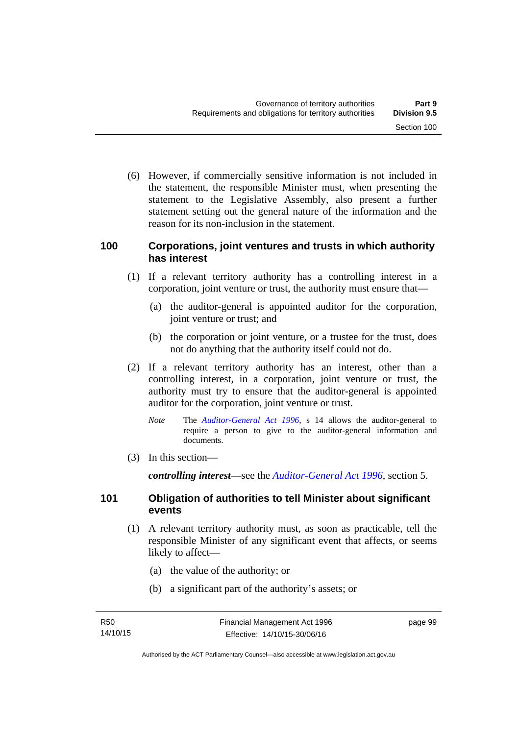(6) However, if commercially sensitive information is not included in the statement, the responsible Minister must, when presenting the statement to the Legislative Assembly, also present a further statement setting out the general nature of the information and the reason for its non-inclusion in the statement.

## 100 Corporations, joint ventures and trusts in which authority has interest

(1) If a relevant territory authority has a controlling interest in a corporation, joint venture or trust, the authority must ensure that—

(a) the auditor-general is appointed auditor for the corporation, joint venture or trust; and

(b) the corporation or joint venture, or a trustee for the trust, does not do anything that the authority itself could not do.

(2) If a relevant territory authority has an interest, other than a controlling interest, in a corporation, joint venture or trust, the authority must try to ensure that the auditor-general is appointed auditor for the corporation, joint venture or trust.

*Note* The *Auditor-General Act 1996*, s 14 allows the auditor-general to require a person to give to the auditor-general information and documents.

(3) In this section—

***controlling interest***—see the *Auditor-General Act 1996*, section 5.

## 101 Obligation of authorities to tell Minister about significant events

(1) A relevant territory authority must, as soon as practicable, tell the responsible Minister of any significant event that affects, or seems likely to affect—

(a) the value of the authority; or

(b) a significant part of the authority's assets; or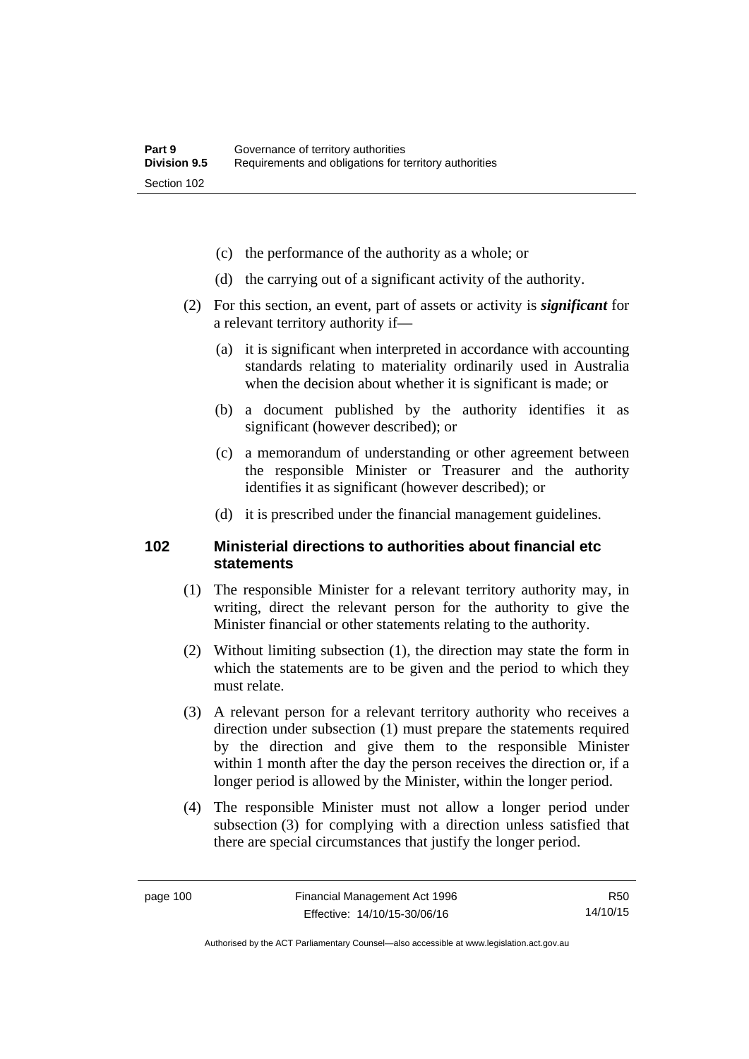(c) the performance of the authority as a whole; or

(d) the carrying out of a significant activity of the authority.

(2) For this section, an event, part of assets or activity is ***significant*** for a relevant territory authority if—

(a) it is significant when interpreted in accordance with accounting standards relating to materiality ordinarily used in Australia when the decision about whether it is significant is made; or

(b) a document published by the authority identifies it as significant (however described); or

(c) a memorandum of understanding or other agreement between the responsible Minister or Treasurer and the authority identifies it as significant (however described); or

(d) it is prescribed under the financial management guidelines.

## 102 Ministerial directions to authorities about financial etc statements

(1) The responsible Minister for a relevant territory authority may, in writing, direct the relevant person for the authority to give the Minister financial or other statements relating to the authority.

(2) Without limiting subsection (1), the direction may state the form in which the statements are to be given and the period to which they must relate.

(3) A relevant person for a relevant territory authority who receives a direction under subsection (1) must prepare the statements required by the direction and give them to the responsible Minister within 1 month after the day the person receives the direction or, if a longer period is allowed by the Minister, within the longer period.

(4) The responsible Minister must not allow a longer period under subsection (3) for complying with a direction unless satisfied that there are special circumstances that justify the longer period.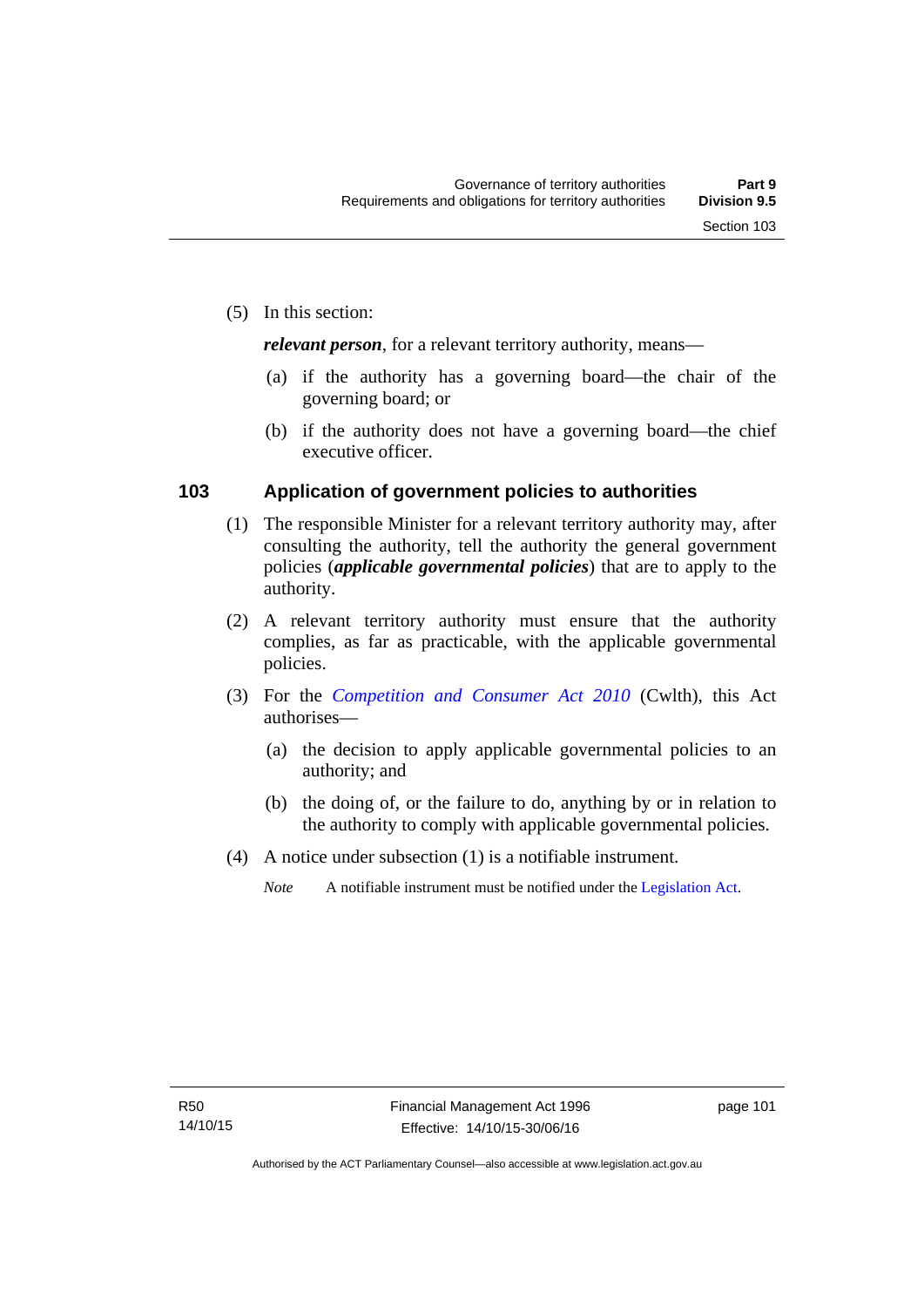(5) In this section:

***relevant person***, for a relevant territory authority, means—

(a) if the authority has a governing board—the chair of the governing board; or

(b) if the authority does not have a governing board—the chief executive officer.

## 103 Application of government policies to authorities

(1) The responsible Minister for a relevant territory authority may, after consulting the authority, tell the authority the general government policies (***applicable governmental policies***) that are to apply to the authority.

(2) A relevant territory authority must ensure that the authority complies, as far as practicable, with the applicable governmental policies.

(3) For the *Competition and Consumer Act 2010* (Cwlth), this Act authorises—

(a) the decision to apply applicable governmental policies to an authority; and

(b) the doing of, or the failure to do, anything by or in relation to the authority to comply with applicable governmental policies.

(4) A notice under subsection (1) is a notifiable instrument.

*Note* A notifiable instrument must be notified under the Legislation Act.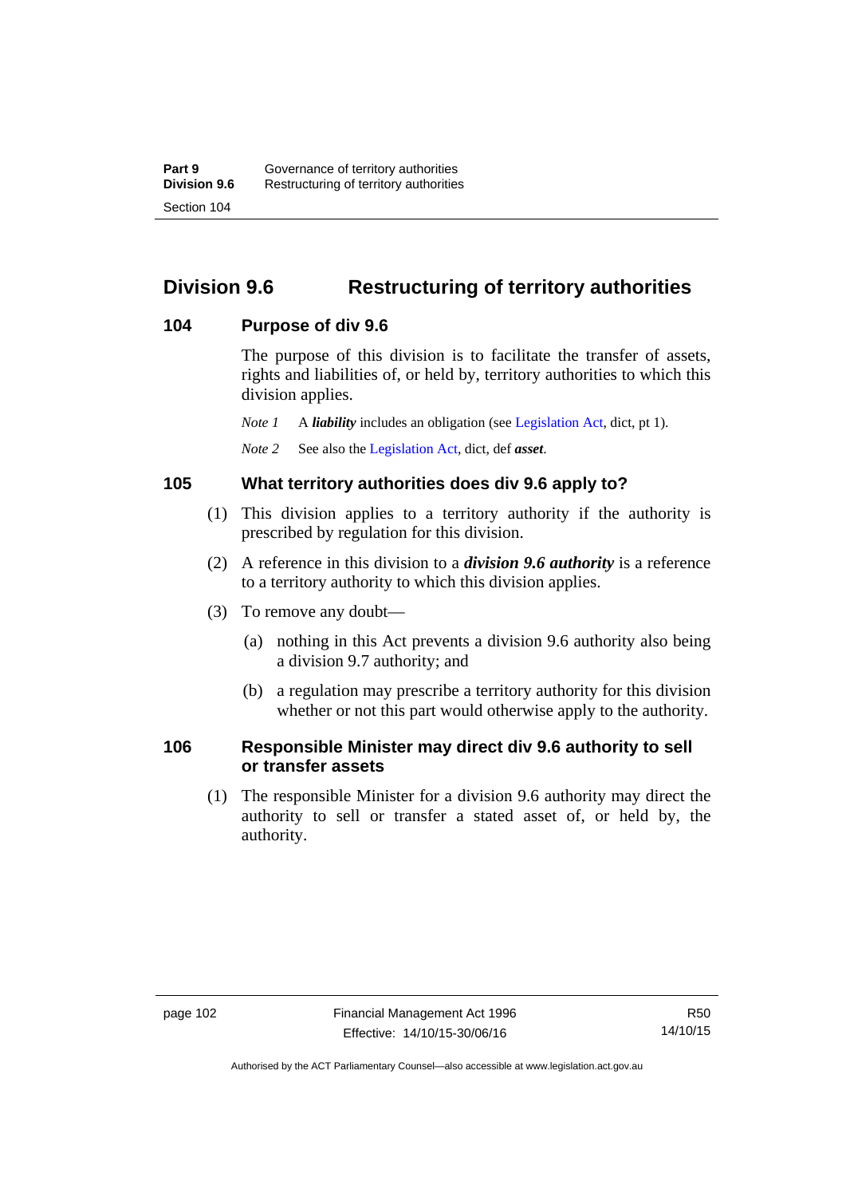## Division 9.6 Restructuring of territory authorities

### 104 Purpose of div 9.6

The purpose of this division is to facilitate the transfer of assets, rights and liabilities of, or held by, territory authorities to which this division applies.

*Note 1* A ***liability*** includes an obligation (see Legislation Act, dict, pt 1).

*Note 2* See also the Legislation Act, dict, def ***asset***.

### 105 What territory authorities does div 9.6 apply to?

(1) This division applies to a territory authority if the authority is prescribed by regulation for this division.

(2) A reference in this division to a ***division 9.6 authority*** is a reference to a territory authority to which this division applies.

(3) To remove any doubt—

(a) nothing in this Act prevents a division 9.6 authority also being a division 9.7 authority; and

(b) a regulation may prescribe a territory authority for this division whether or not this part would otherwise apply to the authority.

### 106 Responsible Minister may direct div 9.6 authority to sell or transfer assets

(1) The responsible Minister for a division 9.6 authority may direct the authority to sell or transfer a stated asset of, or held by, the authority.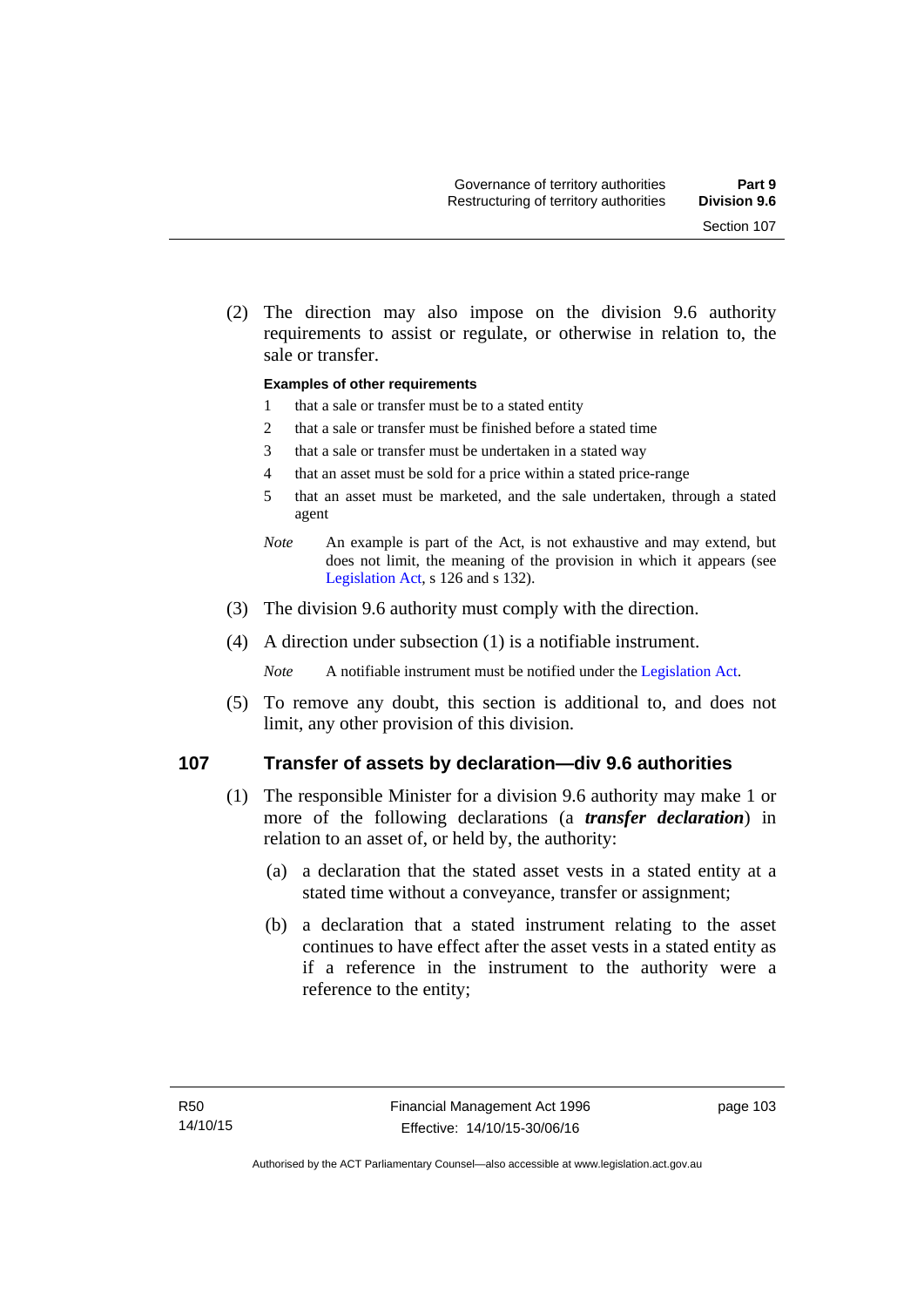(2) The direction may also impose on the division 9.6 authority requirements to assist or regulate, or otherwise in relation to, the sale or transfer.

**Examples of other requirements**

1 that a sale or transfer must be to a stated entity

2 that a sale or transfer must be finished before a stated time

3 that a sale or transfer must be undertaken in a stated way

4 that an asset must be sold for a price within a stated price-range

5 that an asset must be marketed, and the sale undertaken, through a stated agent

*Note* An example is part of the Act, is not exhaustive and may extend, but does not limit, the meaning of the provision in which it appears (see Legislation Act, s 126 and s 132).

(3) The division 9.6 authority must comply with the direction.

(4) A direction under subsection (1) is a notifiable instrument.

*Note* A notifiable instrument must be notified under the Legislation Act.

(5) To remove any doubt, this section is additional to, and does not limit, any other provision of this division.

## 107 Transfer of assets by declaration—div 9.6 authorities

(1) The responsible Minister for a division 9.6 authority may make 1 or more of the following declarations (a ***transfer declaration***) in relation to an asset of, or held by, the authority:

(a) a declaration that the stated asset vests in a stated entity at a stated time without a conveyance, transfer or assignment;

(b) a declaration that a stated instrument relating to the asset continues to have effect after the asset vests in a stated entity as if a reference in the instrument to the authority were a reference to the entity;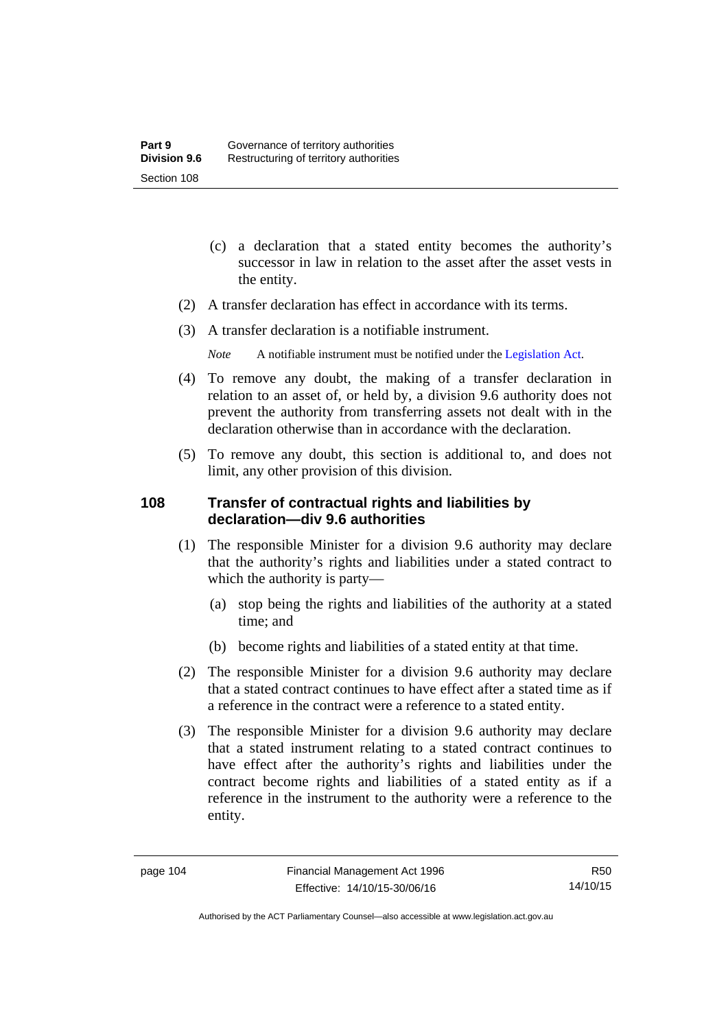(c) a declaration that a stated entity becomes the authority's successor in law in relation to the asset after the asset vests in the entity.

(2) A transfer declaration has effect in accordance with its terms.

(3) A transfer declaration is a notifiable instrument.

*Note* A notifiable instrument must be notified under the Legislation Act.

(4) To remove any doubt, the making of a transfer declaration in relation to an asset of, or held by, a division 9.6 authority does not prevent the authority from transferring assets not dealt with in the declaration otherwise than in accordance with the declaration.

(5) To remove any doubt, this section is additional to, and does not limit, any other provision of this division.

### 108 Transfer of contractual rights and liabilities by declaration—div 9.6 authorities

(1) The responsible Minister for a division 9.6 authority may declare that the authority's rights and liabilities under a stated contract to which the authority is party—

(a) stop being the rights and liabilities of the authority at a stated time; and

(b) become rights and liabilities of a stated entity at that time.

(2) The responsible Minister for a division 9.6 authority may declare that a stated contract continues to have effect after a stated time as if a reference in the contract were a reference to a stated entity.

(3) The responsible Minister for a division 9.6 authority may declare that a stated instrument relating to a stated contract continues to have effect after the authority's rights and liabilities under the contract become rights and liabilities of a stated entity as if a reference in the instrument to the authority were a reference to the entity.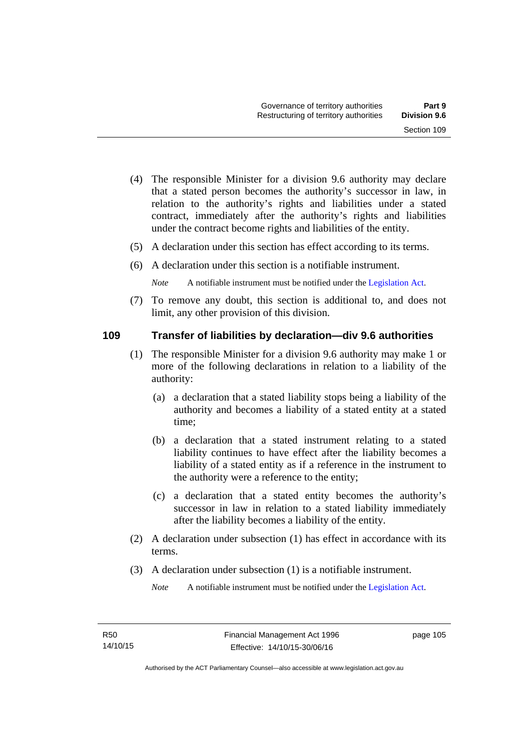(4) The responsible Minister for a division 9.6 authority may declare that a stated person becomes the authority's successor in law, in relation to the authority's rights and liabilities under a stated contract, immediately after the authority's rights and liabilities under the contract become rights and liabilities of the entity.

(5) A declaration under this section has effect according to its terms.

(6) A declaration under this section is a notifiable instrument.

*Note* A notifiable instrument must be notified under the Legislation Act.

(7) To remove any doubt, this section is additional to, and does not limit, any other provision of this division.

### 109 Transfer of liabilities by declaration—div 9.6 authorities

(1) The responsible Minister for a division 9.6 authority may make 1 or more of the following declarations in relation to a liability of the authority:

(a) a declaration that a stated liability stops being a liability of the authority and becomes a liability of a stated entity at a stated time;

(b) a declaration that a stated instrument relating to a stated liability continues to have effect after the liability becomes a liability of a stated entity as if a reference in the instrument to the authority were a reference to the entity;

(c) a declaration that a stated entity becomes the authority's successor in law in relation to a stated liability immediately after the liability becomes a liability of the entity.

(2) A declaration under subsection (1) has effect in accordance with its terms.

(3) A declaration under subsection (1) is a notifiable instrument.

*Note* A notifiable instrument must be notified under the Legislation Act.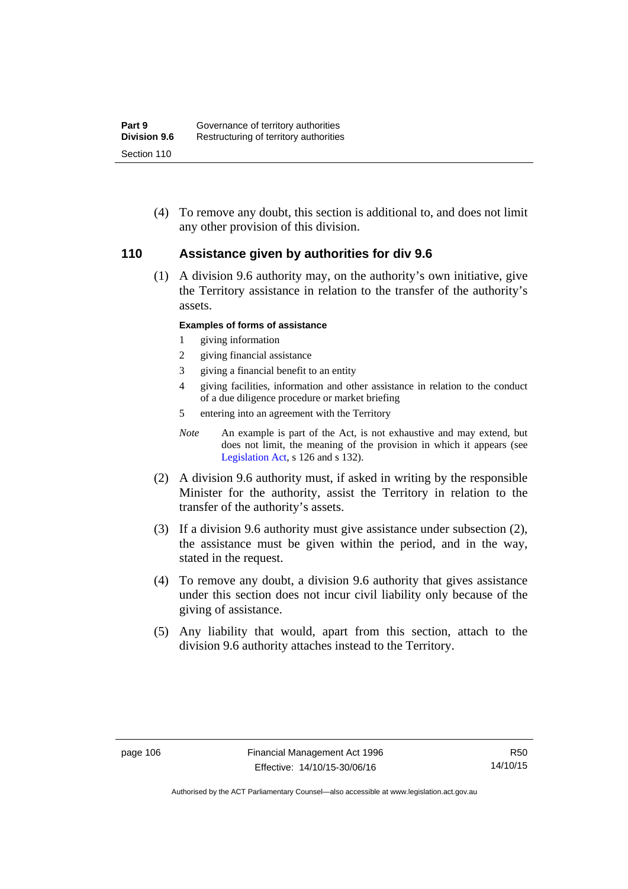(4) To remove any doubt, this section is additional to, and does not limit any other provision of this division.

## 110 Assistance given by authorities for div 9.6

(1) A division 9.6 authority may, on the authority's own initiative, give the Territory assistance in relation to the transfer of the authority's assets.

**Examples of forms of assistance**

1 giving information
2 giving financial assistance
3 giving a financial benefit to an entity
4 giving facilities, information and other assistance in relation to the conduct of a due diligence procedure or market briefing
5 entering into an agreement with the Territory

*Note* An example is part of the Act, is not exhaustive and may extend, but does not limit, the meaning of the provision in which it appears (see Legislation Act, s 126 and s 132).

(2) A division 9.6 authority must, if asked in writing by the responsible Minister for the authority, assist the Territory in relation to the transfer of the authority's assets.

(3) If a division 9.6 authority must give assistance under subsection (2), the assistance must be given within the period, and in the way, stated in the request.

(4) To remove any doubt, a division 9.6 authority that gives assistance under this section does not incur civil liability only because of the giving of assistance.

(5) Any liability that would, apart from this section, attach to the division 9.6 authority attaches instead to the Territory.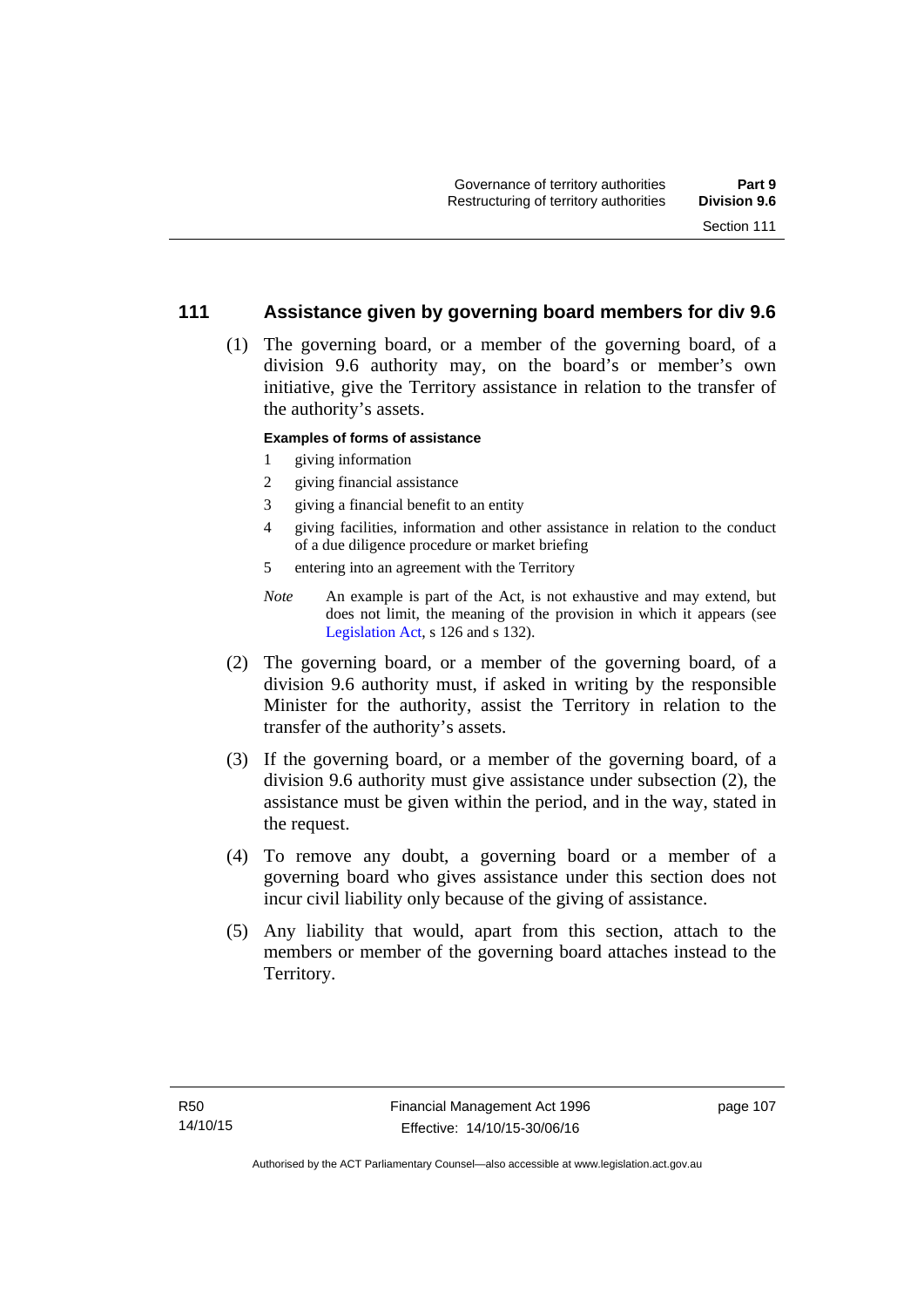## 111 Assistance given by governing board members for div 9.6

(1) The governing board, or a member of the governing board, of a division 9.6 authority may, on the board's or member's own initiative, give the Territory assistance in relation to the transfer of the authority's assets.

**Examples of forms of assistance**

1 giving information

2 giving financial assistance

3 giving a financial benefit to an entity

4 giving facilities, information and other assistance in relation to the conduct of a due diligence procedure or market briefing

5 entering into an agreement with the Territory

*Note* An example is part of the Act, is not exhaustive and may extend, but does not limit, the meaning of the provision in which it appears (see Legislation Act, s 126 and s 132).

(2) The governing board, or a member of the governing board, of a division 9.6 authority must, if asked in writing by the responsible Minister for the authority, assist the Territory in relation to the transfer of the authority's assets.

(3) If the governing board, or a member of the governing board, of a division 9.6 authority must give assistance under subsection (2), the assistance must be given within the period, and in the way, stated in the request.

(4) To remove any doubt, a governing board or a member of a governing board who gives assistance under this section does not incur civil liability only because of the giving of assistance.

(5) Any liability that would, apart from this section, attach to the members or member of the governing board attaches instead to the Territory.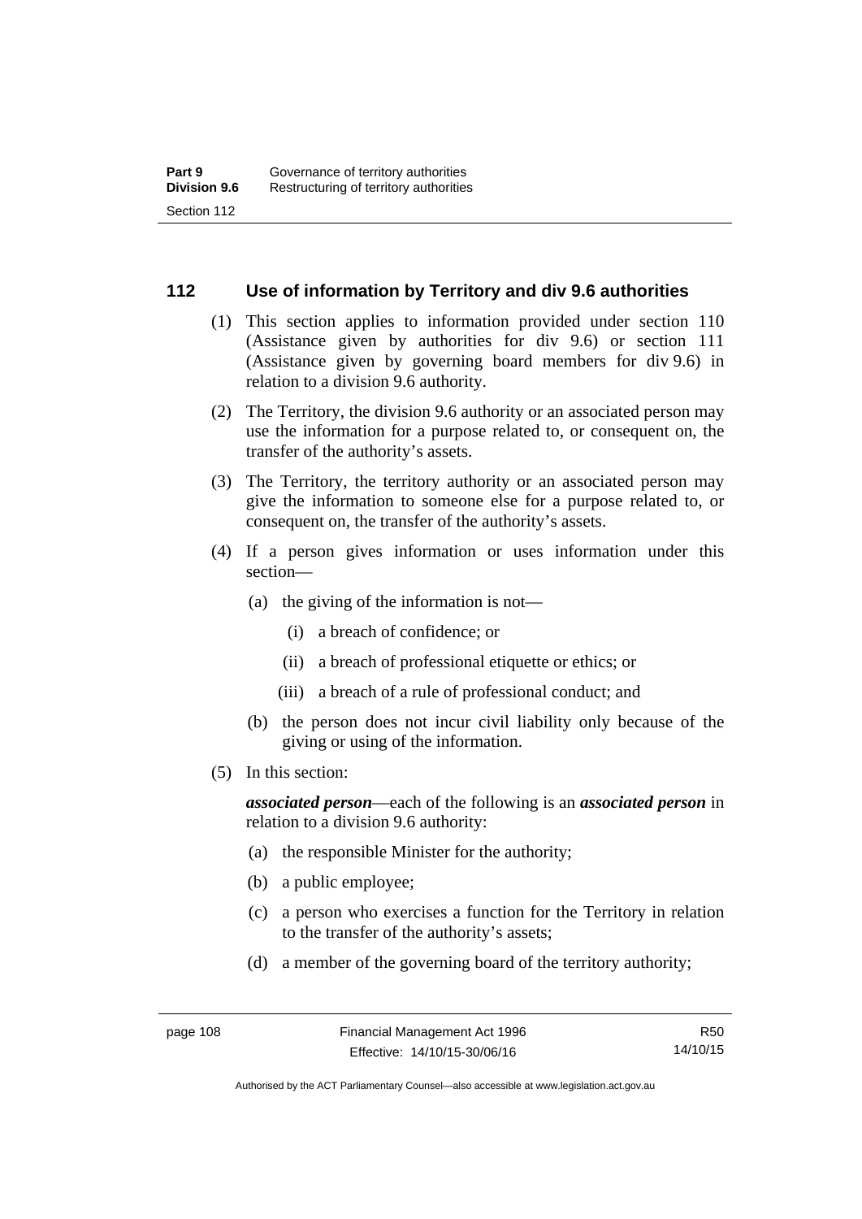## 112 Use of information by Territory and div 9.6 authorities

(1) This section applies to information provided under section 110 (Assistance given by authorities for div 9.6) or section 111 (Assistance given by governing board members for div 9.6) in relation to a division 9.6 authority.

(2) The Territory, the division 9.6 authority or an associated person may use the information for a purpose related to, or consequent on, the transfer of the authority's assets.

(3) The Territory, the territory authority or an associated person may give the information to someone else for a purpose related to, or consequent on, the transfer of the authority's assets.

(4) If a person gives information or uses information under this section—

- (a) the giving of the information is not—
  - (i) a breach of confidence; or
  - (ii) a breach of professional etiquette or ethics; or
  - (iii) a breach of a rule of professional conduct; and
- (b) the person does not incur civil liability only because of the giving or using of the information.

(5) In this section:

***associated person***—each of the following is an ***associated person*** in relation to a division 9.6 authority:

- (a) the responsible Minister for the authority;
- (b) a public employee;
- (c) a person who exercises a function for the Territory in relation to the transfer of the authority's assets;
- (d) a member of the governing board of the territory authority;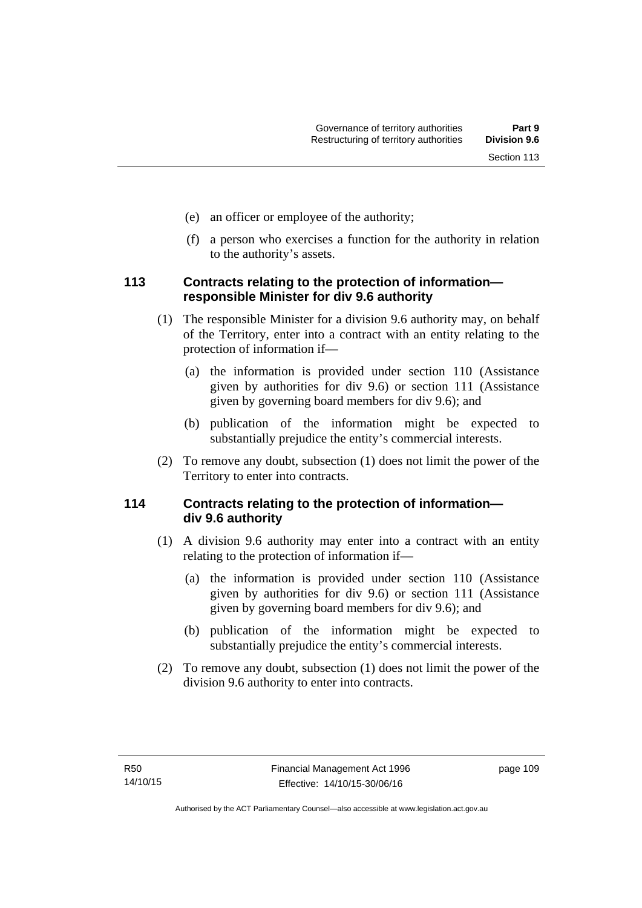(e) an officer or employee of the authority;

(f) a person who exercises a function for the authority in relation to the authority's assets.

### 113 Contracts relating to the protection of information—responsible Minister for div 9.6 authority

(1) The responsible Minister for a division 9.6 authority may, on behalf of the Territory, enter into a contract with an entity relating to the protection of information if—

(a) the information is provided under section 110 (Assistance given by authorities for div 9.6) or section 111 (Assistance given by governing board members for div 9.6); and

(b) publication of the information might be expected to substantially prejudice the entity's commercial interests.

(2) To remove any doubt, subsection (1) does not limit the power of the Territory to enter into contracts.

### 114 Contracts relating to the protection of information—div 9.6 authority

(1) A division 9.6 authority may enter into a contract with an entity relating to the protection of information if—

(a) the information is provided under section 110 (Assistance given by authorities for div 9.6) or section 111 (Assistance given by governing board members for div 9.6); and

(b) publication of the information might be expected to substantially prejudice the entity's commercial interests.

(2) To remove any doubt, subsection (1) does not limit the power of the division 9.6 authority to enter into contracts.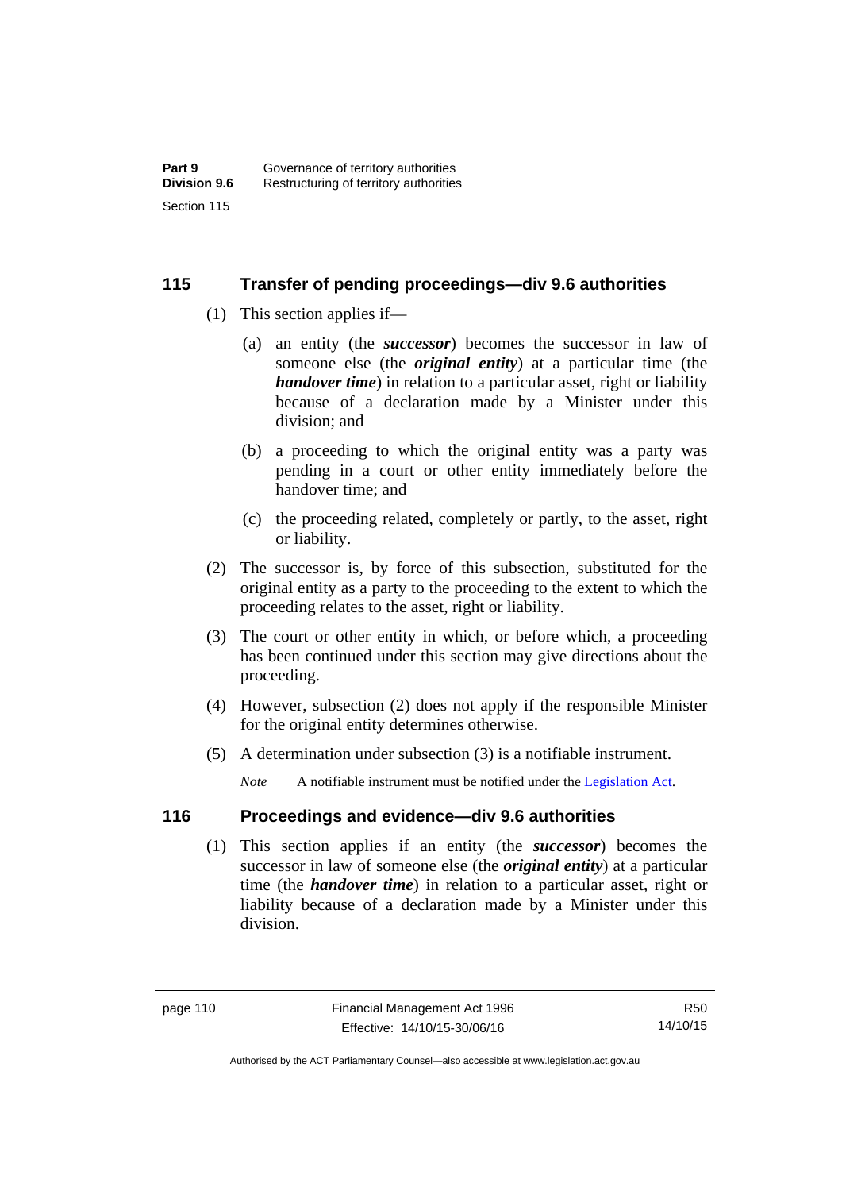## 115 Transfer of pending proceedings—div 9.6 authorities

(1) This section applies if—

(a) an entity (the ***successor***) becomes the successor in law of someone else (the ***original entity***) at a particular time (the ***handover time***) in relation to a particular asset, right or liability because of a declaration made by a Minister under this division; and

(b) a proceeding to which the original entity was a party was pending in a court or other entity immediately before the handover time; and

(c) the proceeding related, completely or partly, to the asset, right or liability.

(2) The successor is, by force of this subsection, substituted for the original entity as a party to the proceeding to the extent to which the proceeding relates to the asset, right or liability.

(3) The court or other entity in which, or before which, a proceeding has been continued under this section may give directions about the proceeding.

(4) However, subsection (2) does not apply if the responsible Minister for the original entity determines otherwise.

(5) A determination under subsection (3) is a notifiable instrument.

*Note* A notifiable instrument must be notified under the Legislation Act.

## 116 Proceedings and evidence—div 9.6 authorities

(1) This section applies if an entity (the ***successor***) becomes the successor in law of someone else (the ***original entity***) at a particular time (the ***handover time***) in relation to a particular asset, right or liability because of a declaration made by a Minister under this division.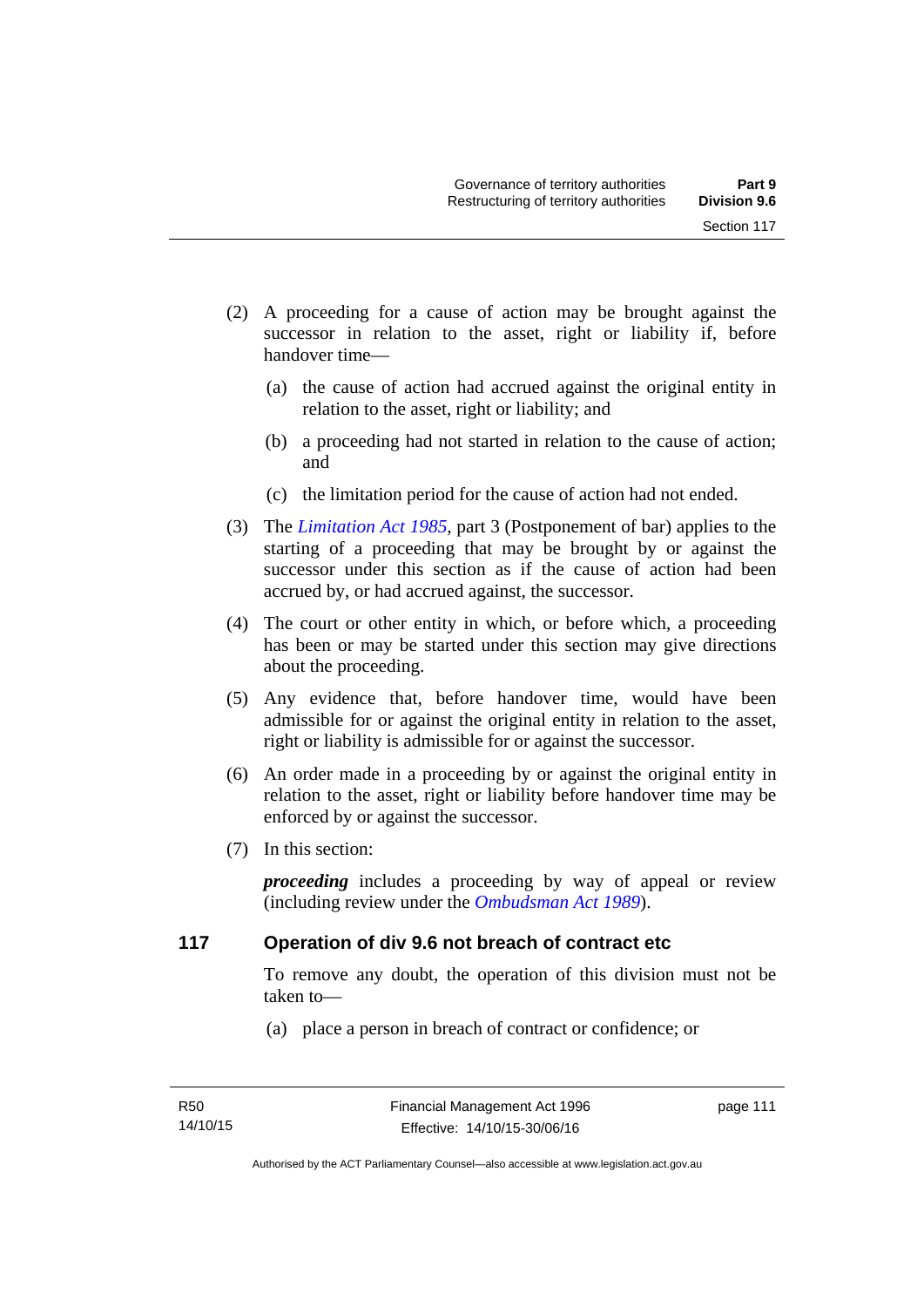(2) A proceeding for a cause of action may be brought against the successor in relation to the asset, right or liability if, before handover time—

  (a) the cause of action had accrued against the original entity in relation to the asset, right or liability; and

  (b) a proceeding had not started in relation to the cause of action; and

  (c) the limitation period for the cause of action had not ended.

(3) The *Limitation Act 1985*, part 3 (Postponement of bar) applies to the starting of a proceeding that may be brought by or against the successor under this section as if the cause of action had been accrued by, or had accrued against, the successor.

(4) The court or other entity in which, or before which, a proceeding has been or may be started under this section may give directions about the proceeding.

(5) Any evidence that, before handover time, would have been admissible for or against the original entity in relation to the asset, right or liability is admissible for or against the successor.

(6) An order made in a proceeding by or against the original entity in relation to the asset, right or liability before handover time may be enforced by or against the successor.

(7) In this section:

***proceeding*** includes a proceeding by way of appeal or review (including review under the *Ombudsman Act 1989*).

### 117 Operation of div 9.6 not breach of contract etc

To remove any doubt, the operation of this division must not be taken to—

  (a) place a person in breach of contract or confidence; or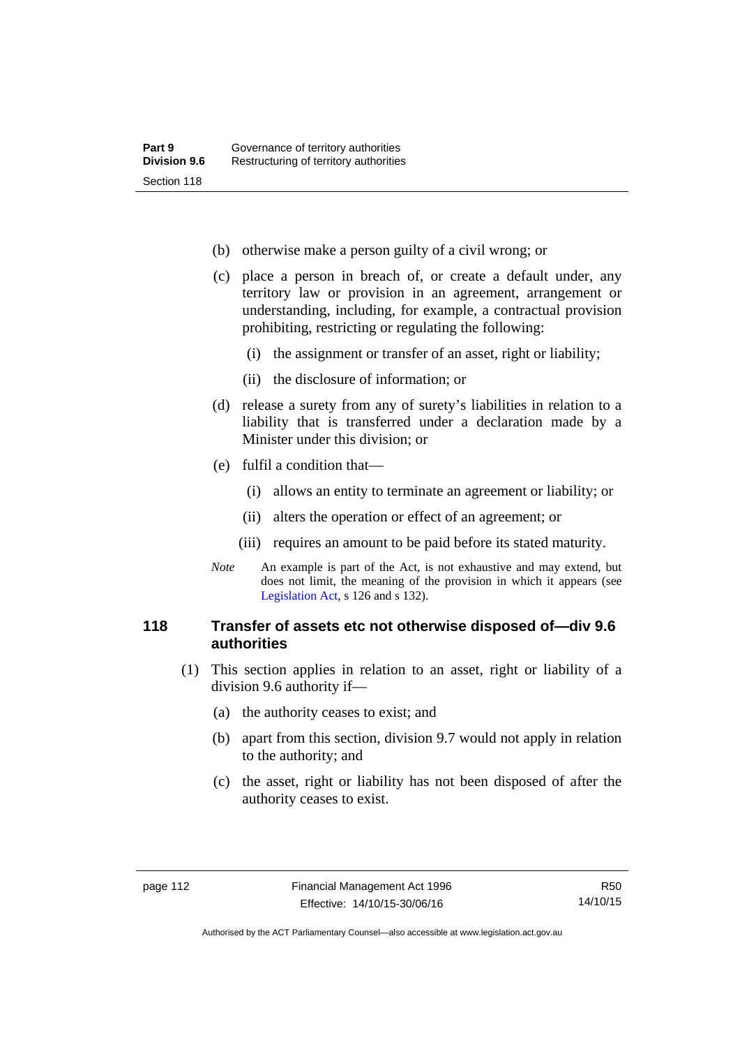(b) otherwise make a person guilty of a civil wrong; or

(c) place a person in breach of, or create a default under, any territory law or provision in an agreement, arrangement or understanding, including, for example, a contractual provision prohibiting, restricting or regulating the following:

  (i) the assignment or transfer of an asset, right or liability;

  (ii) the disclosure of information; or

(d) release a surety from any of surety's liabilities in relation to a liability that is transferred under a declaration made by a Minister under this division; or

(e) fulfil a condition that—

  (i) allows an entity to terminate an agreement or liability; or

  (ii) alters the operation or effect of an agreement; or

  (iii) requires an amount to be paid before its stated maturity.

*Note* An example is part of the Act, is not exhaustive and may extend, but does not limit, the meaning of the provision in which it appears (see Legislation Act, s 126 and s 132).

### 118 Transfer of assets etc not otherwise disposed of—div 9.6 authorities

(1) This section applies in relation to an asset, right or liability of a division 9.6 authority if—

(a) the authority ceases to exist; and

(b) apart from this section, division 9.7 would not apply in relation to the authority; and

(c) the asset, right or liability has not been disposed of after the authority ceases to exist.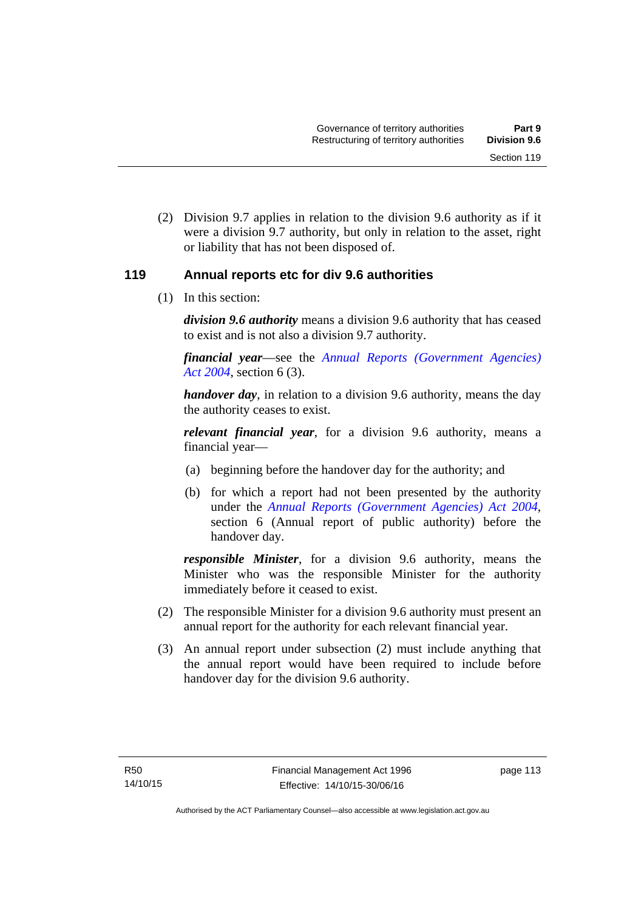(2) Division 9.7 applies in relation to the division 9.6 authority as if it were a division 9.7 authority, but only in relation to the asset, right or liability that has not been disposed of.

## 119 Annual reports etc for div 9.6 authorities

(1) In this section:

***division 9.6 authority*** means a division 9.6 authority that has ceased to exist and is not also a division 9.7 authority.

***financial year***—see the *Annual Reports (Government Agencies) Act 2004*, section 6 (3).

***handover day***, in relation to a division 9.6 authority, means the day the authority ceases to exist.

***relevant financial year***, for a division 9.6 authority, means a financial year—

(a) beginning before the handover day for the authority; and

(b) for which a report had not been presented by the authority under the *Annual Reports (Government Agencies) Act 2004*, section 6 (Annual report of public authority) before the handover day.

***responsible Minister***, for a division 9.6 authority, means the Minister who was the responsible Minister for the authority immediately before it ceased to exist.

(2) The responsible Minister for a division 9.6 authority must present an annual report for the authority for each relevant financial year.

(3) An annual report under subsection (2) must include anything that the annual report would have been required to include before handover day for the division 9.6 authority.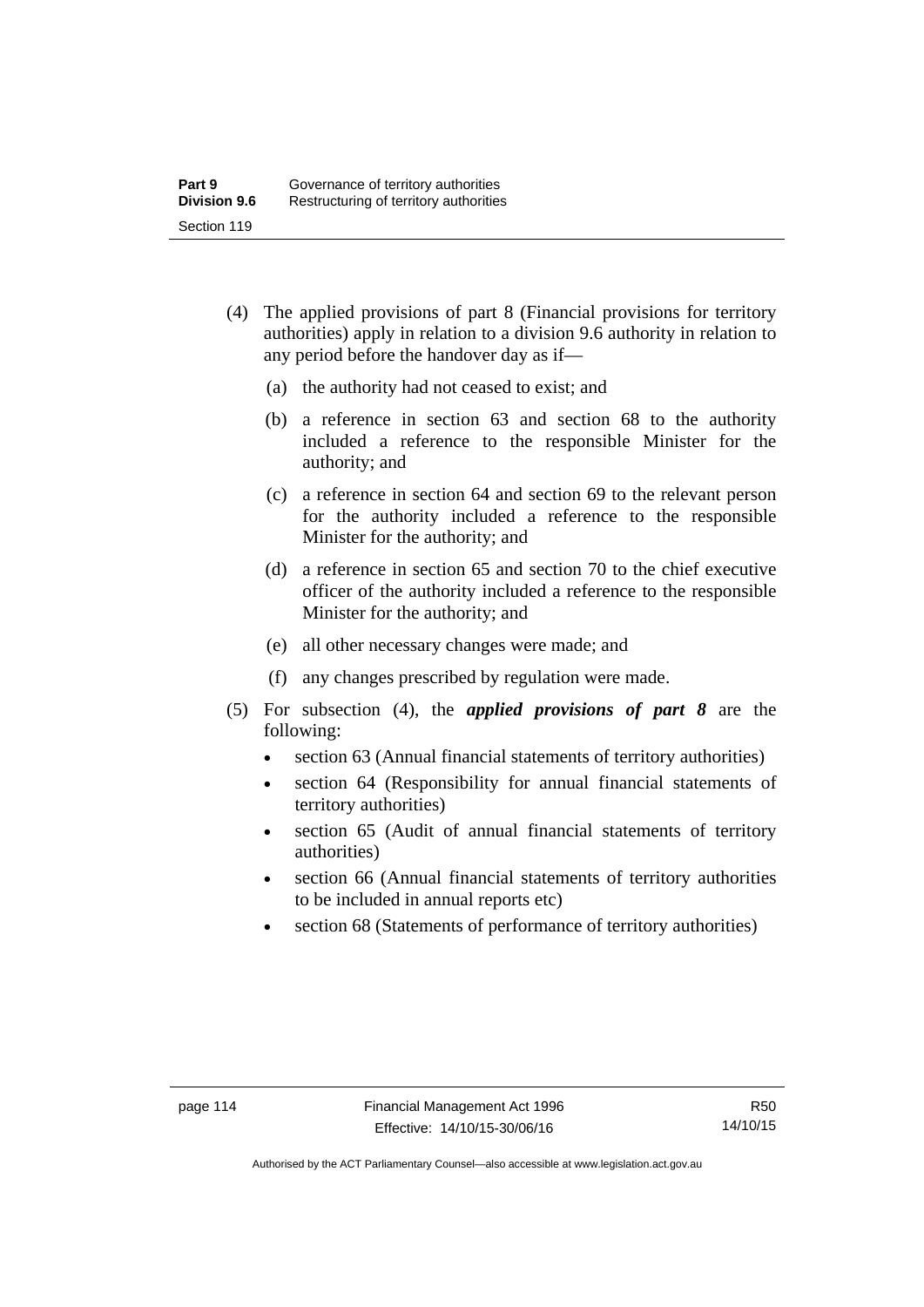(4) The applied provisions of part 8 (Financial provisions for territory authorities) apply in relation to a division 9.6 authority in relation to any period before the handover day as if—

   (a) the authority had not ceased to exist; and

   (b) a reference in section 63 and section 68 to the authority included a reference to the responsible Minister for the authority; and

   (c) a reference in section 64 and section 69 to the relevant person for the authority included a reference to the responsible Minister for the authority; and

   (d) a reference in section 65 and section 70 to the chief executive officer of the authority included a reference to the responsible Minister for the authority; and

   (e) all other necessary changes were made; and

   (f) any changes prescribed by regulation were made.

(5) For subsection (4), the ***applied provisions of part 8*** are the following:

- section 63 (Annual financial statements of territory authorities)
- section 64 (Responsibility for annual financial statements of territory authorities)
- section 65 (Audit of annual financial statements of territory authorities)
- section 66 (Annual financial statements of territory authorities to be included in annual reports etc)
- section 68 (Statements of performance of territory authorities)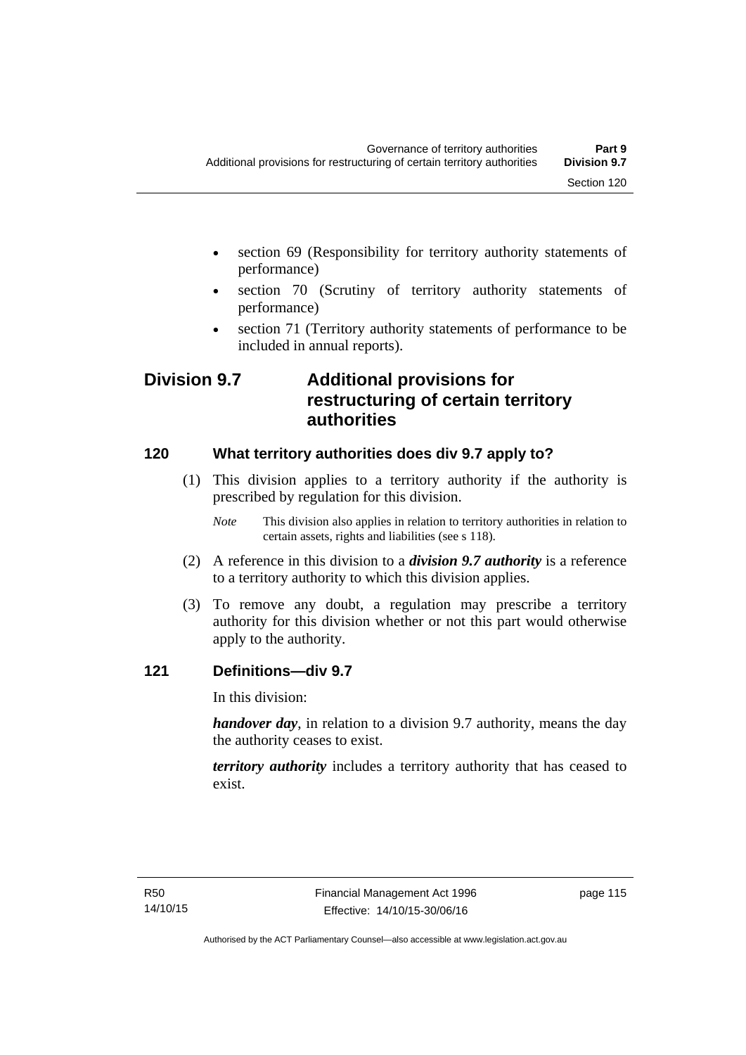- section 69 (Responsibility for territory authority statements of performance)
- section 70 (Scrutiny of territory authority statements of performance)
- section 71 (Territory authority statements of performance to be included in annual reports).

## Division 9.7 Additional provisions for restructuring of certain territory authorities

### 120 What territory authorities does div 9.7 apply to?

(1) This division applies to a territory authority if the authority is prescribed by regulation for this division.

*Note* This division also applies in relation to territory authorities in relation to certain assets, rights and liabilities (see s 118).

(2) A reference in this division to a ***division 9.7 authority*** is a reference to a territory authority to which this division applies.

(3) To remove any doubt, a regulation may prescribe a territory authority for this division whether or not this part would otherwise apply to the authority.

### 121 Definitions—div 9.7

In this division:

***handover day***, in relation to a division 9.7 authority, means the day the authority ceases to exist.

***territory authority*** includes a territory authority that has ceased to exist.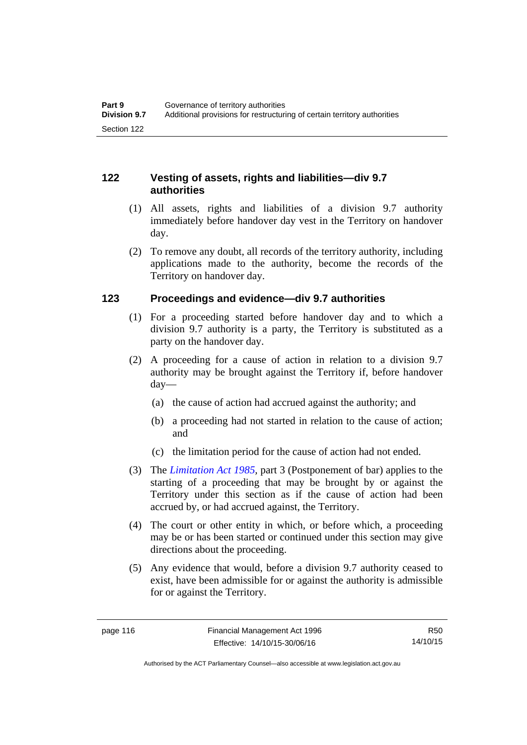### 122 Vesting of assets, rights and liabilities—div 9.7 authorities

(1) All assets, rights and liabilities of a division 9.7 authority immediately before handover day vest in the Territory on handover day.

(2) To remove any doubt, all records of the territory authority, including applications made to the authority, become the records of the Territory on handover day.

### 123 Proceedings and evidence—div 9.7 authorities

(1) For a proceeding started before handover day and to which a division 9.7 authority is a party, the Territory is substituted as a party on the handover day.

(2) A proceeding for a cause of action in relation to a division 9.7 authority may be brought against the Territory if, before handover day—

  (a) the cause of action had accrued against the authority; and

  (b) a proceeding had not started in relation to the cause of action; and

  (c) the limitation period for the cause of action had not ended.

(3) The *Limitation Act 1985*, part 3 (Postponement of bar) applies to the starting of a proceeding that may be brought by or against the Territory under this section as if the cause of action had been accrued by, or had accrued against, the Territory.

(4) The court or other entity in which, or before which, a proceeding may be or has been started or continued under this section may give directions about the proceeding.

(5) Any evidence that would, before a division 9.7 authority ceased to exist, have been admissible for or against the authority is admissible for or against the Territory.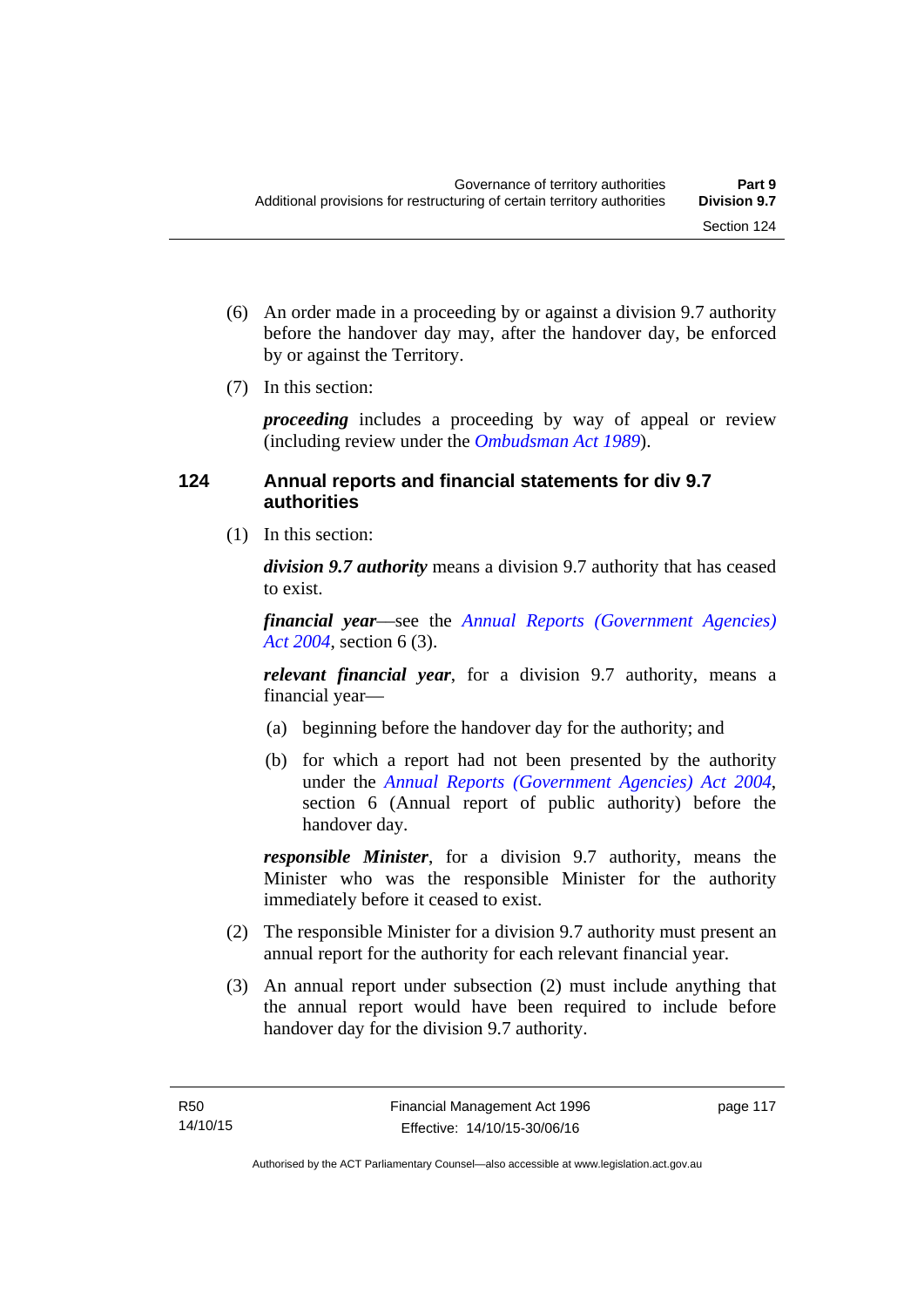(6) An order made in a proceeding by or against a division 9.7 authority before the handover day may, after the handover day, be enforced by or against the Territory.

(7) In this section:

***proceeding*** includes a proceeding by way of appeal or review (including review under the *Ombudsman Act 1989*).

## 124 Annual reports and financial statements for div 9.7 authorities

(1) In this section:

***division 9.7 authority*** means a division 9.7 authority that has ceased to exist.

***financial year***—see the *Annual Reports (Government Agencies) Act 2004*, section 6 (3).

***relevant financial year***, for a division 9.7 authority, means a financial year—

(a) beginning before the handover day for the authority; and

(b) for which a report had not been presented by the authority under the *Annual Reports (Government Agencies) Act 2004*, section 6 (Annual report of public authority) before the handover day.

***responsible Minister***, for a division 9.7 authority, means the Minister who was the responsible Minister for the authority immediately before it ceased to exist.

(2) The responsible Minister for a division 9.7 authority must present an annual report for the authority for each relevant financial year.

(3) An annual report under subsection (2) must include anything that the annual report would have been required to include before handover day for the division 9.7 authority.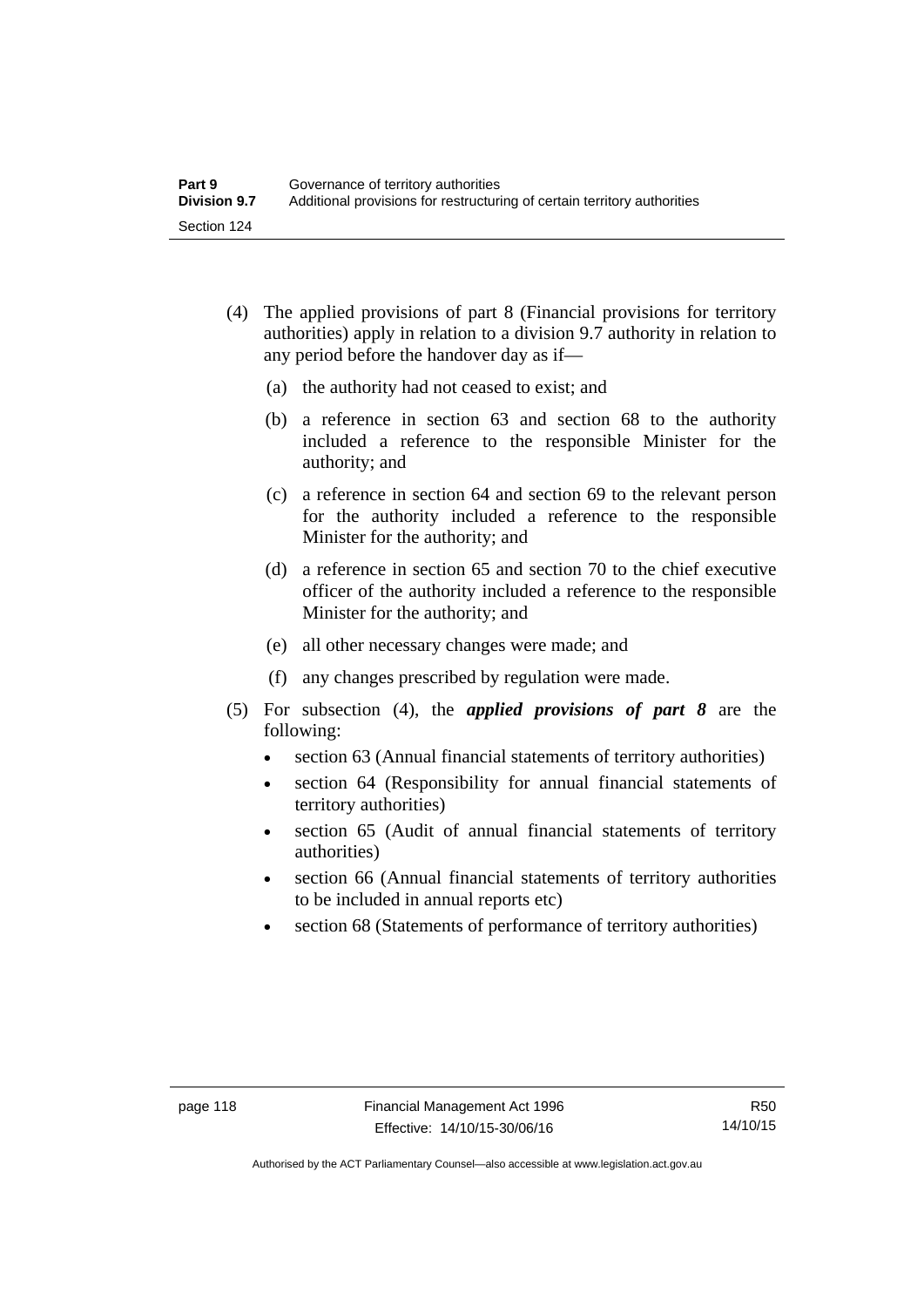(4) The applied provisions of part 8 (Financial provisions for territory authorities) apply in relation to a division 9.7 authority in relation to any period before the handover day as if—

 (a) the authority had not ceased to exist; and

 (b) a reference in section 63 and section 68 to the authority included a reference to the responsible Minister for the authority; and

 (c) a reference in section 64 and section 69 to the relevant person for the authority included a reference to the responsible Minister for the authority; and

 (d) a reference in section 65 and section 70 to the chief executive officer of the authority included a reference to the responsible Minister for the authority; and

 (e) all other necessary changes were made; and

 (f) any changes prescribed by regulation were made.

(5) For subsection (4), the ***applied provisions of part 8*** are the following:

- section 63 (Annual financial statements of territory authorities)
- section 64 (Responsibility for annual financial statements of territory authorities)
- section 65 (Audit of annual financial statements of territory authorities)
- section 66 (Annual financial statements of territory authorities to be included in annual reports etc)
- section 68 (Statements of performance of territory authorities)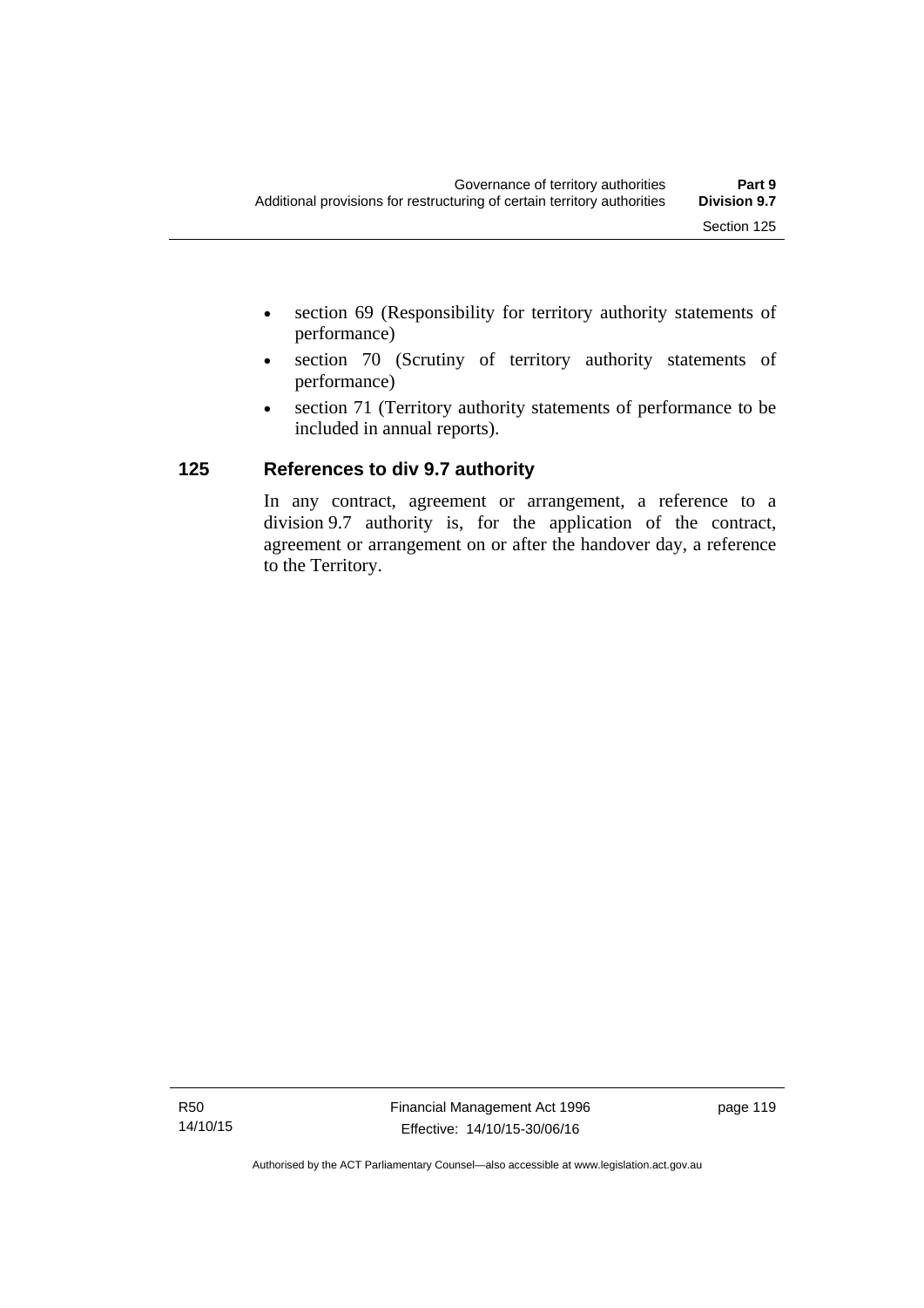- section 69 (Responsibility for territory authority statements of performance)
- section 70 (Scrutiny of territory authority statements of performance)
- section 71 (Territory authority statements of performance to be included in annual reports).

### 125 References to div 9.7 authority

In any contract, agreement or arrangement, a reference to a division 9.7 authority is, for the application of the contract, agreement or arrangement on or after the handover day, a reference to the Territory.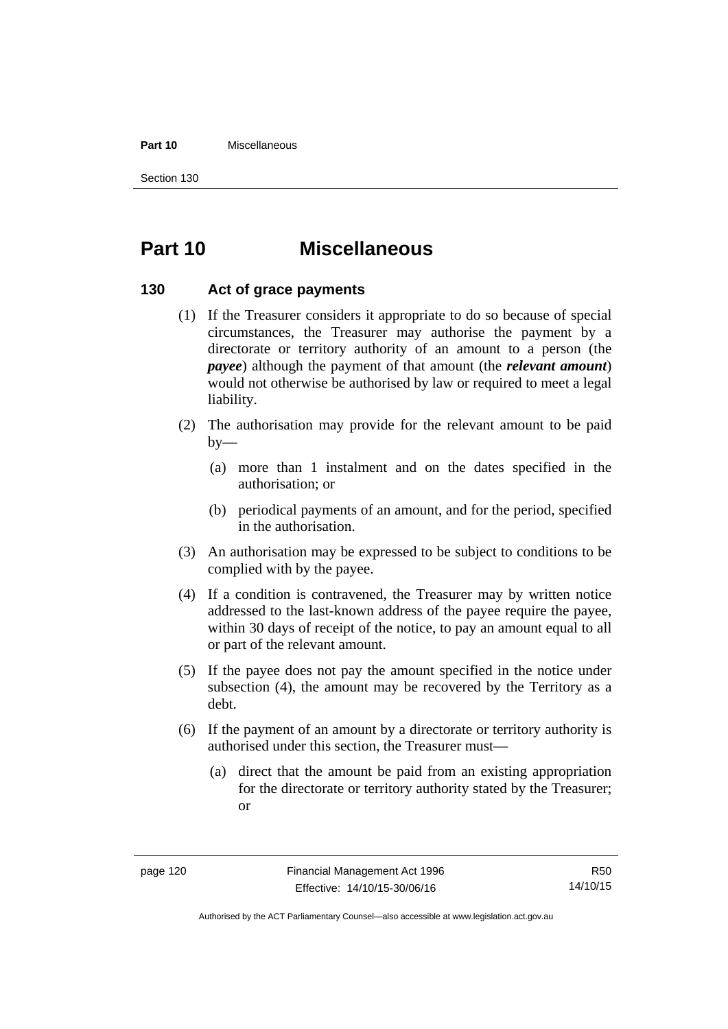# Part 10 Miscellaneous

### 130 Act of grace payments

(1) If the Treasurer considers it appropriate to do so because of special circumstances, the Treasurer may authorise the payment by a directorate or territory authority of an amount to a person (the ***payee***) although the payment of that amount (the ***relevant amount***) would not otherwise be authorised by law or required to meet a legal liability.

(2) The authorisation may provide for the relevant amount to be paid by—

(a) more than 1 instalment and on the dates specified in the authorisation; or

(b) periodical payments of an amount, and for the period, specified in the authorisation.

(3) An authorisation may be expressed to be subject to conditions to be complied with by the payee.

(4) If a condition is contravened, the Treasurer may by written notice addressed to the last-known address of the payee require the payee, within 30 days of receipt of the notice, to pay an amount equal to all or part of the relevant amount.

(5) If the payee does not pay the amount specified in the notice under subsection (4), the amount may be recovered by the Territory as a debt.

(6) If the payment of an amount by a directorate or territory authority is authorised under this section, the Treasurer must—

(a) direct that the amount be paid from an existing appropriation for the directorate or territory authority stated by the Treasurer; or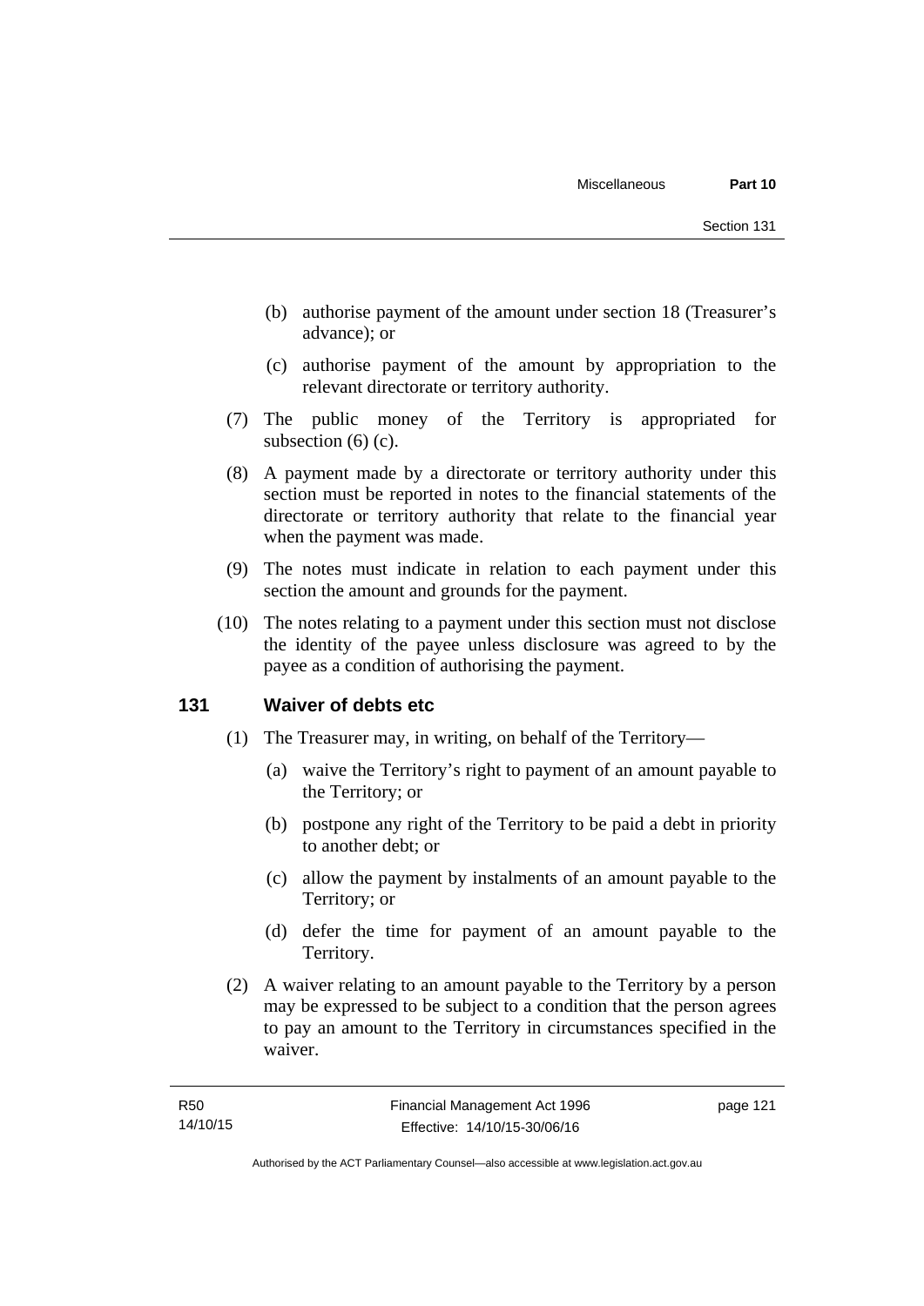(b) authorise payment of the amount under section 18 (Treasurer's advance); or

(c) authorise payment of the amount by appropriation to the relevant directorate or territory authority.

(7) The public money of the Territory is appropriated for subsection (6) (c).

(8) A payment made by a directorate or territory authority under this section must be reported in notes to the financial statements of the directorate or territory authority that relate to the financial year when the payment was made.

(9) The notes must indicate in relation to each payment under this section the amount and grounds for the payment.

(10) The notes relating to a payment under this section must not disclose the identity of the payee unless disclosure was agreed to by the payee as a condition of authorising the payment.

## 131 Waiver of debts etc

(1) The Treasurer may, in writing, on behalf of the Territory—

(a) waive the Territory's right to payment of an amount payable to the Territory; or

(b) postpone any right of the Territory to be paid a debt in priority to another debt; or

(c) allow the payment by instalments of an amount payable to the Territory; or

(d) defer the time for payment of an amount payable to the Territory.

(2) A waiver relating to an amount payable to the Territory by a person may be expressed to be subject to a condition that the person agrees to pay an amount to the Territory in circumstances specified in the waiver.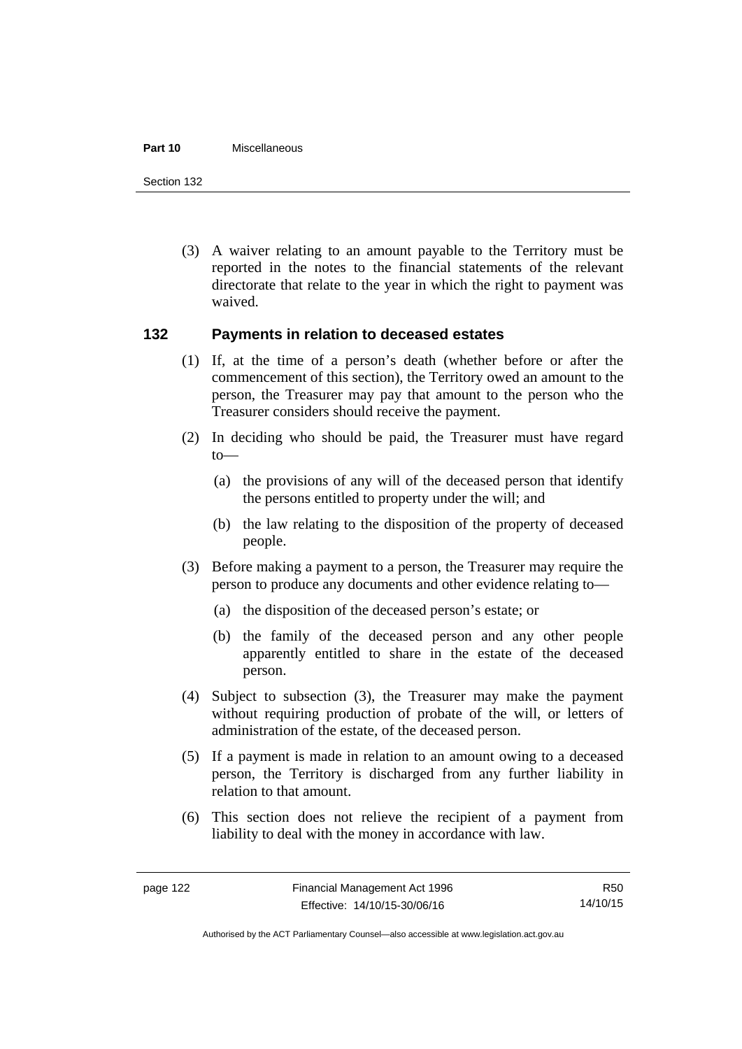(3) A waiver relating to an amount payable to the Territory must be reported in the notes to the financial statements of the relevant directorate that relate to the year in which the right to payment was waived.

## 132 Payments in relation to deceased estates

(1) If, at the time of a person's death (whether before or after the commencement of this section), the Territory owed an amount to the person, the Treasurer may pay that amount to the person who the Treasurer considers should receive the payment.

(2) In deciding who should be paid, the Treasurer must have regard to—

(a) the provisions of any will of the deceased person that identify the persons entitled to property under the will; and

(b) the law relating to the disposition of the property of deceased people.

(3) Before making a payment to a person, the Treasurer may require the person to produce any documents and other evidence relating to—

(a) the disposition of the deceased person's estate; or

(b) the family of the deceased person and any other people apparently entitled to share in the estate of the deceased person.

(4) Subject to subsection (3), the Treasurer may make the payment without requiring production of probate of the will, or letters of administration of the estate, of the deceased person.

(5) If a payment is made in relation to an amount owing to a deceased person, the Territory is discharged from any further liability in relation to that amount.

(6) This section does not relieve the recipient of a payment from liability to deal with the money in accordance with law.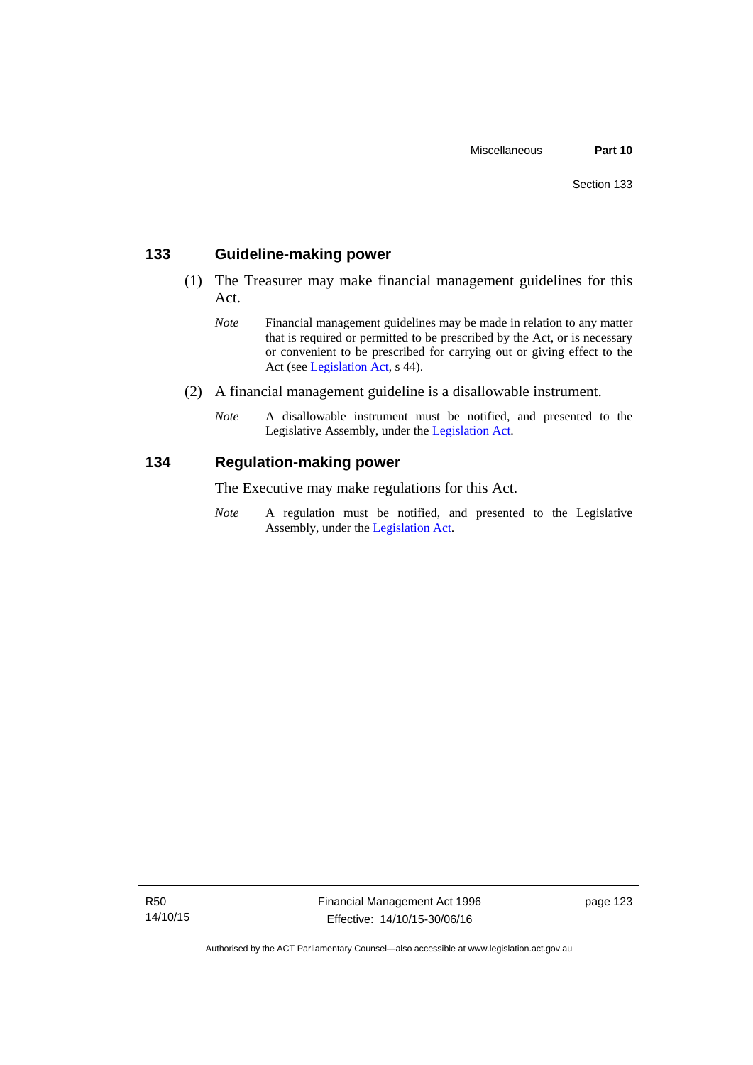## 133 Guideline-making power

(1) The Treasurer may make financial management guidelines for this Act.

*Note* Financial management guidelines may be made in relation to any matter that is required or permitted to be prescribed by the Act, or is necessary or convenient to be prescribed for carrying out or giving effect to the Act (see Legislation Act, s 44).

(2) A financial management guideline is a disallowable instrument.

*Note* A disallowable instrument must be notified, and presented to the Legislative Assembly, under the Legislation Act.

## 134 Regulation-making power

The Executive may make regulations for this Act.

*Note* A regulation must be notified, and presented to the Legislative Assembly, under the Legislation Act.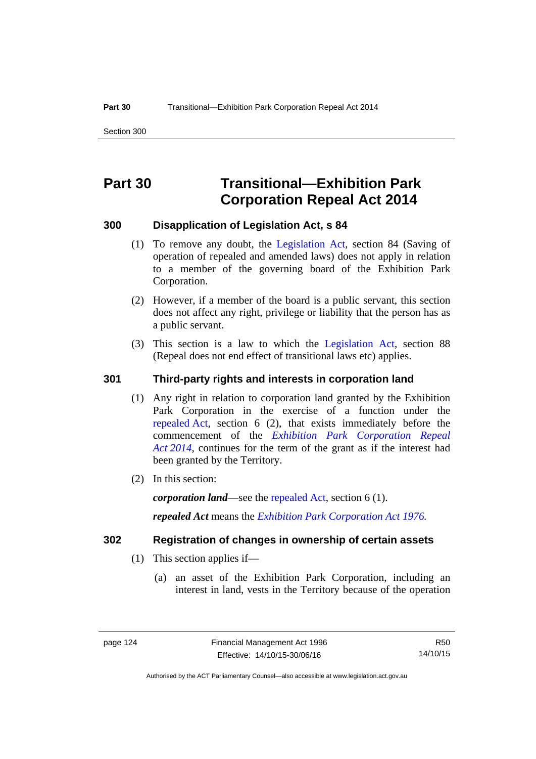# Part 30 Transitional—Exhibition Park Corporation Repeal Act 2014

## 300 Disapplication of Legislation Act, s 84

(1) To remove any doubt, the Legislation Act, section 84 (Saving of operation of repealed and amended laws) does not apply in relation to a member of the governing board of the Exhibition Park Corporation.

(2) However, if a member of the board is a public servant, this section does not affect any right, privilege or liability that the person has as a public servant.

(3) This section is a law to which the Legislation Act, section 88 (Repeal does not end effect of transitional laws etc) applies.

## 301 Third-party rights and interests in corporation land

(1) Any right in relation to corporation land granted by the Exhibition Park Corporation in the exercise of a function under the repealed Act, section 6 (2), that exists immediately before the commencement of the *Exhibition Park Corporation Repeal Act 2014*, continues for the term of the grant as if the interest had been granted by the Territory.

(2) In this section:

***corporation land***—see the repealed Act, section 6 (1).

***repealed Act*** means the *Exhibition Park Corporation Act 1976.*

## 302 Registration of changes in ownership of certain assets

(1) This section applies if—

(a) an asset of the Exhibition Park Corporation, including an interest in land, vests in the Territory because of the operation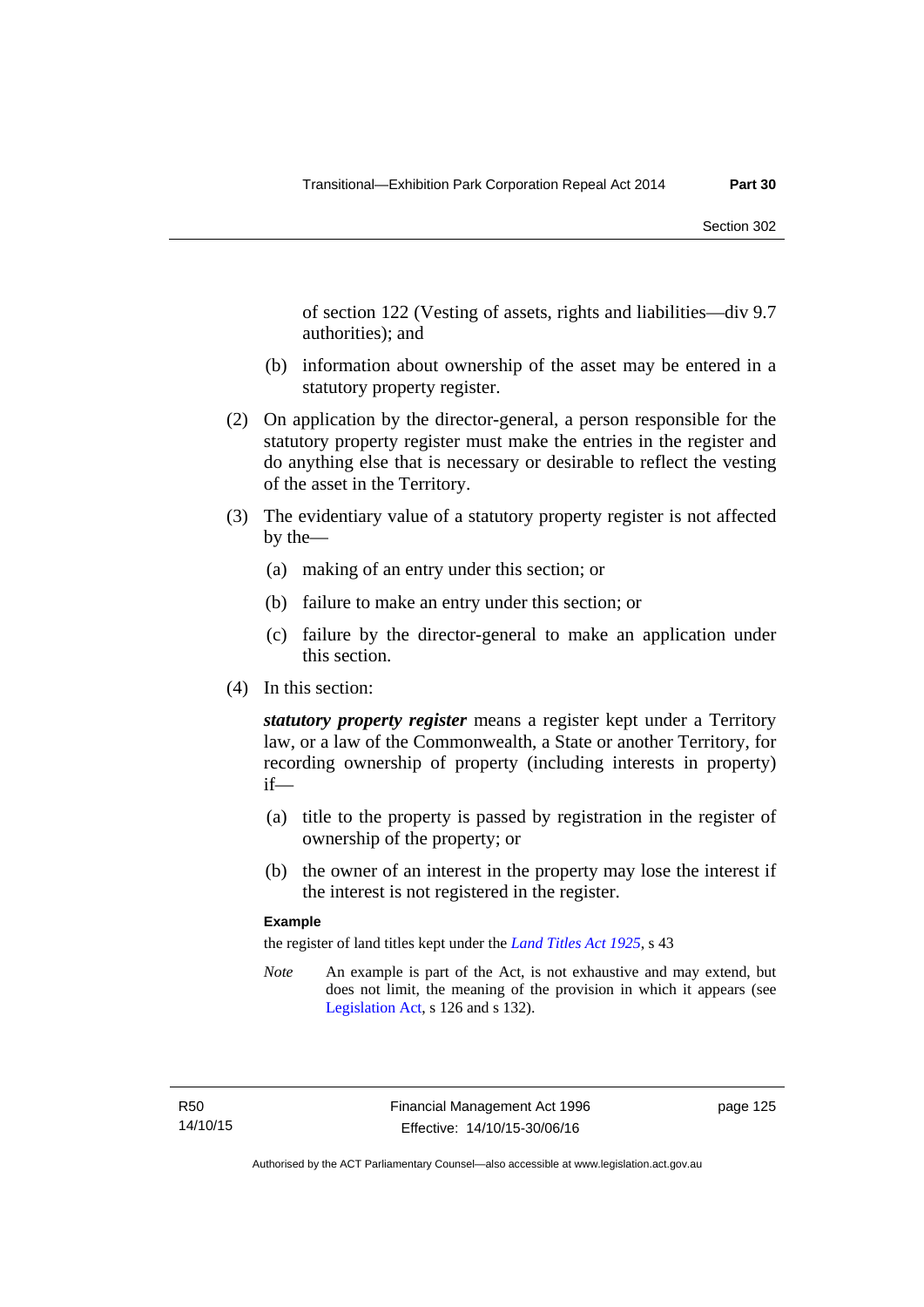of section 122 (Vesting of assets, rights and liabilities—div 9.7 authorities); and

(b) information about ownership of the asset may be entered in a statutory property register.

(2) On application by the director-general, a person responsible for the statutory property register must make the entries in the register and do anything else that is necessary or desirable to reflect the vesting of the asset in the Territory.

(3) The evidentiary value of a statutory property register is not affected by the—

(a) making of an entry under this section; or

(b) failure to make an entry under this section; or

(c) failure by the director-general to make an application under this section.

(4) In this section:

***statutory property register*** means a register kept under a Territory law, or a law of the Commonwealth, a State or another Territory, for recording ownership of property (including interests in property) if—

(a) title to the property is passed by registration in the register of ownership of the property; or

(b) the owner of an interest in the property may lose the interest if the interest is not registered in the register.

**Example**

the register of land titles kept under the *Land Titles Act 1925*, s 43

*Note* An example is part of the Act, is not exhaustive and may extend, but does not limit, the meaning of the provision in which it appears (see Legislation Act, s 126 and s 132).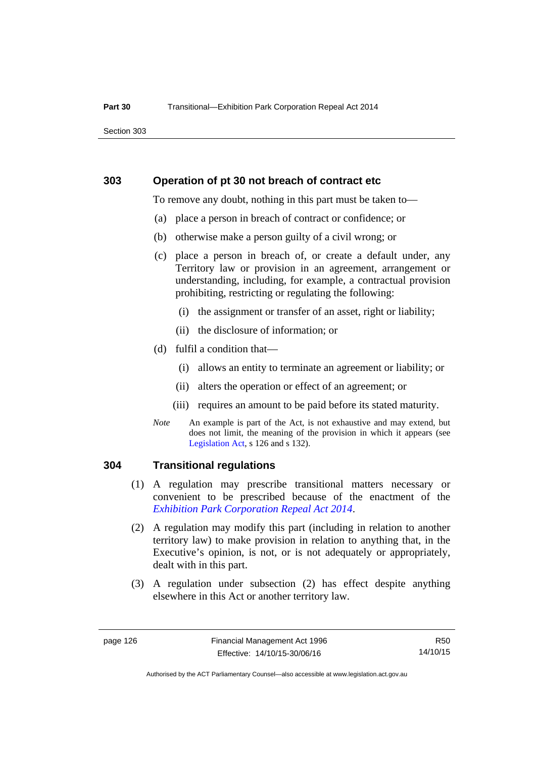## 303 Operation of pt 30 not breach of contract etc

To remove any doubt, nothing in this part must be taken to—

(a) place a person in breach of contract or confidence; or

(b) otherwise make a person guilty of a civil wrong; or

(c) place a person in breach of, or create a default under, any Territory law or provision in an agreement, arrangement or understanding, including, for example, a contractual provision prohibiting, restricting or regulating the following:

  (i) the assignment or transfer of an asset, right or liability;

  (ii) the disclosure of information; or

(d) fulfil a condition that—

  (i) allows an entity to terminate an agreement or liability; or

  (ii) alters the operation or effect of an agreement; or

  (iii) requires an amount to be paid before its stated maturity.

*Note* An example is part of the Act, is not exhaustive and may extend, but does not limit, the meaning of the provision in which it appears (see Legislation Act, s 126 and s 132).

## 304 Transitional regulations

(1) A regulation may prescribe transitional matters necessary or convenient to be prescribed because of the enactment of the *Exhibition Park Corporation Repeal Act 2014*.

(2) A regulation may modify this part (including in relation to another territory law) to make provision in relation to anything that, in the Executive's opinion, is not, or is not adequately or appropriately, dealt with in this part.

(3) A regulation under subsection (2) has effect despite anything elsewhere in this Act or another territory law.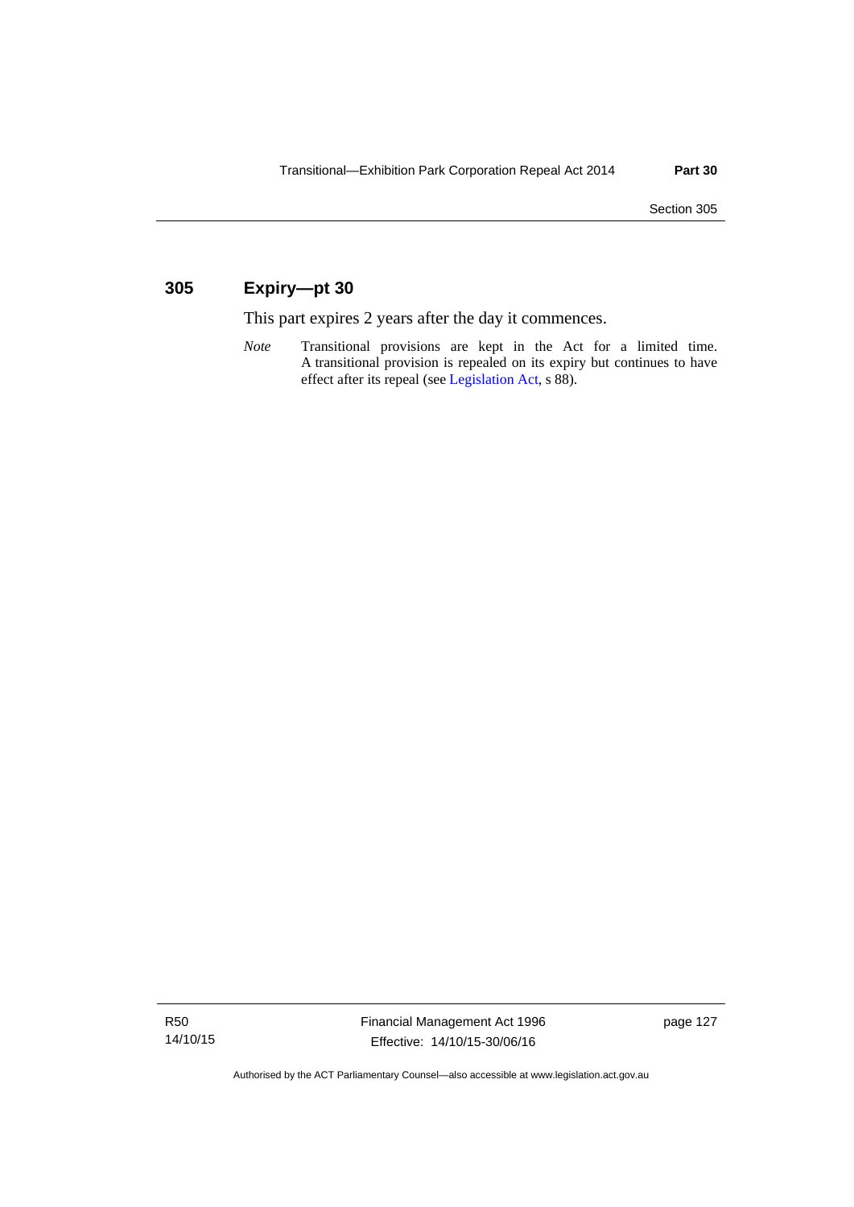## 305 Expiry—pt 30

This part expires 2 years after the day it commences.

*Note* Transitional provisions are kept in the Act for a limited time. A transitional provision is repealed on its expiry but continues to have effect after its repeal (see Legislation Act, s 88).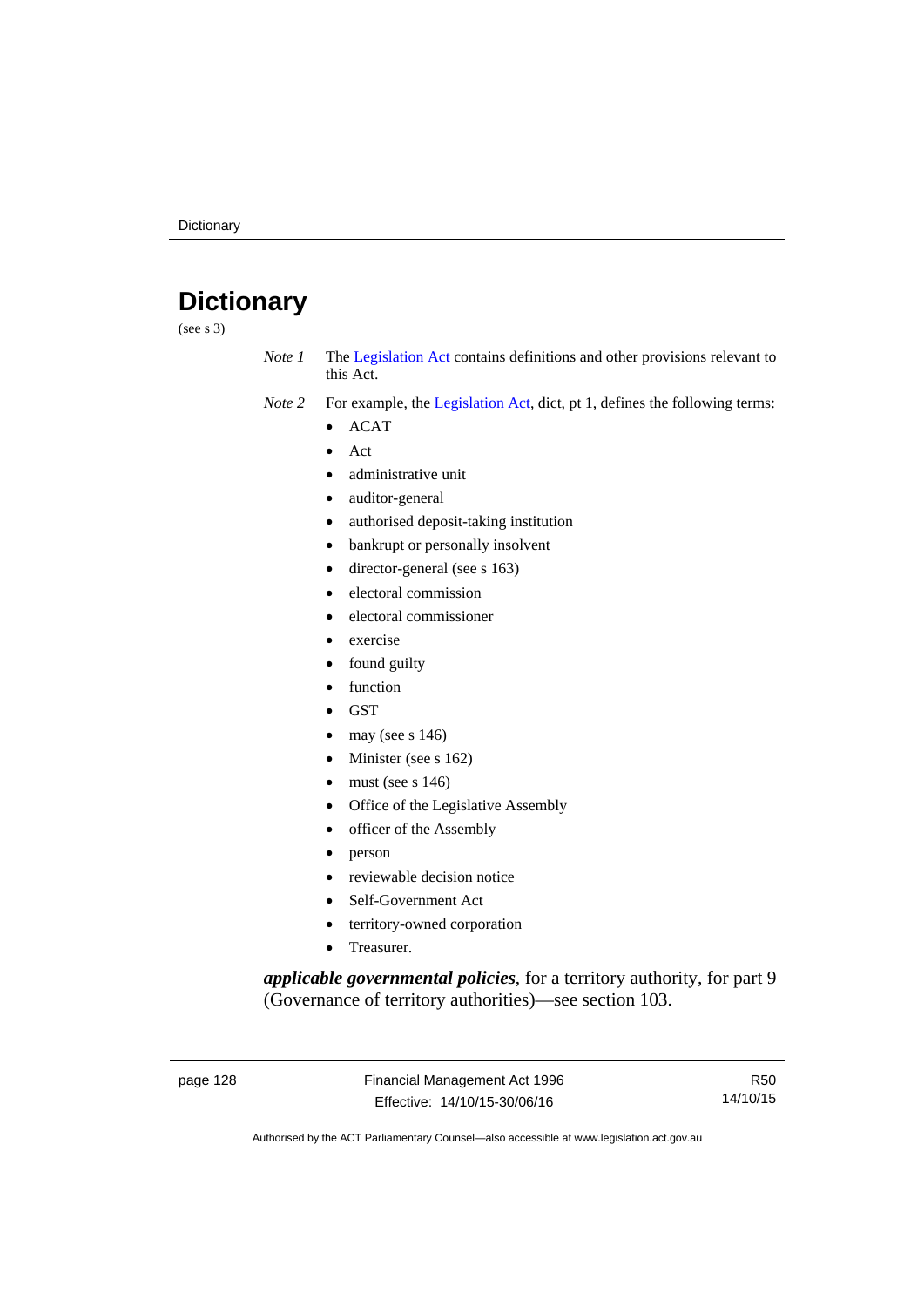# Dictionary

(see s 3)

*Note 1* The Legislation Act contains definitions and other provisions relevant to this Act.

*Note 2* For example, the Legislation Act, dict, pt 1, defines the following terms:

- ACAT
- Act
- administrative unit
- auditor-general
- authorised deposit-taking institution
- bankrupt or personally insolvent
- director-general (see s 163)
- electoral commission
- electoral commissioner
- exercise
- found guilty
- function
- GST
- may (see s 146)
- Minister (see s 162)
- must (see s 146)
- Office of the Legislative Assembly
- officer of the Assembly
- person
- reviewable decision notice
- Self-Government Act
- territory-owned corporation
- Treasurer.

***applicable governmental policies***, for a territory authority, for part 9 (Governance of territory authorities)—see section 103.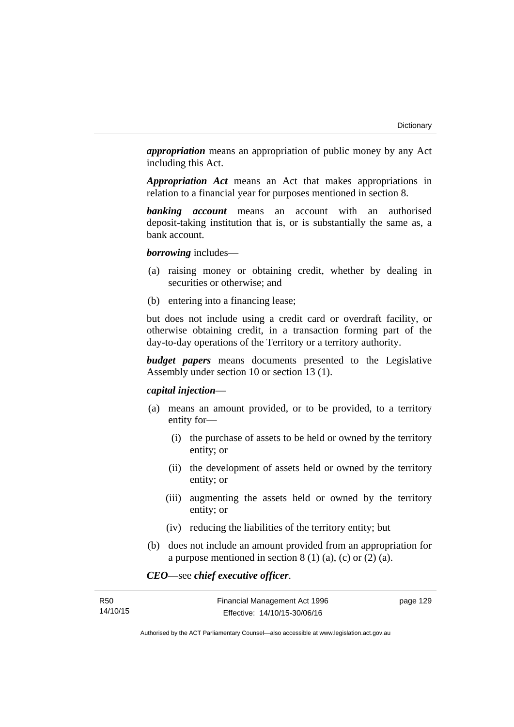***appropriation*** means an appropriation of public money by any Act including this Act.

***Appropriation Act*** means an Act that makes appropriations in relation to a financial year for purposes mentioned in section 8.

***banking account*** means an account with an authorised deposit-taking institution that is, or is substantially the same as, a bank account.

***borrowing*** includes—

(a) raising money or obtaining credit, whether by dealing in securities or otherwise; and

(b) entering into a financing lease;

but does not include using a credit card or overdraft facility, or otherwise obtaining credit, in a transaction forming part of the day-to-day operations of the Territory or a territory authority.

***budget papers*** means documents presented to the Legislative Assembly under section 10 or section 13 (1).

***capital injection***—

(a) means an amount provided, or to be provided, to a territory entity for—

  (i) the purchase of assets to be held or owned by the territory entity; or

  (ii) the development of assets held or owned by the territory entity; or

  (iii) augmenting the assets held or owned by the territory entity; or

  (iv) reducing the liabilities of the territory entity; but

(b) does not include an amount provided from an appropriation for a purpose mentioned in section 8 (1) (a), (c) or (2) (a).

***CEO***—see ***chief executive officer***.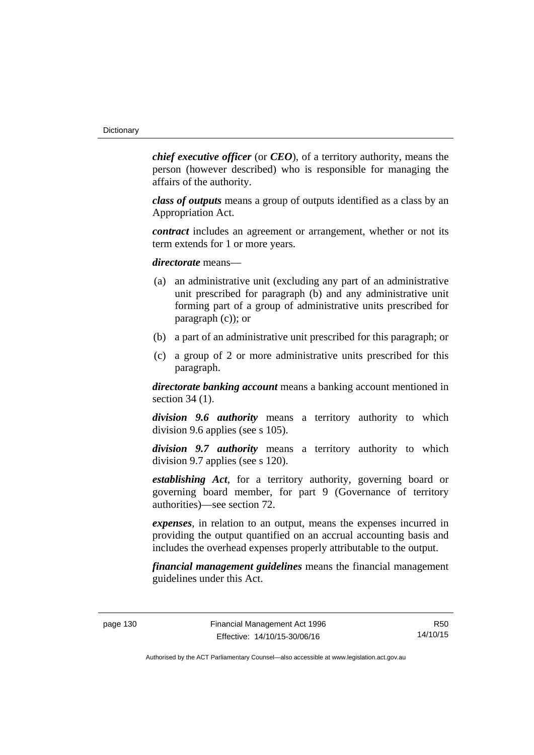***chief executive officer*** (or ***CEO***), of a territory authority, means the person (however described) who is responsible for managing the affairs of the authority.

***class of outputs*** means a group of outputs identified as a class by an Appropriation Act.

***contract*** includes an agreement or arrangement, whether or not its term extends for 1 or more years.

***directorate*** means—

(a) an administrative unit (excluding any part of an administrative unit prescribed for paragraph (b) and any administrative unit forming part of a group of administrative units prescribed for paragraph (c)); or

(b) a part of an administrative unit prescribed for this paragraph; or

(c) a group of 2 or more administrative units prescribed for this paragraph.

***directorate banking account*** means a banking account mentioned in section 34 (1).

***division 9.6 authority*** means a territory authority to which division 9.6 applies (see s 105).

***division 9.7 authority*** means a territory authority to which division 9.7 applies (see s 120).

***establishing Act***, for a territory authority, governing board or governing board member, for part 9 (Governance of territory authorities)—see section 72.

***expenses***, in relation to an output, means the expenses incurred in providing the output quantified on an accrual accounting basis and includes the overhead expenses properly attributable to the output.

***financial management guidelines*** means the financial management guidelines under this Act.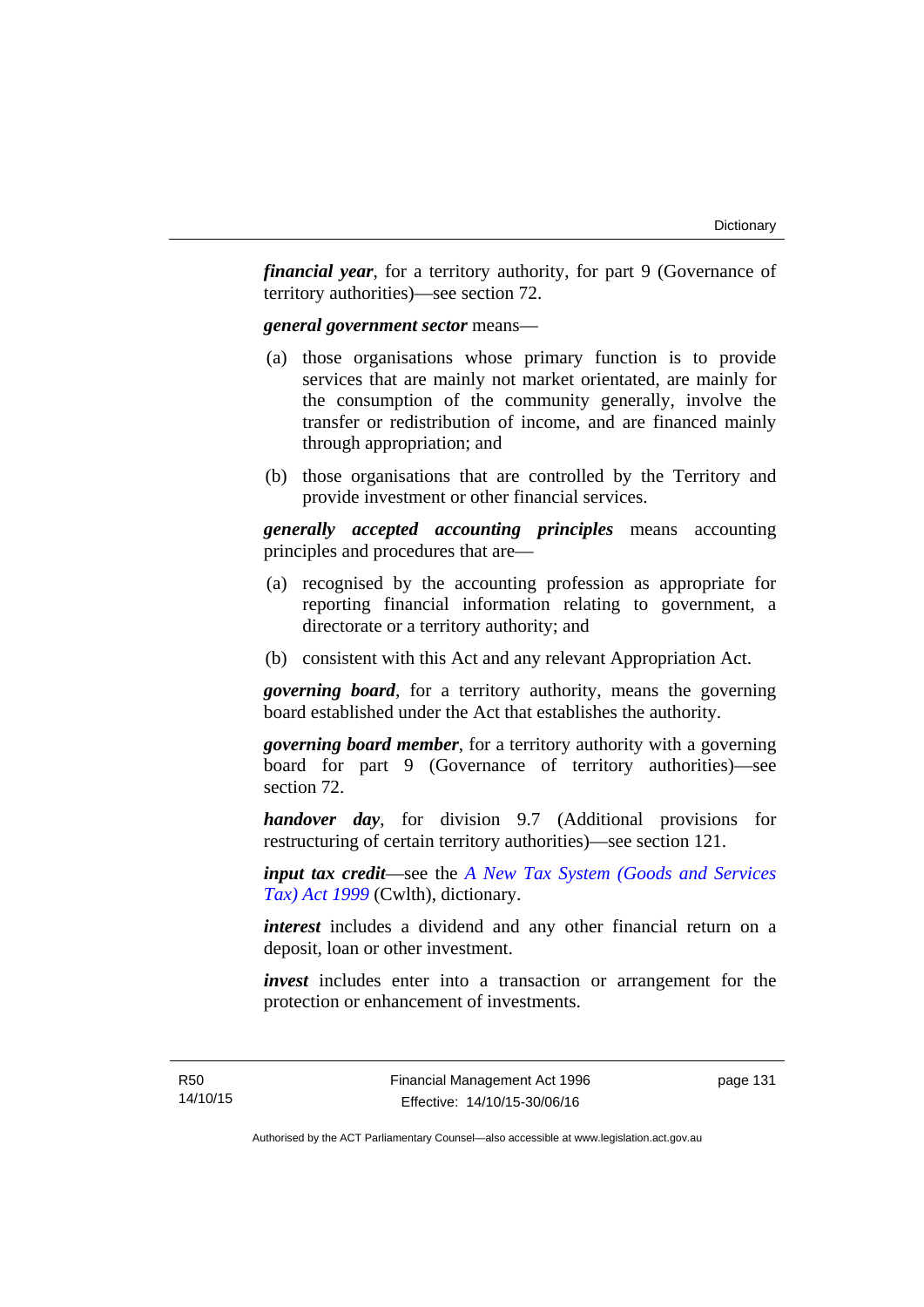***financial year***, for a territory authority, for part 9 (Governance of territory authorities)—see section 72.

***general government sector*** means—

(a) those organisations whose primary function is to provide services that are mainly not market orientated, are mainly for the consumption of the community generally, involve the transfer or redistribution of income, and are financed mainly through appropriation; and

(b) those organisations that are controlled by the Territory and provide investment or other financial services.

***generally accepted accounting principles*** means accounting principles and procedures that are—

(a) recognised by the accounting profession as appropriate for reporting financial information relating to government, a directorate or a territory authority; and

(b) consistent with this Act and any relevant Appropriation Act.

***governing board***, for a territory authority, means the governing board established under the Act that establishes the authority.

***governing board member***, for a territory authority with a governing board for part 9 (Governance of territory authorities)—see section 72.

***handover day***, for division 9.7 (Additional provisions for restructuring of certain territory authorities)—see section 121.

***input tax credit***—see the *A New Tax System (Goods and Services Tax) Act 1999* (Cwlth), dictionary.

***interest*** includes a dividend and any other financial return on a deposit, loan or other investment.

***invest*** includes enter into a transaction or arrangement for the protection or enhancement of investments.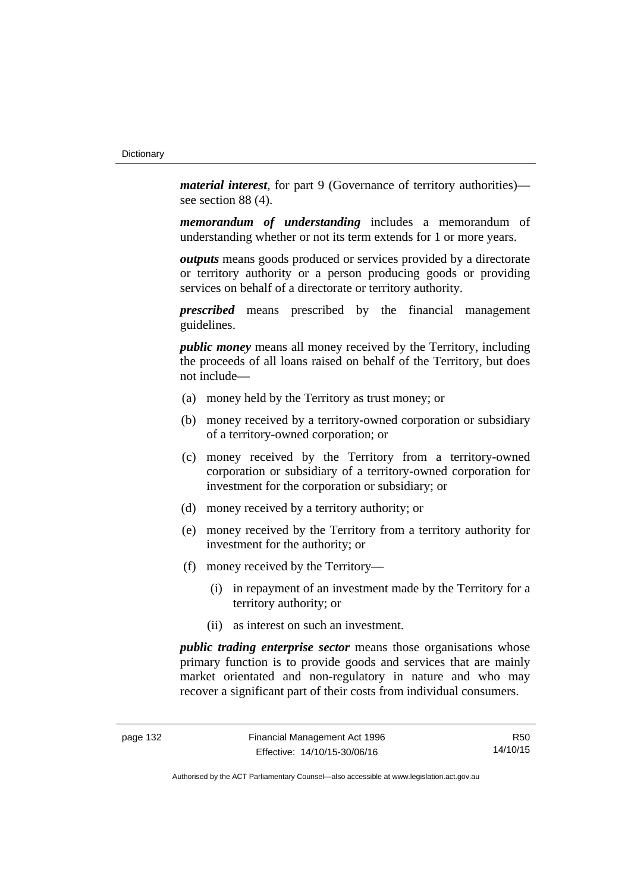***material interest***, for part 9 (Governance of territory authorities)—see section 88 (4).

***memorandum of understanding*** includes a memorandum of understanding whether or not its term extends for 1 or more years.

***outputs*** means goods produced or services provided by a directorate or territory authority or a person producing goods or providing services on behalf of a directorate or territory authority.

***prescribed*** means prescribed by the financial management guidelines.

***public money*** means all money received by the Territory, including the proceeds of all loans raised on behalf of the Territory, but does not include—

(a) money held by the Territory as trust money; or

(b) money received by a territory-owned corporation or subsidiary of a territory-owned corporation; or

(c) money received by the Territory from a territory-owned corporation or subsidiary of a territory-owned corporation for investment for the corporation or subsidiary; or

(d) money received by a territory authority; or

(e) money received by the Territory from a territory authority for investment for the authority; or

(f) money received by the Territory—

 (i) in repayment of an investment made by the Territory for a territory authority; or

 (ii) as interest on such an investment.

***public trading enterprise sector*** means those organisations whose primary function is to provide goods and services that are mainly market orientated and non-regulatory in nature and who may recover a significant part of their costs from individual consumers.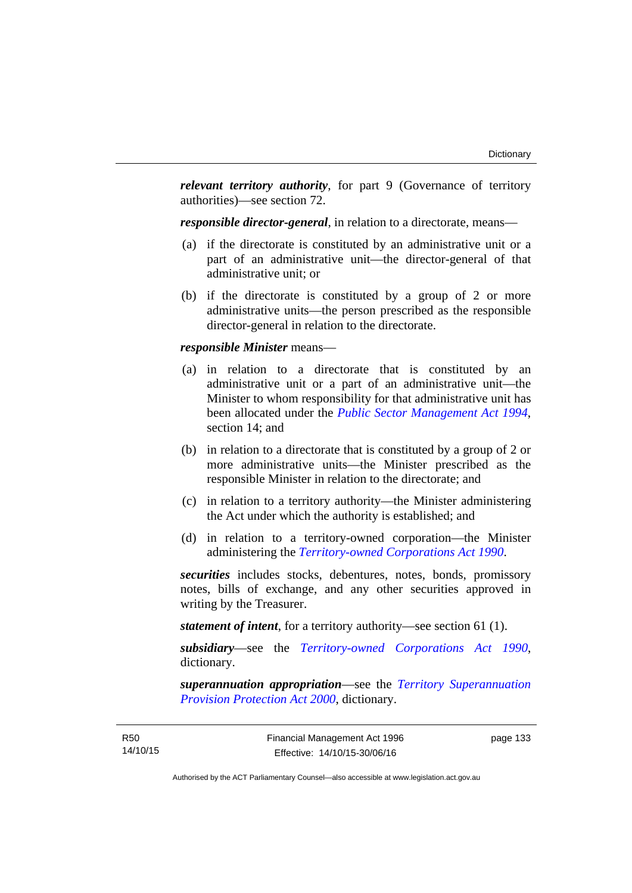***relevant territory authority***, for part 9 (Governance of territory authorities)—see section 72.

***responsible director-general***, in relation to a directorate, means—

(a) if the directorate is constituted by an administrative unit or a part of an administrative unit—the director-general of that administrative unit; or

(b) if the directorate is constituted by a group of 2 or more administrative units—the person prescribed as the responsible director-general in relation to the directorate.

***responsible Minister*** means—

(a) in relation to a directorate that is constituted by an administrative unit or a part of an administrative unit—the Minister to whom responsibility for that administrative unit has been allocated under the *Public Sector Management Act 1994*, section 14; and

(b) in relation to a directorate that is constituted by a group of 2 or more administrative units—the Minister prescribed as the responsible Minister in relation to the directorate; and

(c) in relation to a territory authority—the Minister administering the Act under which the authority is established; and

(d) in relation to a territory-owned corporation—the Minister administering the *Territory-owned Corporations Act 1990*.

***securities*** includes stocks, debentures, notes, bonds, promissory notes, bills of exchange, and any other securities approved in writing by the Treasurer.

***statement of intent***, for a territory authority—see section 61 (1).

***subsidiary***—see the *Territory-owned Corporations Act 1990*, dictionary.

***superannuation appropriation***—see the *Territory Superannuation Provision Protection Act 2000*, dictionary.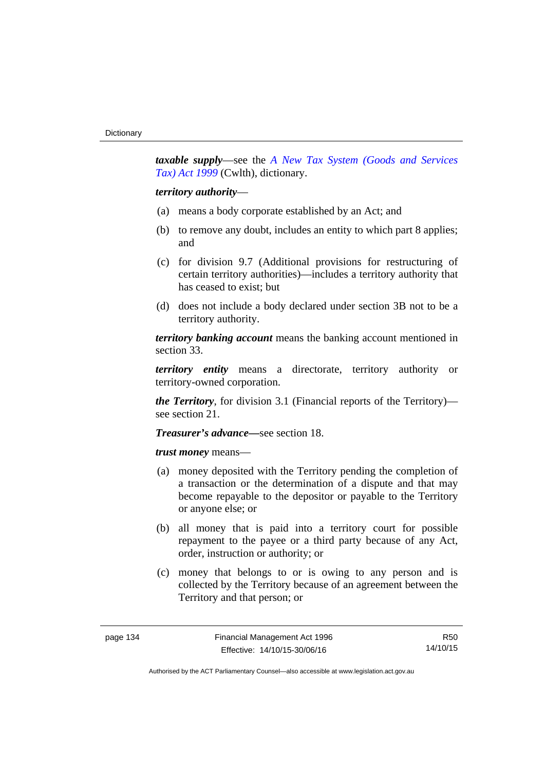***taxable supply***—see the *A New Tax System (Goods and Services Tax) Act 1999* (Cwlth), dictionary.

***territory authority***—

(a) means a body corporate established by an Act; and

(b) to remove any doubt, includes an entity to which part 8 applies; and

(c) for division 9.7 (Additional provisions for restructuring of certain territory authorities)—includes a territory authority that has ceased to exist; but

(d) does not include a body declared under section 3B not to be a territory authority.

***territory banking account*** means the banking account mentioned in section 33.

***territory entity*** means a directorate, territory authority or territory-owned corporation.

***the Territory***, for division 3.1 (Financial reports of the Territory)—see section 21.

***Treasurer's advance—***see section 18.

***trust money*** means—

(a) money deposited with the Territory pending the completion of a transaction or the determination of a dispute and that may become repayable to the depositor or payable to the Territory or anyone else; or

(b) all money that is paid into a territory court for possible repayment to the payee or a third party because of any Act, order, instruction or authority; or

(c) money that belongs to or is owing to any person and is collected by the Territory because of an agreement between the Territory and that person; or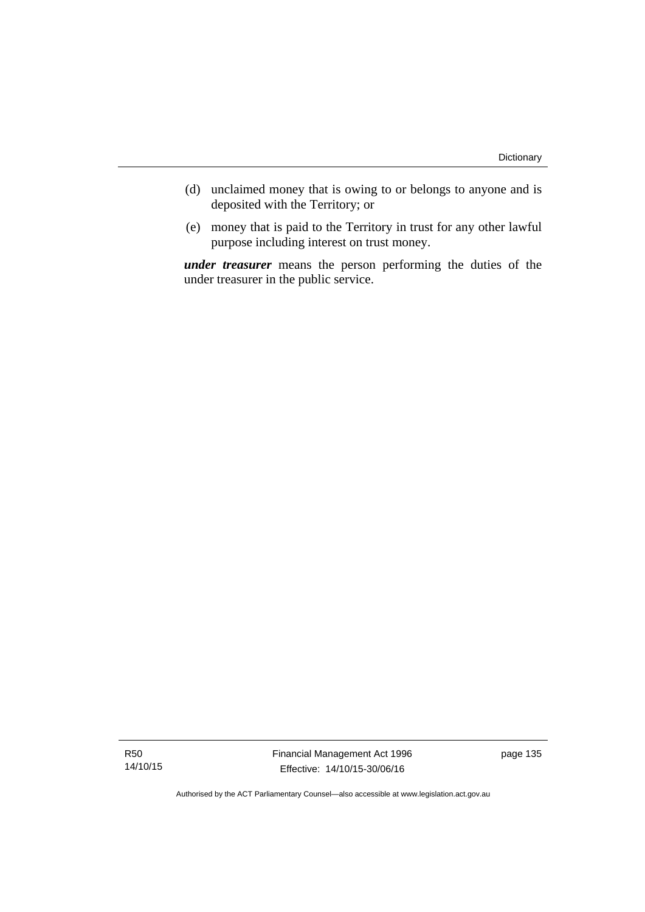(d) unclaimed money that is owing to or belongs to anyone and is deposited with the Territory; or

(e) money that is paid to the Territory in trust for any other lawful purpose including interest on trust money.

***under treasurer*** means the person performing the duties of the under treasurer in the public service.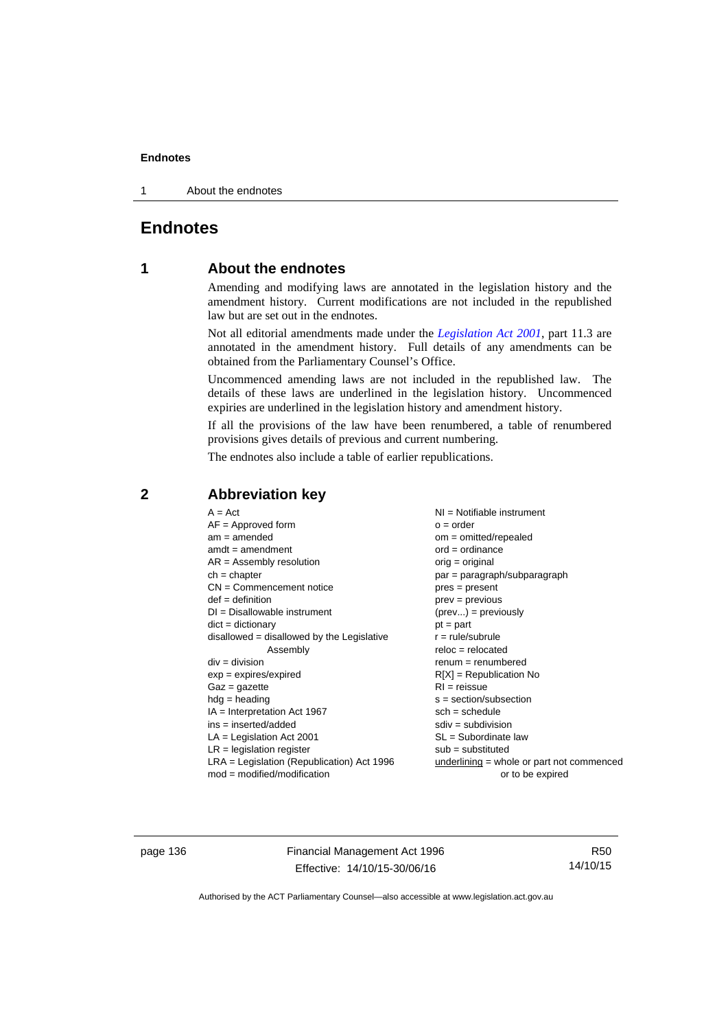# Endnotes

## 1 About the endnotes

Amending and modifying laws are annotated in the legislation history and the amendment history. Current modifications are not included in the republished law but are set out in the endnotes.

Not all editorial amendments made under the *Legislation Act 2001*, part 11.3 are annotated in the amendment history. Full details of any amendments can be obtained from the Parliamentary Counsel's Office.

Uncommenced amending laws are not included in the republished law. The details of these laws are underlined in the legislation history. Uncommenced expiries are underlined in the legislation history and amendment history.

If all the provisions of the law have been renumbered, a table of renumbered provisions gives details of previous and current numbering.

The endnotes also include a table of earlier republications.

## 2 Abbreviation key

A = Act
AF = Approved form
am = amended
amdt = amendment
AR = Assembly resolution
ch = chapter
CN = Commencement notice
def = definition
DI = Disallowable instrument
dict = dictionary
disallowed = disallowed by the Legislative Assembly
div = division
exp = expires/expired
Gaz = gazette
hdg = heading
IA = Interpretation Act 1967
ins = inserted/added
LA = Legislation Act 2001
LR = legislation register
LRA = Legislation (Republication) Act 1996
mod = modified/modification
NI = Notifiable instrument
o = order
om = omitted/repealed
ord = ordinance
orig = original
par = paragraph/subparagraph
pres = present
prev = previous
(prev...) = previously
pt = part
r = rule/subrule
reloc = relocated
renum = renumbered
R[X] = Republication No
RI = reissue
s = section/subsection
sch = schedule
sdiv = subdivision
SL = Subordinate law
sub = substituted
underlining = whole or part not commenced or to be expired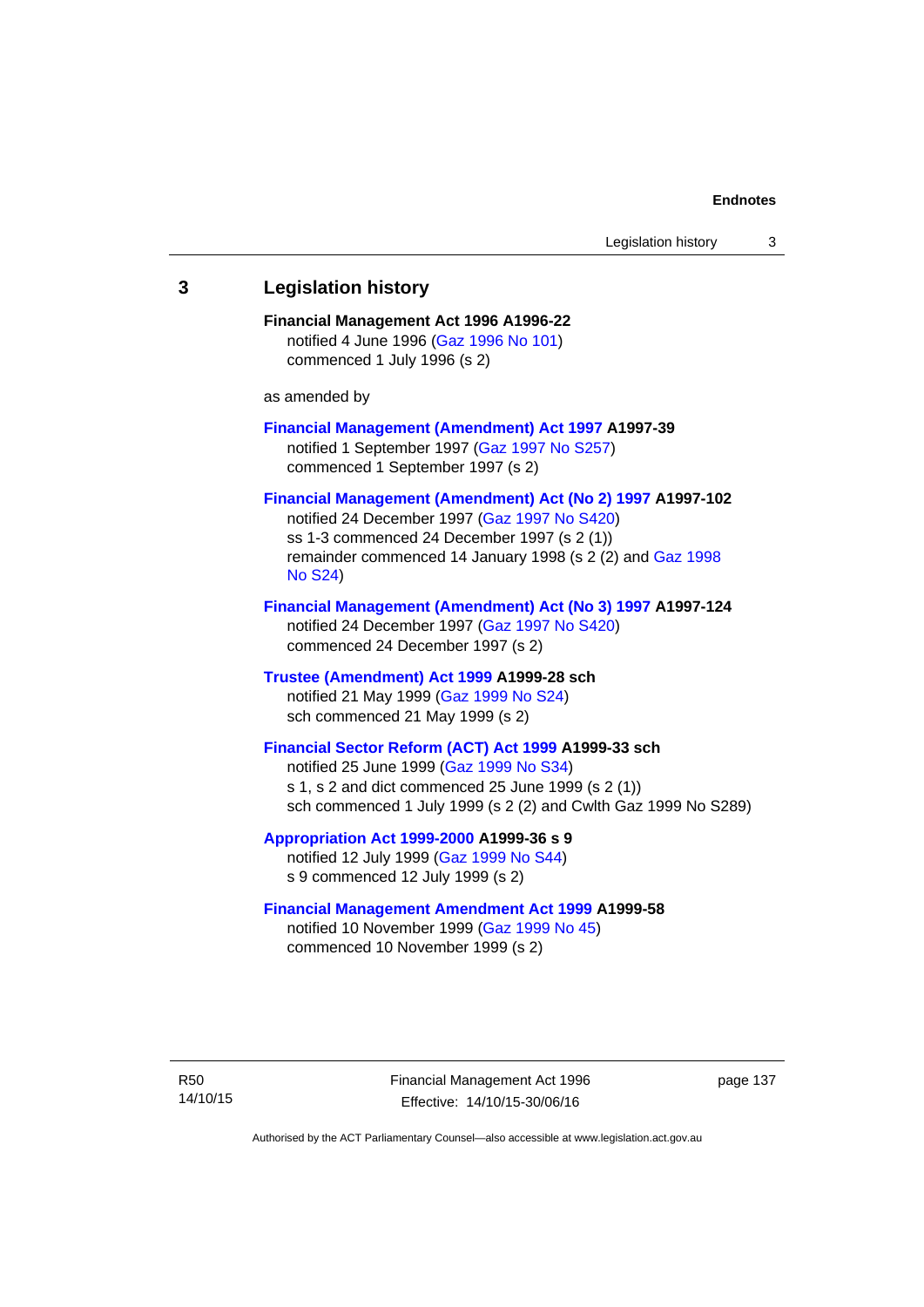## 3 Legislation history

**Financial Management Act 1996 A1996-22**
notified 4 June 1996 (Gaz 1996 No 101)
commenced 1 July 1996 (s 2)

as amended by

**Financial Management (Amendment) Act 1997 A1997-39**
notified 1 September 1997 (Gaz 1997 No S257)
commenced 1 September 1997 (s 2)

**Financial Management (Amendment) Act (No 2) 1997 A1997-102**
notified 24 December 1997 (Gaz 1997 No S420)
ss 1-3 commenced 24 December 1997 (s 2 (1))
remainder commenced 14 January 1998 (s 2 (2) and Gaz 1998 No S24)

**Financial Management (Amendment) Act (No 3) 1997 A1997-124**
notified 24 December 1997 (Gaz 1997 No S420)
commenced 24 December 1997 (s 2)

**Trustee (Amendment) Act 1999 A1999-28 sch**
notified 21 May 1999 (Gaz 1999 No S24)
sch commenced 21 May 1999 (s 2)

**Financial Sector Reform (ACT) Act 1999 A1999-33 sch**
notified 25 June 1999 (Gaz 1999 No S34)
s 1, s 2 and dict commenced 25 June 1999 (s 2 (1))
sch commenced 1 July 1999 (s 2 (2) and Cwlth Gaz 1999 No S289)

**Appropriation Act 1999-2000 A1999-36 s 9**
notified 12 July 1999 (Gaz 1999 No S44)
s 9 commenced 12 July 1999 (s 2)

**Financial Management Amendment Act 1999 A1999-58**
notified 10 November 1999 (Gaz 1999 No 45)
commenced 10 November 1999 (s 2)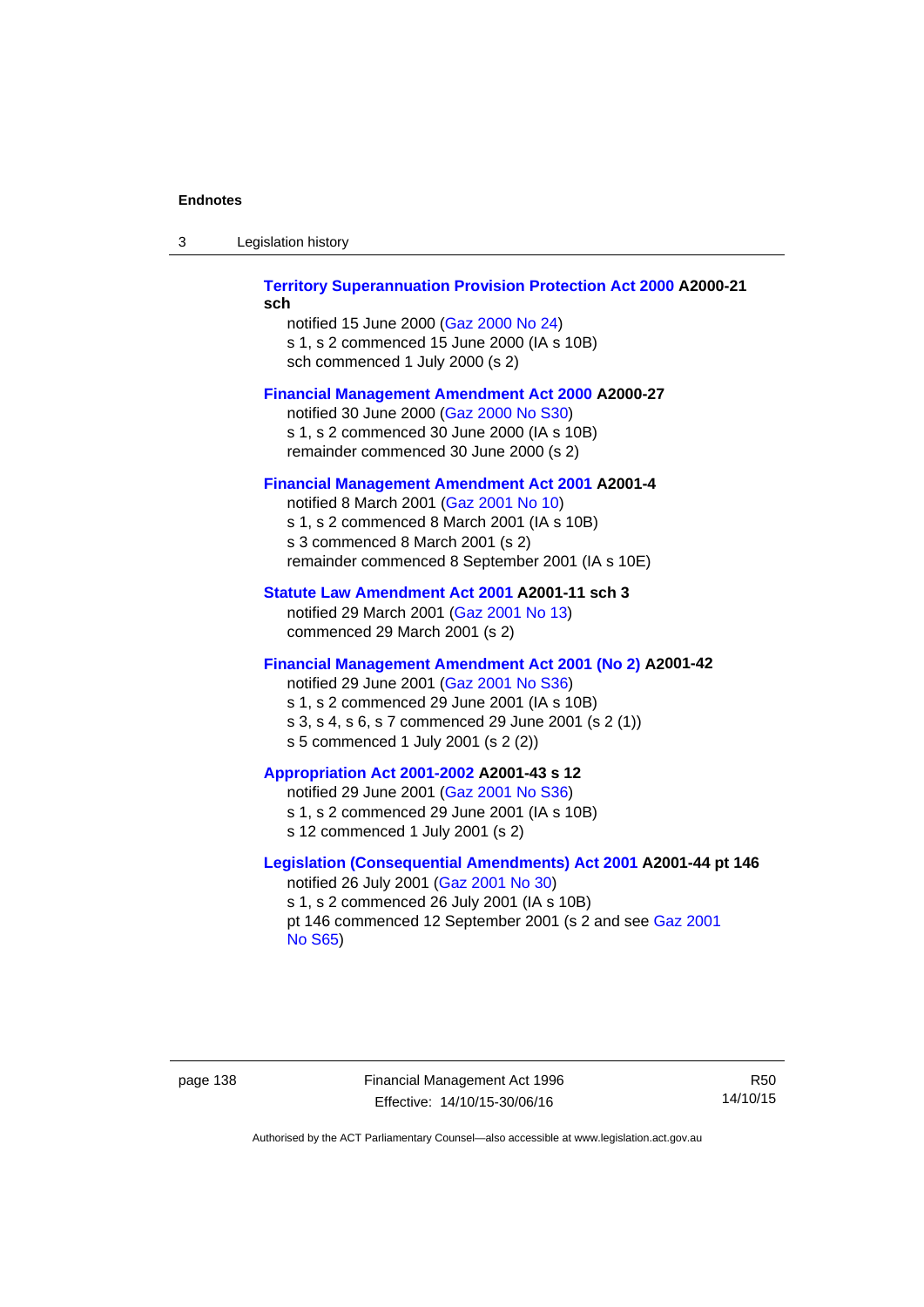**Territory Superannuation Provision Protection Act 2000 A2000-21 sch**

notified 15 June 2000 (Gaz 2000 No 24)
s 1, s 2 commenced 15 June 2000 (IA s 10B)
sch commenced 1 July 2000 (s 2)

**Financial Management Amendment Act 2000 A2000-27**

notified 30 June 2000 (Gaz 2000 No S30)
s 1, s 2 commenced 30 June 2000 (IA s 10B)
remainder commenced 30 June 2000 (s 2)

**Financial Management Amendment Act 2001 A2001-4**

notified 8 March 2001 (Gaz 2001 No 10)
s 1, s 2 commenced 8 March 2001 (IA s 10B)
s 3 commenced 8 March 2001 (s 2)
remainder commenced 8 September 2001 (IA s 10E)

**Statute Law Amendment Act 2001 A2001-11 sch 3**

notified 29 March 2001 (Gaz 2001 No 13)
commenced 29 March 2001 (s 2)

**Financial Management Amendment Act 2001 (No 2) A2001-42**

notified 29 June 2001 (Gaz 2001 No S36)
s 1, s 2 commenced 29 June 2001 (IA s 10B)
s 3, s 4, s 6, s 7 commenced 29 June 2001 (s 2 (1))
s 5 commenced 1 July 2001 (s 2 (2))

**Appropriation Act 2001-2002 A2001-43 s 12**

notified 29 June 2001 (Gaz 2001 No S36)
s 1, s 2 commenced 29 June 2001 (IA s 10B)
s 12 commenced 1 July 2001 (s 2)

**Legislation (Consequential Amendments) Act 2001 A2001-44 pt 146**

notified 26 July 2001 (Gaz 2001 No 30)
s 1, s 2 commenced 26 July 2001 (IA s 10B)
pt 146 commenced 12 September 2001 (s 2 and see Gaz 2001 No S65)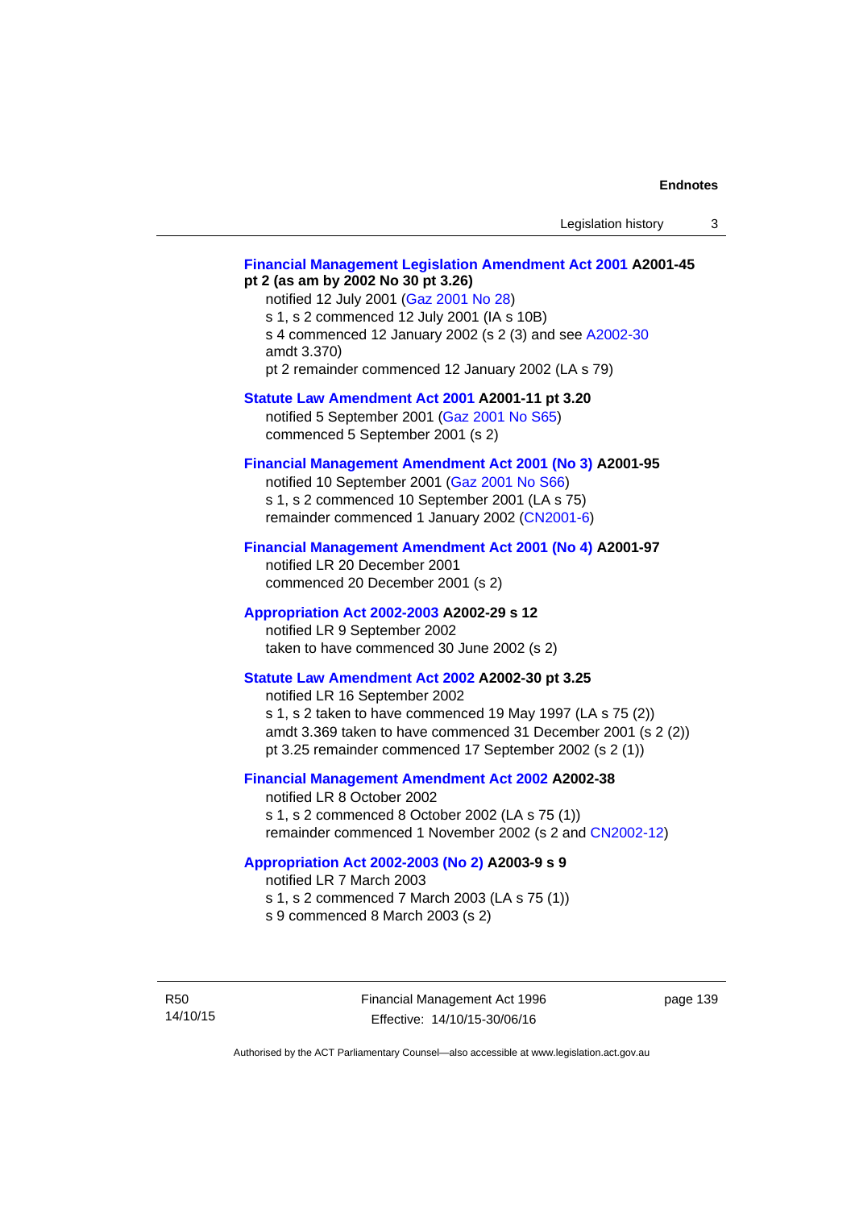**Financial Management Legislation Amendment Act 2001 A2001-45 pt 2 (as am by 2002 No 30 pt 3.26)**

notified 12 July 2001 (Gaz 2001 No 28)
s 1, s 2 commenced 12 July 2001 (IA s 10B)
s 4 commenced 12 January 2002 (s 2 (3) and see A2002-30 amdt 3.370)
pt 2 remainder commenced 12 January 2002 (LA s 79)

**Statute Law Amendment Act 2001 A2001-11 pt 3.20**

notified 5 September 2001 (Gaz 2001 No S65)
commenced 5 September 2001 (s 2)

**Financial Management Amendment Act 2001 (No 3) A2001-95**

notified 10 September 2001 (Gaz 2001 No S66)
s 1, s 2 commenced 10 September 2001 (LA s 75)
remainder commenced 1 January 2002 (CN2001-6)

**Financial Management Amendment Act 2001 (No 4) A2001-97**

notified LR 20 December 2001
commenced 20 December 2001 (s 2)

**Appropriation Act 2002-2003 A2002-29 s 12**

notified LR 9 September 2002
taken to have commenced 30 June 2002 (s 2)

**Statute Law Amendment Act 2002 A2002-30 pt 3.25**

notified LR 16 September 2002
s 1, s 2 taken to have commenced 19 May 1997 (LA s 75 (2))
amdt 3.369 taken to have commenced 31 December 2001 (s 2 (2))
pt 3.25 remainder commenced 17 September 2002 (s 2 (1))

**Financial Management Amendment Act 2002 A2002-38**

notified LR 8 October 2002
s 1, s 2 commenced 8 October 2002 (LA s 75 (1))
remainder commenced 1 November 2002 (s 2 and CN2002-12)

**Appropriation Act 2002-2003 (No 2) A2003-9 s 9**

notified LR 7 March 2003
s 1, s 2 commenced 7 March 2003 (LA s 75 (1))
s 9 commenced 8 March 2003 (s 2)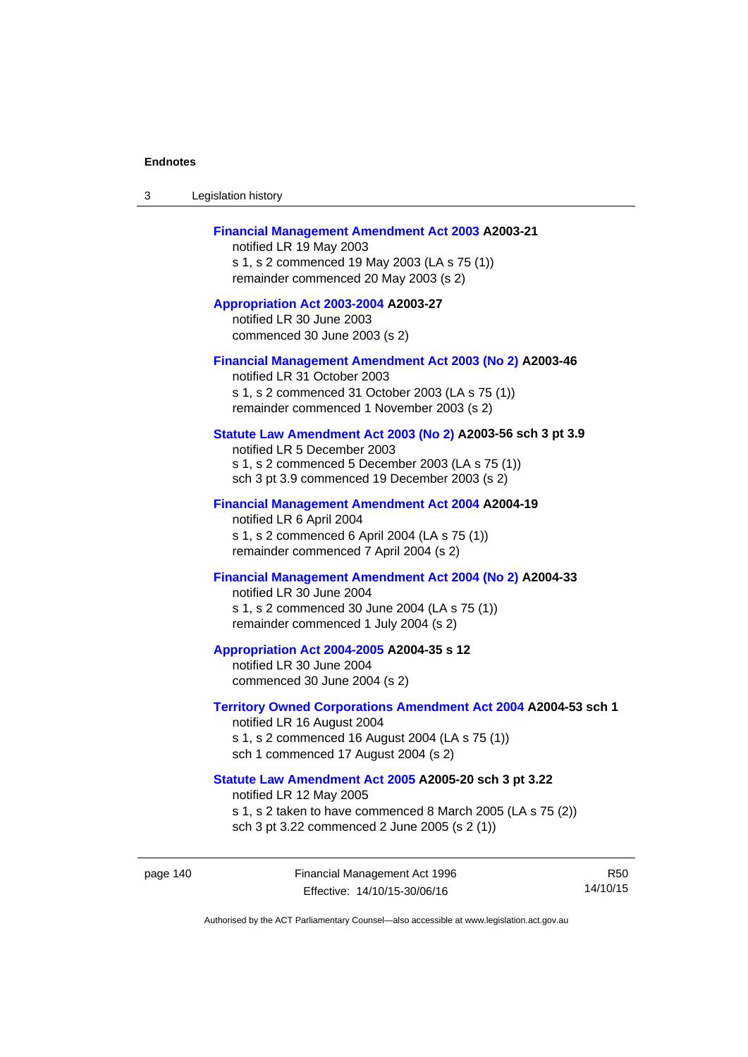**Financial Management Amendment Act 2003 A2003-21**
notified LR 19 May 2003
s 1, s 2 commenced 19 May 2003 (LA s 75 (1))
remainder commenced 20 May 2003 (s 2)

**Appropriation Act 2003-2004 A2003-27**
notified LR 30 June 2003
commenced 30 June 2003 (s 2)

**Financial Management Amendment Act 2003 (No 2) A2003-46**
notified LR 31 October 2003
s 1, s 2 commenced 31 October 2003 (LA s 75 (1))
remainder commenced 1 November 2003 (s 2)

**Statute Law Amendment Act 2003 (No 2) A2003-56 sch 3 pt 3.9**
notified LR 5 December 2003
s 1, s 2 commenced 5 December 2003 (LA s 75 (1))
sch 3 pt 3.9 commenced 19 December 2003 (s 2)

**Financial Management Amendment Act 2004 A2004-19**
notified LR 6 April 2004
s 1, s 2 commenced 6 April 2004 (LA s 75 (1))
remainder commenced 7 April 2004 (s 2)

**Financial Management Amendment Act 2004 (No 2) A2004-33**
notified LR 30 June 2004
s 1, s 2 commenced 30 June 2004 (LA s 75 (1))
remainder commenced 1 July 2004 (s 2)

**Appropriation Act 2004-2005 A2004-35 s 12**
notified LR 30 June 2004
commenced 30 June 2004 (s 2)

**Territory Owned Corporations Amendment Act 2004 A2004-53 sch 1**
notified LR 16 August 2004
s 1, s 2 commenced 16 August 2004 (LA s 75 (1))
sch 1 commenced 17 August 2004 (s 2)

**Statute Law Amendment Act 2005 A2005-20 sch 3 pt 3.22**
notified LR 12 May 2005
s 1, s 2 taken to have commenced 8 March 2005 (LA s 75 (2))
sch 3 pt 3.22 commenced 2 June 2005 (s 2 (1))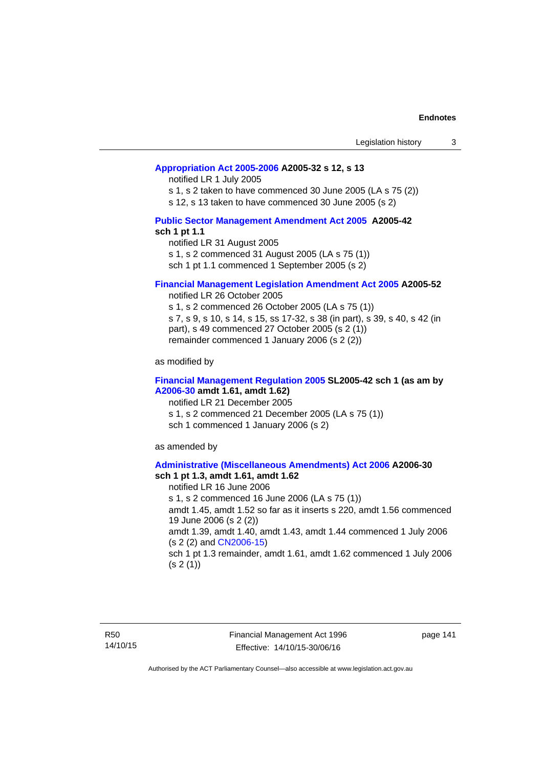**Appropriation Act 2005-2006 A2005-32 s 12, s 13**

notified LR 1 July 2005

s 1, s 2 taken to have commenced 30 June 2005 (LA s 75 (2))

s 12, s 13 taken to have commenced 30 June 2005 (s 2)

**Public Sector Management Amendment Act 2005 A2005-42 sch 1 pt 1.1**

notified LR 31 August 2005

s 1, s 2 commenced 31 August 2005 (LA s 75 (1))

sch 1 pt 1.1 commenced 1 September 2005 (s 2)

**Financial Management Legislation Amendment Act 2005 A2005-52**

notified LR 26 October 2005

s 1, s 2 commenced 26 October 2005 (LA s 75 (1))

s 7, s 9, s 10, s 14, s 15, ss 17-32, s 38 (in part), s 39, s 40, s 42 (in part), s 49 commenced 27 October 2005 (s 2 (1))

remainder commenced 1 January 2006 (s 2 (2))

as modified by

**Financial Management Regulation 2005 SL2005-42 sch 1 (as am by A2006-30 amdt 1.61, amdt 1.62)**

notified LR 21 December 2005

s 1, s 2 commenced 21 December 2005 (LA s 75 (1))

sch 1 commenced 1 January 2006 (s 2)

as amended by

**Administrative (Miscellaneous Amendments) Act 2006 A2006-30 sch 1 pt 1.3, amdt 1.61, amdt 1.62**

notified LR 16 June 2006

s 1, s 2 commenced 16 June 2006 (LA s 75 (1))

amdt 1.45, amdt 1.52 so far as it inserts s 220, amdt 1.56 commenced 19 June 2006 (s 2 (2))

amdt 1.39, amdt 1.40, amdt 1.43, amdt 1.44 commenced 1 July 2006 (s 2 (2) and CN2006-15)

sch 1 pt 1.3 remainder, amdt 1.61, amdt 1.62 commenced 1 July 2006 (s 2 (1))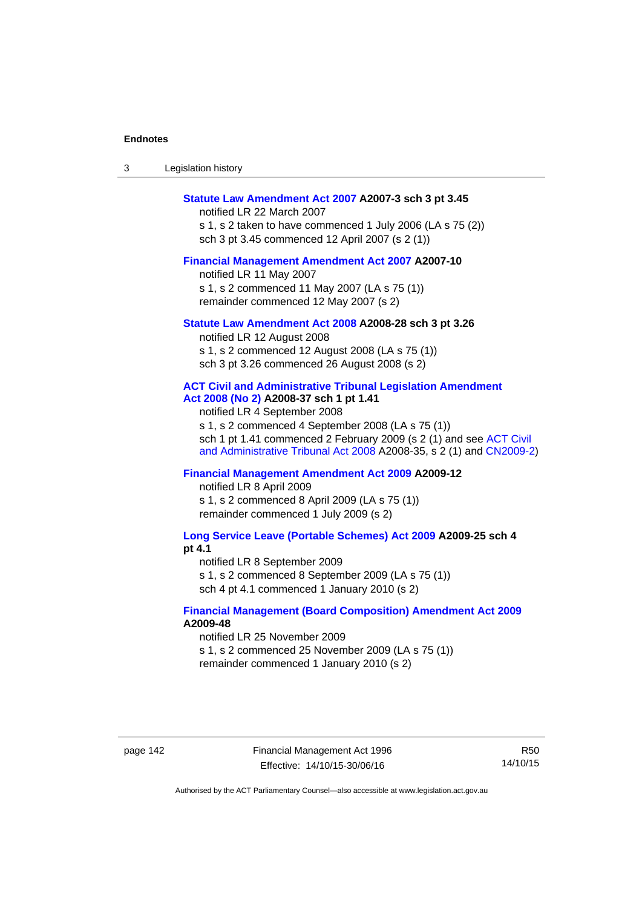**Statute Law Amendment Act 2007 A2007-3 sch 3 pt 3.45**

notified LR 22 March 2007

s 1, s 2 taken to have commenced 1 July 2006 (LA s 75 (2))

sch 3 pt 3.45 commenced 12 April 2007 (s 2 (1))

**Financial Management Amendment Act 2007 A2007-10**

notified LR 11 May 2007

s 1, s 2 commenced 11 May 2007 (LA s 75 (1))

remainder commenced 12 May 2007 (s 2)

**Statute Law Amendment Act 2008 A2008-28 sch 3 pt 3.26**

notified LR 12 August 2008

s 1, s 2 commenced 12 August 2008 (LA s 75 (1))

sch 3 pt 3.26 commenced 26 August 2008 (s 2)

**ACT Civil and Administrative Tribunal Legislation Amendment Act 2008 (No 2) A2008-37 sch 1 pt 1.41**

notified LR 4 September 2008

s 1, s 2 commenced 4 September 2008 (LA s 75 (1))

sch 1 pt 1.41 commenced 2 February 2009 (s 2 (1) and see ACT Civil and Administrative Tribunal Act 2008 A2008-35, s 2 (1) and CN2009-2)

**Financial Management Amendment Act 2009 A2009-12**

notified LR 8 April 2009

s 1, s 2 commenced 8 April 2009 (LA s 75 (1))

remainder commenced 1 July 2009 (s 2)

**Long Service Leave (Portable Schemes) Act 2009 A2009-25 sch 4 pt 4.1**

notified LR 8 September 2009

s 1, s 2 commenced 8 September 2009 (LA s 75 (1))

sch 4 pt 4.1 commenced 1 January 2010 (s 2)

**Financial Management (Board Composition) Amendment Act 2009 A2009-48**

notified LR 25 November 2009

s 1, s 2 commenced 25 November 2009 (LA s 75 (1))

remainder commenced 1 January 2010 (s 2)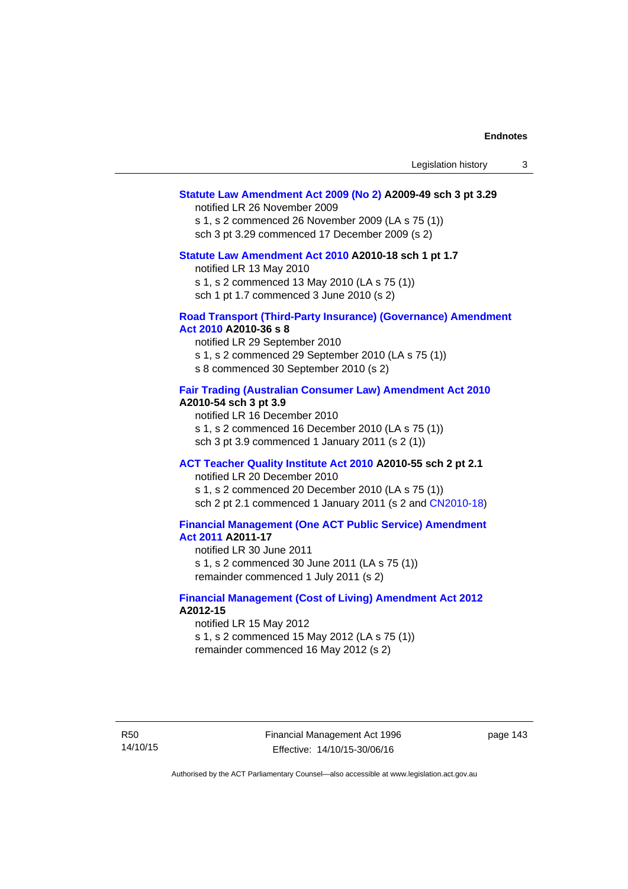**Statute Law Amendment Act 2009 (No 2) A2009-49 sch 3 pt 3.29**

notified LR 26 November 2009

s 1, s 2 commenced 26 November 2009 (LA s 75 (1))

sch 3 pt 3.29 commenced 17 December 2009 (s 2)

**Statute Law Amendment Act 2010 A2010-18 sch 1 pt 1.7**

notified LR 13 May 2010

s 1, s 2 commenced 13 May 2010 (LA s 75 (1))

sch 1 pt 1.7 commenced 3 June 2010 (s 2)

**Road Transport (Third-Party Insurance) (Governance) Amendment Act 2010 A2010-36 s 8**

notified LR 29 September 2010

s 1, s 2 commenced 29 September 2010 (LA s 75 (1))

s 8 commenced 30 September 2010 (s 2)

**Fair Trading (Australian Consumer Law) Amendment Act 2010 A2010-54 sch 3 pt 3.9**

notified LR 16 December 2010

s 1, s 2 commenced 16 December 2010 (LA s 75 (1))

sch 3 pt 3.9 commenced 1 January 2011 (s 2 (1))

**ACT Teacher Quality Institute Act 2010 A2010-55 sch 2 pt 2.1**

notified LR 20 December 2010

s 1, s 2 commenced 20 December 2010 (LA s 75 (1))

sch 2 pt 2.1 commenced 1 January 2011 (s 2 and CN2010-18)

**Financial Management (One ACT Public Service) Amendment Act 2011 A2011-17**

notified LR 30 June 2011

s 1, s 2 commenced 30 June 2011 (LA s 75 (1))

remainder commenced 1 July 2011 (s 2)

**Financial Management (Cost of Living) Amendment Act 2012 A2012-15**

notified LR 15 May 2012

s 1, s 2 commenced 15 May 2012 (LA s 75 (1))

remainder commenced 16 May 2012 (s 2)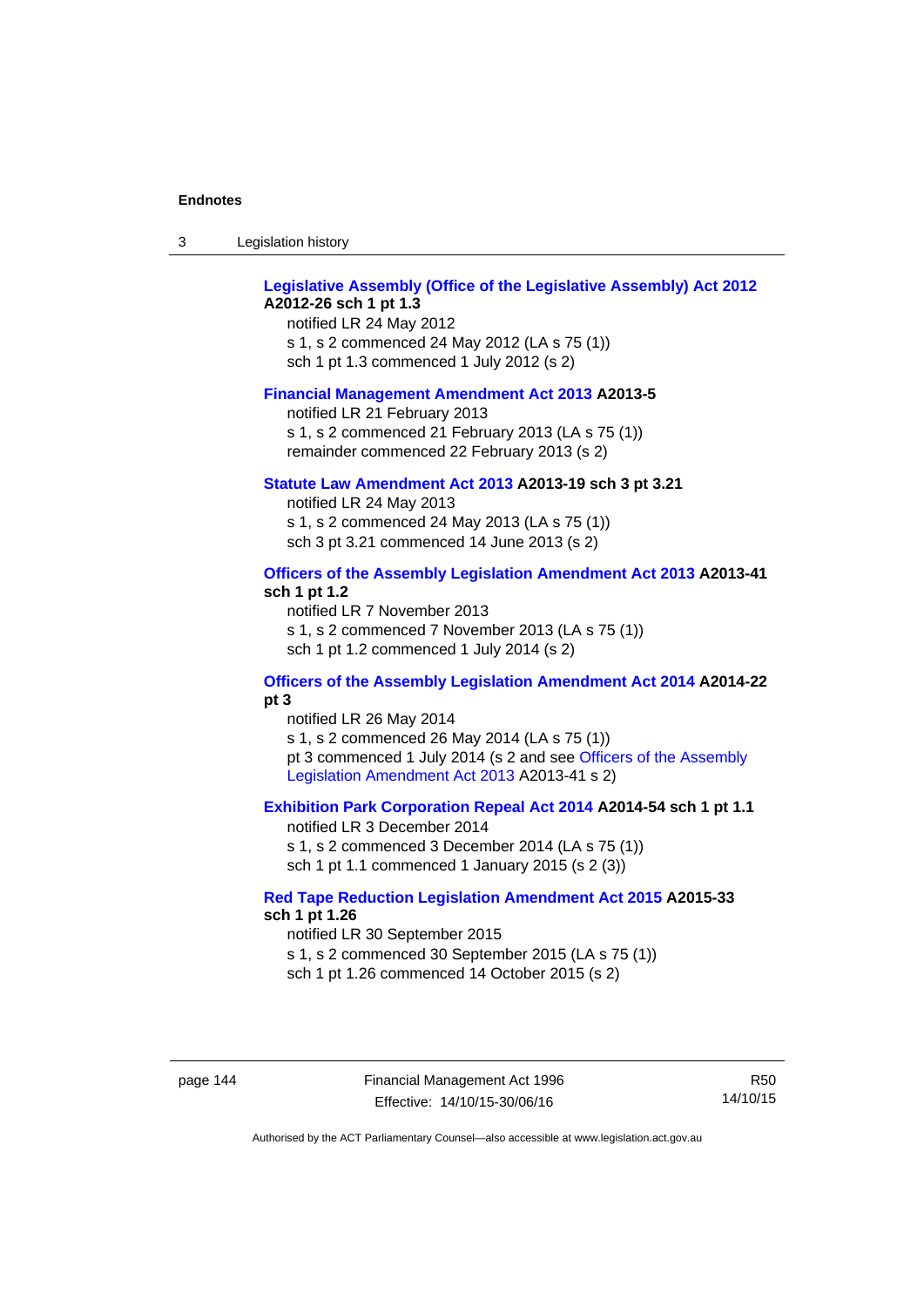**Legislative Assembly (Office of the Legislative Assembly) Act 2012 A2012-26 sch 1 pt 1.3**

notified LR 24 May 2012
s 1, s 2 commenced 24 May 2012 (LA s 75 (1))
sch 1 pt 1.3 commenced 1 July 2012 (s 2)

**Financial Management Amendment Act 2013 A2013-5**

notified LR 21 February 2013
s 1, s 2 commenced 21 February 2013 (LA s 75 (1))
remainder commenced 22 February 2013 (s 2)

**Statute Law Amendment Act 2013 A2013-19 sch 3 pt 3.21**

notified LR 24 May 2013
s 1, s 2 commenced 24 May 2013 (LA s 75 (1))
sch 3 pt 3.21 commenced 14 June 2013 (s 2)

**Officers of the Assembly Legislation Amendment Act 2013 A2013-41 sch 1 pt 1.2**

notified LR 7 November 2013
s 1, s 2 commenced 7 November 2013 (LA s 75 (1))
sch 1 pt 1.2 commenced 1 July 2014 (s 2)

**Officers of the Assembly Legislation Amendment Act 2014 A2014-22 pt 3**

notified LR 26 May 2014
s 1, s 2 commenced 26 May 2014 (LA s 75 (1))
pt 3 commenced 1 July 2014 (s 2 and see Officers of the Assembly Legislation Amendment Act 2013 A2013-41 s 2)

**Exhibition Park Corporation Repeal Act 2014 A2014-54 sch 1 pt 1.1**

notified LR 3 December 2014
s 1, s 2 commenced 3 December 2014 (LA s 75 (1))
sch 1 pt 1.1 commenced 1 January 2015 (s 2 (3))

**Red Tape Reduction Legislation Amendment Act 2015 A2015-33 sch 1 pt 1.26**

notified LR 30 September 2015
s 1, s 2 commenced 30 September 2015 (LA s 75 (1))
sch 1 pt 1.26 commenced 14 October 2015 (s 2)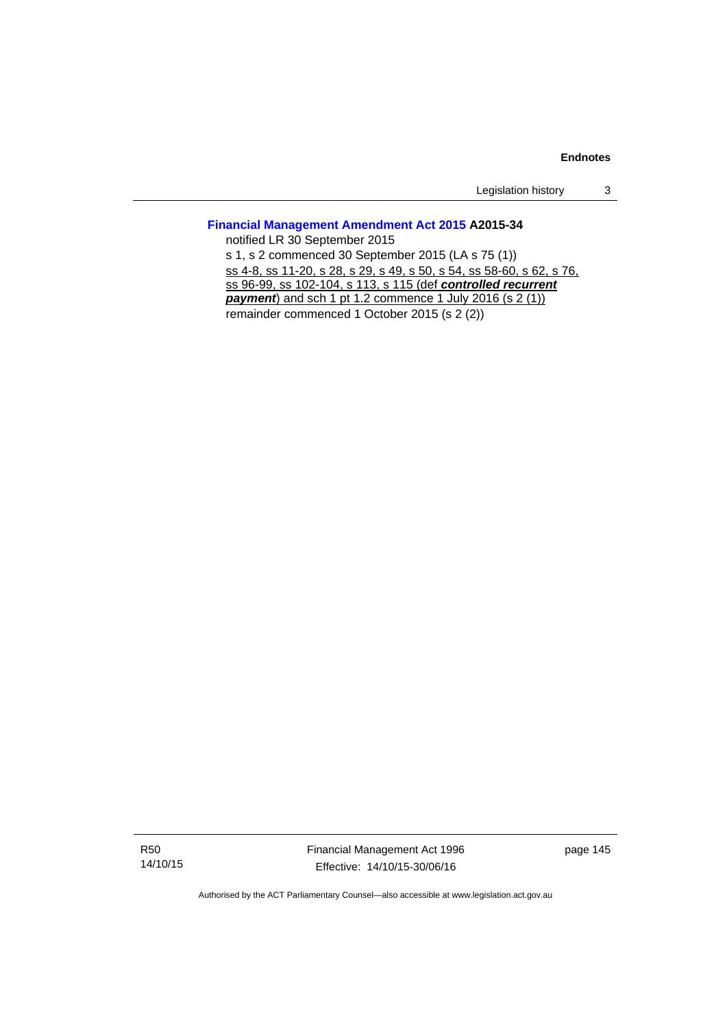**Financial Management Amendment Act 2015 A2015-34**

notified LR 30 September 2015

s 1, s 2 commenced 30 September 2015 (LA s 75 (1))

<u>ss 4-8, ss 11-20, s 28, s 29, s 49, s 50, s 54, ss 58-60, s 62, s 76, ss 96-99, ss 102-104, s 113, s 115 (def ***controlled recurrent payment***) and sch 1 pt 1.2 commence 1 July 2016 (s 2 (1))</u>

remainder commenced 1 October 2015 (s 2 (2))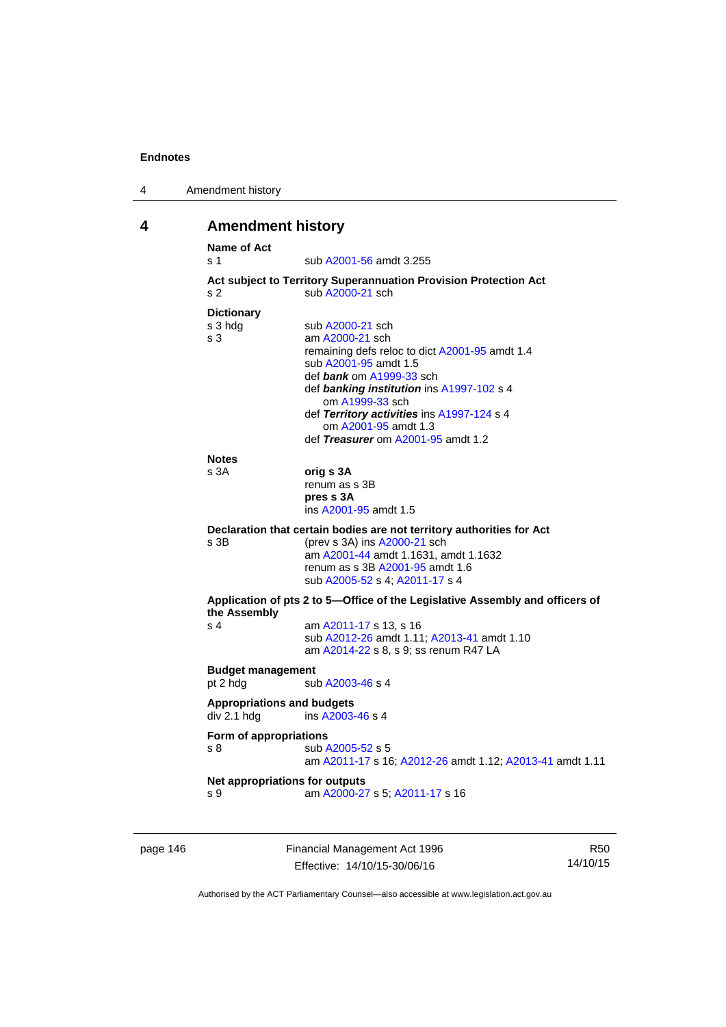# 4 Amendment history

**Name of Act**

s 1 sub A2001-56 amdt 3.255

**Act subject to Territory Superannuation Provision Protection Act**

s 2 sub A2000-21 sch

**Dictionary**

s 3 hdg sub A2000-21 sch

s 3 am A2000-21 sch
remaining defs reloc to dict A2001-95 amdt 1.4
sub A2001-95 amdt 1.5
def ***bank*** om A1999-33 sch
def ***banking institution*** ins A1997-102 s 4
om A1999-33 sch
def ***Territory activities*** ins A1997-124 s 4
om A2001-95 amdt 1.3
def ***Treasurer*** om A2001-95 amdt 1.2

**Notes**

s 3A **orig s 3A**
renum as s 3B
**pres s 3A**
ins A2001-95 amdt 1.5

**Declaration that certain bodies are not territory authorities for Act**

s 3B (prev s 3A) ins A2000-21 sch
am A2001-44 amdt 1.1631, amdt 1.1632
renum as s 3B A2001-95 amdt 1.6
sub A2005-52 s 4; A2011-17 s 4

**Application of pts 2 to 5—Office of the Legislative Assembly and officers of the Assembly**

s 4 am A2011-17 s 13, s 16
sub A2012-26 amdt 1.11; A2013-41 amdt 1.10
am A2014-22 s 8, s 9; ss renum R47 LA

**Budget management**

pt 2 hdg sub A2003-46 s 4

**Appropriations and budgets**

div 2.1 hdg ins A2003-46 s 4

**Form of appropriations**

s 8 sub A2005-52 s 5
am A2011-17 s 16; A2012-26 amdt 1.12; A2013-41 amdt 1.11

**Net appropriations for outputs**

s 9 am A2000-27 s 5; A2011-17 s 16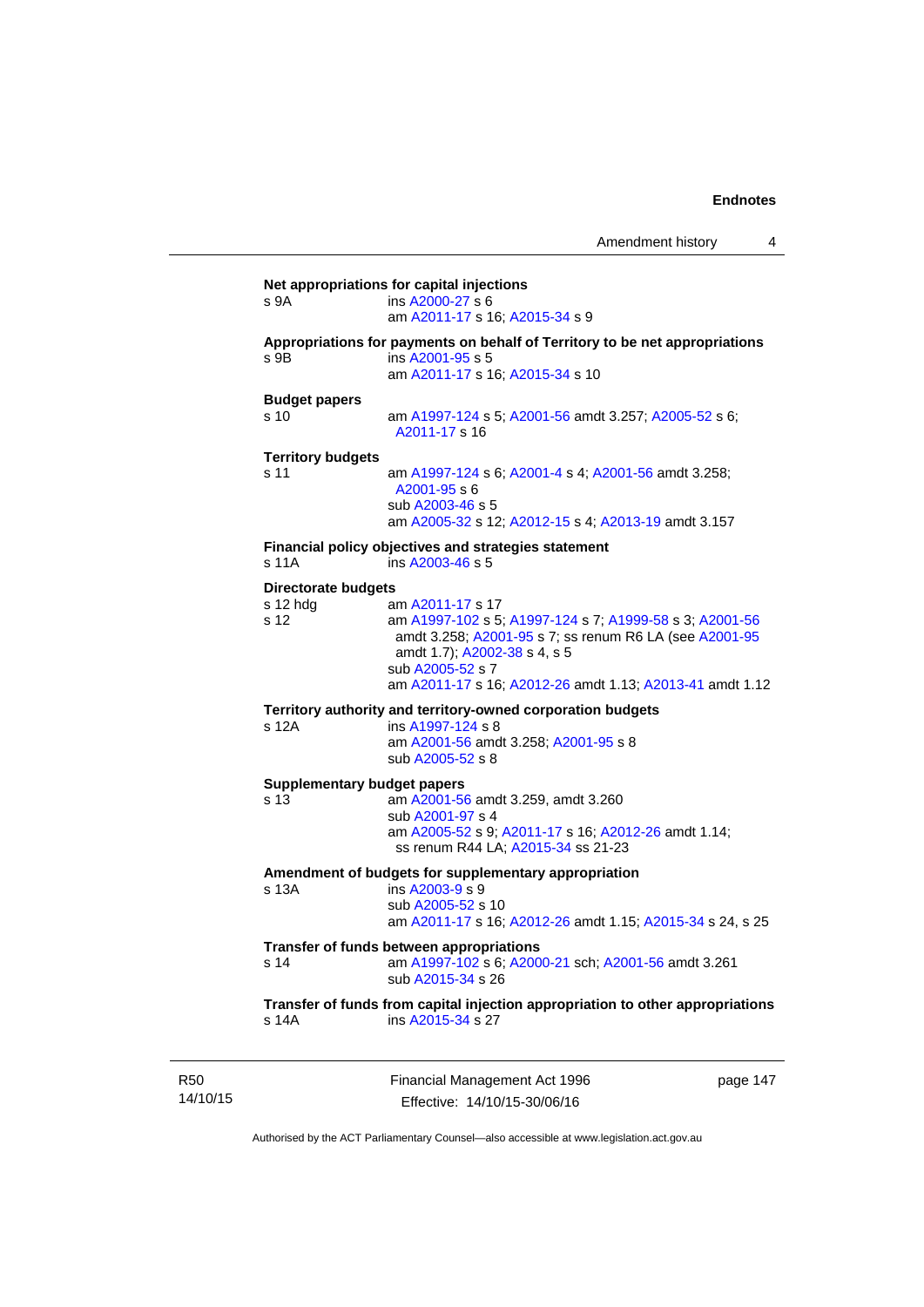**Net appropriations for capital injections**

s 9A ins A2000-27 s 6
am A2011-17 s 16; A2015-34 s 9

**Appropriations for payments on behalf of Territory to be net appropriations**

s 9B ins A2001-95 s 5
am A2011-17 s 16; A2015-34 s 10

**Budget papers**

s 10 am A1997-124 s 5; A2001-56 amdt 3.257; A2005-52 s 6; A2011-17 s 16

**Territory budgets**

s 11 am A1997-124 s 6; A2001-4 s 4; A2001-56 amdt 3.258; A2001-95 s 6
sub A2003-46 s 5
am A2005-32 s 12; A2012-15 s 4; A2013-19 amdt 3.157

**Financial policy objectives and strategies statement**

s 11A ins A2003-46 s 5

**Directorate budgets**

s 12 hdg am A2011-17 s 17
s 12 am A1997-102 s 5; A1997-124 s 7; A1999-58 s 3; A2001-56 amdt 3.258; A2001-95 s 7; ss renum R6 LA (see A2001-95 amdt 1.7); A2002-38 s 4, s 5
sub A2005-52 s 7
am A2011-17 s 16; A2012-26 amdt 1.13; A2013-41 amdt 1.12

**Territory authority and territory-owned corporation budgets**

s 12A ins A1997-124 s 8
am A2001-56 amdt 3.258; A2001-95 s 8
sub A2005-52 s 8

**Supplementary budget papers**

s 13 am A2001-56 amdt 3.259, amdt 3.260
sub A2001-97 s 4
am A2005-52 s 9; A2011-17 s 16; A2012-26 amdt 1.14; ss renum R44 LA; A2015-34 ss 21-23

**Amendment of budgets for supplementary appropriation**

s 13A ins A2003-9 s 9
sub A2005-52 s 10
am A2011-17 s 16; A2012-26 amdt 1.15; A2015-34 s 24, s 25

**Transfer of funds between appropriations**

s 14 am A1997-102 s 6; A2000-21 sch; A2001-56 amdt 3.261
sub A2015-34 s 26

**Transfer of funds from capital injection appropriation to other appropriations**

s 14A ins A2015-34 s 27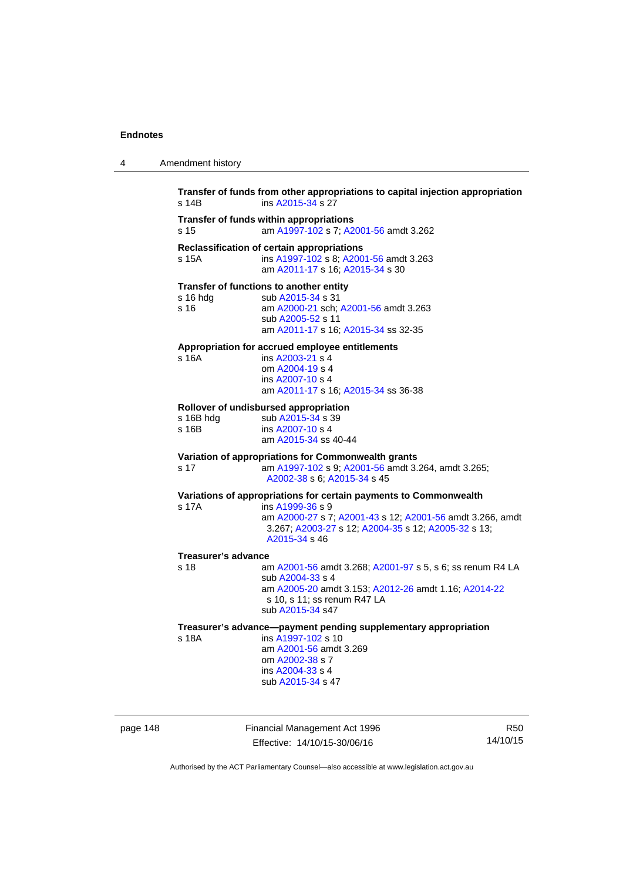**Transfer of funds from other appropriations to capital injection appropriation**

s 14B ins A2015-34 s 27

**Transfer of funds within appropriations**

s 15 am A1997-102 s 7; A2001-56 amdt 3.262

**Reclassification of certain appropriations**

s 15A ins A1997-102 s 8; A2001-56 amdt 3.263
am A2011-17 s 16; A2015-34 s 30

**Transfer of functions to another entity**

s 16 hdg sub A2015-34 s 31
s 16 am A2000-21 sch; A2001-56 amdt 3.263
sub A2005-52 s 11
am A2011-17 s 16; A2015-34 ss 32-35

**Appropriation for accrued employee entitlements**

s 16A ins A2003-21 s 4
om A2004-19 s 4
ins A2007-10 s 4
am A2011-17 s 16; A2015-34 ss 36-38

**Rollover of undisbursed appropriation**

s 16B hdg sub A2015-34 s 39
s 16B ins A2007-10 s 4
am A2015-34 ss 40-44

**Variation of appropriations for Commonwealth grants**

s 17 am A1997-102 s 9; A2001-56 amdt 3.264, amdt 3.265; A2002-38 s 6; A2015-34 s 45

**Variations of appropriations for certain payments to Commonwealth**

s 17A ins A1999-36 s 9
am A2000-27 s 7; A2001-43 s 12; A2001-56 amdt 3.266, amdt 3.267; A2003-27 s 12; A2004-35 s 12; A2005-32 s 13; A2015-34 s 46

**Treasurer's advance**

s 18 am A2001-56 amdt 3.268; A2001-97 s 5, s 6; ss renum R4 LA
sub A2004-33 s 4
am A2005-20 amdt 3.153; A2012-26 amdt 1.16; A2014-22 s 10, s 11; ss renum R47 LA
sub A2015-34 s47

**Treasurer's advance—payment pending supplementary appropriation**

s 18A ins A1997-102 s 10
am A2001-56 amdt 3.269
om A2002-38 s 7
ins A2004-33 s 4
sub A2015-34 s 47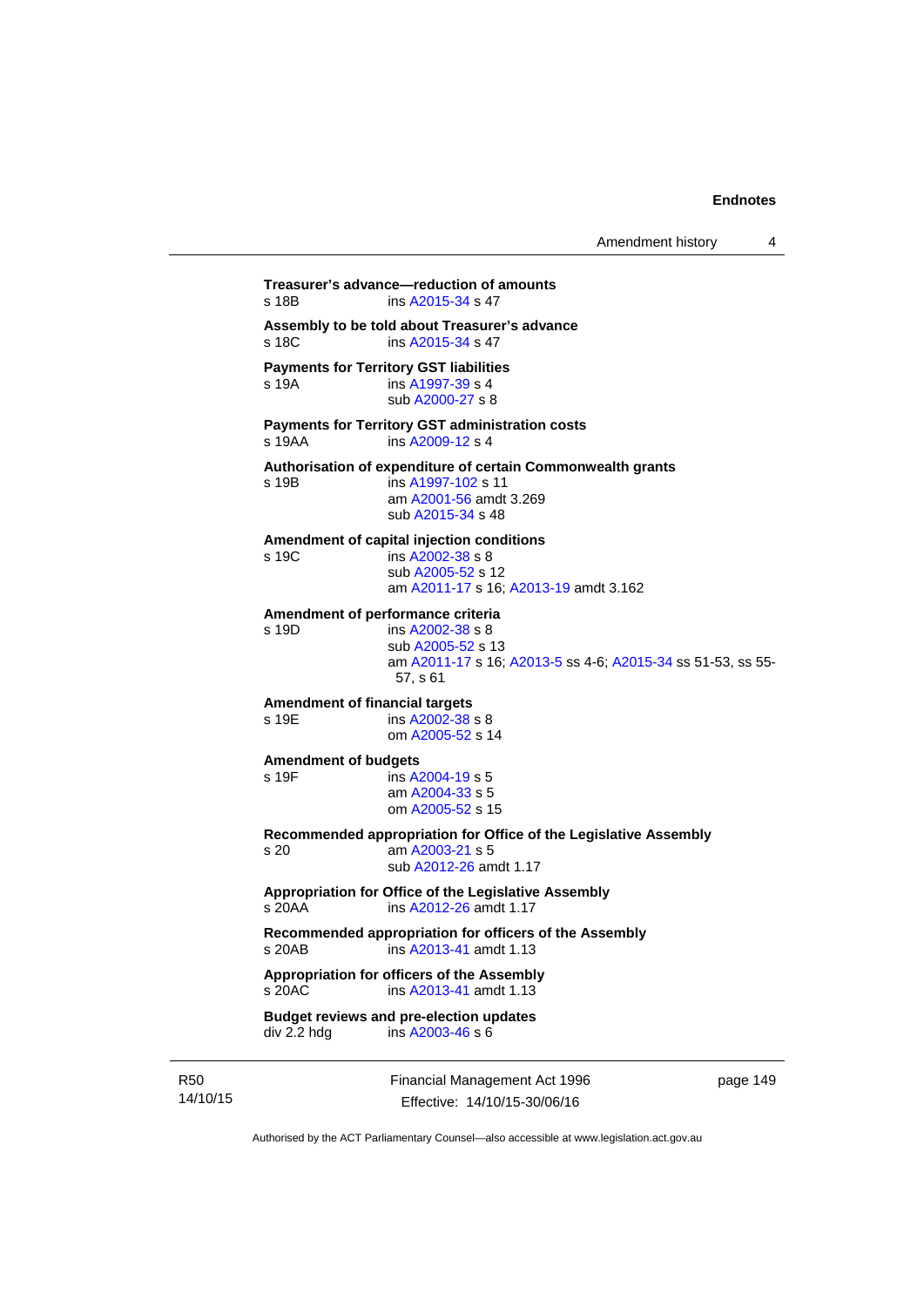**Treasurer's advance—reduction of amounts**
s 18B ins A2015-34 s 47

**Assembly to be told about Treasurer's advance**
s 18C ins A2015-34 s 47

**Payments for Territory GST liabilities**
s 19A ins A1997-39 s 4
sub A2000-27 s 8

**Payments for Territory GST administration costs**
s 19AA ins A2009-12 s 4

**Authorisation of expenditure of certain Commonwealth grants**
s 19B ins A1997-102 s 11
am A2001-56 amdt 3.269
sub A2015-34 s 48

**Amendment of capital injection conditions**
s 19C ins A2002-38 s 8
sub A2005-52 s 12
am A2011-17 s 16; A2013-19 amdt 3.162

**Amendment of performance criteria**
s 19D ins A2002-38 s 8
sub A2005-52 s 13
am A2011-17 s 16; A2013-5 ss 4-6; A2015-34 ss 51-53, ss 55-57, s 61

**Amendment of financial targets**
s 19E ins A2002-38 s 8
om A2005-52 s 14

**Amendment of budgets**
s 19F ins A2004-19 s 5
am A2004-33 s 5
om A2005-52 s 15

**Recommended appropriation for Office of the Legislative Assembly**
s 20 am A2003-21 s 5
sub A2012-26 amdt 1.17

**Appropriation for Office of the Legislative Assembly**
s 20AA ins A2012-26 amdt 1.17

**Recommended appropriation for officers of the Assembly**
s 20AB ins A2013-41 amdt 1.13

**Appropriation for officers of the Assembly**
s 20AC ins A2013-41 amdt 1.13

**Budget reviews and pre-election updates**
div 2.2 hdg ins A2003-46 s 6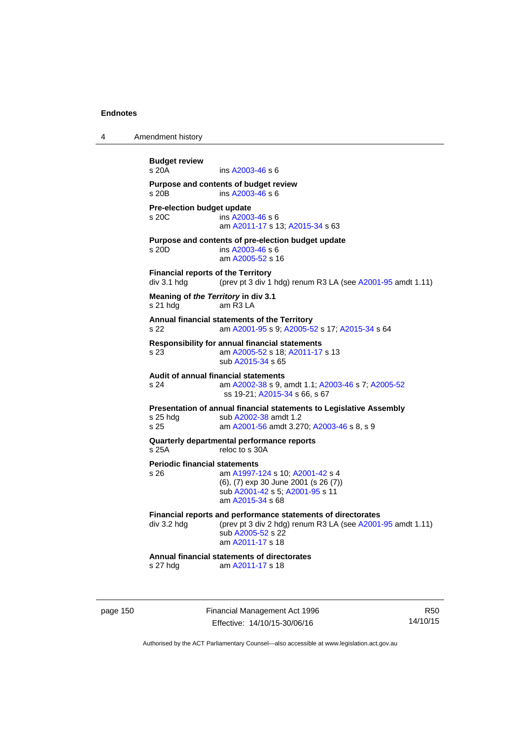**Budget review**
s 20A ins A2003-46 s 6

**Purpose and contents of budget review**
s 20B ins A2003-46 s 6

**Pre-election budget update**
s 20C ins A2003-46 s 6
am A2011-17 s 13; A2015-34 s 63

**Purpose and contents of pre-election budget update**
s 20D ins A2003-46 s 6
am A2005-52 s 16

**Financial reports of the Territory**
div 3.1 hdg (prev pt 3 div 1 hdg) renum R3 LA (see A2001-95 amdt 1.11)

**Meaning of *the Territory* in div 3.1**
s 21 hdg am R3 LA

**Annual financial statements of the Territory**
s 22 am A2001-95 s 9; A2005-52 s 17; A2015-34 s 64

**Responsibility for annual financial statements**
s 23 am A2005-52 s 18; A2011-17 s 13
sub A2015-34 s 65

**Audit of annual financial statements**
s 24 am A2002-38 s 9, amdt 1.1; A2003-46 s 7; A2005-52 ss 19-21; A2015-34 s 66, s 67

**Presentation of annual financial statements to Legislative Assembly**
s 25 hdg sub A2002-38 amdt 1.2
s 25 am A2001-56 amdt 3.270; A2003-46 s 8, s 9

**Quarterly departmental performance reports**
s 25A reloc to s 30A

**Periodic financial statements**
s 26 am A1997-124 s 10; A2001-42 s 4
(6), (7) exp 30 June 2001 (s 26 (7))
sub A2001-42 s 5; A2001-95 s 11
am A2015-34 s 68

**Financial reports and performance statements of directorates**
div 3.2 hdg (prev pt 3 div 2 hdg) renum R3 LA (see A2001-95 amdt 1.11)
sub A2005-52 s 22
am A2011-17 s 18

**Annual financial statements of directorates**
s 27 hdg am A2011-17 s 18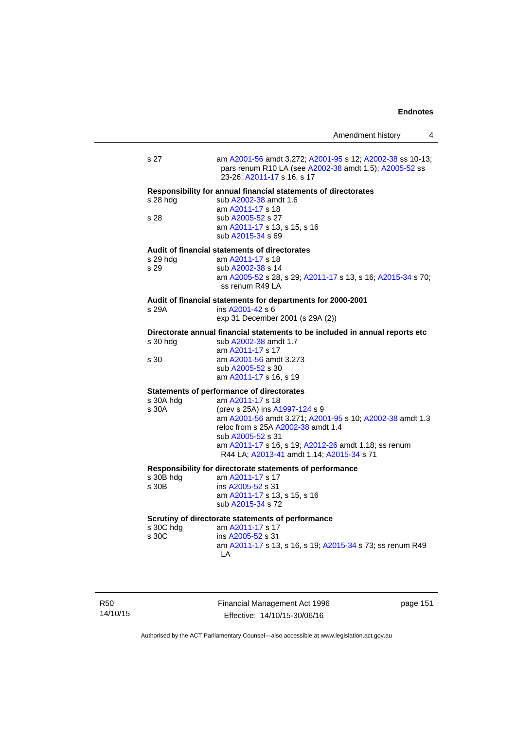| | |
|---|---|
| s 27 | am A2001-56 amdt 3.272; A2001-95 s 12; A2002-38 ss 10-13; pars renum R10 LA (see A2002-38 amdt 1.5); A2005-52 ss 23-26; A2011-17 s 16, s 17 |

**Responsibility for annual financial statements of directorates**

| | |
|---|---|
| s 28 hdg | sub A2002-38 amdt 1.6<br>am A2011-17 s 18 |
| s 28 | sub A2005-52 s 27<br>am A2011-17 s 13, s 15, s 16<br>sub A2015-34 s 69 |

**Audit of financial statements of directorates**

| | |
|---|---|
| s 29 hdg | am A2011-17 s 18 |
| s 29 | sub A2002-38 s 14<br>am A2005-52 s 28, s 29; A2011-17 s 13, s 16; A2015-34 s 70; ss renum R49 LA |

**Audit of financial statements for departments for 2000-2001**

| | |
|---|---|
| s 29A | ins A2001-42 s 6<br>exp 31 December 2001 (s 29A (2)) |

**Directorate annual financial statements to be included in annual reports etc**

| | |
|---|---|
| s 30 hdg | sub A2002-38 amdt 1.7<br>am A2011-17 s 17 |
| s 30 | am A2001-56 amdt 3.273<br>sub A2005-52 s 30<br>am A2011-17 s 16, s 19 |

**Statements of performance of directorates**

| | |
|---|---|
| s 30A hdg | am A2011-17 s 18 |
| s 30A | (prev s 25A) ins A1997-124 s 9<br>am A2001-56 amdt 3.271; A2001-95 s 10; A2002-38 amdt 1.3<br>reloc from s 25A A2002-38 amdt 1.4<br>sub A2005-52 s 31<br>am A2011-17 s 16, s 19; A2012-26 amdt 1.18; ss renum R44 LA; A2013-41 amdt 1.14; A2015-34 s 71 |

**Responsibility for directorate statements of performance**

| | |
|---|---|
| s 30B hdg | am A2011-17 s 17 |
| s 30B | ins A2005-52 s 31<br>am A2011-17 s 13, s 15, s 16<br>sub A2015-34 s 72 |

**Scrutiny of directorate statements of performance**

| | |
|---|---|
| s 30C hdg | am A2011-17 s 17 |
| s 30C | ins A2005-52 s 31<br>am A2011-17 s 13, s 16, s 19; A2015-34 s 73; ss renum R49 LA |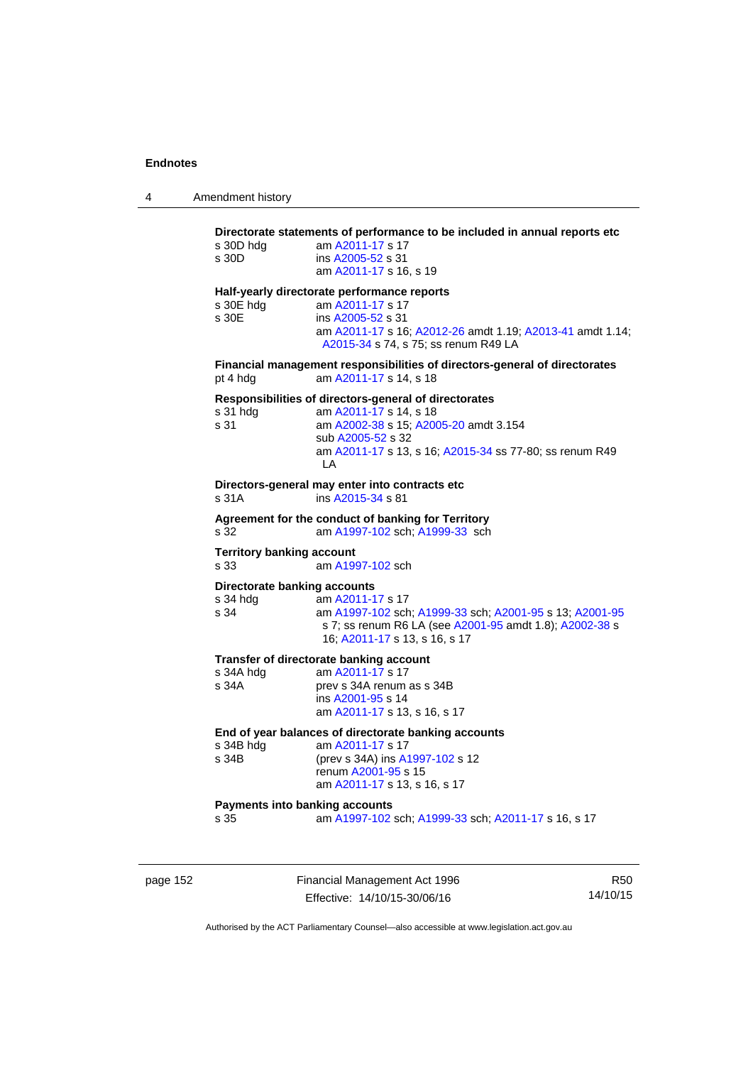**Directorate statements of performance to be included in annual reports etc**

s 30D hdg am A2011-17 s 17
s 30D ins A2005-52 s 31
am A2011-17 s 16, s 19

**Half-yearly directorate performance reports**

s 30E hdg am A2011-17 s 17
s 30E ins A2005-52 s 31
am A2011-17 s 16; A2012-26 amdt 1.19; A2013-41 amdt 1.14; A2015-34 s 74, s 75; ss renum R49 LA

**Financial management responsibilities of directors-general of directorates**

pt 4 hdg am A2011-17 s 14, s 18

**Responsibilities of directors-general of directorates**

s 31 hdg am A2011-17 s 14, s 18
s 31 am A2002-38 s 15; A2005-20 amdt 3.154
sub A2005-52 s 32
am A2011-17 s 13, s 16; A2015-34 ss 77-80; ss renum R49 LA

**Directors-general may enter into contracts etc**

s 31A ins A2015-34 s 81

**Agreement for the conduct of banking for Territory**

s 32 am A1997-102 sch; A1999-33 sch

**Territory banking account**

s 33 am A1997-102 sch

**Directorate banking accounts**

s 34 hdg am A2011-17 s 17
s 34 am A1997-102 sch; A1999-33 sch; A2001-95 s 13; A2001-95 s 7; ss renum R6 LA (see A2001-95 amdt 1.8); A2002-38 s 16; A2011-17 s 13, s 16, s 17

**Transfer of directorate banking account**

s 34A hdg am A2011-17 s 17
s 34A prev s 34A renum as s 34B
ins A2001-95 s 14
am A2011-17 s 13, s 16, s 17

**End of year balances of directorate banking accounts**

s 34B hdg am A2011-17 s 17
s 34B (prev s 34A) ins A1997-102 s 12
renum A2001-95 s 15
am A2011-17 s 13, s 16, s 17

**Payments into banking accounts**

s 35 am A1997-102 sch; A1999-33 sch; A2011-17 s 16, s 17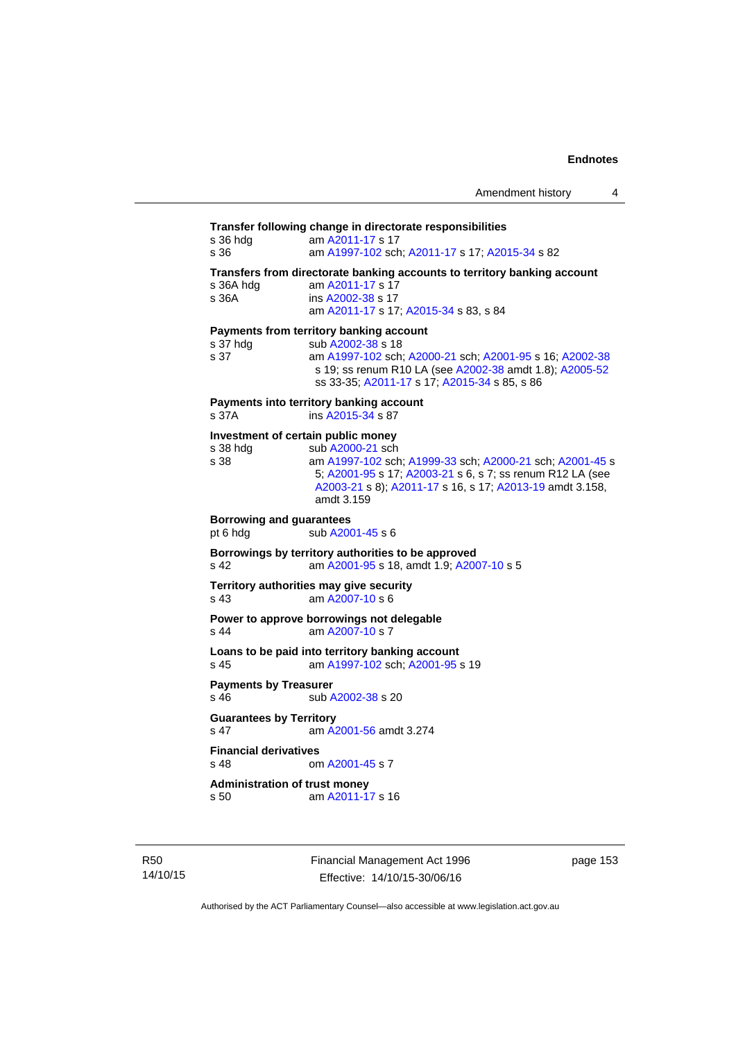**Transfer following change in directorate responsibilities**

s 36 hdg am A2011-17 s 17
s 36 am A1997-102 sch; A2011-17 s 17; A2015-34 s 82

**Transfers from directorate banking accounts to territory banking account**

s 36A hdg am A2011-17 s 17
s 36A ins A2002-38 s 17
am A2011-17 s 17; A2015-34 s 83, s 84

**Payments from territory banking account**

s 37 hdg sub A2002-38 s 18
s 37 am A1997-102 sch; A2000-21 sch; A2001-95 s 16; A2002-38 s 19; ss renum R10 LA (see A2002-38 amdt 1.8); A2005-52 ss 33-35; A2011-17 s 17; A2015-34 s 85, s 86

**Payments into territory banking account**

s 37A ins A2015-34 s 87

**Investment of certain public money**

s 38 hdg sub A2000-21 sch
s 38 am A1997-102 sch; A1999-33 sch; A2000-21 sch; A2001-45 s 5; A2001-95 s 17; A2003-21 s 6, s 7; ss renum R12 LA (see A2003-21 s 8); A2011-17 s 16, s 17; A2013-19 amdt 3.158, amdt 3.159

**Borrowing and guarantees**

pt 6 hdg sub A2001-45 s 6

**Borrowings by territory authorities to be approved**

s 42 am A2001-95 s 18, amdt 1.9; A2007-10 s 5

**Territory authorities may give security**

s 43 am A2007-10 s 6

**Power to approve borrowings not delegable**

s 44 am A2007-10 s 7

**Loans to be paid into territory banking account**

s 45 am A1997-102 sch; A2001-95 s 19

**Payments by Treasurer**

s 46 sub A2002-38 s 20

**Guarantees by Territory**

s 47 am A2001-56 amdt 3.274

**Financial derivatives**

s 48 om A2001-45 s 7

**Administration of trust money**

s 50 am A2011-17 s 16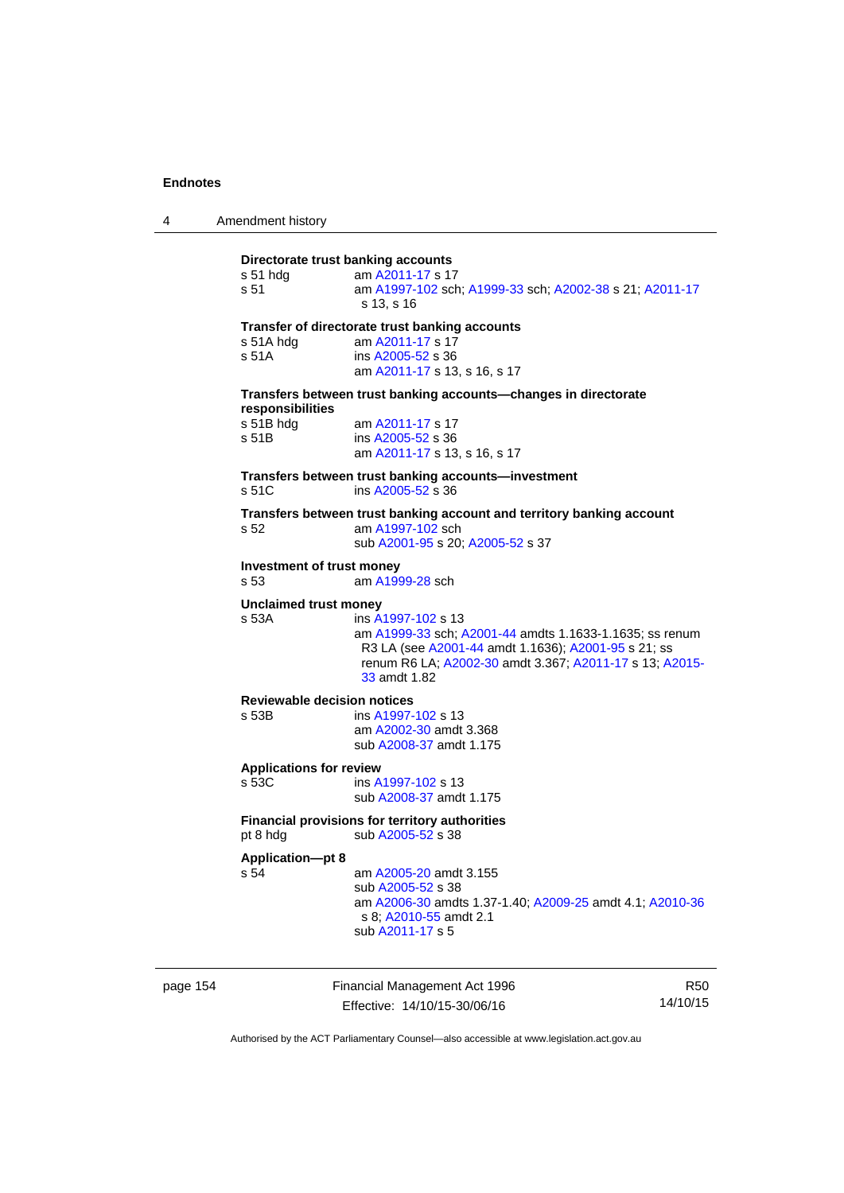**Directorate trust banking accounts**

s 51 hdg — am A2011-17 s 17

s 51 — am A1997-102 sch; A1999-33 sch; A2002-38 s 21; A2011-17 s 13, s 16

**Transfer of directorate trust banking accounts**

s 51A hdg — am A2011-17 s 17

s 51A — ins A2005-52 s 36
am A2011-17 s 13, s 16, s 17

**Transfers between trust banking accounts—changes in directorate responsibilities**

s 51B hdg — am A2011-17 s 17

s 51B — ins A2005-52 s 36
am A2011-17 s 13, s 16, s 17

**Transfers between trust banking accounts—investment**

s 51C — ins A2005-52 s 36

**Transfers between trust banking account and territory banking account**

s 52 — am A1997-102 sch
sub A2001-95 s 20; A2005-52 s 37

**Investment of trust money**

s 53 — am A1999-28 sch

**Unclaimed trust money**

s 53A — ins A1997-102 s 13
am A1999-33 sch; A2001-44 amdts 1.1633-1.1635; ss renum R3 LA (see A2001-44 amdt 1.1636); A2001-95 s 21; ss renum R6 LA; A2002-30 amdt 3.367; A2011-17 s 13; A2015-33 amdt 1.82

**Reviewable decision notices**

s 53B — ins A1997-102 s 13
am A2002-30 amdt 3.368
sub A2008-37 amdt 1.175

**Applications for review**

s 53C — ins A1997-102 s 13
sub A2008-37 amdt 1.175

**Financial provisions for territory authorities**

pt 8 hdg — sub A2005-52 s 38

**Application—pt 8**

s 54 — am A2005-20 amdt 3.155
sub A2005-52 s 38
am A2006-30 amdts 1.37-1.40; A2009-25 amdt 4.1; A2010-36 s 8; A2010-55 amdt 2.1
sub A2011-17 s 5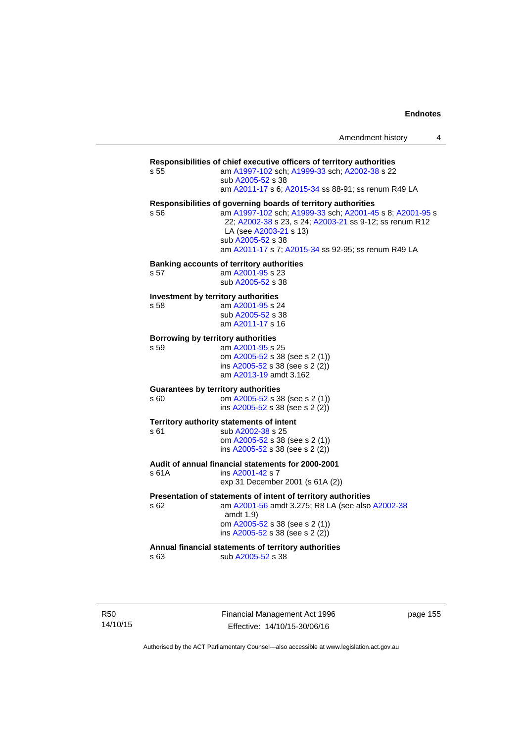**Responsibilities of chief executive officers of territory authorities**

s 55 am A1997-102 sch; A1999-33 sch; A2002-38 s 22
sub A2005-52 s 38
am A2011-17 s 6; A2015-34 ss 88-91; ss renum R49 LA

**Responsibilities of governing boards of territory authorities**

s 56 am A1997-102 sch; A1999-33 sch; A2001-45 s 8; A2001-95 s 22; A2002-38 s 23, s 24; A2003-21 ss 9-12; ss renum R12 LA (see A2003-21 s 13)
sub A2005-52 s 38
am A2011-17 s 7; A2015-34 ss 92-95; ss renum R49 LA

**Banking accounts of territory authorities**

s 57 am A2001-95 s 23
sub A2005-52 s 38

**Investment by territory authorities**

s 58 am A2001-95 s 24
sub A2005-52 s 38
am A2011-17 s 16

**Borrowing by territory authorities**

s 59 am A2001-95 s 25
om A2005-52 s 38 (see s 2 (1))
ins A2005-52 s 38 (see s 2 (2))
am A2013-19 amdt 3.162

**Guarantees by territory authorities**

s 60 om A2005-52 s 38 (see s 2 (1))
ins A2005-52 s 38 (see s 2 (2))

**Territory authority statements of intent**

s 61 sub A2002-38 s 25
om A2005-52 s 38 (see s 2 (1))
ins A2005-52 s 38 (see s 2 (2))

**Audit of annual financial statements for 2000-2001**

s 61A ins A2001-42 s 7
exp 31 December 2001 (s 61A (2))

**Presentation of statements of intent of territory authorities**

s 62 am A2001-56 amdt 3.275; R8 LA (see also A2002-38 amdt 1.9)
om A2005-52 s 38 (see s 2 (1))
ins A2005-52 s 38 (see s 2 (2))

**Annual financial statements of territory authorities**

s 63 sub A2005-52 s 38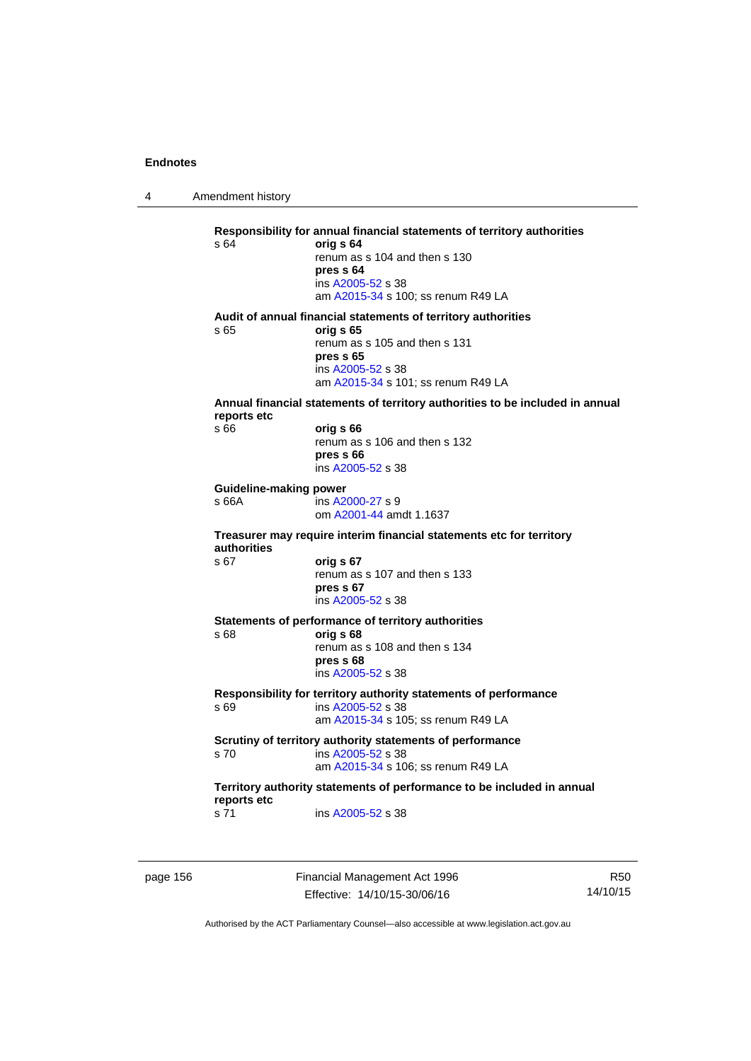**Responsibility for annual financial statements of territory authorities**

s 64 **orig s 64**
renum as s 104 and then s 130
**pres s 64**
ins A2005-52 s 38
am A2015-34 s 100; ss renum R49 LA

**Audit of annual financial statements of territory authorities**

s 65 **orig s 65**
renum as s 105 and then s 131
**pres s 65**
ins A2005-52 s 38
am A2015-34 s 101; ss renum R49 LA

**Annual financial statements of territory authorities to be included in annual reports etc**

s 66 **orig s 66**
renum as s 106 and then s 132
**pres s 66**
ins A2005-52 s 38

**Guideline-making power**

s 66A ins A2000-27 s 9
om A2001-44 amdt 1.1637

**Treasurer may require interim financial statements etc for territory authorities**

s 67 **orig s 67**
renum as s 107 and then s 133
**pres s 67**
ins A2005-52 s 38

**Statements of performance of territory authorities**

s 68 **orig s 68**
renum as s 108 and then s 134
**pres s 68**
ins A2005-52 s 38

**Responsibility for territory authority statements of performance**

s 69 ins A2005-52 s 38
am A2015-34 s 105; ss renum R49 LA

**Scrutiny of territory authority statements of performance**

s 70 ins A2005-52 s 38
am A2015-34 s 106; ss renum R49 LA

**Territory authority statements of performance to be included in annual reports etc**

s 71 ins A2005-52 s 38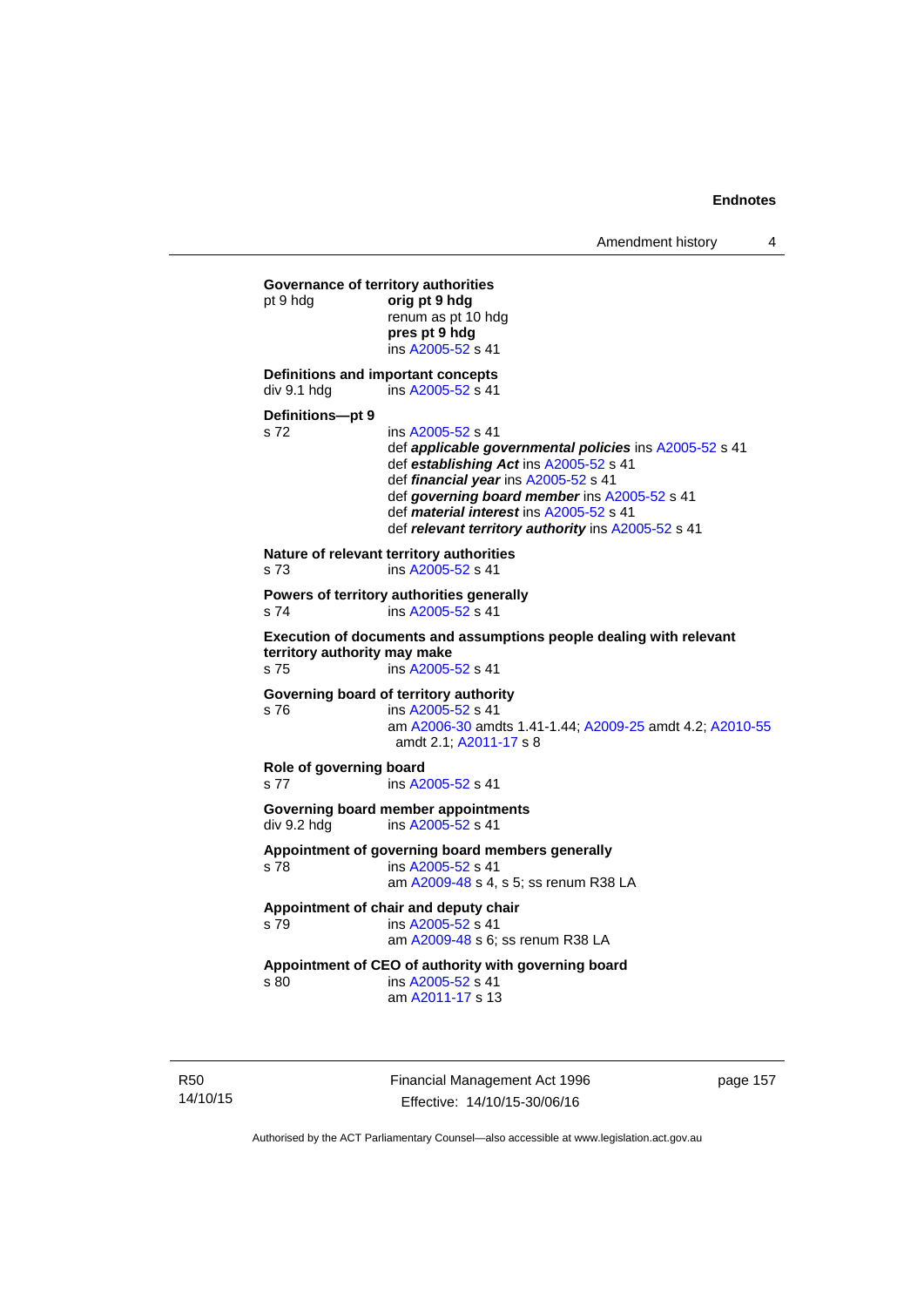**Governance of territory authorities**

pt 9 hdg **orig pt 9 hdg**
renum as pt 10 hdg
**pres pt 9 hdg**
ins A2005-52 s 41

**Definitions and important concepts**

div 9.1 hdg ins A2005-52 s 41

**Definitions—pt 9**

s 72 ins A2005-52 s 41
def ***applicable governmental policies*** ins A2005-52 s 41
def ***establishing Act*** ins A2005-52 s 41
def ***financial year*** ins A2005-52 s 41
def ***governing board member*** ins A2005-52 s 41
def ***material interest*** ins A2005-52 s 41
def ***relevant territory authority*** ins A2005-52 s 41

**Nature of relevant territory authorities**

s 73 ins A2005-52 s 41

**Powers of territory authorities generally**

s 74 ins A2005-52 s 41

**Execution of documents and assumptions people dealing with relevant territory authority may make**

s 75 ins A2005-52 s 41

**Governing board of territory authority**

s 76 ins A2005-52 s 41
am A2006-30 amdts 1.41-1.44; A2009-25 amdt 4.2; A2010-55 amdt 2.1; A2011-17 s 8

**Role of governing board**

s 77 ins A2005-52 s 41

**Governing board member appointments**

div 9.2 hdg ins A2005-52 s 41

**Appointment of governing board members generally**

s 78 ins A2005-52 s 41
am A2009-48 s 4, s 5; ss renum R38 LA

**Appointment of chair and deputy chair**

s 79 ins A2005-52 s 41
am A2009-48 s 6; ss renum R38 LA

**Appointment of CEO of authority with governing board**

s 80 ins A2005-52 s 41
am A2011-17 s 13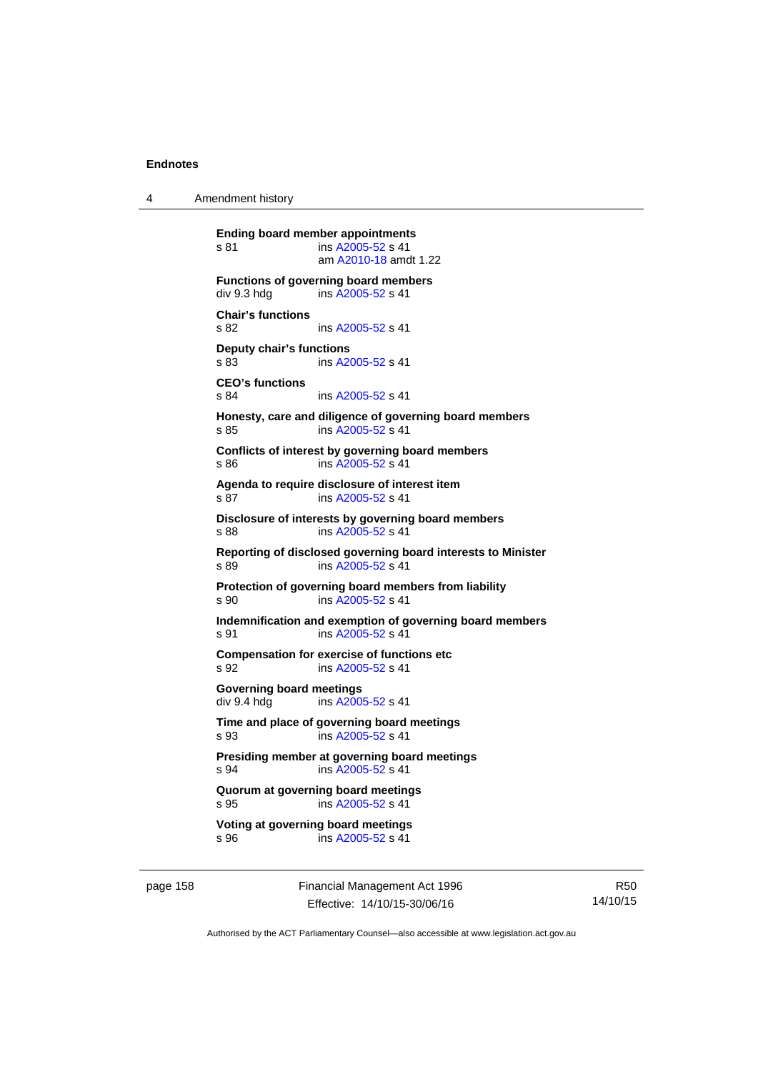**Ending board member appointments**
s 81 ins A2005-52 s 41
am A2010-18 amdt 1.22

**Functions of governing board members**
div 9.3 hdg ins A2005-52 s 41

**Chair's functions**
s 82 ins A2005-52 s 41

**Deputy chair's functions**
s 83 ins A2005-52 s 41

**CEO's functions**
s 84 ins A2005-52 s 41

**Honesty, care and diligence of governing board members**
s 85 ins A2005-52 s 41

**Conflicts of interest by governing board members**
s 86 ins A2005-52 s 41

**Agenda to require disclosure of interest item**
s 87 ins A2005-52 s 41

**Disclosure of interests by governing board members**
s 88 ins A2005-52 s 41

**Reporting of disclosed governing board interests to Minister**
s 89 ins A2005-52 s 41

**Protection of governing board members from liability**
s 90 ins A2005-52 s 41

**Indemnification and exemption of governing board members**
s 91 ins A2005-52 s 41

**Compensation for exercise of functions etc**
s 92 ins A2005-52 s 41

**Governing board meetings**
div 9.4 hdg ins A2005-52 s 41

**Time and place of governing board meetings**
s 93 ins A2005-52 s 41

**Presiding member at governing board meetings**
s 94 ins A2005-52 s 41

**Quorum at governing board meetings**
s 95 ins A2005-52 s 41

**Voting at governing board meetings**
s 96 ins A2005-52 s 41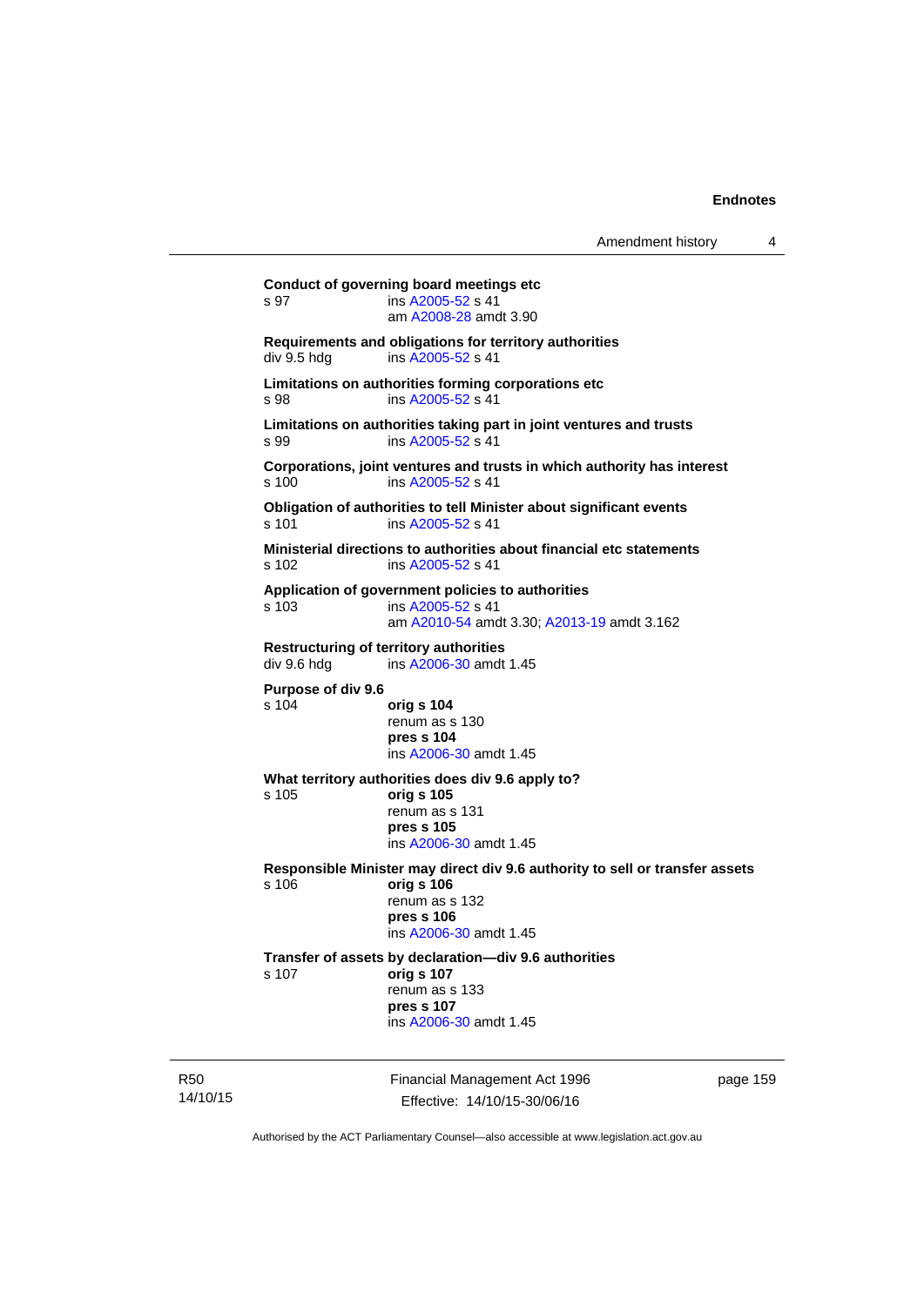**Conduct of governing board meetings etc**

s 97 ins A2005-52 s 41
am A2008-28 amdt 3.90

**Requirements and obligations for territory authorities**

div 9.5 hdg ins A2005-52 s 41

**Limitations on authorities forming corporations etc**

s 98 ins A2005-52 s 41

**Limitations on authorities taking part in joint ventures and trusts**

s 99 ins A2005-52 s 41

**Corporations, joint ventures and trusts in which authority has interest**

s 100 ins A2005-52 s 41

**Obligation of authorities to tell Minister about significant events**

s 101 ins A2005-52 s 41

**Ministerial directions to authorities about financial etc statements**

s 102 ins A2005-52 s 41

**Application of government policies to authorities**

s 103 ins A2005-52 s 41
am A2010-54 amdt 3.30; A2013-19 amdt 3.162

**Restructuring of territory authorities**

div 9.6 hdg ins A2006-30 amdt 1.45

**Purpose of div 9.6**

s 104 **orig s 104**
renum as s 130
**pres s 104**
ins A2006-30 amdt 1.45

**What territory authorities does div 9.6 apply to?**

s 105 **orig s 105**
renum as s 131
**pres s 105**
ins A2006-30 amdt 1.45

**Responsible Minister may direct div 9.6 authority to sell or transfer assets**

s 106 **orig s 106**
renum as s 132
**pres s 106**
ins A2006-30 amdt 1.45

**Transfer of assets by declaration—div 9.6 authorities**

s 107 **orig s 107**
renum as s 133
**pres s 107**
ins A2006-30 amdt 1.45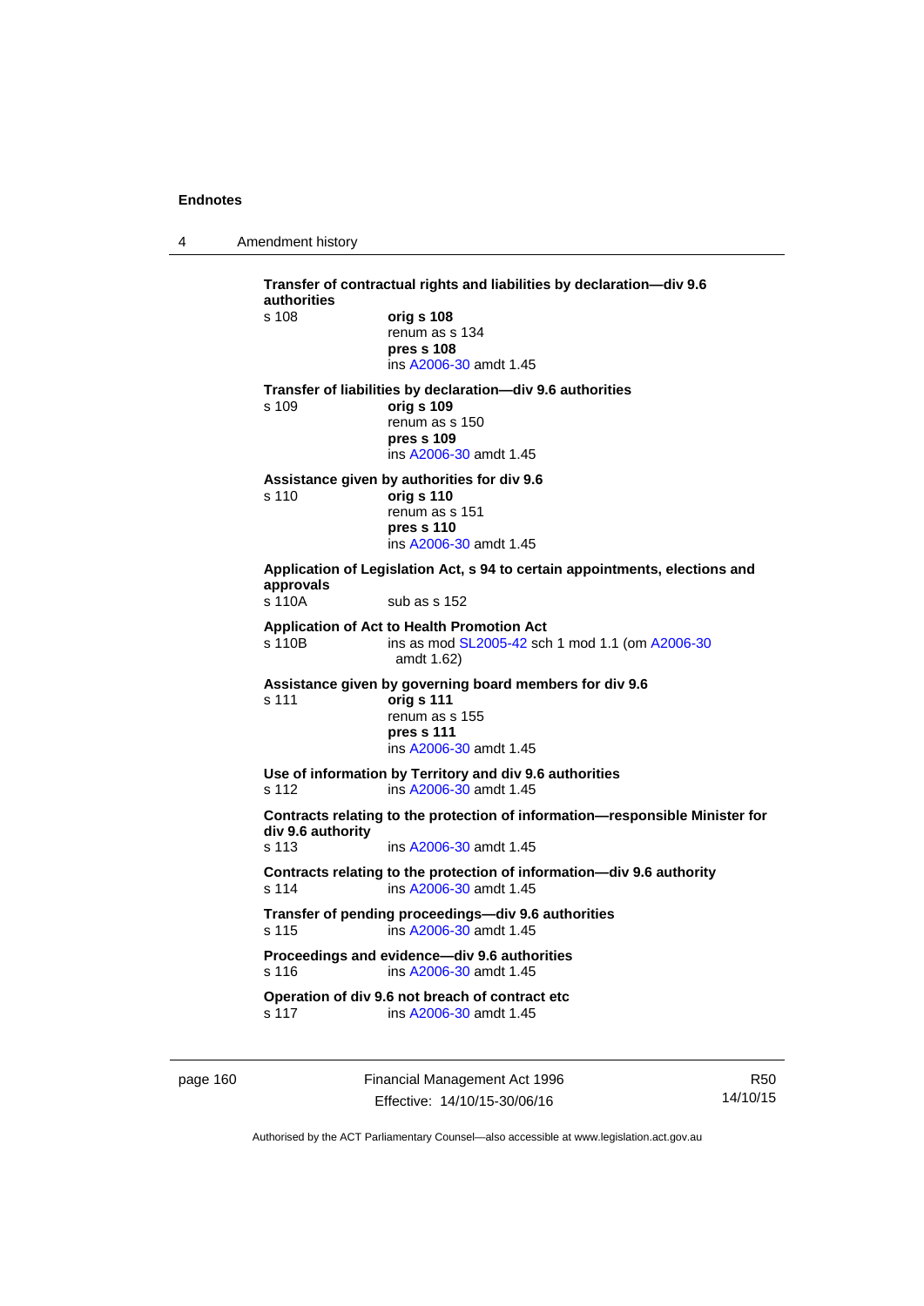**Transfer of contractual rights and liabilities by declaration—div 9.6 authorities**

s 108 **orig s 108**
renum as s 134
**pres s 108**
ins A2006-30 amdt 1.45

**Transfer of liabilities by declaration—div 9.6 authorities**

s 109 **orig s 109**
renum as s 150
**pres s 109**
ins A2006-30 amdt 1.45

**Assistance given by authorities for div 9.6**

s 110 **orig s 110**
renum as s 151
**pres s 110**
ins A2006-30 amdt 1.45

**Application of Legislation Act, s 94 to certain appointments, elections and approvals**

s 110A sub as s 152

**Application of Act to Health Promotion Act**

s 110B ins as mod SL2005-42 sch 1 mod 1.1 (om A2006-30 amdt 1.62)

**Assistance given by governing board members for div 9.6**

s 111 **orig s 111**
renum as s 155
**pres s 111**
ins A2006-30 amdt 1.45

**Use of information by Territory and div 9.6 authorities**

s 112 ins A2006-30 amdt 1.45

**Contracts relating to the protection of information—responsible Minister for div 9.6 authority**

s 113 ins A2006-30 amdt 1.45

**Contracts relating to the protection of information—div 9.6 authority**

s 114 ins A2006-30 amdt 1.45

**Transfer of pending proceedings—div 9.6 authorities**

s 115 ins A2006-30 amdt 1.45

**Proceedings and evidence—div 9.6 authorities**

s 116 ins A2006-30 amdt 1.45

**Operation of div 9.6 not breach of contract etc**

s 117 ins A2006-30 amdt 1.45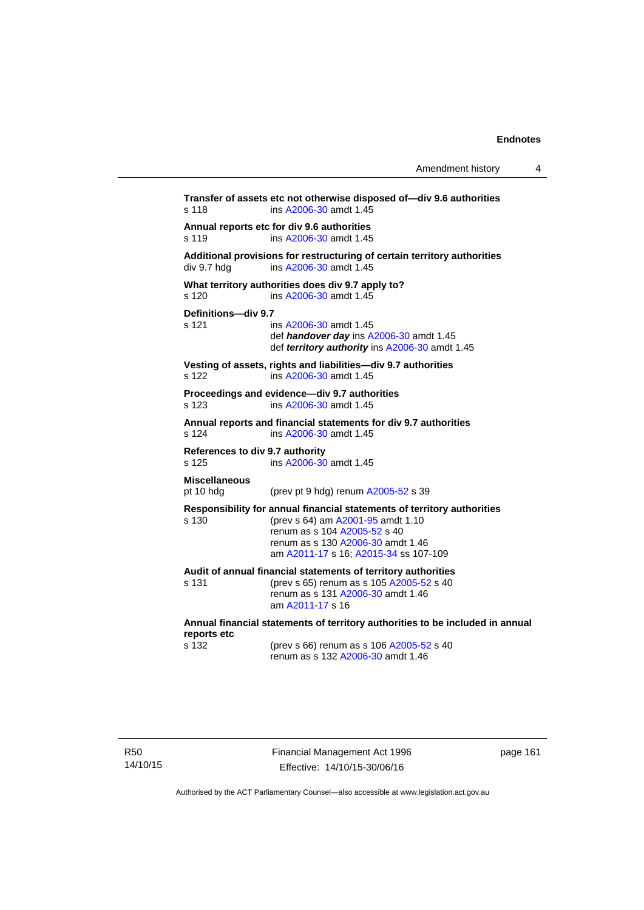**Transfer of assets etc not otherwise disposed of—div 9.6 authorities**
s 118 ins A2006-30 amdt 1.45

**Annual reports etc for div 9.6 authorities**
s 119 ins A2006-30 amdt 1.45

**Additional provisions for restructuring of certain territory authorities**
div 9.7 hdg ins A2006-30 amdt 1.45

**What territory authorities does div 9.7 apply to?**
s 120 ins A2006-30 amdt 1.45

**Definitions—div 9.7**
s 121 ins A2006-30 amdt 1.45
def ***handover day*** ins A2006-30 amdt 1.45
def ***territory authority*** ins A2006-30 amdt 1.45

**Vesting of assets, rights and liabilities—div 9.7 authorities**
s 122 ins A2006-30 amdt 1.45

**Proceedings and evidence—div 9.7 authorities**
s 123 ins A2006-30 amdt 1.45

**Annual reports and financial statements for div 9.7 authorities**
s 124 ins A2006-30 amdt 1.45

**References to div 9.7 authority**
s 125 ins A2006-30 amdt 1.45

**Miscellaneous**
pt 10 hdg (prev pt 9 hdg) renum A2005-52 s 39

**Responsibility for annual financial statements of territory authorities**
s 130 (prev s 64) am A2001-95 amdt 1.10
renum as s 104 A2005-52 s 40
renum as s 130 A2006-30 amdt 1.46
am A2011-17 s 16; A2015-34 ss 107-109

**Audit of annual financial statements of territory authorities**
s 131 (prev s 65) renum as s 105 A2005-52 s 40
renum as s 131 A2006-30 amdt 1.46
am A2011-17 s 16

**Annual financial statements of territory authorities to be included in annual reports etc**
s 132 (prev s 66) renum as s 106 A2005-52 s 40
renum as s 132 A2006-30 amdt 1.46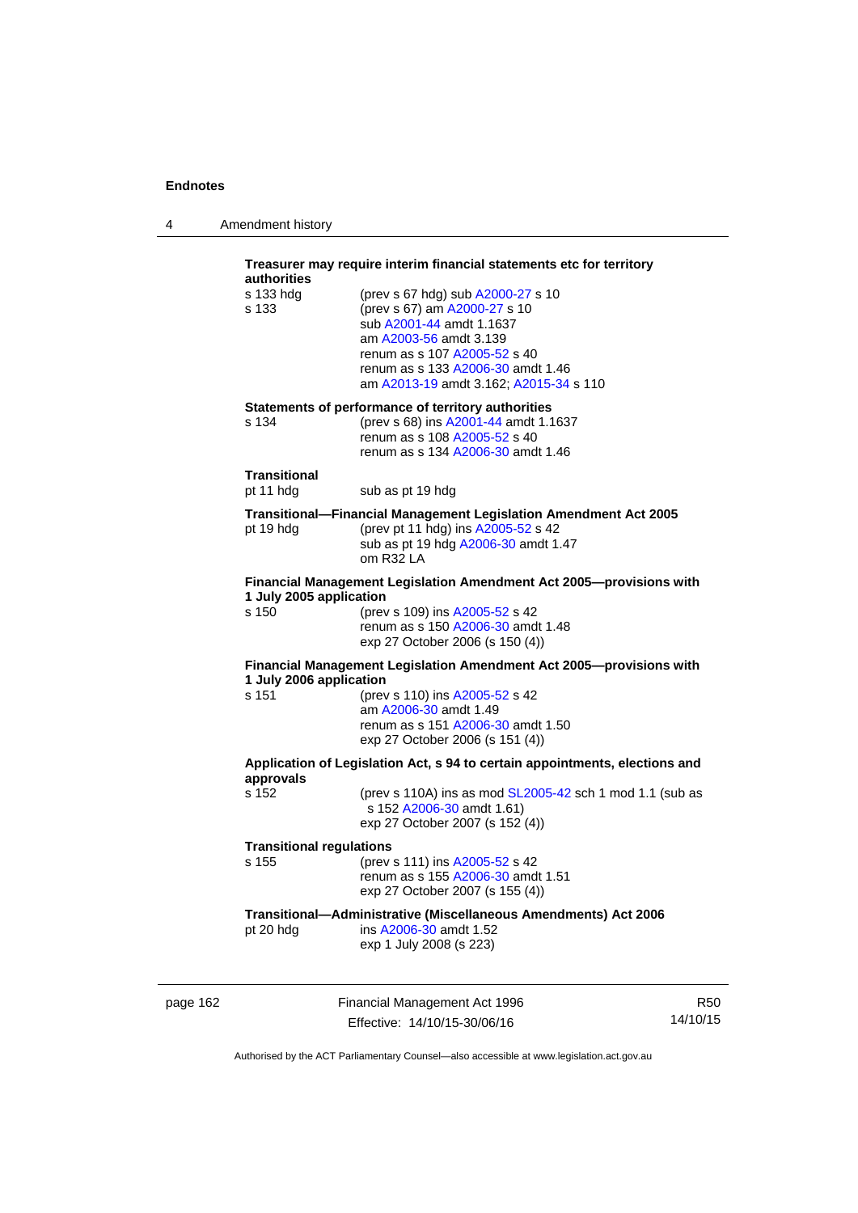**Treasurer may require interim financial statements etc for territory authorities**

s 133 hdg (prev s 67 hdg) sub A2000-27 s 10

s 133 (prev s 67) am A2000-27 s 10
sub A2001-44 amdt 1.1637
am A2003-56 amdt 3.139
renum as s 107 A2005-52 s 40
renum as s 133 A2006-30 amdt 1.46
am A2013-19 amdt 3.162; A2015-34 s 110

**Statements of performance of territory authorities**

s 134 (prev s 68) ins A2001-44 amdt 1.1637
renum as s 108 A2005-52 s 40
renum as s 134 A2006-30 amdt 1.46

**Transitional**

pt 11 hdg sub as pt 19 hdg

**Transitional—Financial Management Legislation Amendment Act 2005**

pt 19 hdg (prev pt 11 hdg) ins A2005-52 s 42
sub as pt 19 hdg A2006-30 amdt 1.47
om R32 LA

**Financial Management Legislation Amendment Act 2005—provisions with 1 July 2005 application**

s 150 (prev s 109) ins A2005-52 s 42
renum as s 150 A2006-30 amdt 1.48
exp 27 October 2006 (s 150 (4))

**Financial Management Legislation Amendment Act 2005—provisions with 1 July 2006 application**

s 151 (prev s 110) ins A2005-52 s 42
am A2006-30 amdt 1.49
renum as s 151 A2006-30 amdt 1.50
exp 27 October 2006 (s 151 (4))

**Application of Legislation Act, s 94 to certain appointments, elections and approvals**

s 152 (prev s 110A) ins as mod SL2005-42 sch 1 mod 1.1 (sub as s 152 A2006-30 amdt 1.61)
exp 27 October 2007 (s 152 (4))

**Transitional regulations**

s 155 (prev s 111) ins A2005-52 s 42
renum as s 155 A2006-30 amdt 1.51
exp 27 October 2007 (s 155 (4))

**Transitional—Administrative (Miscellaneous Amendments) Act 2006**

pt 20 hdg ins A2006-30 amdt 1.52
exp 1 July 2008 (s 223)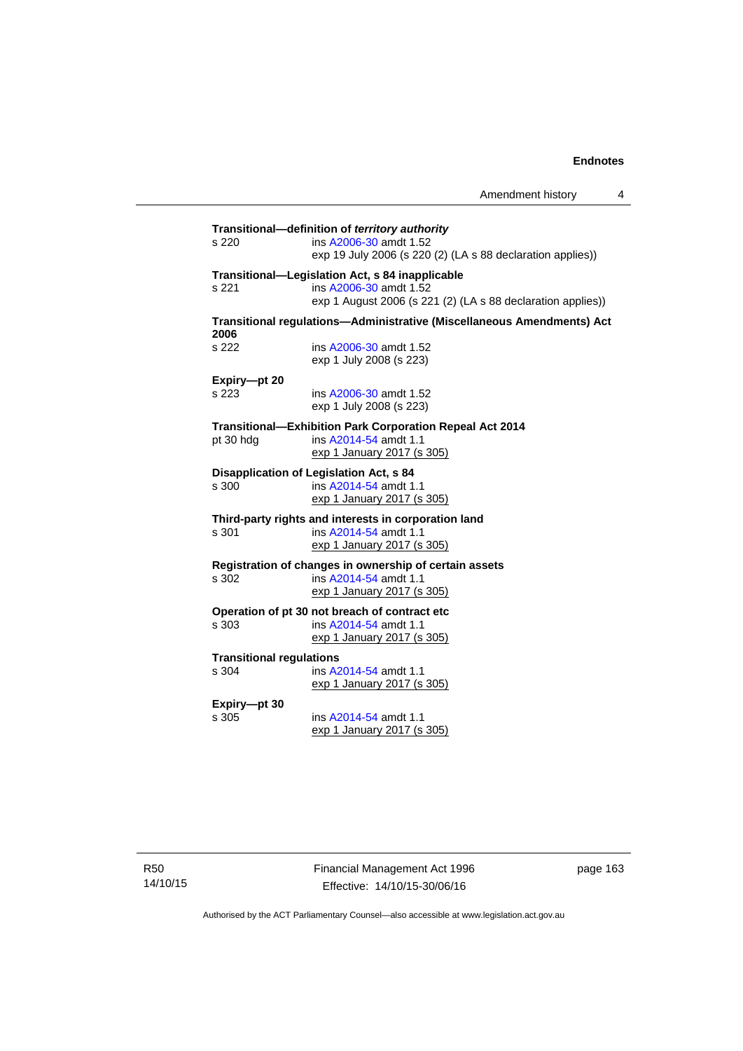**Transitional—definition of *territory authority***
s 220 ins A2006-30 amdt 1.52
exp 19 July 2006 (s 220 (2) (LA s 88 declaration applies))

**Transitional—Legislation Act, s 84 inapplicable**
s 221 ins A2006-30 amdt 1.52
exp 1 August 2006 (s 221 (2) (LA s 88 declaration applies))

**Transitional regulations—Administrative (Miscellaneous Amendments) Act 2006**
s 222 ins A2006-30 amdt 1.52
exp 1 July 2008 (s 223)

**Expiry—pt 20**
s 223 ins A2006-30 amdt 1.52
exp 1 July 2008 (s 223)

**Transitional—Exhibition Park Corporation Repeal Act 2014**
pt 30 hdg ins A2014-54 amdt 1.1
exp 1 January 2017 (s 305)

**Disapplication of Legislation Act, s 84**
s 300 ins A2014-54 amdt 1.1
exp 1 January 2017 (s 305)

**Third-party rights and interests in corporation land**
s 301 ins A2014-54 amdt 1.1
exp 1 January 2017 (s 305)

**Registration of changes in ownership of certain assets**
s 302 ins A2014-54 amdt 1.1
exp 1 January 2017 (s 305)

**Operation of pt 30 not breach of contract etc**
s 303 ins A2014-54 amdt 1.1
exp 1 January 2017 (s 305)

**Transitional regulations**
s 304 ins A2014-54 amdt 1.1
exp 1 January 2017 (s 305)

**Expiry—pt 30**
s 305 ins A2014-54 amdt 1.1
exp 1 January 2017 (s 305)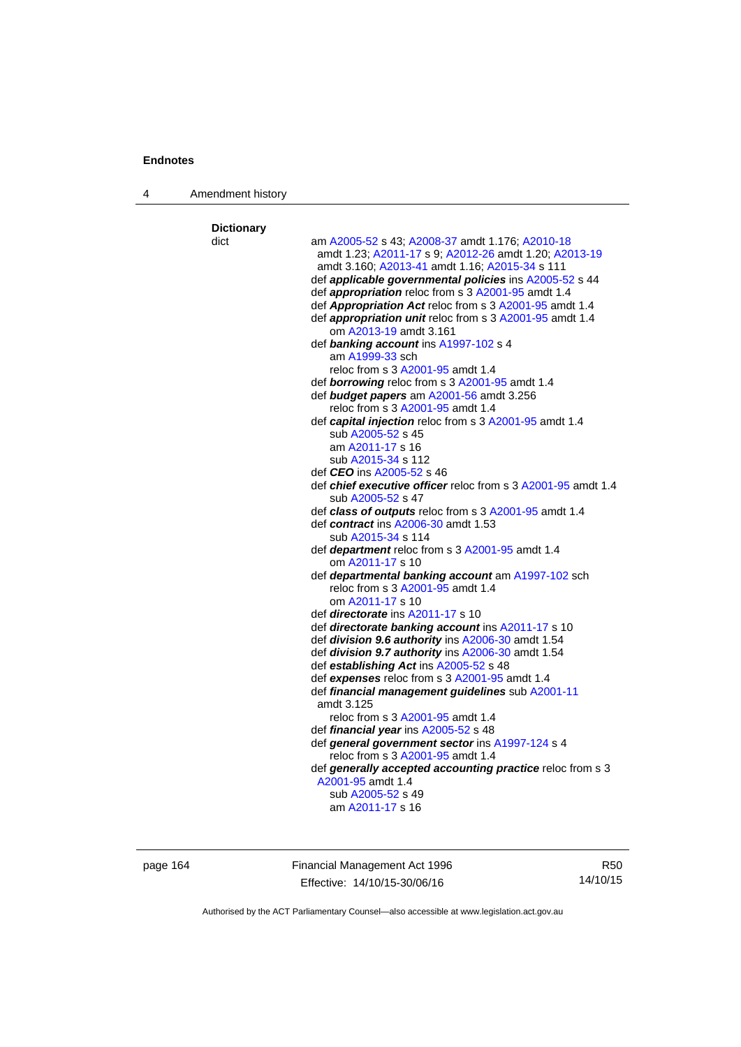**Dictionary**

dict

am A2005-52 s 43; A2008-37 amdt 1.176; A2010-18 amdt 1.23; A2011-17 s 9; A2012-26 amdt 1.20; A2013-19 amdt 3.160; A2013-41 amdt 1.16; A2015-34 s 111

def ***applicable governmental policies*** ins A2005-52 s 44

def ***appropriation*** reloc from s 3 A2001-95 amdt 1.4

def ***Appropriation Act*** reloc from s 3 A2001-95 amdt 1.4

def ***appropriation unit*** reloc from s 3 A2001-95 amdt 1.4
om A2013-19 amdt 3.161

def ***banking account*** ins A1997-102 s 4
am A1999-33 sch
reloc from s 3 A2001-95 amdt 1.4

def ***borrowing*** reloc from s 3 A2001-95 amdt 1.4

def ***budget papers*** am A2001-56 amdt 3.256
reloc from s 3 A2001-95 amdt 1.4

def ***capital injection*** reloc from s 3 A2001-95 amdt 1.4
sub A2005-52 s 45
am A2011-17 s 16
sub A2015-34 s 112

def ***CEO*** ins A2005-52 s 46

def ***chief executive officer*** reloc from s 3 A2001-95 amdt 1.4
sub A2005-52 s 47

def ***class of outputs*** reloc from s 3 A2001-95 amdt 1.4

def ***contract*** ins A2006-30 amdt 1.53
sub A2015-34 s 114

def ***department*** reloc from s 3 A2001-95 amdt 1.4
om A2011-17 s 10

def ***departmental banking account*** am A1997-102 sch
reloc from s 3 A2001-95 amdt 1.4
om A2011-17 s 10

def ***directorate*** ins A2011-17 s 10

def ***directorate banking account*** ins A2011-17 s 10

def ***division 9.6 authority*** ins A2006-30 amdt 1.54

def ***division 9.7 authority*** ins A2006-30 amdt 1.54

def ***establishing Act*** ins A2005-52 s 48

def ***expenses*** reloc from s 3 A2001-95 amdt 1.4

def ***financial management guidelines*** sub A2001-11 amdt 3.125
reloc from s 3 A2001-95 amdt 1.4

def ***financial year*** ins A2005-52 s 48

def ***general government sector*** ins A1997-124 s 4
reloc from s 3 A2001-95 amdt 1.4

def ***generally accepted accounting practice*** reloc from s 3 A2001-95 amdt 1.4
sub A2005-52 s 49
am A2011-17 s 16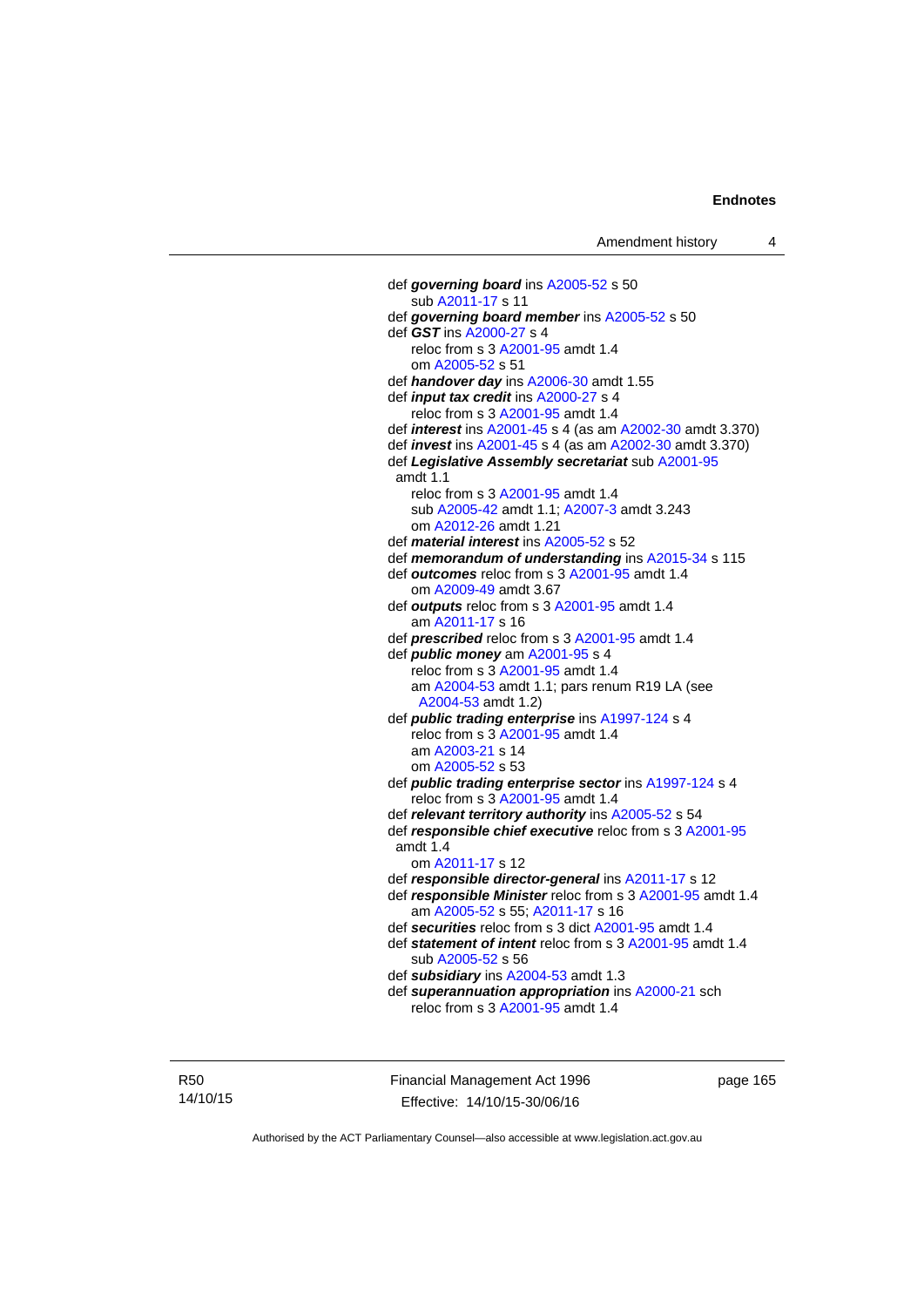def ***governing board*** ins A2005-52 s 50
  sub A2011-17 s 11
def ***governing board member*** ins A2005-52 s 50
def ***GST*** ins A2000-27 s 4
  reloc from s 3 A2001-95 amdt 1.4
  om A2005-52 s 51
def ***handover day*** ins A2006-30 amdt 1.55
def ***input tax credit*** ins A2000-27 s 4
  reloc from s 3 A2001-95 amdt 1.4
def ***interest*** ins A2001-45 s 4 (as am A2002-30 amdt 3.370)
def ***invest*** ins A2001-45 s 4 (as am A2002-30 amdt 3.370)
def ***Legislative Assembly secretariat*** sub A2001-95 amdt 1.1
  reloc from s 3 A2001-95 amdt 1.4
  sub A2005-42 amdt 1.1; A2007-3 amdt 3.243
  om A2012-26 amdt 1.21
def ***material interest*** ins A2005-52 s 52
def ***memorandum of understanding*** ins A2015-34 s 115
def ***outcomes*** reloc from s 3 A2001-95 amdt 1.4
  om A2009-49 amdt 3.67
def ***outputs*** reloc from s 3 A2001-95 amdt 1.4
  am A2011-17 s 16
def ***prescribed*** reloc from s 3 A2001-95 amdt 1.4
def ***public money*** am A2001-95 s 4
  reloc from s 3 A2001-95 amdt 1.4
  am A2004-53 amdt 1.1; pars renum R19 LA (see A2004-53 amdt 1.2)
def ***public trading enterprise*** ins A1997-124 s 4
  reloc from s 3 A2001-95 amdt 1.4
  am A2003-21 s 14
  om A2005-52 s 53
def ***public trading enterprise sector*** ins A1997-124 s 4
  reloc from s 3 A2001-95 amdt 1.4
def ***relevant territory authority*** ins A2005-52 s 54
def ***responsible chief executive*** reloc from s 3 A2001-95 amdt 1.4
  om A2011-17 s 12
def ***responsible director-general*** ins A2011-17 s 12
def ***responsible Minister*** reloc from s 3 A2001-95 amdt 1.4
  am A2005-52 s 55; A2011-17 s 16
def ***securities*** reloc from s 3 dict A2001-95 amdt 1.4
def ***statement of intent*** reloc from s 3 A2001-95 amdt 1.4
  sub A2005-52 s 56
def ***subsidiary*** ins A2004-53 amdt 1.3
def ***superannuation appropriation*** ins A2000-21 sch
  reloc from s 3 A2001-95 amdt 1.4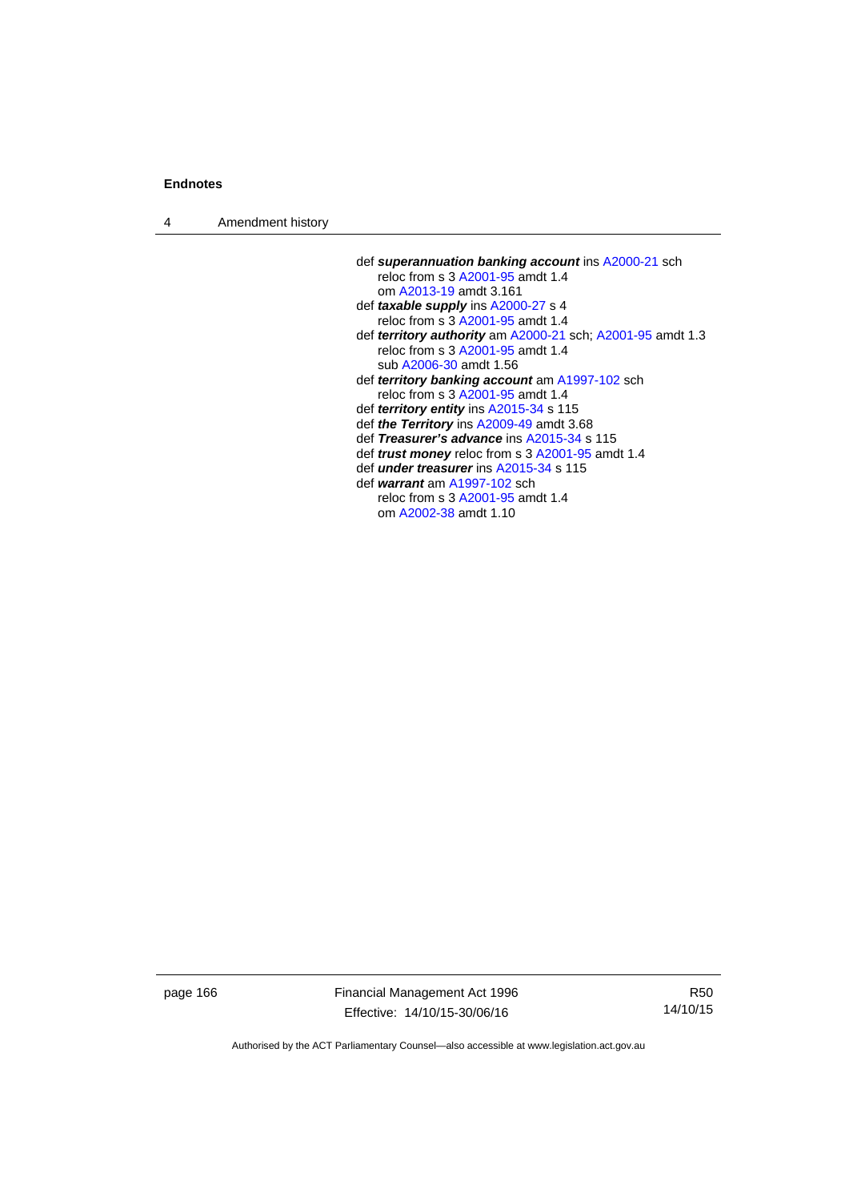def ***superannuation banking account*** ins A2000-21 sch
  reloc from s 3 A2001-95 amdt 1.4
  om A2013-19 amdt 3.161
def ***taxable supply*** ins A2000-27 s 4
  reloc from s 3 A2001-95 amdt 1.4
def ***territory authority*** am A2000-21 sch; A2001-95 amdt 1.3
  reloc from s 3 A2001-95 amdt 1.4
  sub A2006-30 amdt 1.56
def ***territory banking account*** am A1997-102 sch
  reloc from s 3 A2001-95 amdt 1.4
def ***territory entity*** ins A2015-34 s 115
def ***the Territory*** ins A2009-49 amdt 3.68
def ***Treasurer's advance*** ins A2015-34 s 115
def ***trust money*** reloc from s 3 A2001-95 amdt 1.4
def ***under treasurer*** ins A2015-34 s 115
def ***warrant*** am A1997-102 sch
  reloc from s 3 A2001-95 amdt 1.4
  om A2002-38 amdt 1.10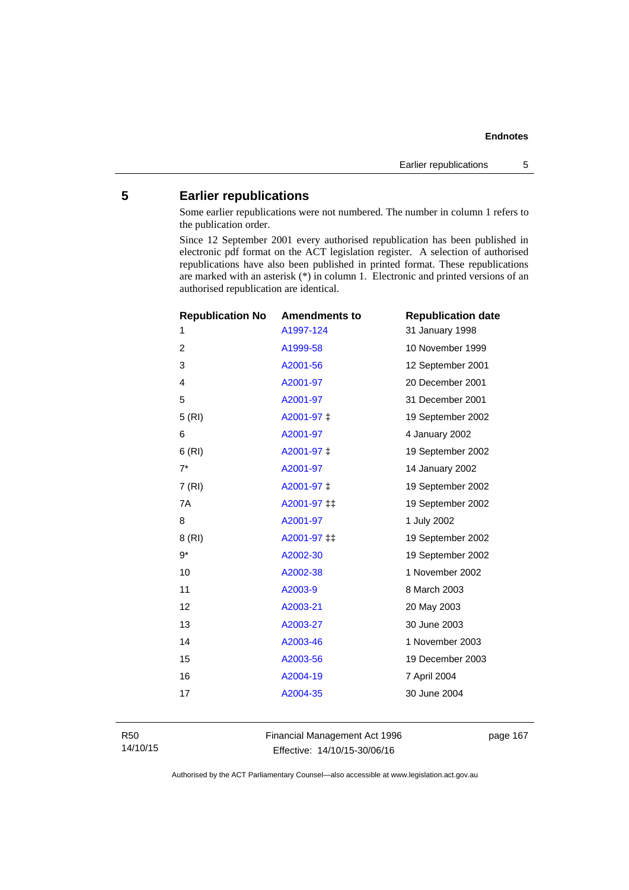## 5 Earlier republications

Some earlier republications were not numbered. The number in column 1 refers to the publication order.

Since 12 September 2001 every authorised republication has been published in electronic pdf format on the ACT legislation register. A selection of authorised republications have also been published in printed format. These republications are marked with an asterisk (*) in column 1. Electronic and printed versions of an authorised republication are identical.

| Republication No | Amendments to | Republication date |
|---|---|---|
| 1 | A1997-124 | 31 January 1998 |
| 2 | A1999-58 | 10 November 1999 |
| 3 | A2001-56 | 12 September 2001 |
| 4 | A2001-97 | 20 December 2001 |
| 5 | A2001-97 | 31 December 2001 |
| 5 (RI) | A2001-97 ‡ | 19 September 2002 |
| 6 | A2001-97 | 4 January 2002 |
| 6 (RI) | A2001-97 ‡ | 19 September 2002 |
| 7* | A2001-97 | 14 January 2002 |
| 7 (RI) | A2001-97 ‡ | 19 September 2002 |
| 7A | A2001-97 ‡‡ | 19 September 2002 |
| 8 | A2001-97 | 1 July 2002 |
| 8 (RI) | A2001-97 ‡‡ | 19 September 2002 |
| 9* | A2002-30 | 19 September 2002 |
| 10 | A2002-38 | 1 November 2002 |
| 11 | A2003-9 | 8 March 2003 |
| 12 | A2003-21 | 20 May 2003 |
| 13 | A2003-27 | 30 June 2003 |
| 14 | A2003-46 | 1 November 2003 |
| 15 | A2003-56 | 19 December 2003 |
| 16 | A2004-19 | 7 April 2004 |
| 17 | A2004-35 | 30 June 2004 |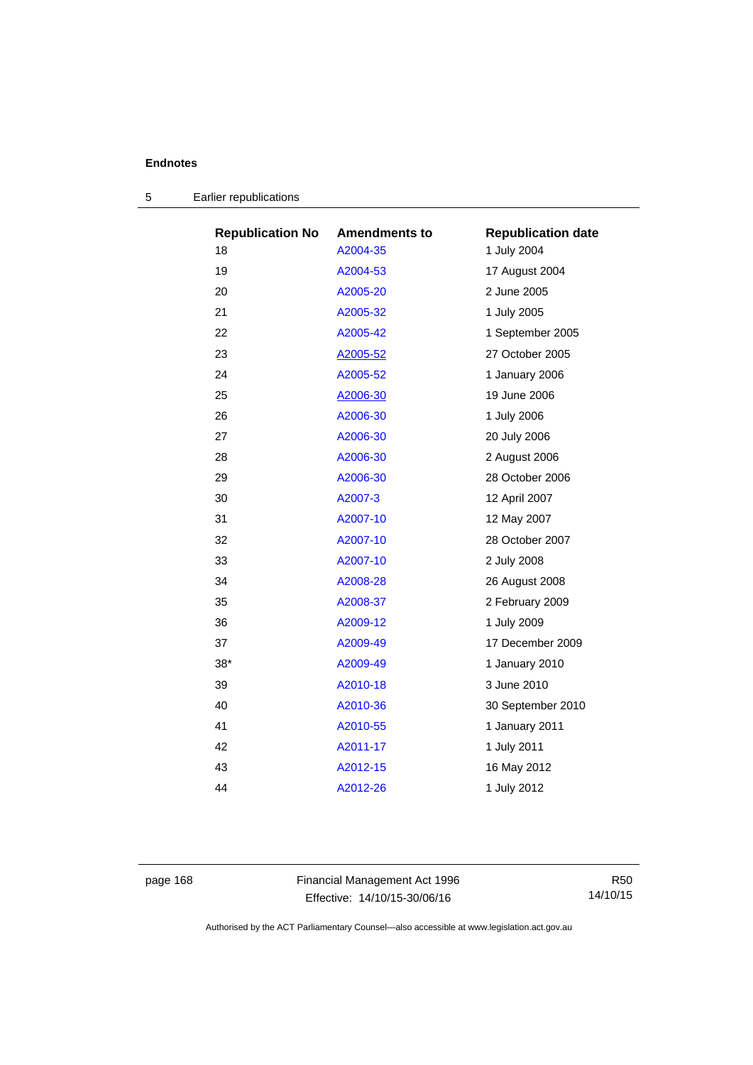**Endnotes**

## 5 Earlier republications

| Republication No | Amendments to | Republication date |
|---|---|---|
| 18 | A2004-35 | 1 July 2004 |
| 19 | A2004-53 | 17 August 2004 |
| 20 | A2005-20 | 2 June 2005 |
| 21 | A2005-32 | 1 July 2005 |
| 22 | A2005-42 | 1 September 2005 |
| 23 | A2005-52 | 27 October 2005 |
| 24 | A2005-52 | 1 January 2006 |
| 25 | A2006-30 | 19 June 2006 |
| 26 | A2006-30 | 1 July 2006 |
| 27 | A2006-30 | 20 July 2006 |
| 28 | A2006-30 | 2 August 2006 |
| 29 | A2006-30 | 28 October 2006 |
| 30 | A2007-3 | 12 April 2007 |
| 31 | A2007-10 | 12 May 2007 |
| 32 | A2007-10 | 28 October 2007 |
| 33 | A2007-10 | 2 July 2008 |
| 34 | A2008-28 | 26 August 2008 |
| 35 | A2008-37 | 2 February 2009 |
| 36 | A2009-12 | 1 July 2009 |
| 37 | A2009-49 | 17 December 2009 |
| 38* | A2009-49 | 1 January 2010 |
| 39 | A2010-18 | 3 June 2010 |
| 40 | A2010-36 | 30 September 2010 |
| 41 | A2010-55 | 1 January 2011 |
| 42 | A2011-17 | 1 July 2011 |
| 43 | A2012-15 | 16 May 2012 |
| 44 | A2012-26 | 1 July 2012 |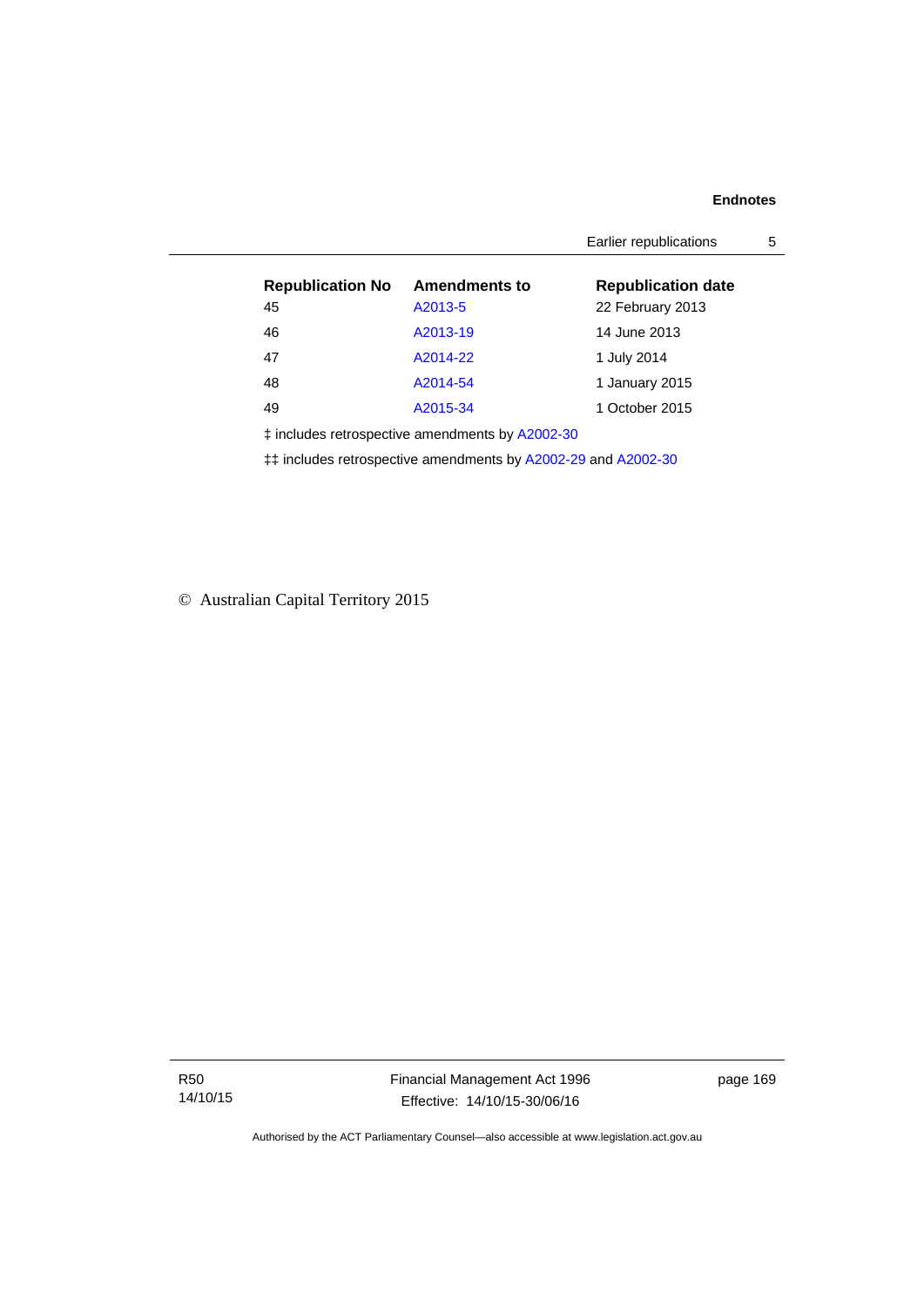| Republication No | Amendments to | Republication date |
|---|---|---|
| 45 | A2013-5 | 22 February 2013 |
| 46 | A2013-19 | 14 June 2013 |
| 47 | A2014-22 | 1 July 2014 |
| 48 | A2014-54 | 1 January 2015 |
| 49 | A2015-34 | 1 October 2015 |

‡ includes retrospective amendments by A2002-30

‡‡ includes retrospective amendments by A2002-29 and A2002-30

© Australian Capital Territory 2015